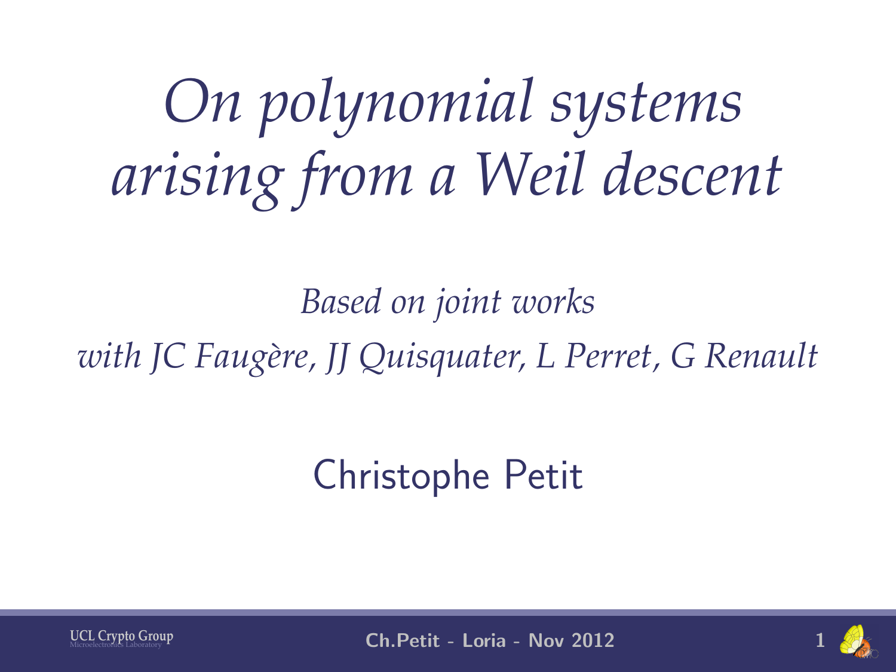# *On polynomial systems arising from a Weil descent*

*Based on joint works*
*with JC Faugère, JJ Quisquater, L Perret, G Renault*

Christophe Petit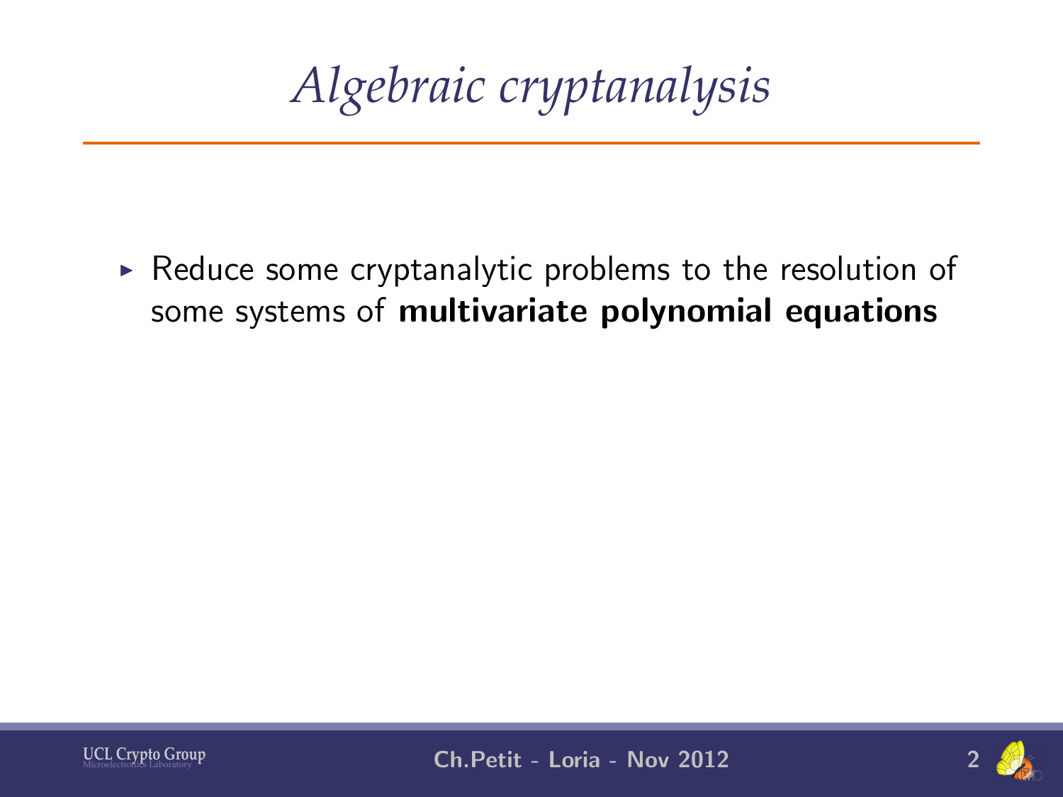# *Algebraic cryptanalysis*

- Reduce some cryptanalytic problems to the resolution of some systems of **multivariate polynomial equations**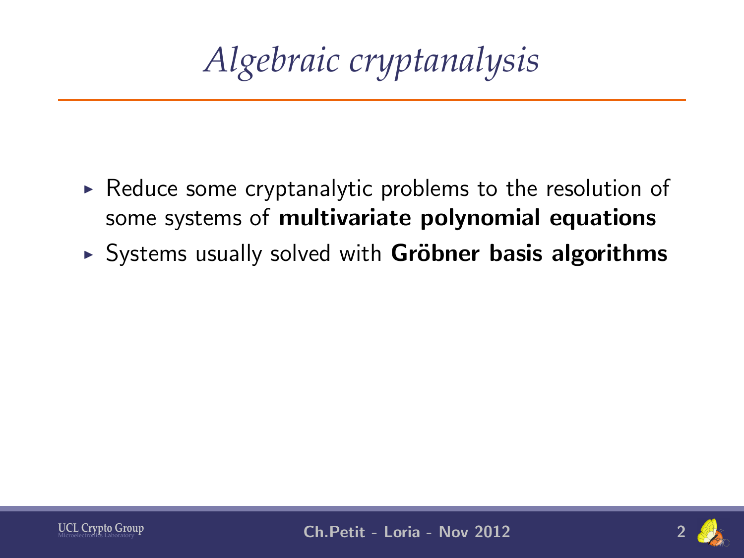# *Algebraic cryptanalysis*

- Reduce some cryptanalytic problems to the resolution of some systems of **multivariate polynomial equations**
- Systems usually solved with **Gröbner basis algorithms**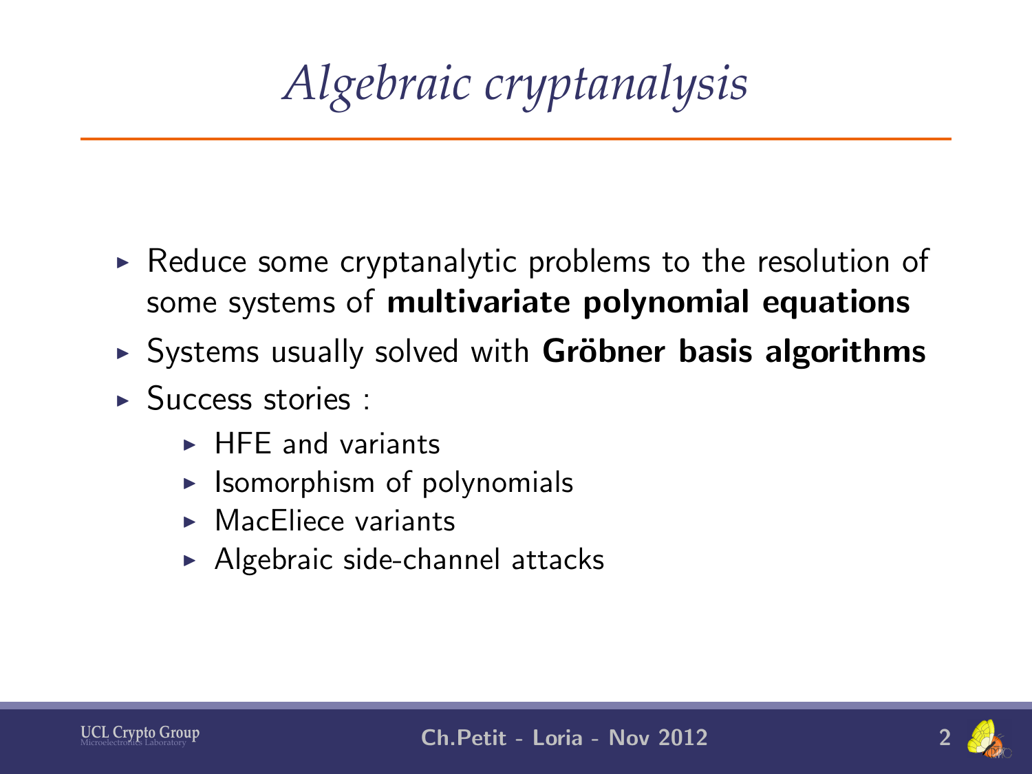# *Algebraic cryptanalysis*

- Reduce some cryptanalytic problems to the resolution of some systems of **multivariate polynomial equations**
- Systems usually solved with **Gröbner basis algorithms**
- Success stories :
  - HFE and variants
  - Isomorphism of polynomials
  - MacEliece variants
  - Algebraic side-channel attacks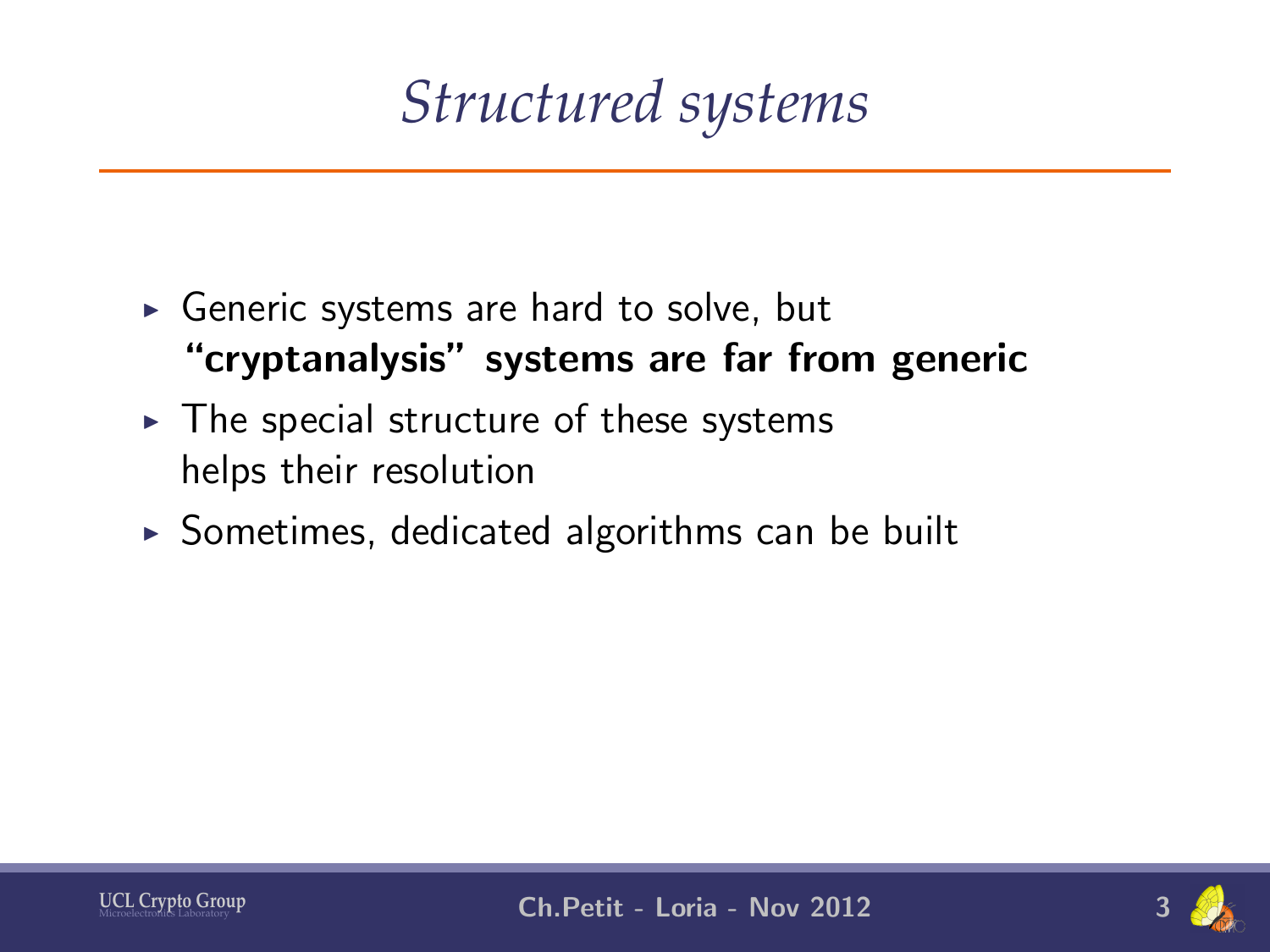# *Structured systems*

- Generic systems are hard to solve, but **"cryptanalysis" systems are far from generic**
- The special structure of these systems helps their resolution
- Sometimes, dedicated algorithms can be built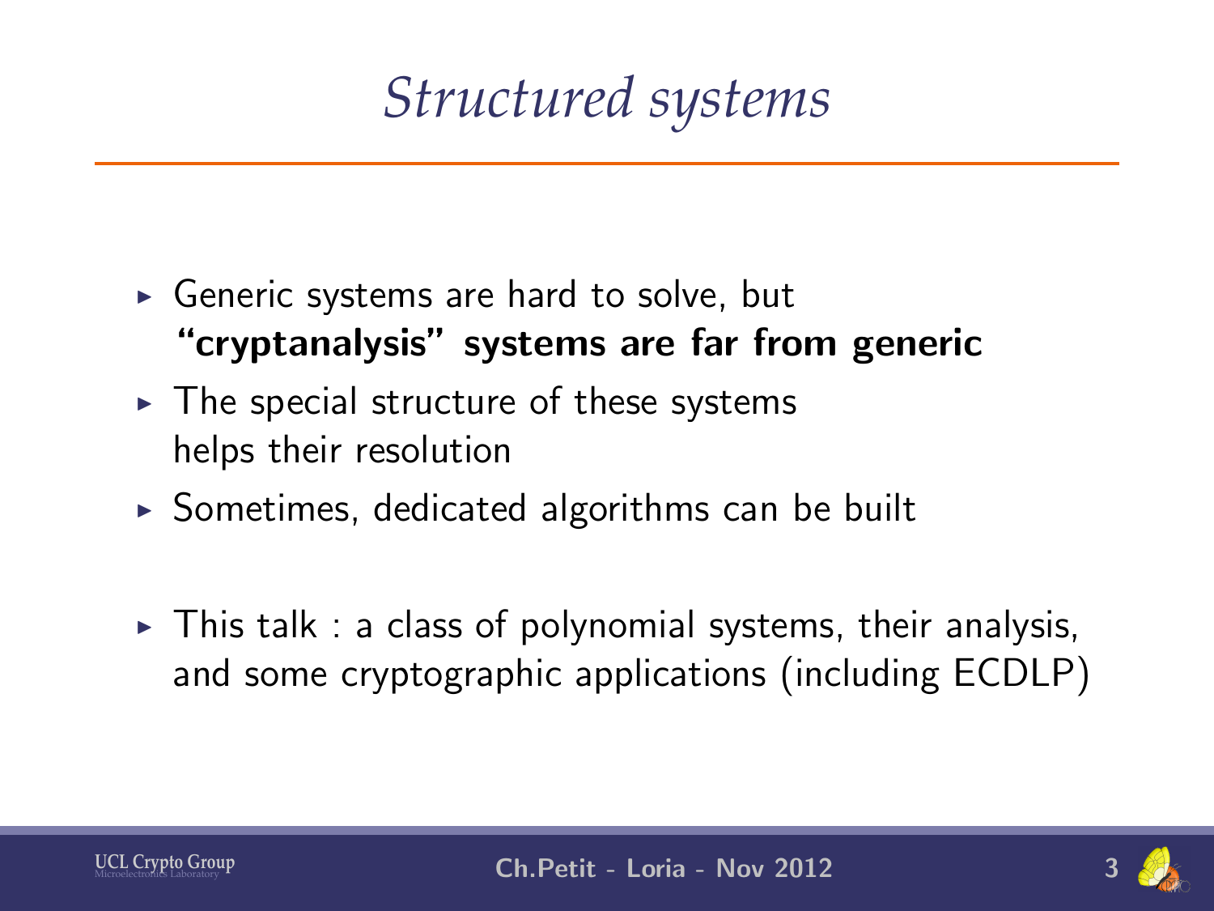# *Structured systems*

- Generic systems are hard to solve, but **"cryptanalysis" systems are far from generic**
- The special structure of these systems helps their resolution
- Sometimes, dedicated algorithms can be built

- This talk : a class of polynomial systems, their analysis, and some cryptographic applications (including ECDLP)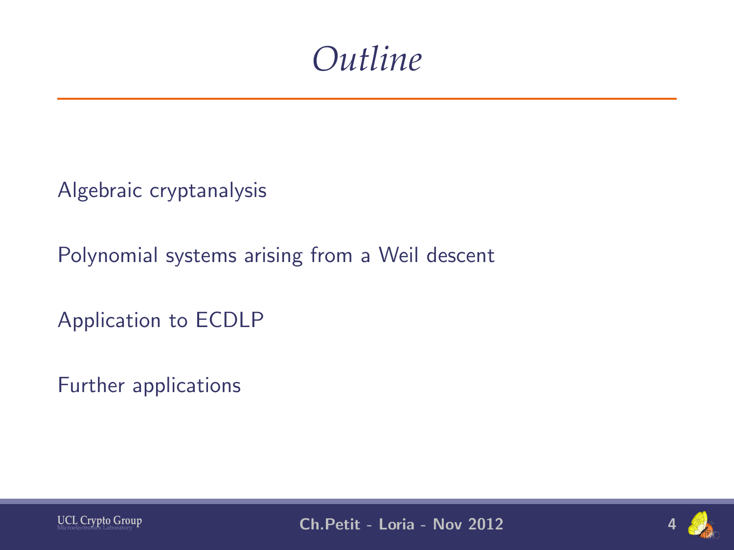# Outline

Algebraic cryptanalysis

Polynomial systems arising from a Weil descent

Application to ECDLP

Further applications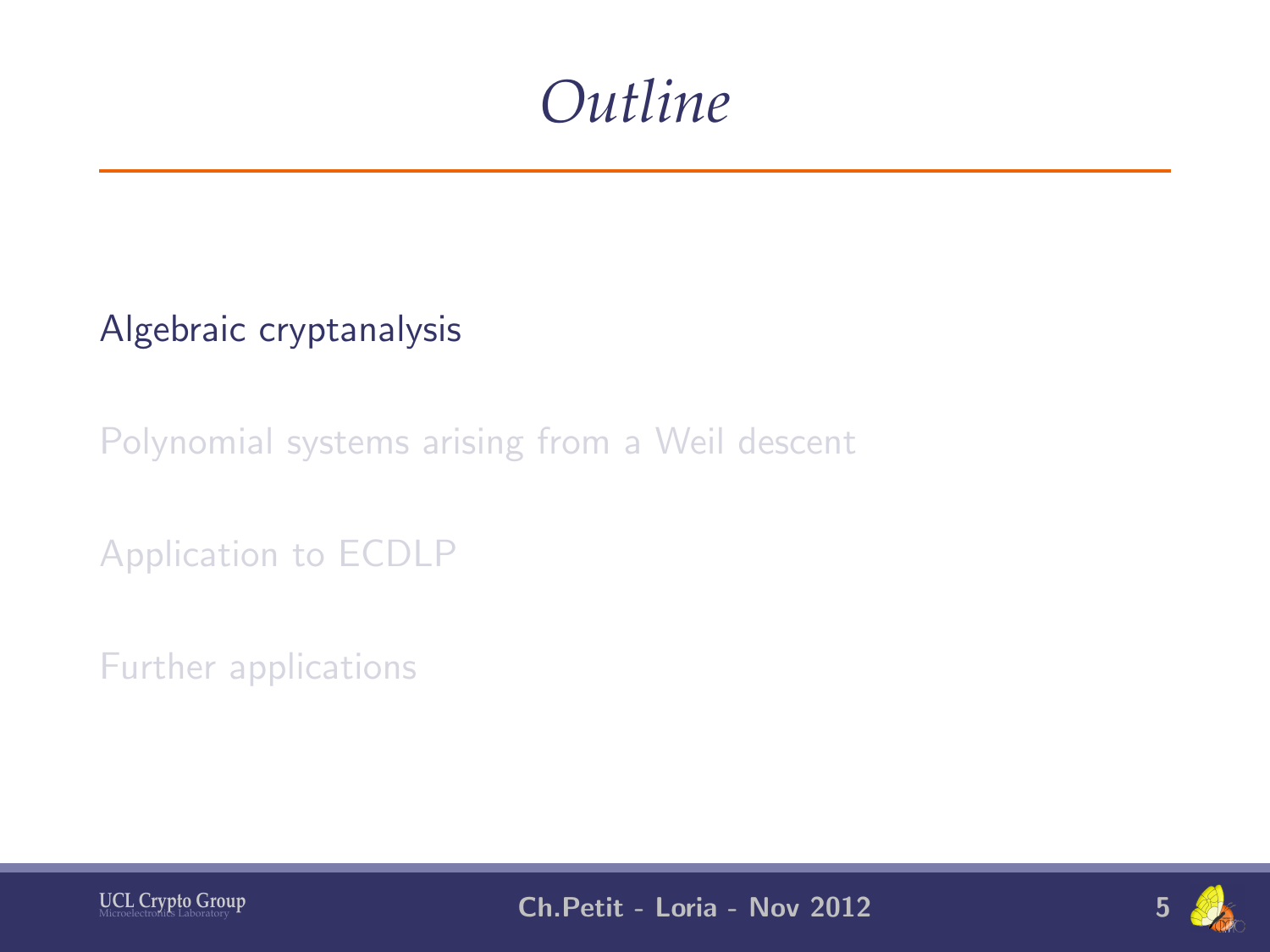# Outline

Algebraic cryptanalysis

Polynomial systems arising from a Weil descent

Application to ECDLP

Further applications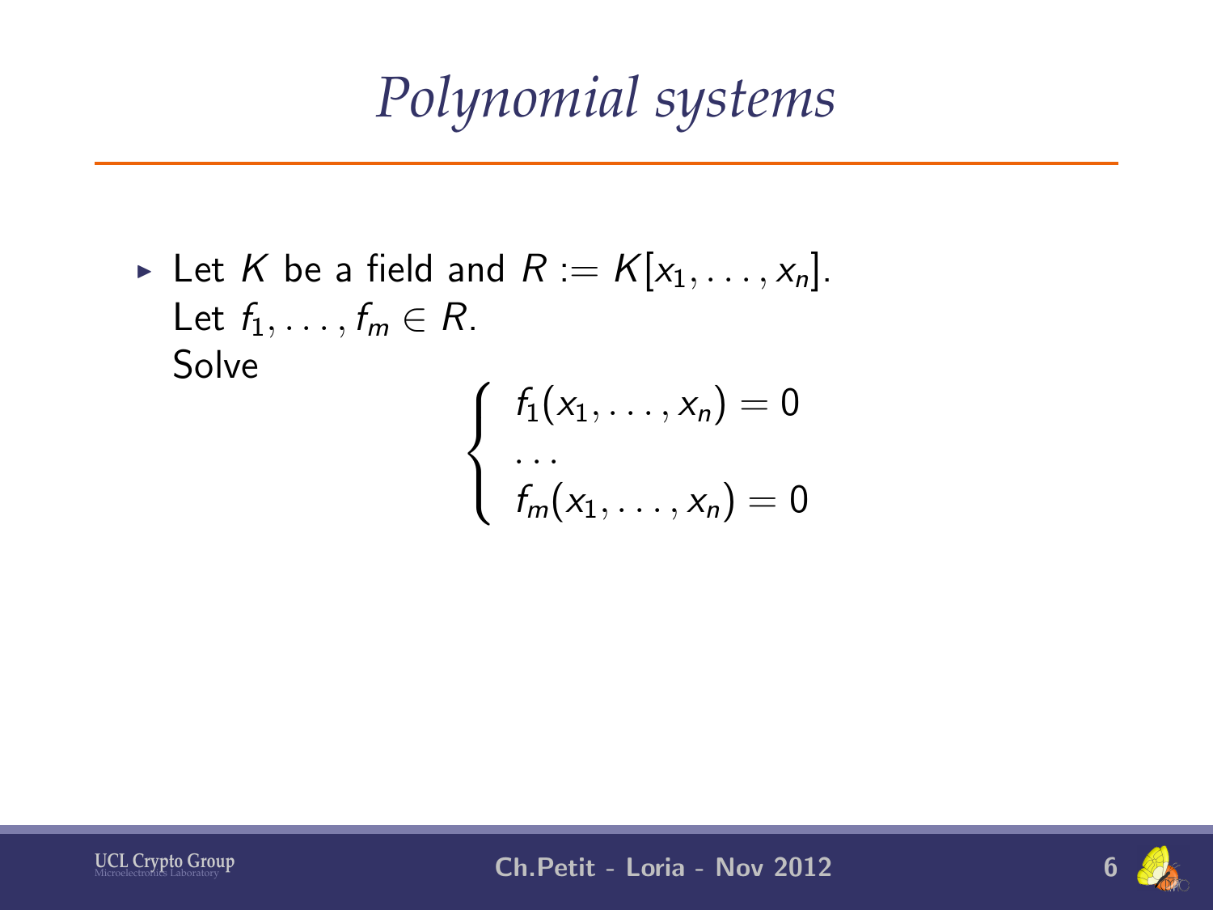# Polynomial systems

- Let $K$ be a field and $R := K[x_1, \ldots, x_n]$.
  Let $f_1, \ldots, f_m \in R$.
  Solve
  $$\begin{cases} f_1(x_1, \ldots, x_n) = 0 \\ \ldots \\ f_m(x_1, \ldots, x_n) = 0 \end{cases}$$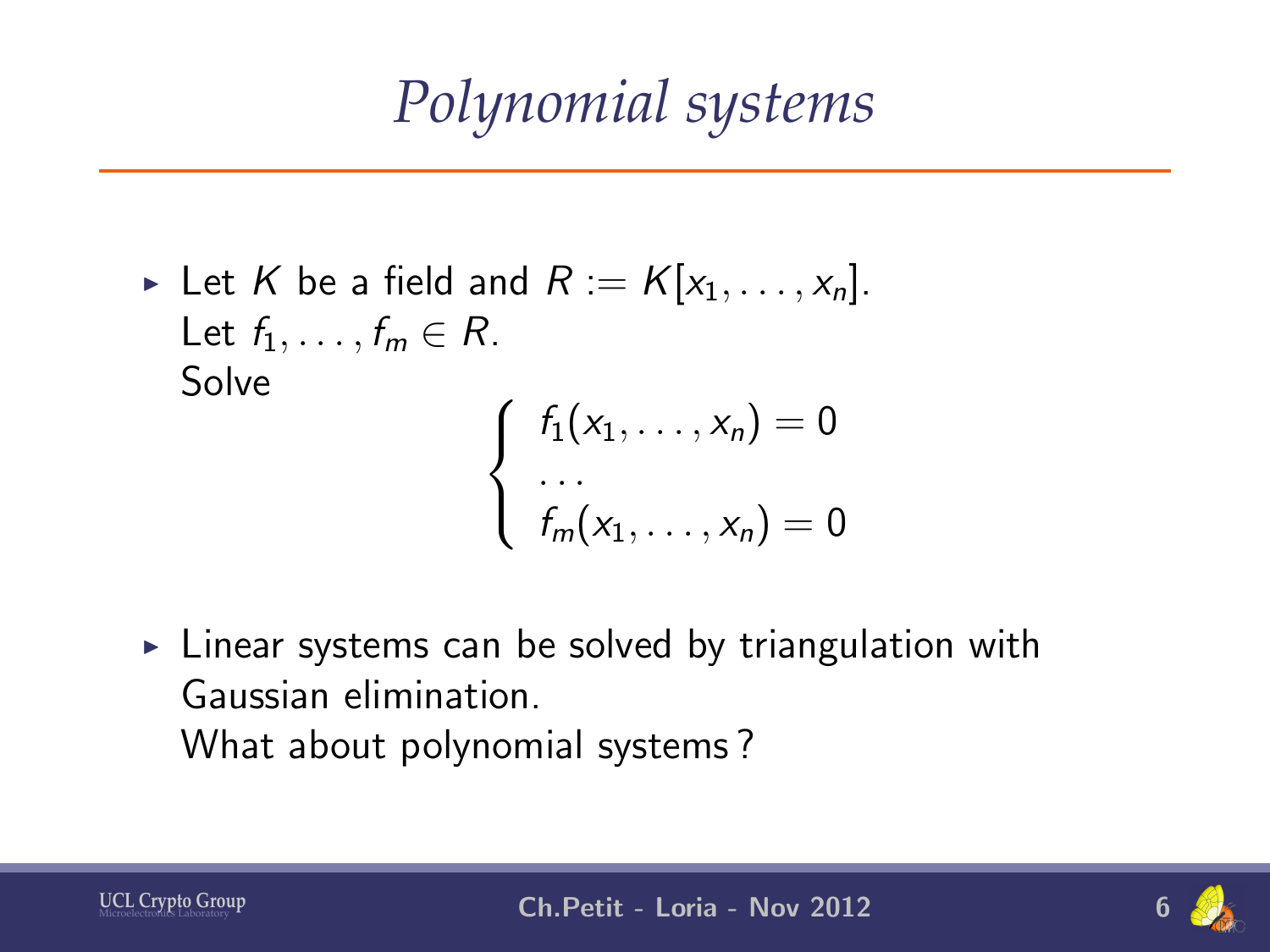# Polynomial systems

- Let $K$ be a field and $R := K[x_1, \ldots, x_n]$.
  Let $f_1, \ldots, f_m \in R$.
  Solve

$$\begin{cases} f_1(x_1, \ldots, x_n) = 0 \\ \ldots \\ f_m(x_1, \ldots, x_n) = 0 \end{cases}$$

- Linear systems can be solved by triangulation with Gaussian elimination.
  What about polynomial systems ?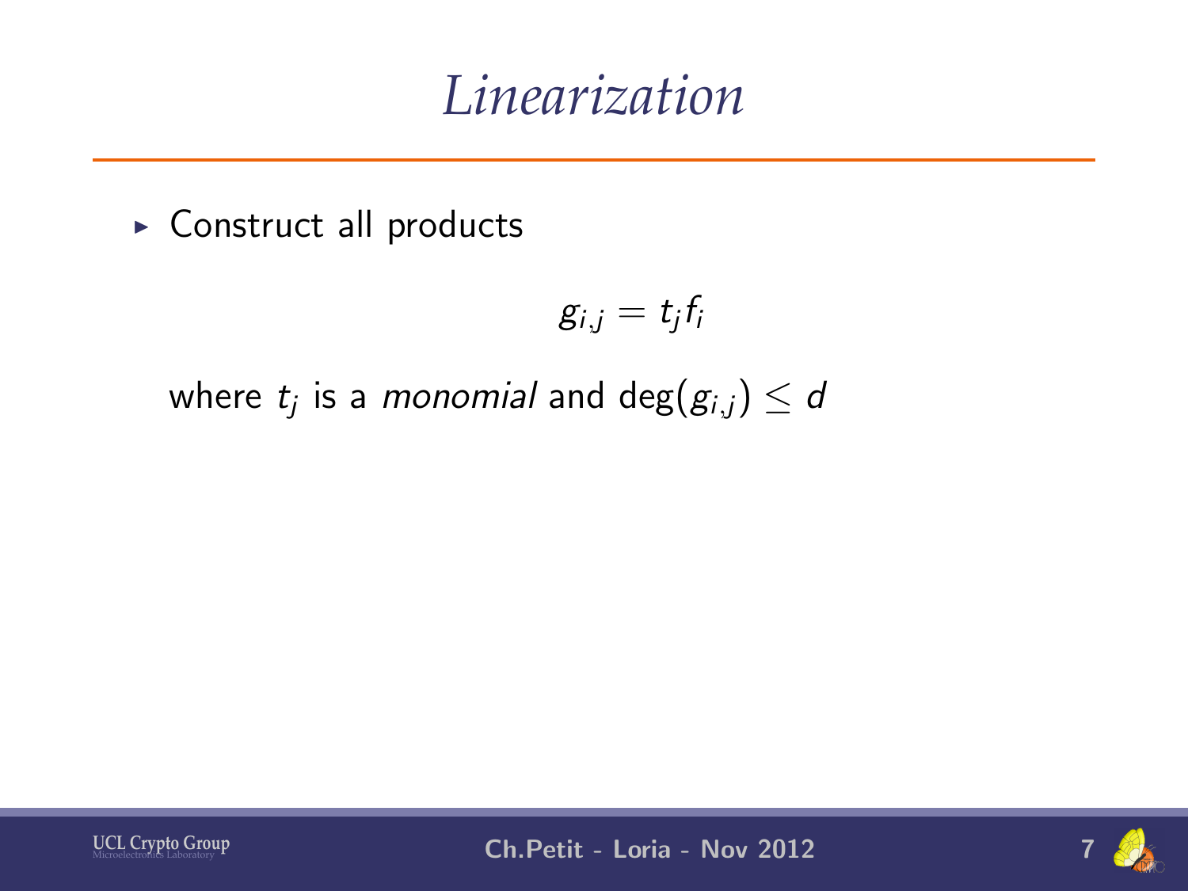# Linearization

- Construct all products

$$g_{i,j} = t_j f_i$$

where $t_j$ is a *monomial* and $\deg(g_{i,j}) \leq d$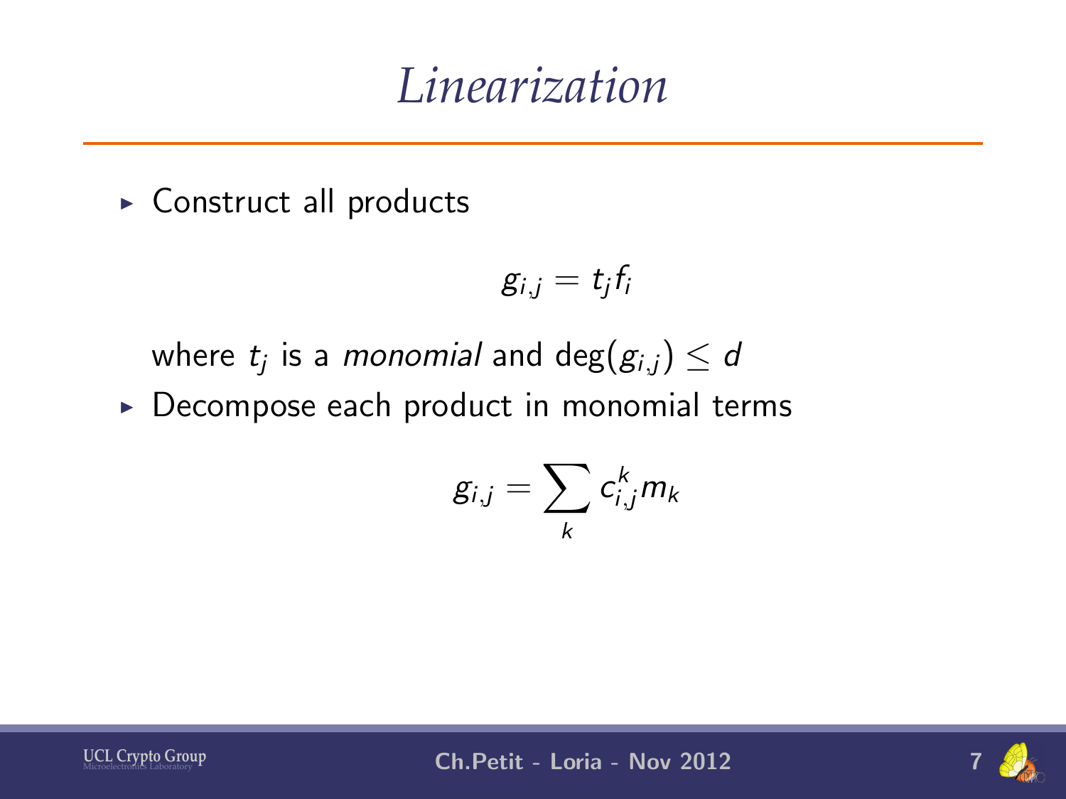# *Linearization*

- Construct all products

$$g_{i,j} = t_j f_i$$

where $t_j$ is a *monomial* and $\deg(g_{i,j}) \leq d$

- Decompose each product in monomial terms

$$g_{i,j} = \sum_k c_{i,j}^k m_k$$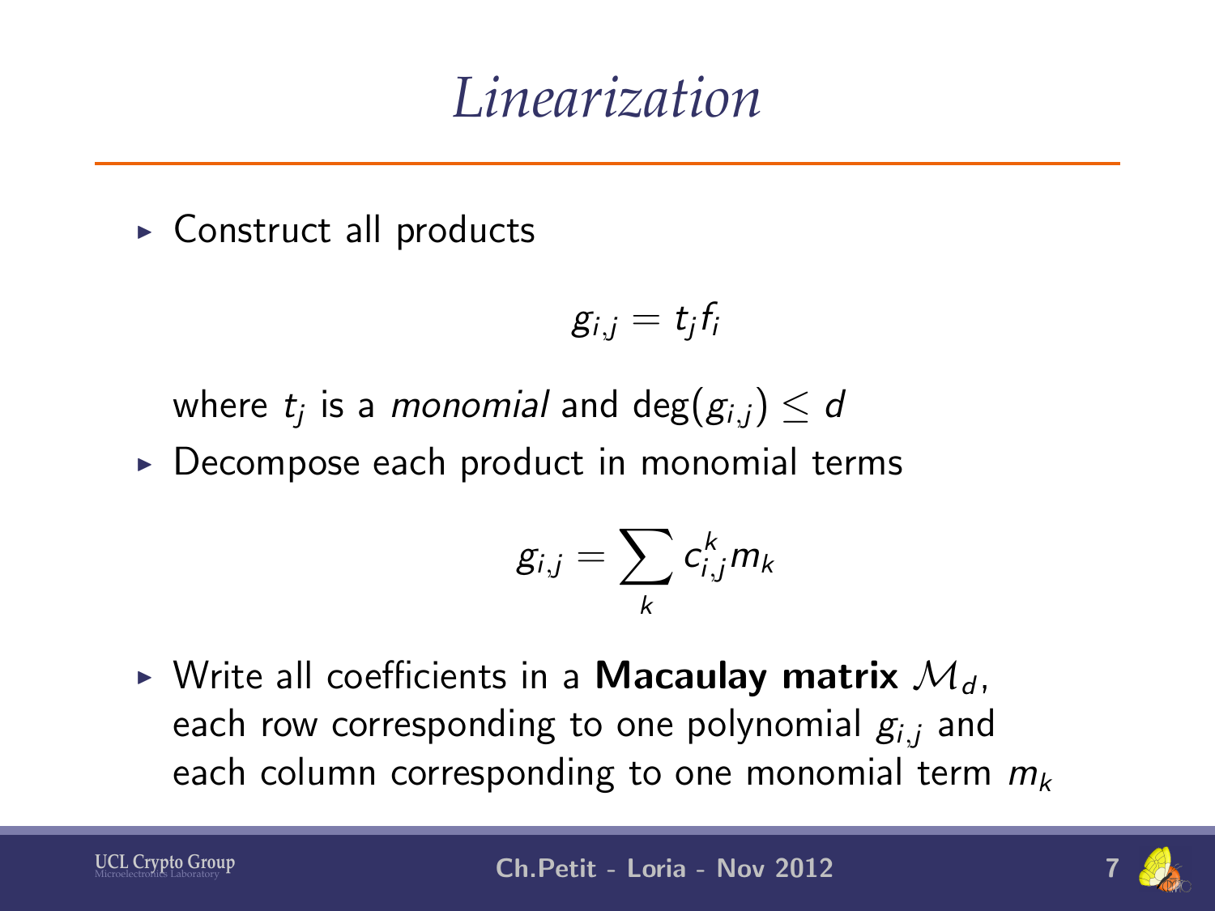# Linearization

- Construct all products

$$g_{i,j} = t_j f_i$$

where $t_j$ is a *monomial* and $\deg(g_{i,j}) \leq d$

- Decompose each product in monomial terms

$$g_{i,j} = \sum_k c_{i,j}^k m_k$$

- Write all coefficients in a **Macaulay matrix** $\mathcal{M}_d$, each row corresponding to one polynomial $g_{i,j}$ and each column corresponding to one monomial term $m_k$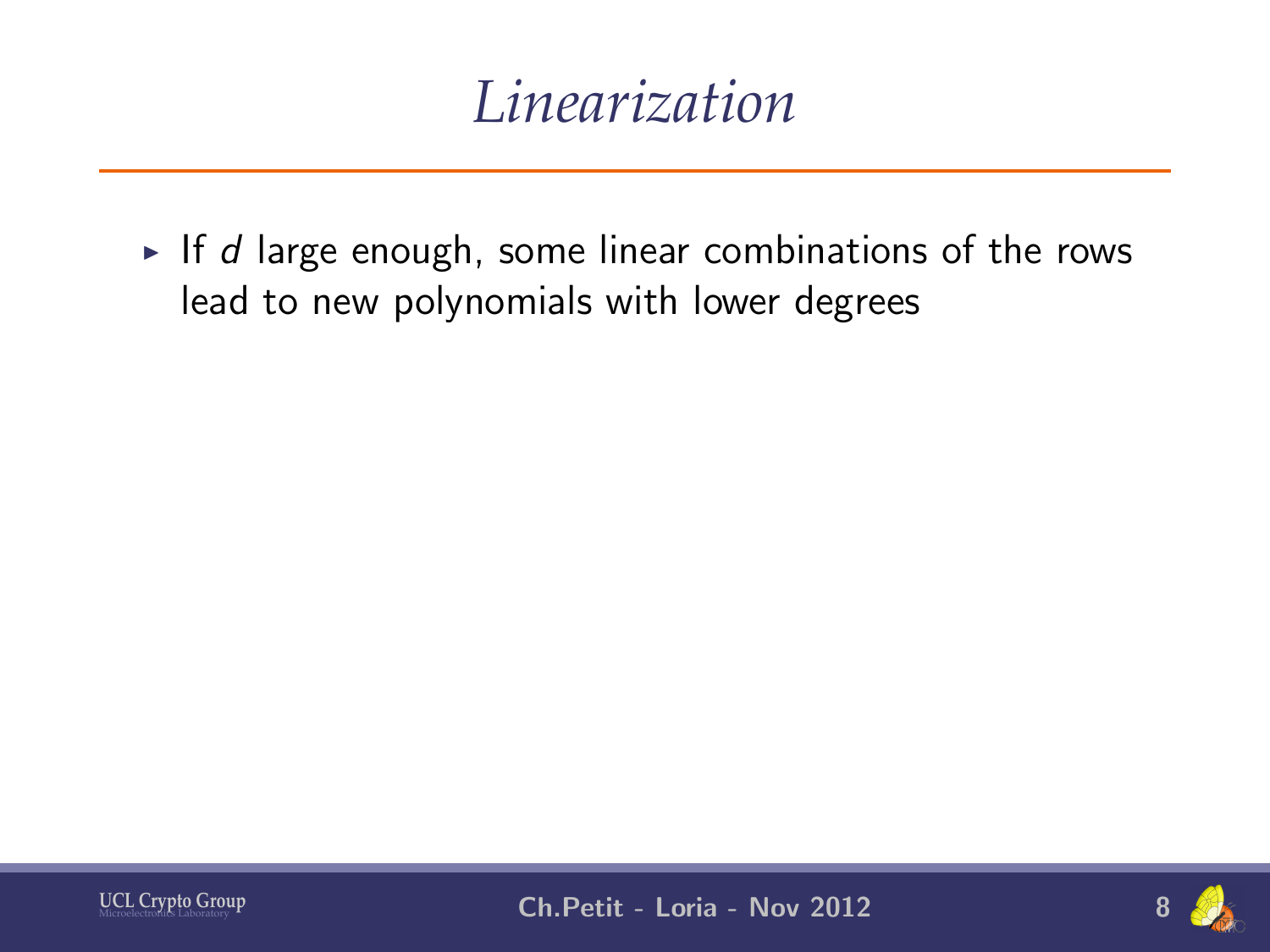# *Linearization*

- If $d$ large enough, some linear combinations of the rows lead to new polynomials with lower degrees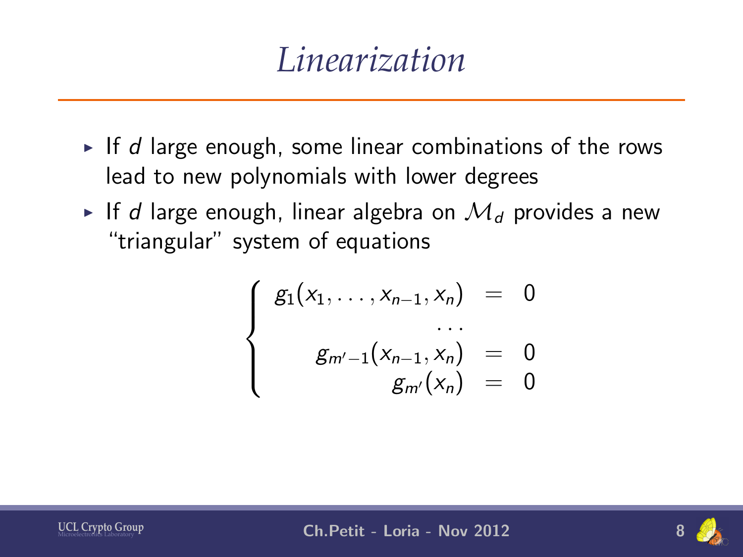# Linearization

- If $d$ large enough, some linear combinations of the rows lead to new polynomials with lower degrees
- If $d$ large enough, linear algebra on $\mathcal{M}_d$ provides a new "triangular" system of equations

$$
\left\{
\begin{array}{rcl}
g_1(x_1, \ldots, x_{n-1}, x_n) & = & 0 \\
\ldots & & \\
g_{m'-1}(x_{n-1}, x_n) & = & 0 \\
g_{m'}(x_n) & = & 0
\end{array}
\right.
$$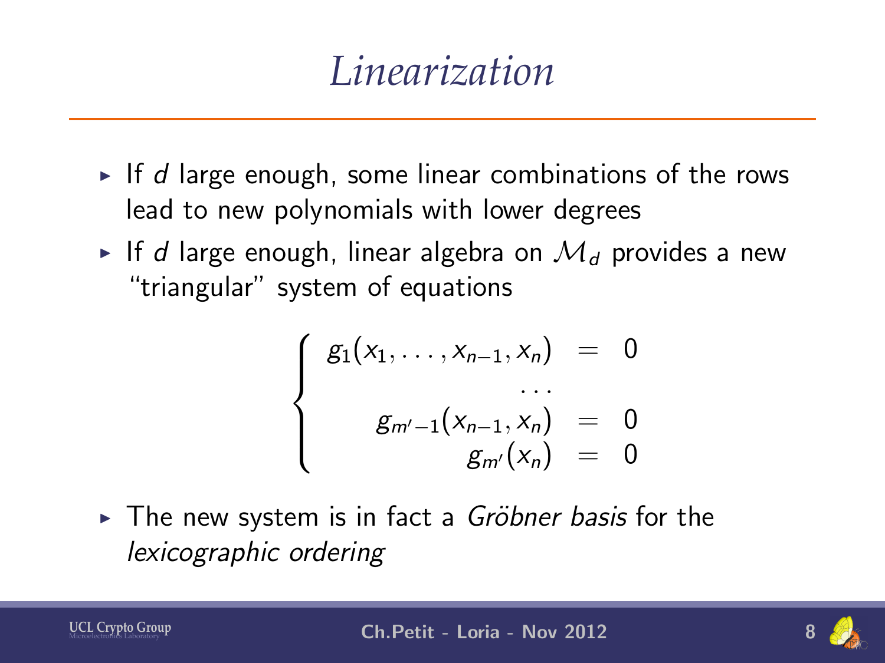# Linearization

- If $d$ large enough, some linear combinations of the rows lead to new polynomials with lower degrees
- If $d$ large enough, linear algebra on $\mathcal{M}_d$ provides a new "triangular" system of equations

$$
\left\{
\begin{array}{rcl}
g_1(x_1, \ldots, x_{n-1}, x_n) & = & 0 \\
\ldots & & \\
g_{m'-1}(x_{n-1}, x_n) & = & 0 \\
g_{m'}(x_n) & = & 0
\end{array}
\right.
$$

- The new system is in fact a *Gröbner basis* for the *lexicographic ordering*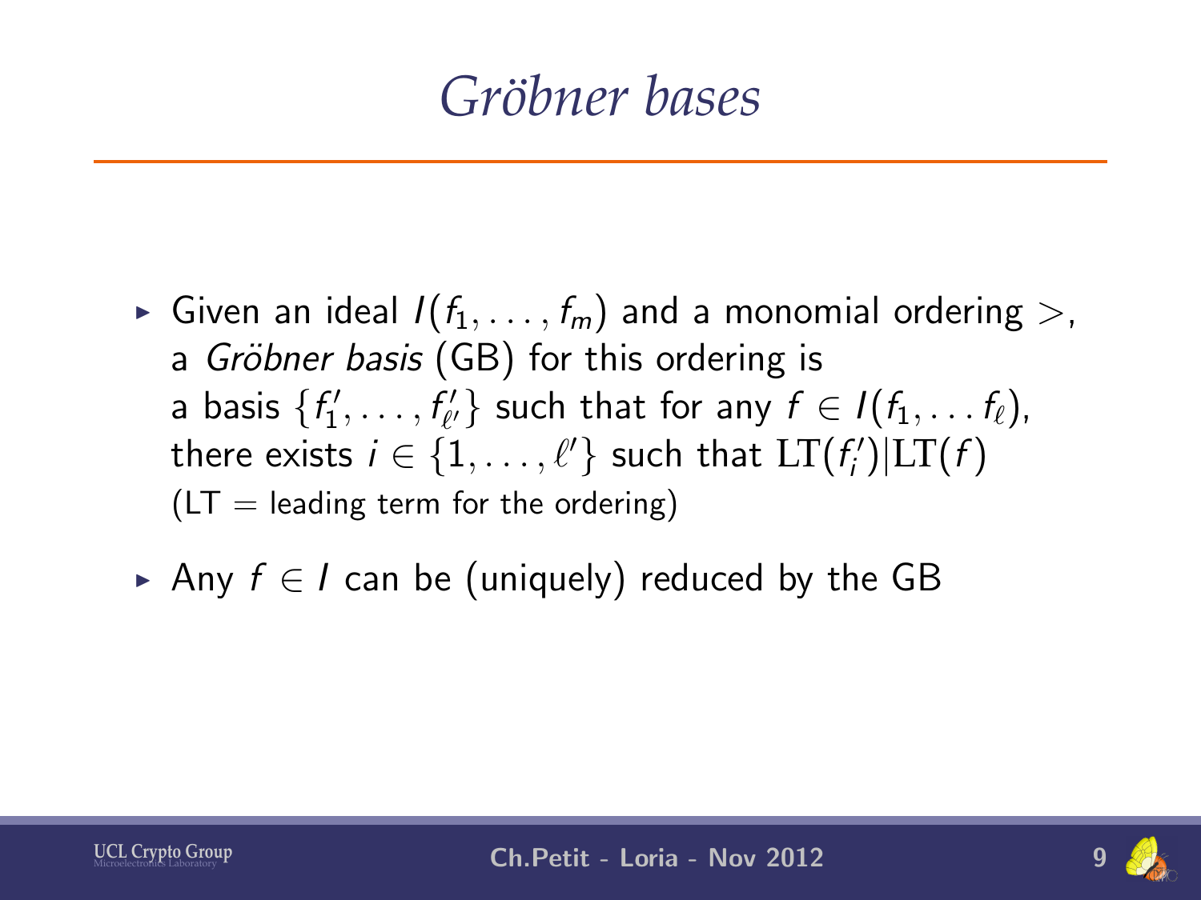# *Gröbner bases*

- Given an ideal $I(f_1, \ldots, f_m)$ and a monomial ordering $>$, a *Gröbner basis* (GB) for this ordering is a basis $\{f'_1, \ldots, f'_{\ell'}\}$ such that for any $f \in I(f_1, \ldots f_\ell)$, there exists $i \in \{1, \ldots, \ell'\}$ such that $\mathrm{LT}(f'_i)|\mathrm{LT}(f)$ (LT = leading term for the ordering)
- Any $f \in I$ can be (uniquely) reduced by the GB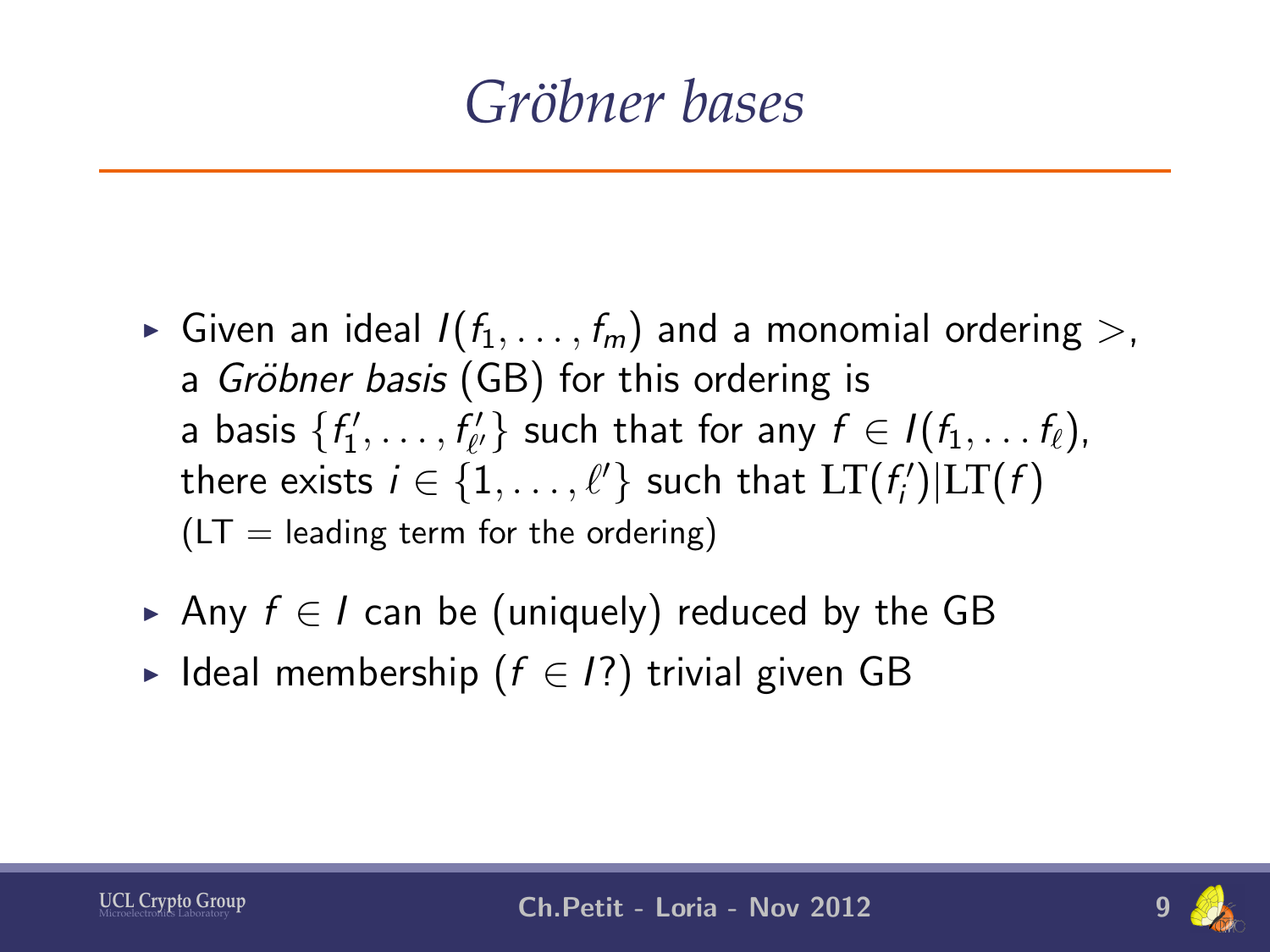# *Gröbner bases*

- Given an ideal $I(f_1, \ldots, f_m)$ and a monomial ordering $>$, a *Gröbner basis* (GB) for this ordering is a basis $\{f_1', \ldots, f_{\ell'}'\}$ such that for any $f \in I(f_1, \ldots f_\ell)$, there exists $i \in \{1, \ldots, \ell'\}$ such that $\mathrm{LT}(f_i')|\mathrm{LT}(f)$
  (LT = leading term for the ordering)
- Any $f \in I$ can be (uniquely) reduced by the GB
- Ideal membership ($f \in I$?) trivial given GB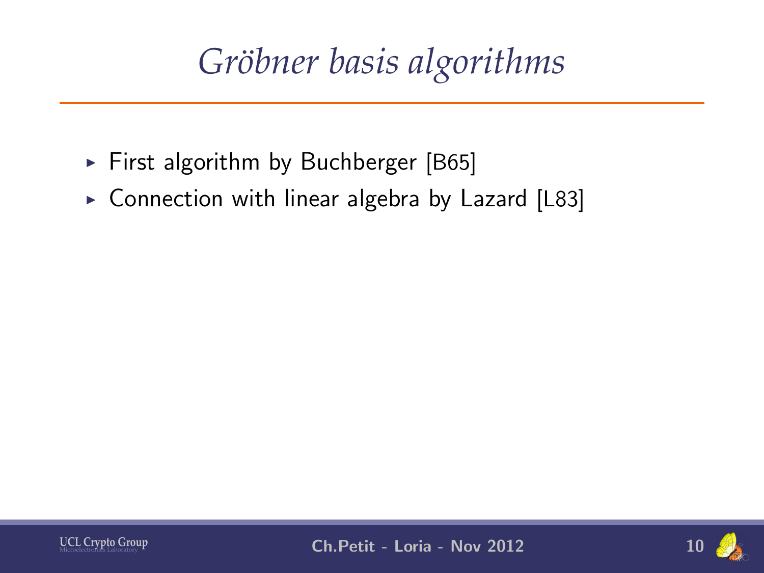# *Gröbner basis algorithms*

- First algorithm by Buchberger [B65]
- Connection with linear algebra by Lazard [L83]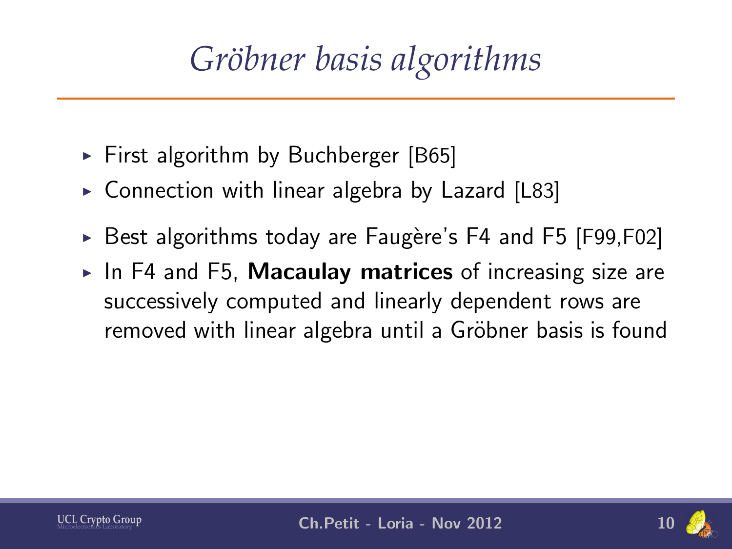# *Gröbner basis algorithms*

- First algorithm by Buchberger [B65]
- Connection with linear algebra by Lazard [L83]
- Best algorithms today are Faugère's F4 and F5 [F99,F02]
- In F4 and F5, **Macaulay matrices** of increasing size are successively computed and linearly dependent rows are removed with linear algebra until a Gröbner basis is found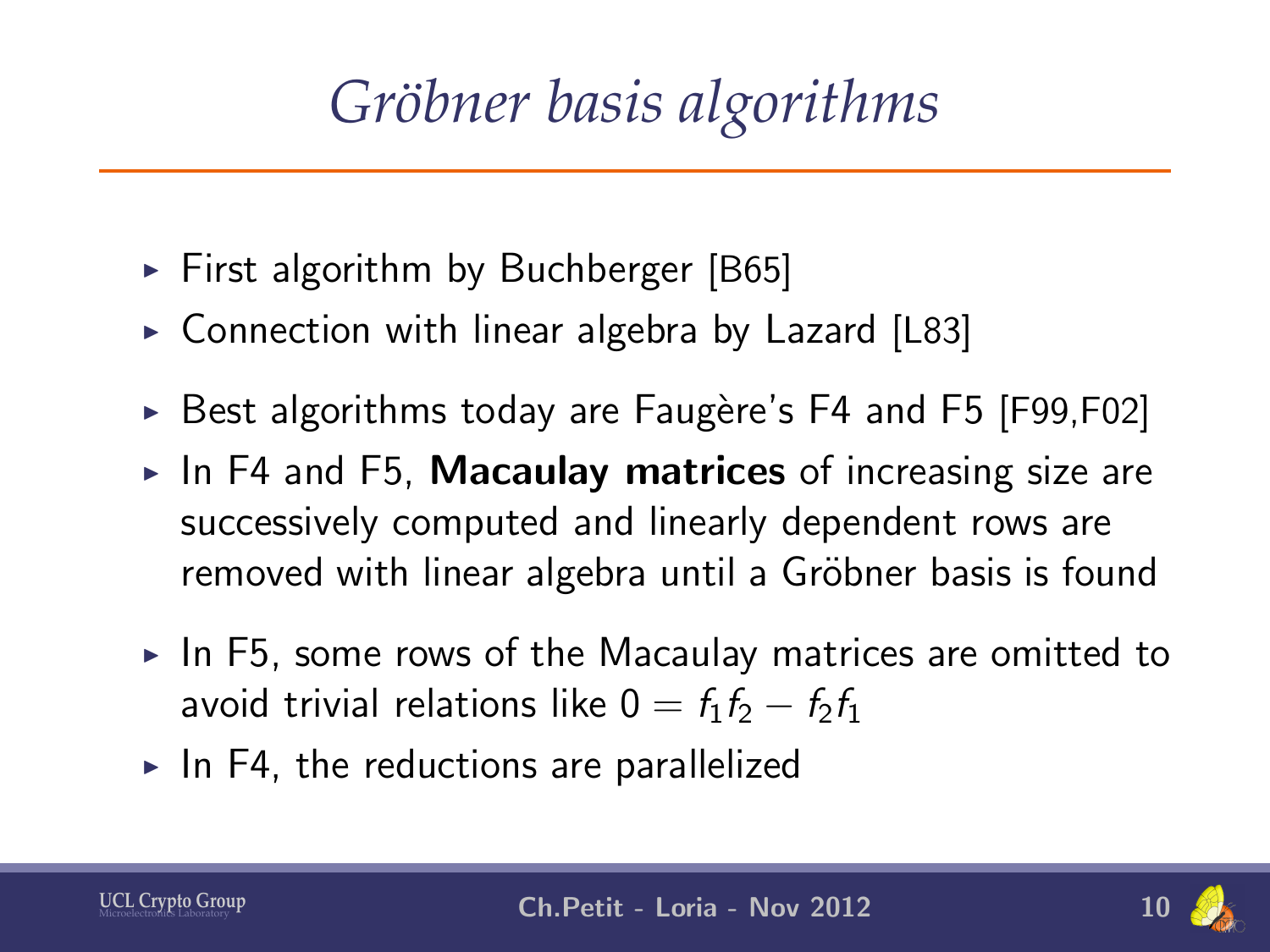# *Gröbner basis algorithms*

- First algorithm by Buchberger [B65]
- Connection with linear algebra by Lazard [L83]
- Best algorithms today are Faugère's F4 and F5 [F99,F02]
- In F4 and F5, **Macaulay matrices** of increasing size are successively computed and linearly dependent rows are removed with linear algebra until a Gröbner basis is found
- In F5, some rows of the Macaulay matrices are omitted to avoid trivial relations like $0 = f_1 f_2 - f_2 f_1$
- In F4, the reductions are parallelized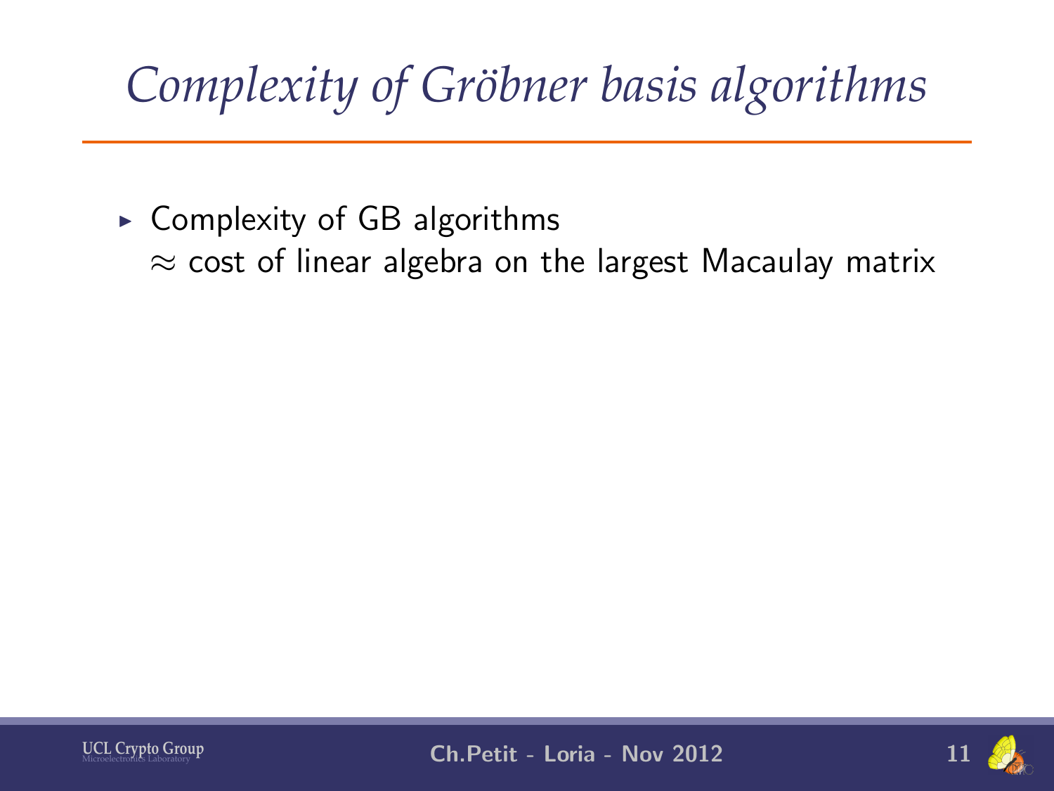# Complexity of Gröbner basis algorithms

- Complexity of GB algorithms
  $\approx$ cost of linear algebra on the largest Macaulay matrix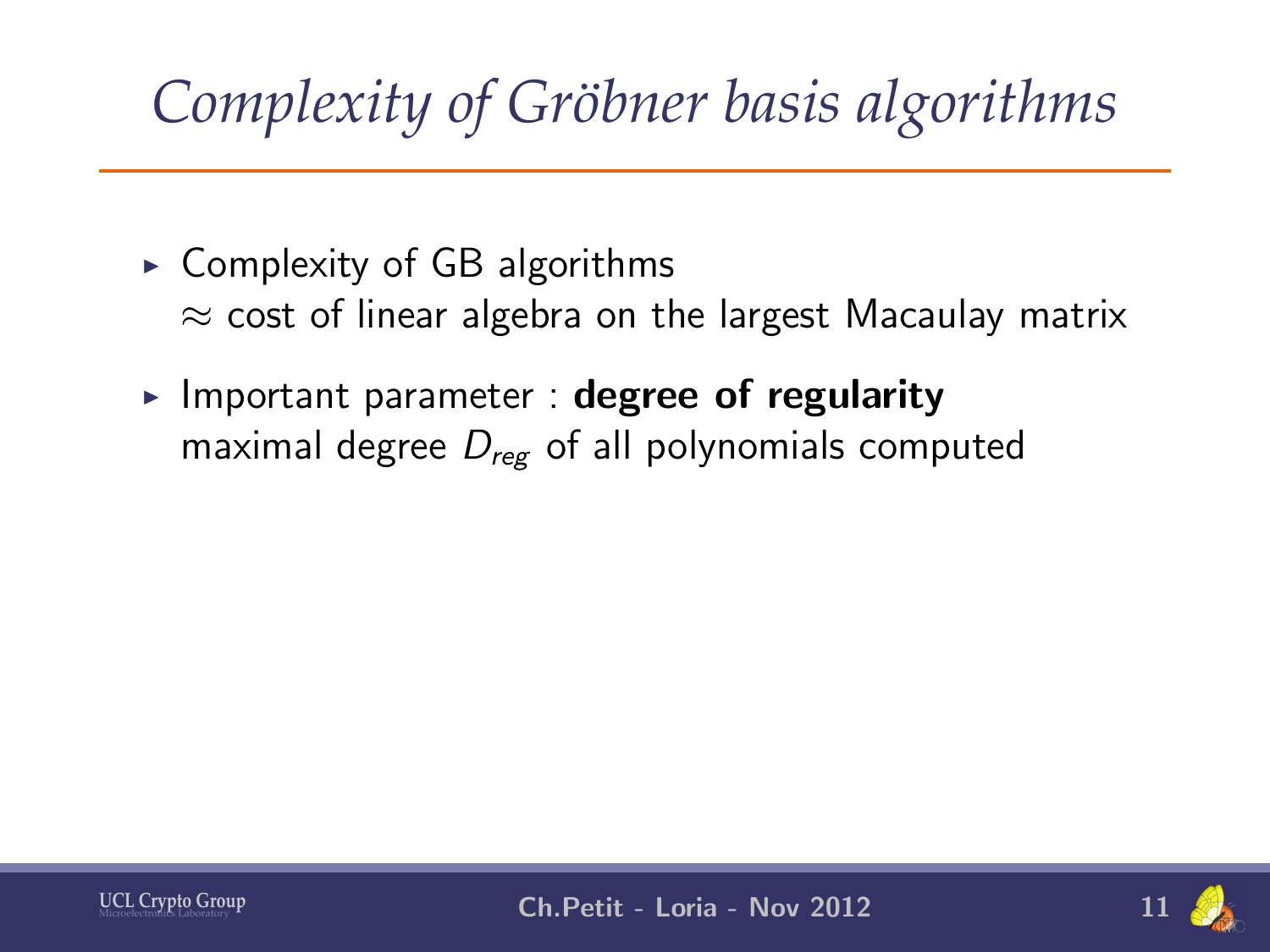# *Complexity of Gröbner basis algorithms*

- Complexity of GB algorithms
  $\approx$ cost of linear algebra on the largest Macaulay matrix
- Important parameter : **degree of regularity**
  maximal degree $D_{reg}$ of all polynomials computed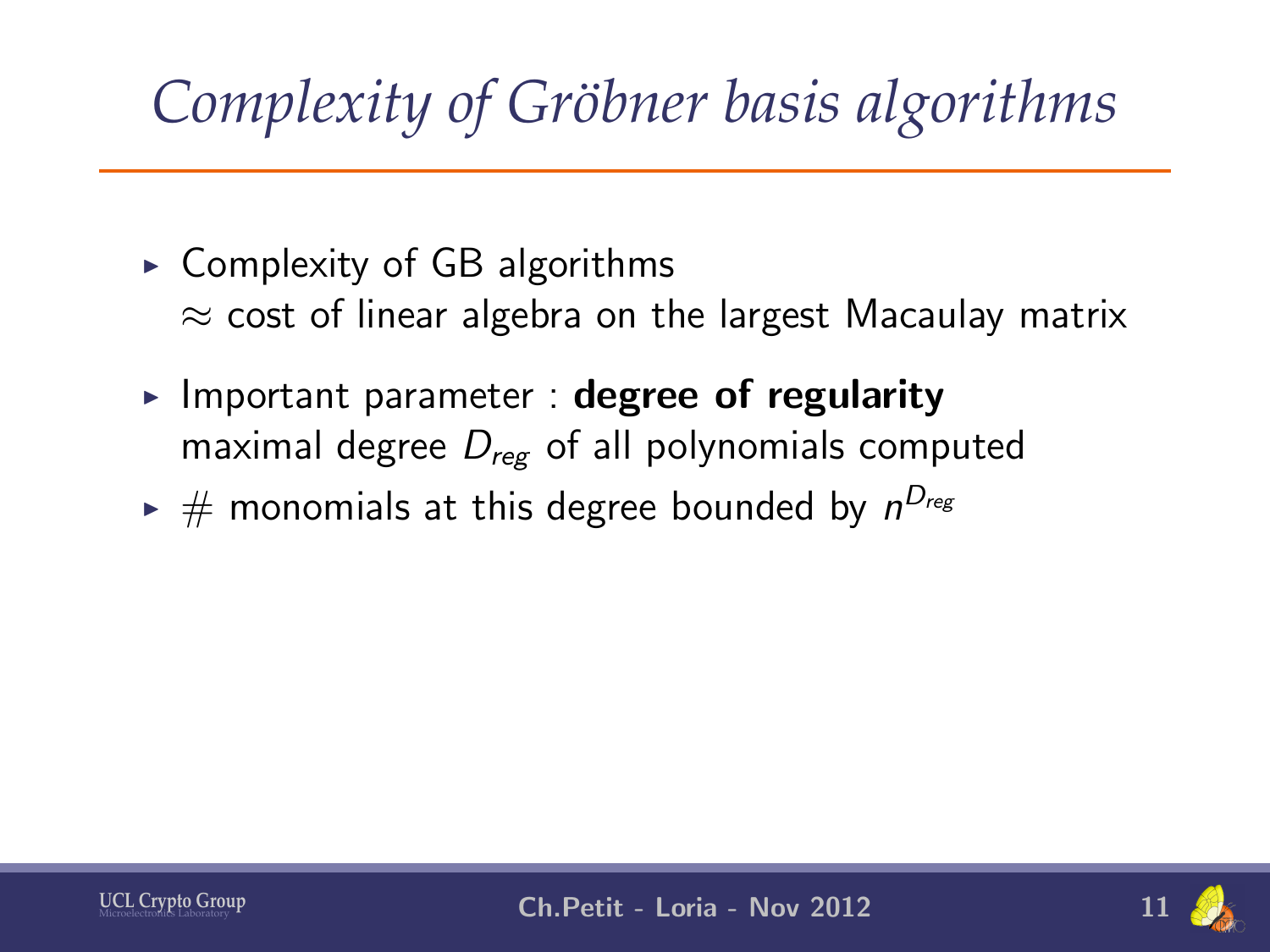# *Complexity of Gröbner basis algorithms*

- Complexity of GB algorithms
  $\approx$ cost of linear algebra on the largest Macaulay matrix
- Important parameter : **degree of regularity**
  maximal degree $D_{reg}$ of all polynomials computed
- # monomials at this degree bounded by $n^{D_{reg}}$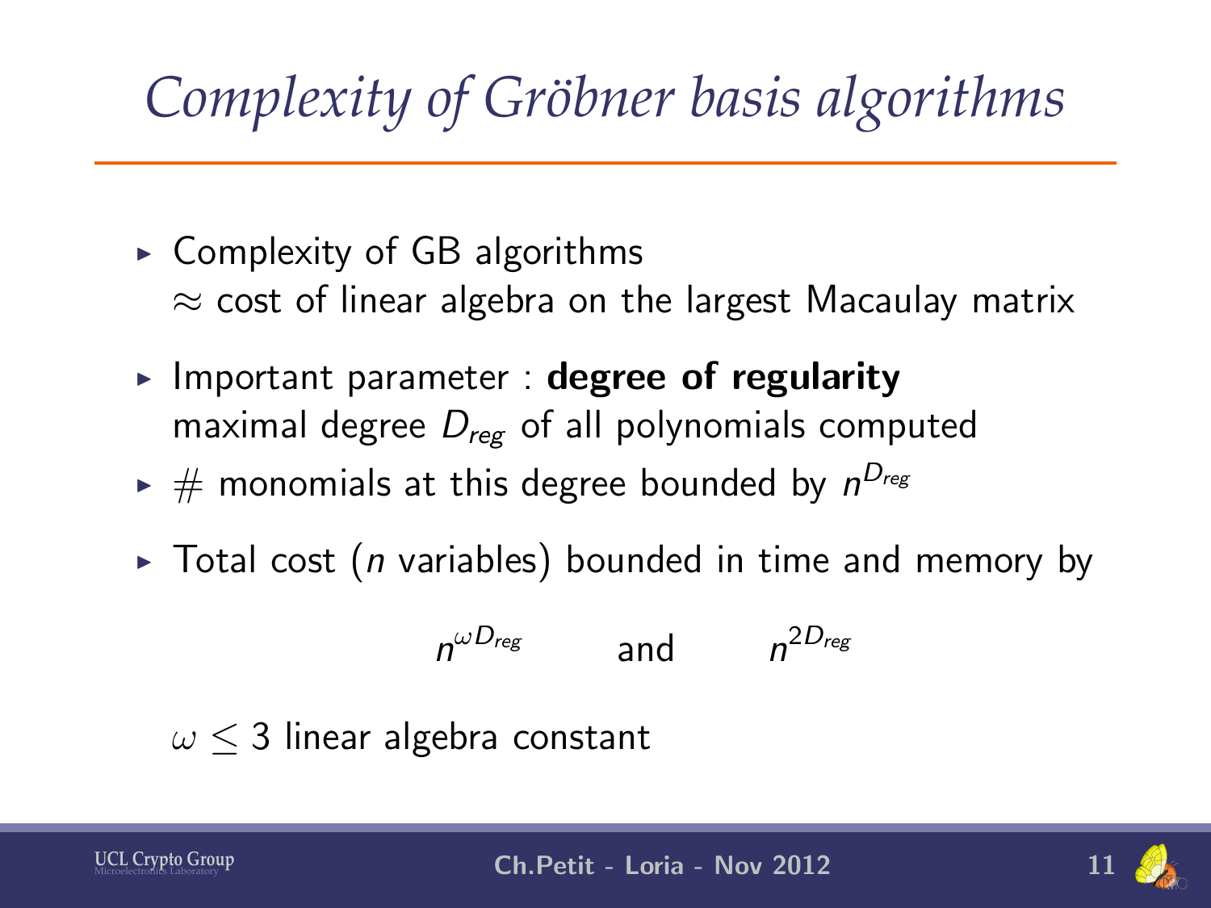# Complexity of Gröbner basis algorithms

- Complexity of GB algorithms
  $\approx$ cost of linear algebra on the largest Macaulay matrix
- Important parameter : **degree of regularity**
  maximal degree $D_{reg}$ of all polynomials computed
- # monomials at this degree bounded by $n^{D_{reg}}$
- Total cost ($n$ variables) bounded in time and memory by

$$n^{\omega D_{reg}} \qquad \text{and} \qquad n^{2D_{reg}}$$

  $\omega \leq 3$ linear algebra constant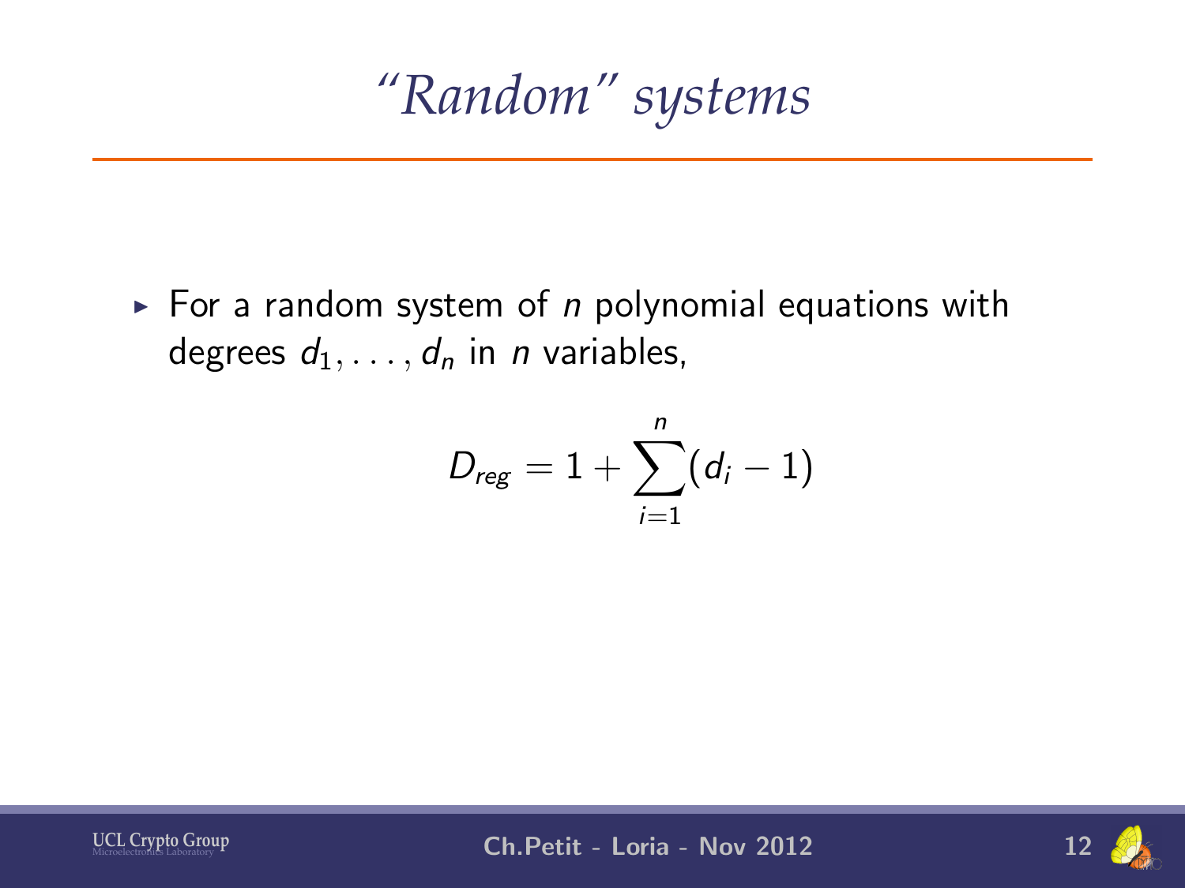# *"Random" systems*

- For a random system of $n$ polynomial equations with degrees $d_1, \ldots, d_n$ in $n$ variables,

$$D_{reg} = 1 + \sum_{i=1}^{n} (d_i - 1)$$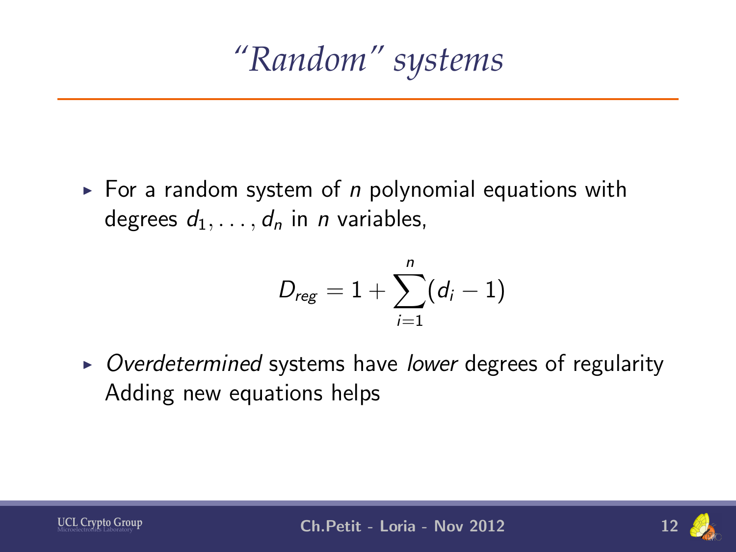# *"Random" systems*

- For a random system of $n$ polynomial equations with degrees $d_1, \ldots, d_n$ in $n$ variables,

$$D_{reg} = 1 + \sum_{i=1}^{n} (d_i - 1)$$

- *Overdetermined* systems have *lower* degrees of regularity
  Adding new equations helps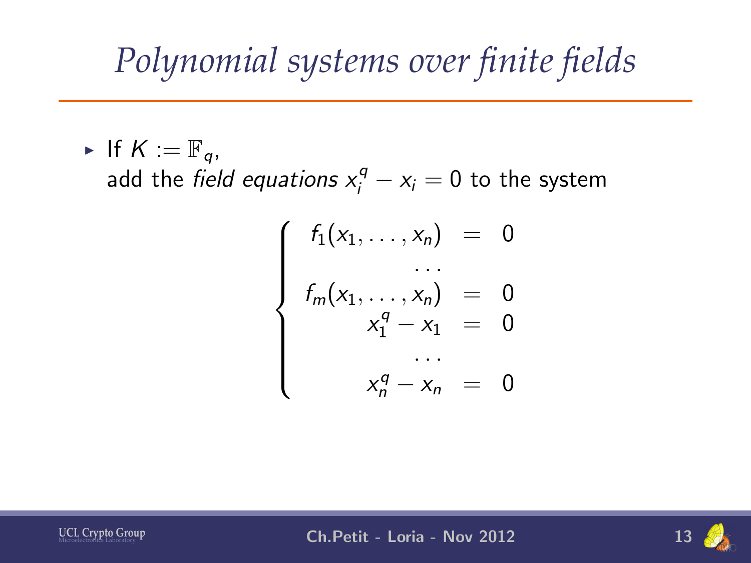# Polynomial systems over finite fields

- If $K := \mathbb{F}_q$,
  add the *field equations* $x_i^q - x_i = 0$ to the system

$$
\begin{cases}
f_1(x_1, \ldots, x_n) & = & 0 \\
\ldots & & \\
f_m(x_1, \ldots, x_n) & = & 0 \\
x_1^q - x_1 & = & 0 \\
\ldots & & \\
x_n^q - x_n & = & 0
\end{cases}
$$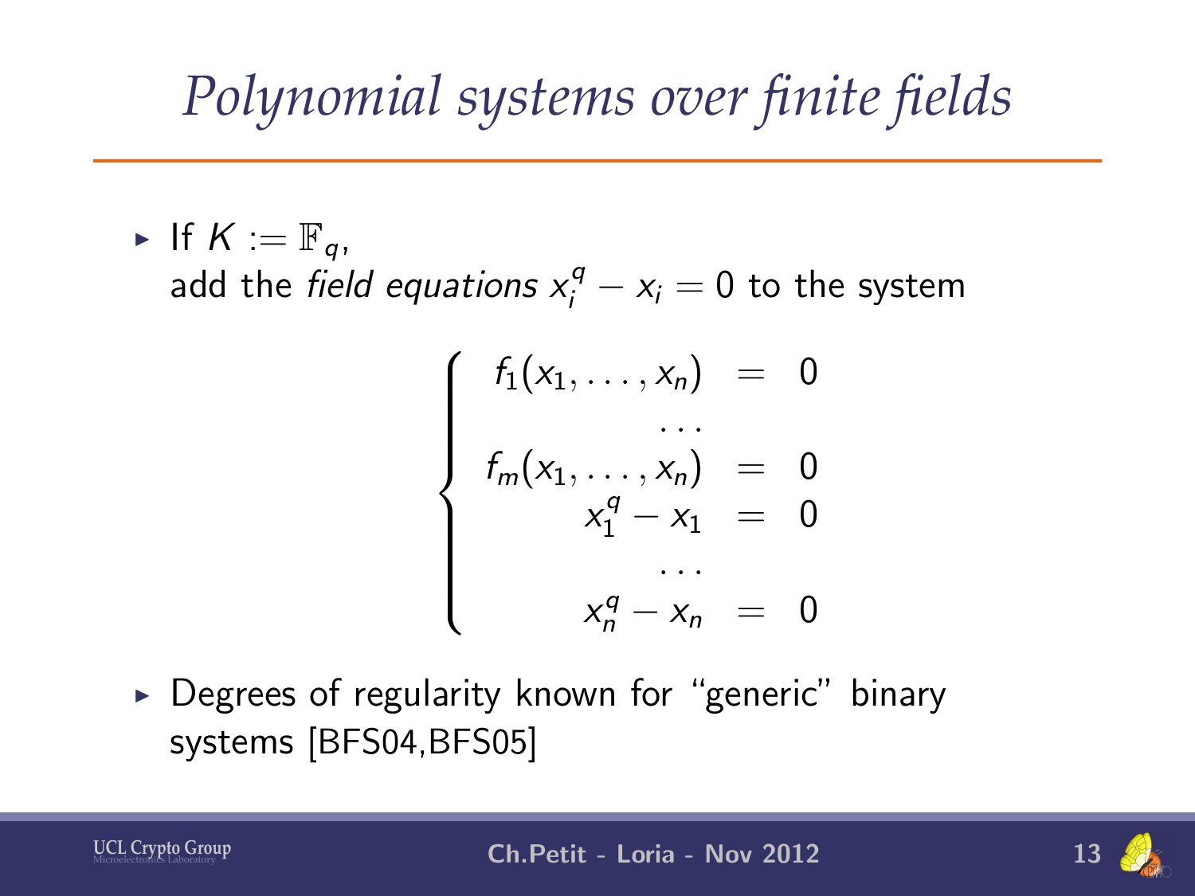# Polynomial systems over finite fields

- If $K := \mathbb{F}_q$,
  add the *field equations* $x_i^q - x_i = 0$ to the system

$$
\left\{
\begin{array}{rcl}
f_1(x_1, \ldots, x_n) & = & 0 \\
\ldots & & \\
f_m(x_1, \ldots, x_n) & = & 0 \\
x_1^q - x_1 & = & 0 \\
\ldots & & \\
x_n^q - x_n & = & 0
\end{array}
\right.
$$

- Degrees of regularity known for "generic" binary systems [BFS04,BFS05]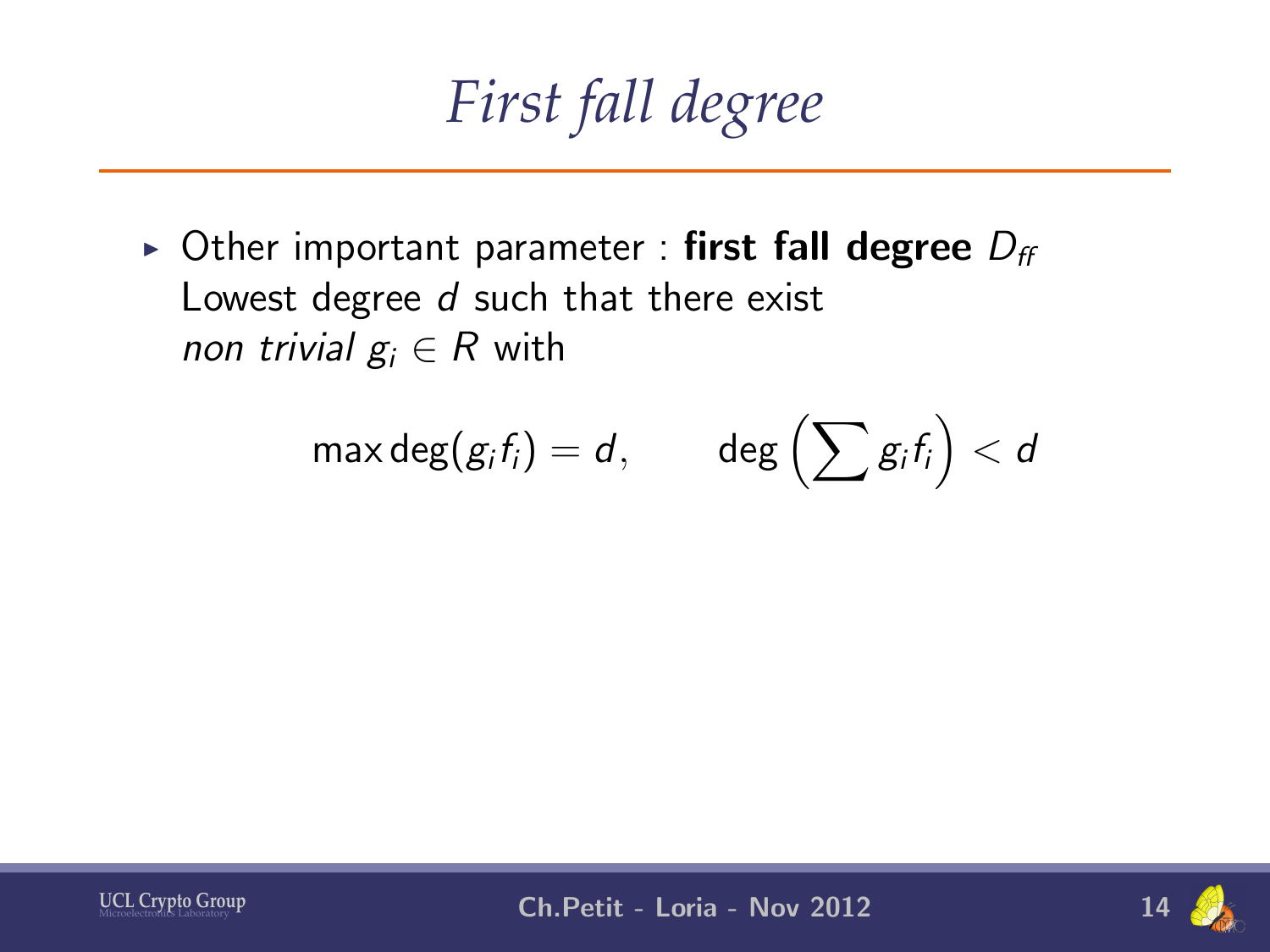# *First fall degree*

- Other important parameter : **first fall degree** $D_{ff}$
  Lowest degree $d$ such that there exist *non trivial* $g_i \in R$ with

$$\max \deg(g_i f_i) = d, \qquad \deg\left(\sum g_i f_i\right) < d$$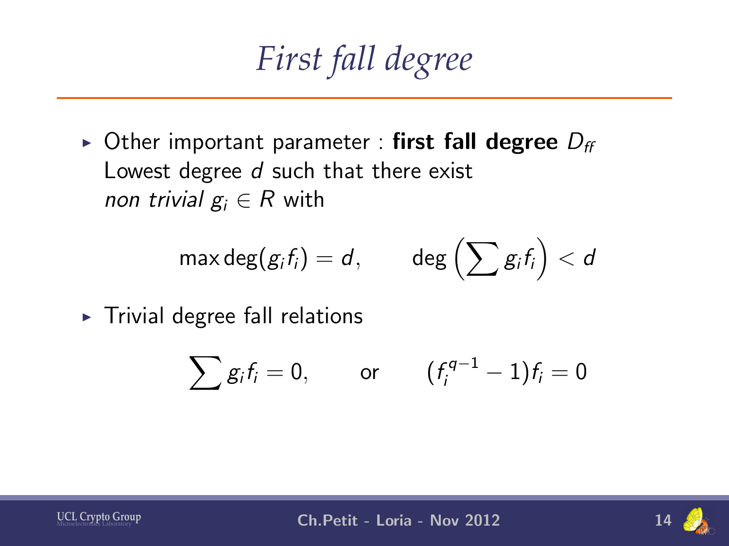# First fall degree

- Other important parameter : **first fall degree** $D_{ff}$
  Lowest degree $d$ such that there exist
  *non trivial* $g_i \in R$ with

$$\max \deg(g_i f_i) = d, \qquad \deg\left(\sum g_i f_i\right) < d$$

- Trivial degree fall relations

$$\sum g_i f_i = 0, \qquad \text{or} \qquad (f_i^{q-1} - 1) f_i = 0$$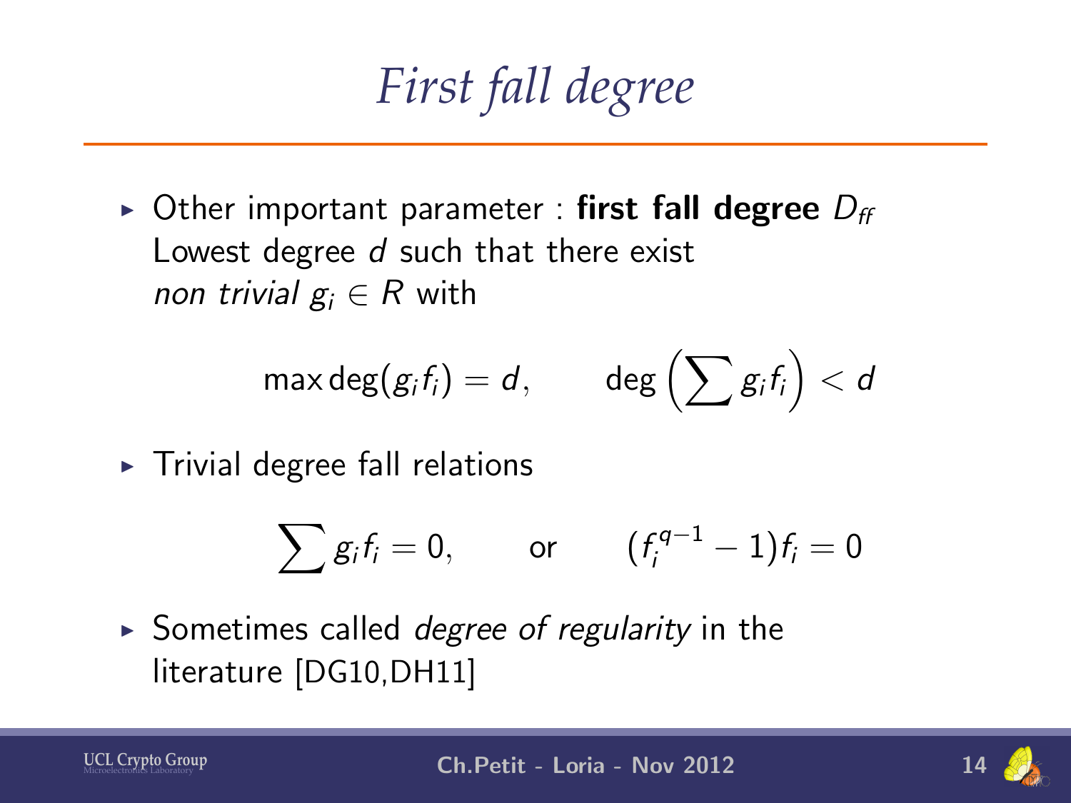# First fall degree

- Other important parameter : **first fall degree** $D_{ff}$
  Lowest degree $d$ such that there exist
  *non trivial* $g_i \in R$ with

$$\max \deg(g_i f_i) = d, \qquad \deg\left(\sum g_i f_i\right) < d$$

- Trivial degree fall relations

$$\sum g_i f_i = 0, \qquad \text{or} \qquad (f_i^{q-1} - 1) f_i = 0$$

- Sometimes called *degree of regularity* in the literature [DG10,DH11]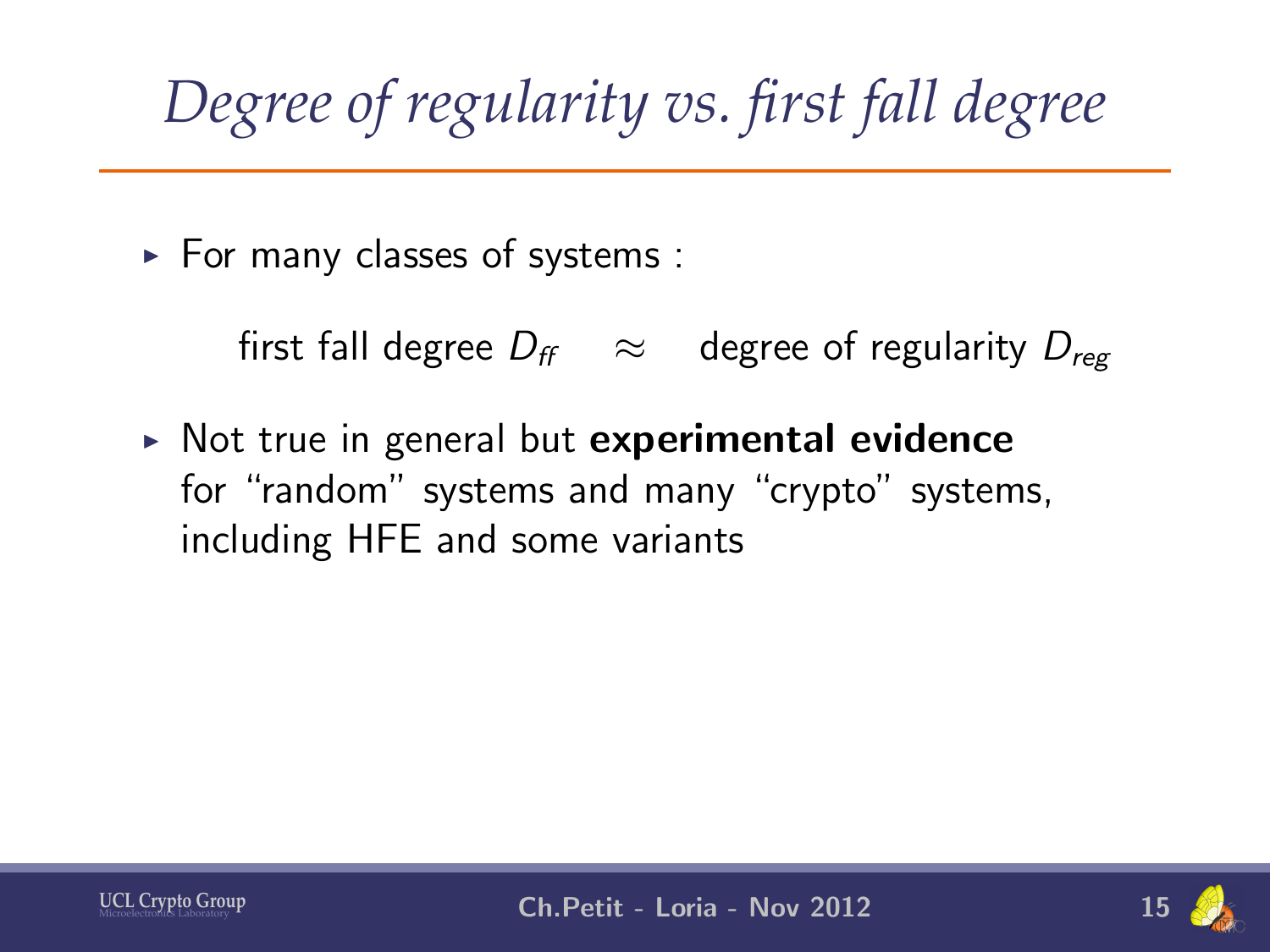# *Degree of regularity vs. first fall degree*

- For many classes of systems :

$$\text{first fall degree } D_{ff} \quad \approx \quad \text{degree of regularity } D_{reg}$$

- Not true in general but **experimental evidence** for "random" systems and many "crypto" systems, including HFE and some variants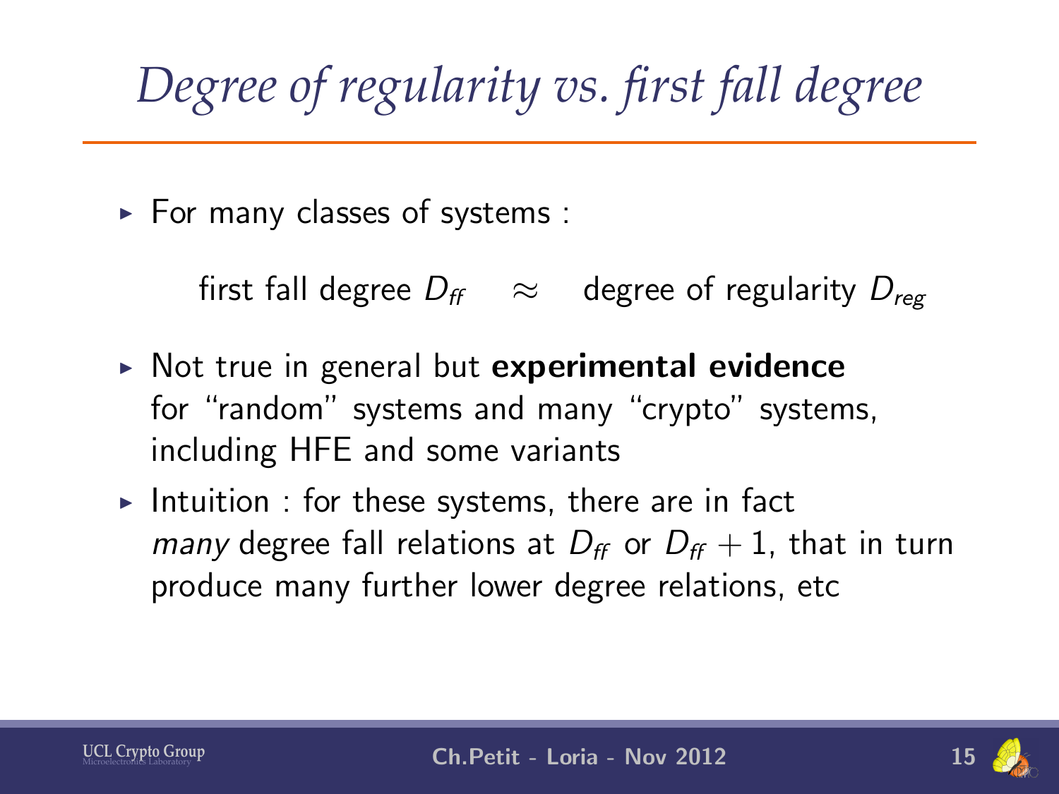# *Degree of regularity vs. first fall degree*

- For many classes of systems :

  first fall degree $D_{ff}$ $\approx$ degree of regularity $D_{reg}$

- Not true in general but **experimental evidence** for "random" systems and many "crypto" systems, including HFE and some variants
- Intuition : for these systems, there are in fact *many* degree fall relations at $D_{ff}$ or $D_{ff} + 1$, that in turn produce many further lower degree relations, etc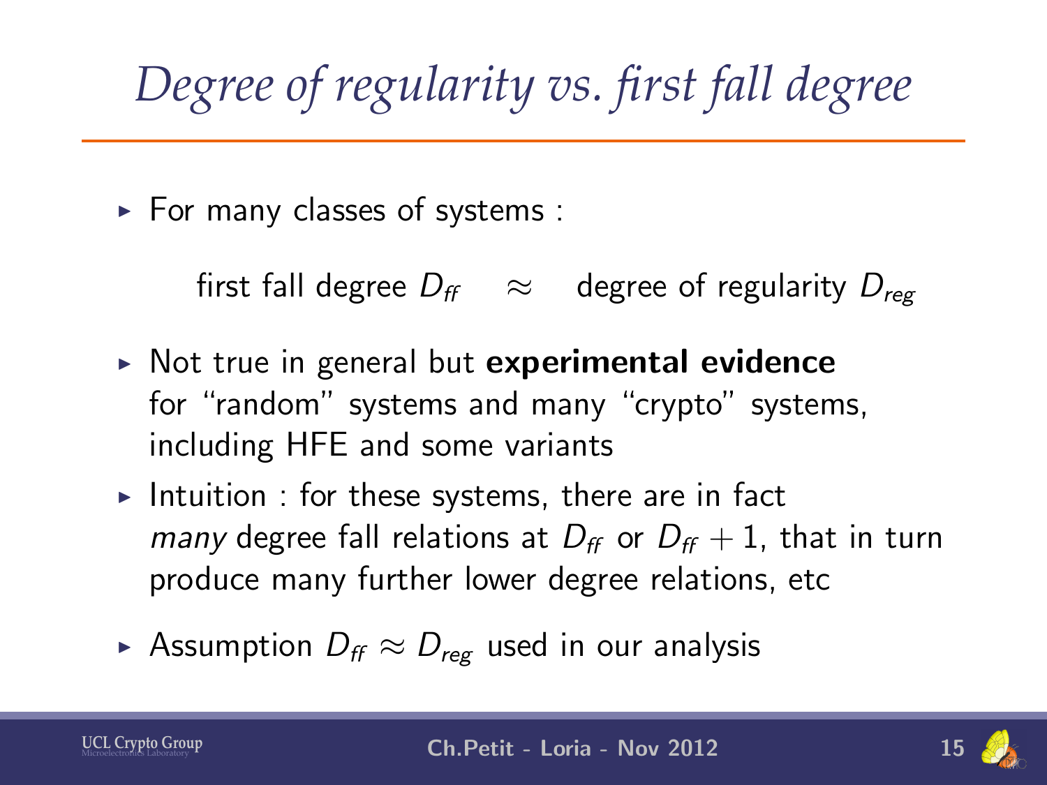# *Degree of regularity vs. first fall degree*

- For many classes of systems :

  first fall degree $D_{ff}$ $\approx$ degree of regularity $D_{reg}$

- Not true in general but **experimental evidence** for "random" systems and many "crypto" systems, including HFE and some variants
- Intuition : for these systems, there are in fact *many* degree fall relations at $D_{ff}$ or $D_{ff}+1$, that in turn produce many further lower degree relations, etc
- Assumption $D_{ff} \approx D_{reg}$ used in our analysis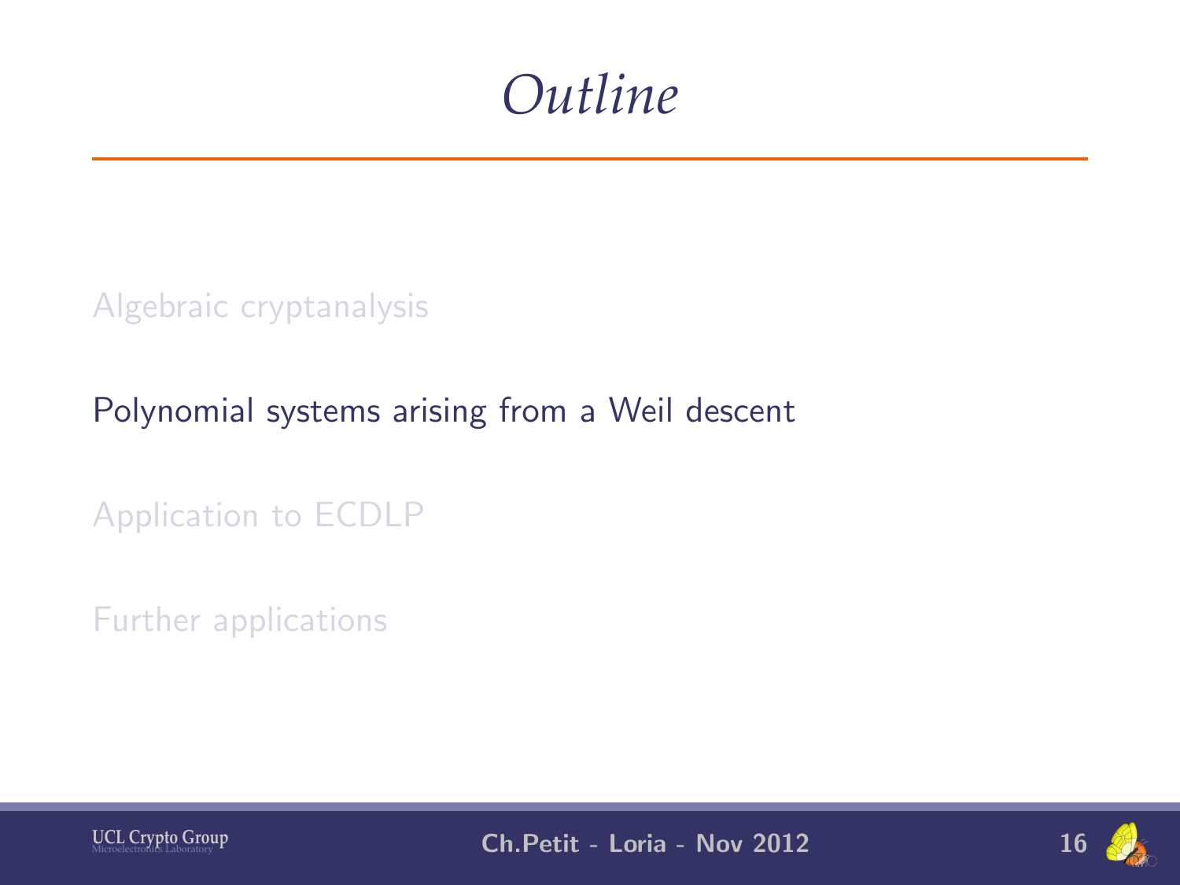# Outline

Algebraic cryptanalysis

Polynomial systems arising from a Weil descent

Application to ECDLP

Further applications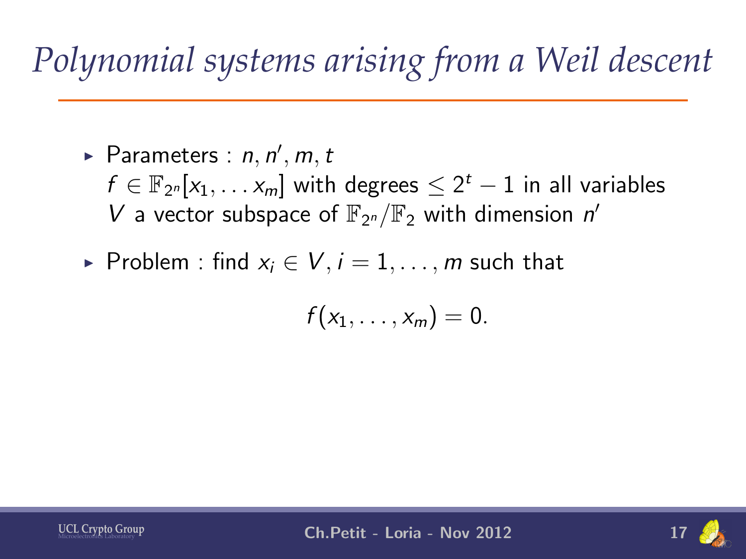# Polynomial systems arising from a Weil descent

- Parameters : $n, n', m, t$
  $f \in \mathbb{F}_{2^n}[x_1, \ldots x_m]$ with degrees $\leq 2^t - 1$ in all variables
  $V$ a vector subspace of $\mathbb{F}_{2^n}/\mathbb{F}_2$ with dimension $n'$
- Problem : find $x_i \in V, i = 1, \ldots, m$ such that

$$f(x_1, \ldots, x_m) = 0.$$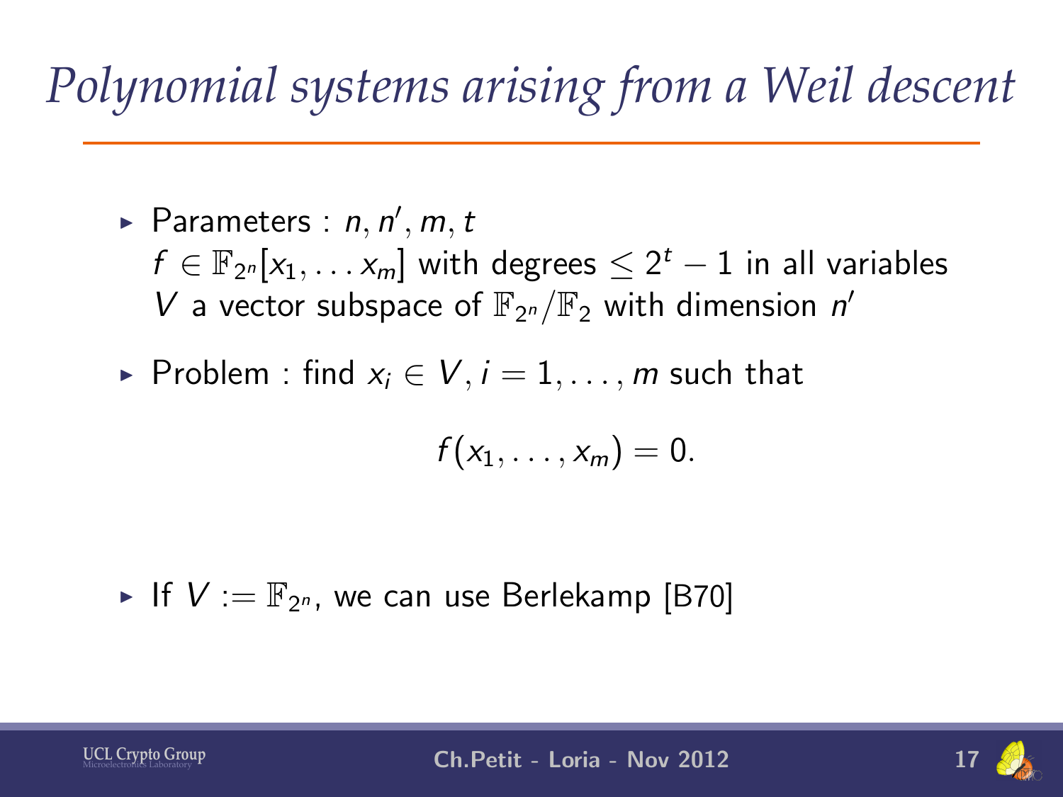# Polynomial systems arising from a Weil descent

- Parameters : $n, n', m, t$
  $f \in \mathbb{F}_{2^n}[x_1, \ldots x_m]$ with degrees $\leq 2^t - 1$ in all variables
  $V$ a vector subspace of $\mathbb{F}_{2^n}/\mathbb{F}_2$ with dimension $n'$

- Problem : find $x_i \in V, i = 1, \ldots, m$ such that

$$f(x_1, \ldots, x_m) = 0.$$

- If $V := \mathbb{F}_{2^n}$, we can use Berlekamp [B70]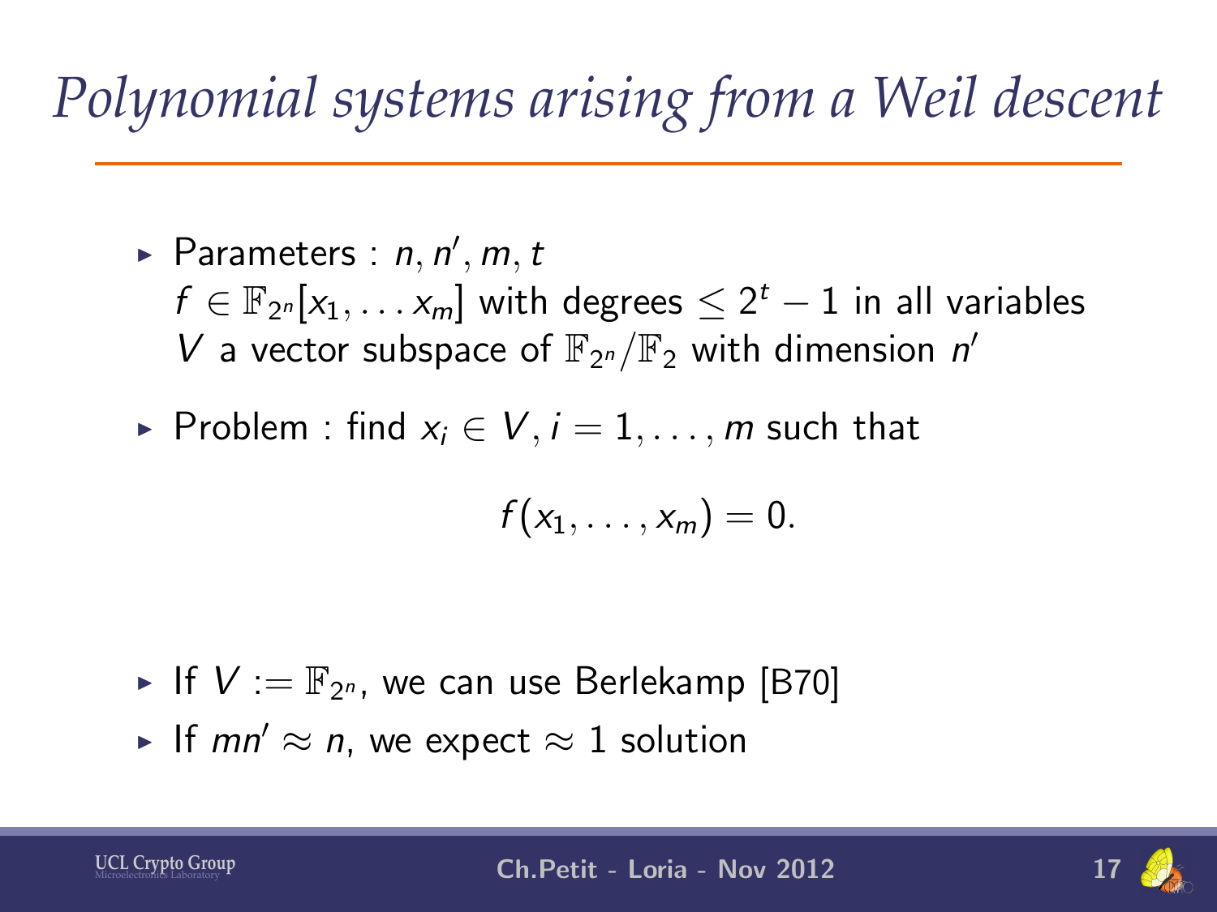# Polynomial systems arising from a Weil descent

- Parameters : $n, n', m, t$
  $f \in \mathbb{F}_{2^n}[x_1, \dots x_m]$ with degrees $\leq 2^t - 1$ in all variables
  $V$ a vector subspace of $\mathbb{F}_{2^n}/\mathbb{F}_2$ with dimension $n'$
- Problem : find $x_i \in V, i = 1, \dots, m$ such that

$$f(x_1, \dots, x_m) = 0.$$

- If $V := \mathbb{F}_{2^n}$, we can use Berlekamp [B70]
- If $mn' \approx n$, we expect $\approx 1$ solution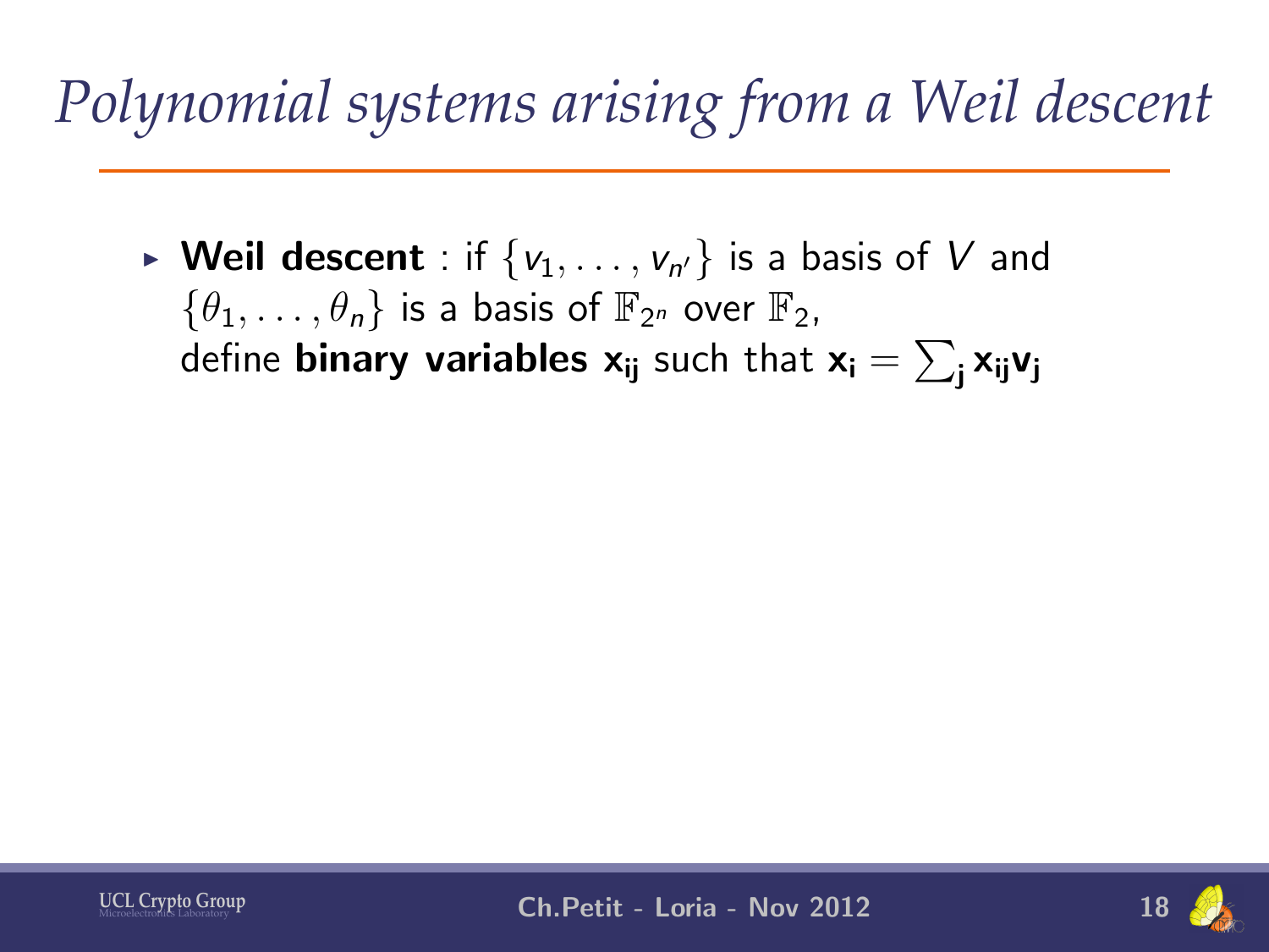# *Polynomial systems arising from a Weil descent*

- **Weil descent** : if $\{v_1, \ldots, v_{n'}\}$ is a basis of $V$ and $\{\theta_1, \ldots, \theta_n\}$ is a basis of $\mathbb{F}_{2^n}$ over $\mathbb{F}_2$, define **binary variables** $\mathbf{x_{ij}}$ such that $\mathbf{x_i} = \sum_\mathbf{j} \mathbf{x_{ij}} \mathbf{v_j}$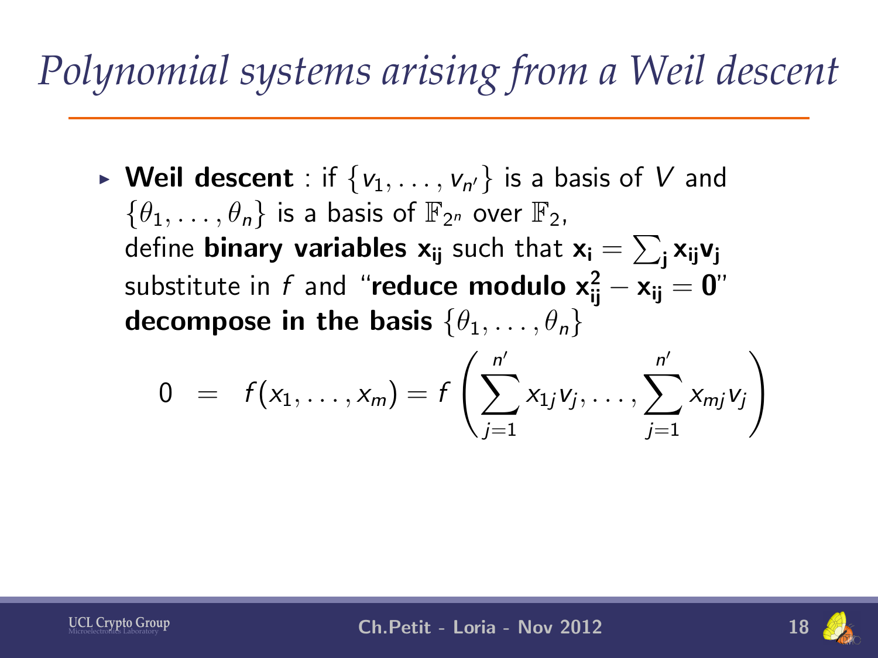# Polynomial systems arising from a Weil descent

- **Weil descent** : if $\{v_1, \ldots, v_{n'}\}$ is a basis of $V$ and $\{\theta_1, \ldots, \theta_n\}$ is a basis of $\mathbb{F}_{2^n}$ over $\mathbb{F}_2$, define **binary variables** $\mathbf{x_{ij}}$ such that $\mathbf{x_i} = \sum_\mathbf{j} \mathbf{x_{ij}} \mathbf{v_j}$ substitute in $f$ and "**reduce modulo** $\mathbf{x_{ij}^2 - x_{ij} = 0}$" **decompose in the basis** $\{\theta_1, \ldots, \theta_n\}$

$$0 \ = \ f(x_1, \ldots, x_m) = f\left(\sum_{j=1}^{n'} x_{1j} v_j, \ldots, \sum_{j=1}^{n'} x_{mj} v_j\right)$$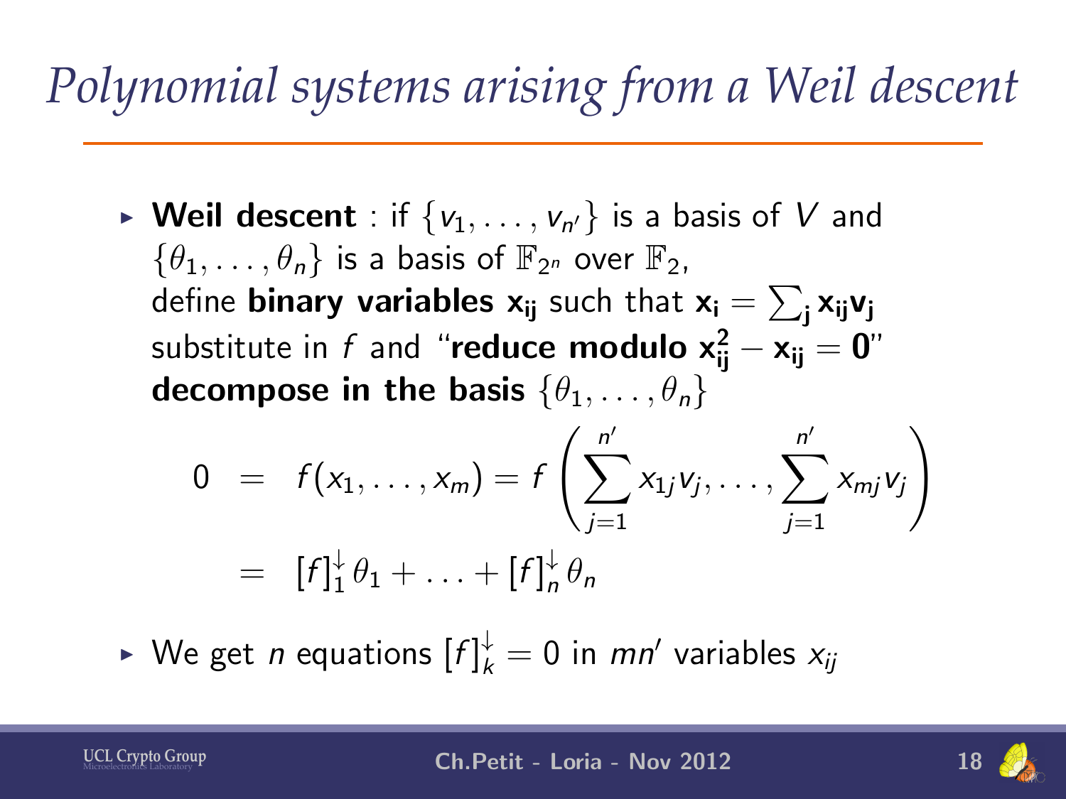# Polynomial systems arising from a Weil descent

- **Weil descent** : if $\{v_1, \ldots, v_{n'}\}$ is a basis of $V$ and $\{\theta_1, \ldots, \theta_n\}$ is a basis of $\mathbb{F}_{2^n}$ over $\mathbb{F}_2$,
  define **binary variables** $\mathbf{x_{ij}}$ such that $\mathbf{x_i} = \sum_\mathbf{j} \mathbf{x_{ij}} \mathbf{v_j}$
  substitute in $f$ and "**reduce modulo** $\mathbf{x_{ij}^2 - x_{ij} = 0}$"
  **decompose in the basis** $\{\theta_1, \ldots, \theta_n\}$

$$
\begin{aligned}
0 &= f(x_1, \ldots, x_m) = f\left(\sum_{j=1}^{n'} x_{1j} v_j, \ldots, \sum_{j=1}^{n'} x_{mj} v_j\right) \\
&= [f]_1^{\downarrow} \theta_1 + \ldots + [f]_n^{\downarrow} \theta_n
\end{aligned}
$$

- We get $n$ equations $[f]_k^{\downarrow} = 0$ in $mn'$ variables $x_{ij}$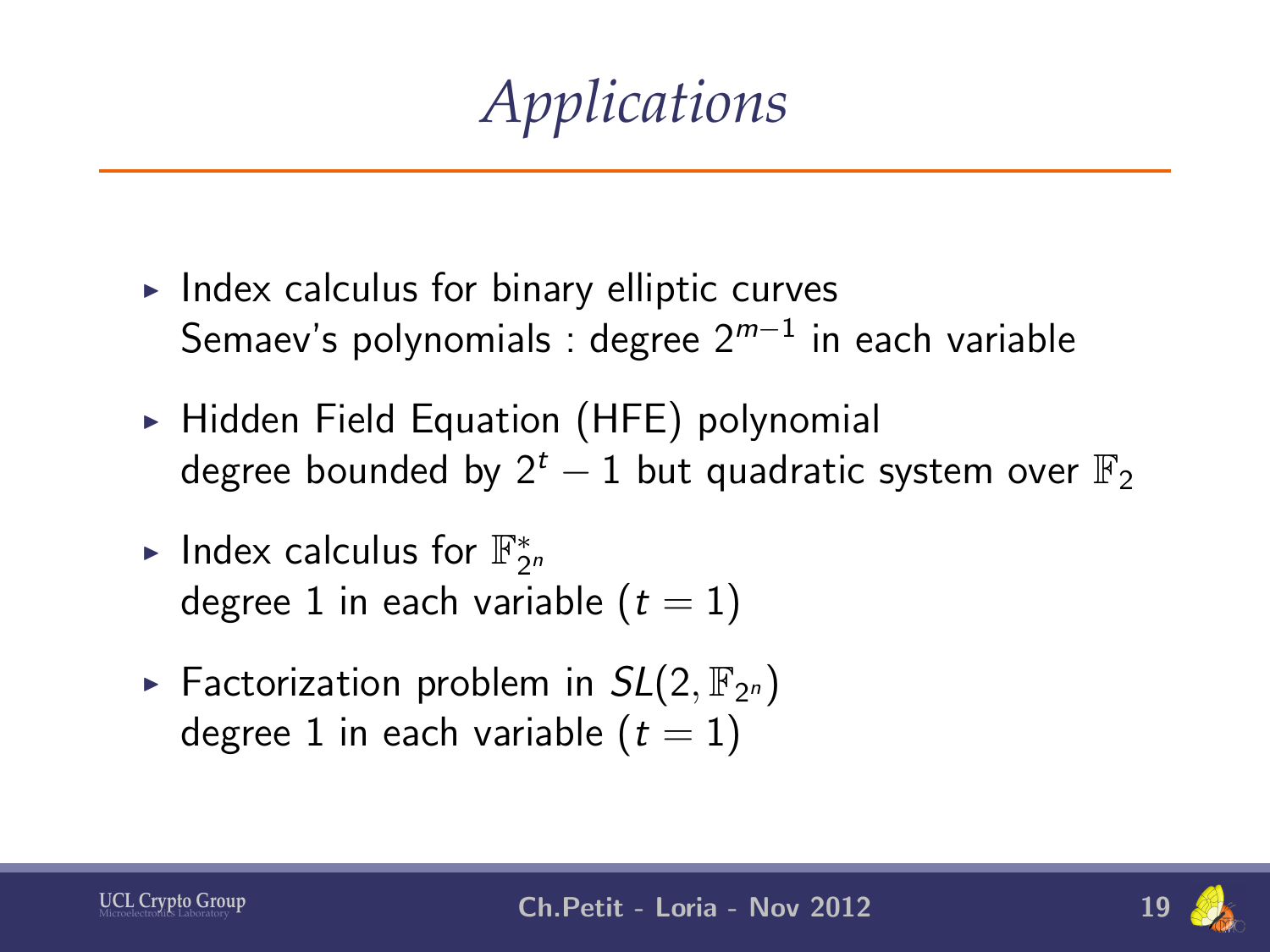# Applications

- Index calculus for binary elliptic curves
  Semaev's polynomials : degree $2^{m-1}$ in each variable
- Hidden Field Equation (HFE) polynomial
  degree bounded by $2^t - 1$ but quadratic system over $\mathbb{F}_2$
- Index calculus for $\mathbb{F}_{2^n}^*$
  degree 1 in each variable ($t = 1$)
- Factorization problem in $SL(2, \mathbb{F}_{2^n})$
  degree 1 in each variable ($t = 1$)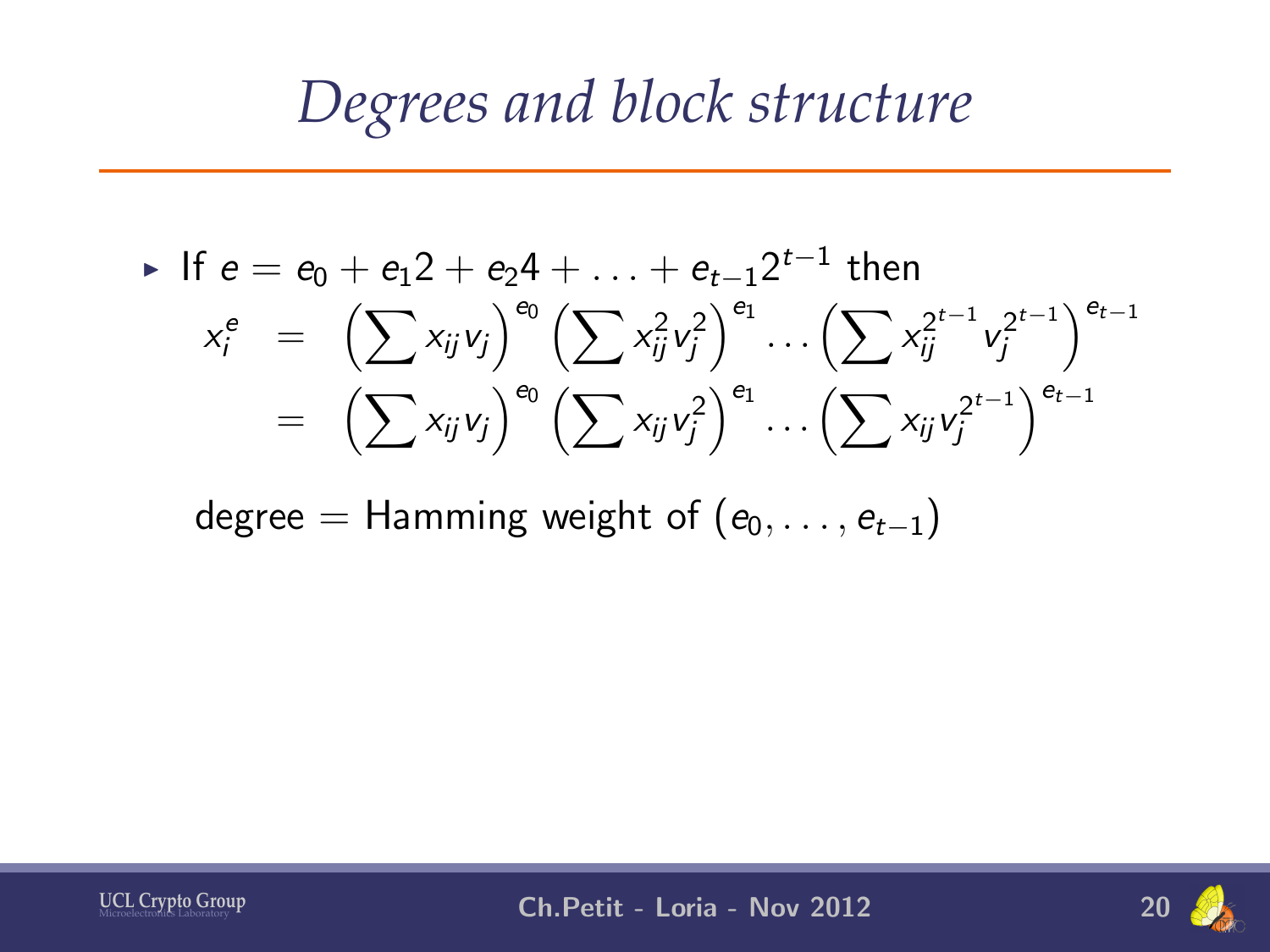# Degrees and block structure

- If $e = e_0 + e_1 2 + e_2 4 + \ldots + e_{t-1} 2^{t-1}$ then

$$
\begin{aligned}
x_i^e &= \left(\sum x_{ij} v_j\right)^{e_0} \left(\sum x_{ij}^2 v_j^2\right)^{e_1} \ldots \left(\sum x_{ij}^{2^{t-1}} v_j^{2^{t-1}}\right)^{e_{t-1}} \\
&= \left(\sum x_{ij} v_j\right)^{e_0} \left(\sum x_{ij} v_j^2\right)^{e_1} \ldots \left(\sum x_{ij} v_j^{2^{t-1}}\right)^{e_{t-1}}
\end{aligned}
$$

  degree = Hamming weight of $(e_0, \ldots, e_{t-1})$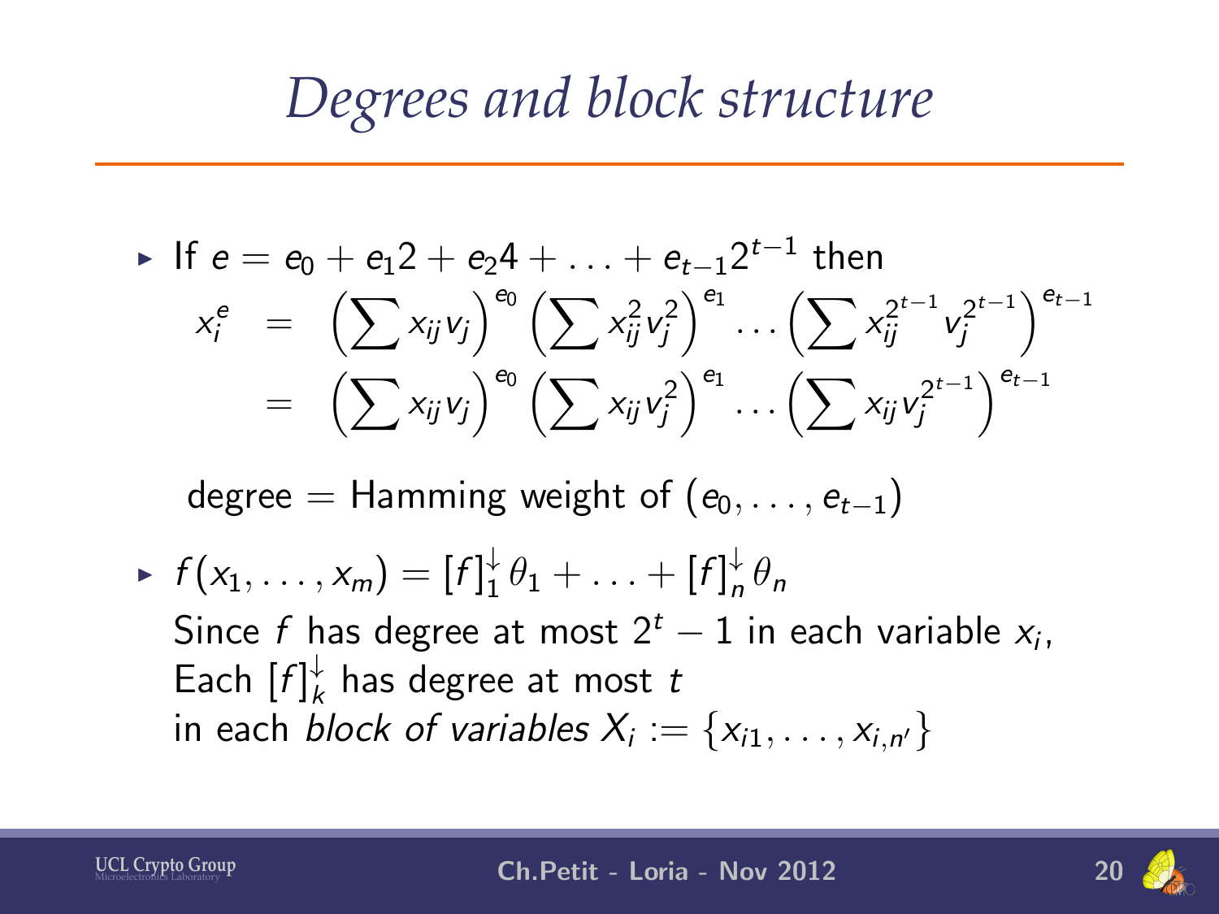# *Degrees and block structure*

- If $e = e_0 + e_1 2 + e_2 4 + \ldots + e_{t-1} 2^{t-1}$ then

$$
\begin{aligned}
x_i^e &= \left(\sum x_{ij} v_j\right)^{e_0} \left(\sum x_{ij}^2 v_j^2\right)^{e_1} \ldots \left(\sum x_{ij}^{2^{t-1}} v_j^{2^{t-1}}\right)^{e_{t-1}} \\
&= \left(\sum x_{ij} v_j\right)^{e_0} \left(\sum x_{ij} v_j^2\right)^{e_1} \ldots \left(\sum x_{ij} v_j^{2^{t-1}}\right)^{e_{t-1}}
\end{aligned}
$$

  degree = Hamming weight of $(e_0, \ldots, e_{t-1})$

- $f(x_1, \ldots, x_m) = [f]_1^{\downarrow} \theta_1 + \ldots + [f]_n^{\downarrow} \theta_n$
  Since $f$ has degree at most $2^t - 1$ in each variable $x_i$,
  Each $[f]_k^{\downarrow}$ has degree at most $t$
  in each *block of variables* $X_i := \{x_{i1}, \ldots, x_{i,n'}\}$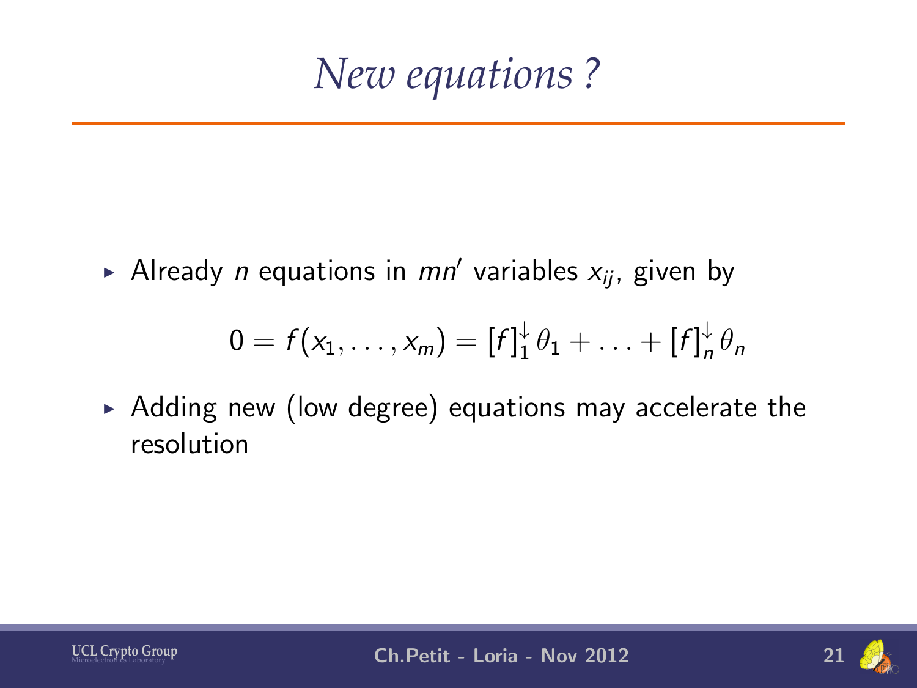# *New equations ?*

- Already $n$ equations in $mn'$ variables $x_{ij}$, given by

$$0 = f(x_1, \ldots, x_m) = [f]_1^{\downarrow} \theta_1 + \ldots + [f]_n^{\downarrow} \theta_n$$

- Adding new (low degree) equations may accelerate the resolution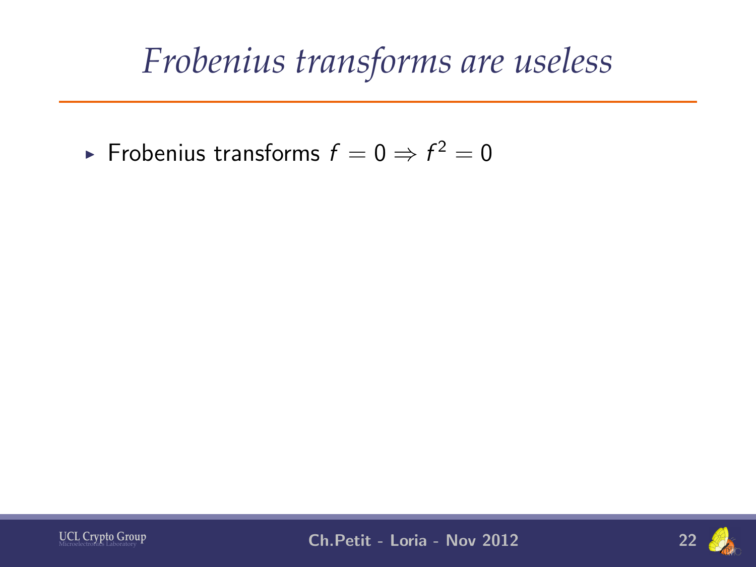# *Frobenius transforms are useless*

- Frobenius transforms $f = 0 \Rightarrow f^2 = 0$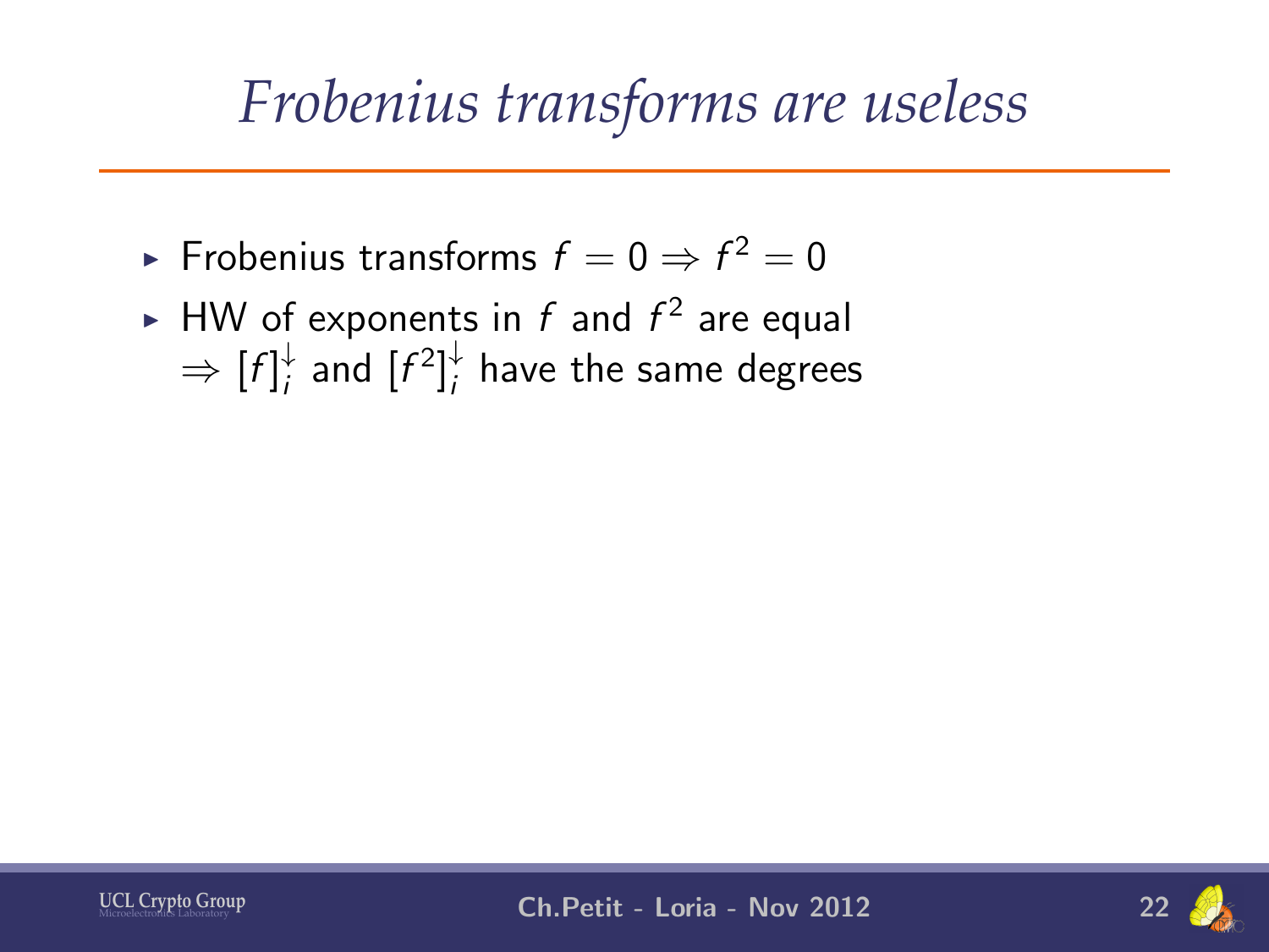# *Frobenius transforms are useless*

- Frobenius transforms $f = 0 \Rightarrow f^2 = 0$
- HW of exponents in $f$ and $f^2$ are equal
  $\Rightarrow [f]_i^{\downarrow}$ and $[f^2]_i^{\downarrow}$ have the same degrees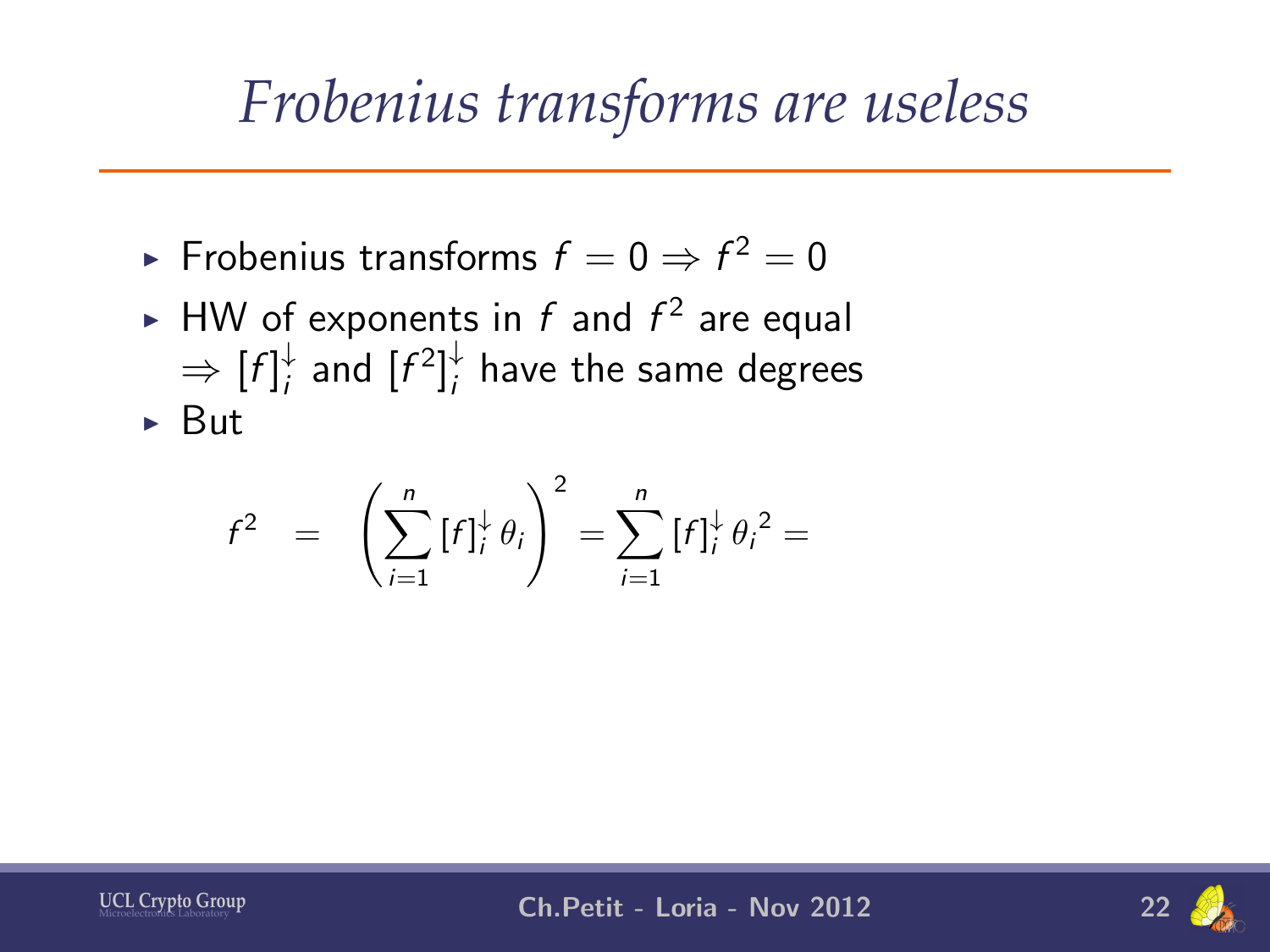# Frobenius transforms are useless

- Frobenius transforms $f = 0 \Rightarrow f^2 = 0$
- HW of exponents in $f$ and $f^2$ are equal
  $\Rightarrow [f]_i^{\downarrow}$ and $[f^2]_i^{\downarrow}$ have the same degrees
- But

$$f^2 \quad = \quad \left( \sum_{i=1}^{n} [f]_i^{\downarrow} \theta_i \right)^2 = \sum_{i=1}^{n} [f]_i^{\downarrow} {\theta_i}^2 =$$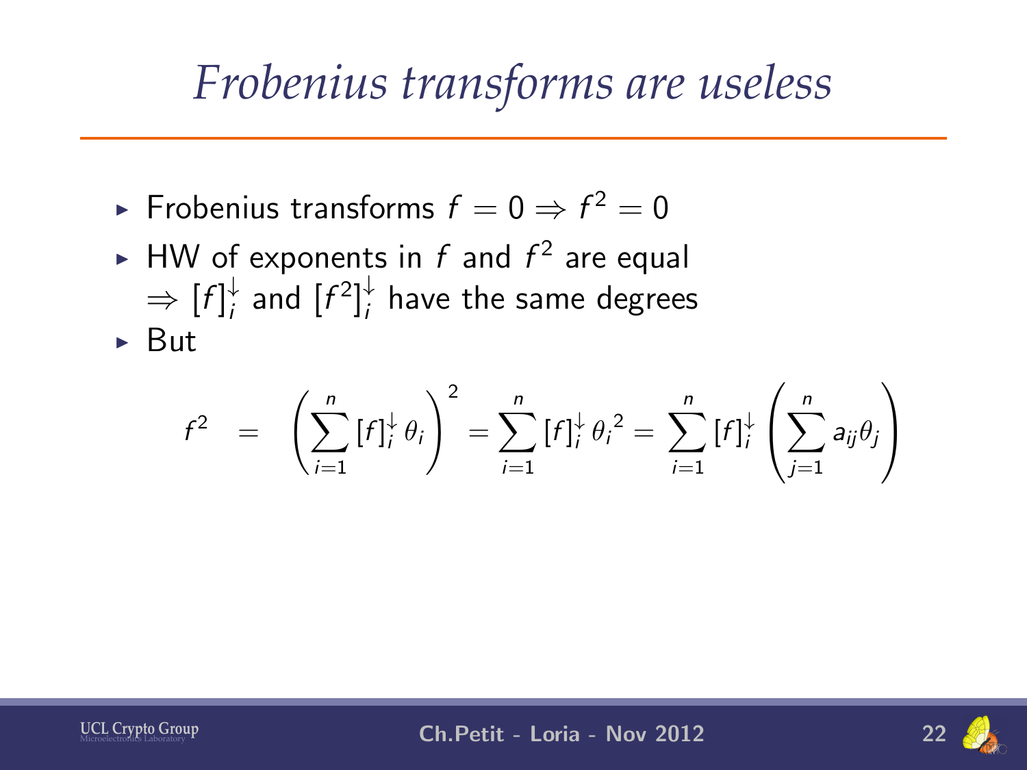# Frobenius transforms are useless

- Frobenius transforms $f = 0 \Rightarrow f^2 = 0$
- HW of exponents in $f$ and $f^2$ are equal
  $\Rightarrow [f]_i^{\downarrow}$ and $[f^2]_i^{\downarrow}$ have the same degrees
- But

$$f^2 \;=\; \left(\sum_{i=1}^{n} [f]_i^{\downarrow} \theta_i\right)^2 = \sum_{i=1}^{n} [f]_i^{\downarrow} {\theta_i}^2 = \sum_{i=1}^{n} [f]_i^{\downarrow} \left(\sum_{j=1}^{n} a_{ij}\theta_j\right)$$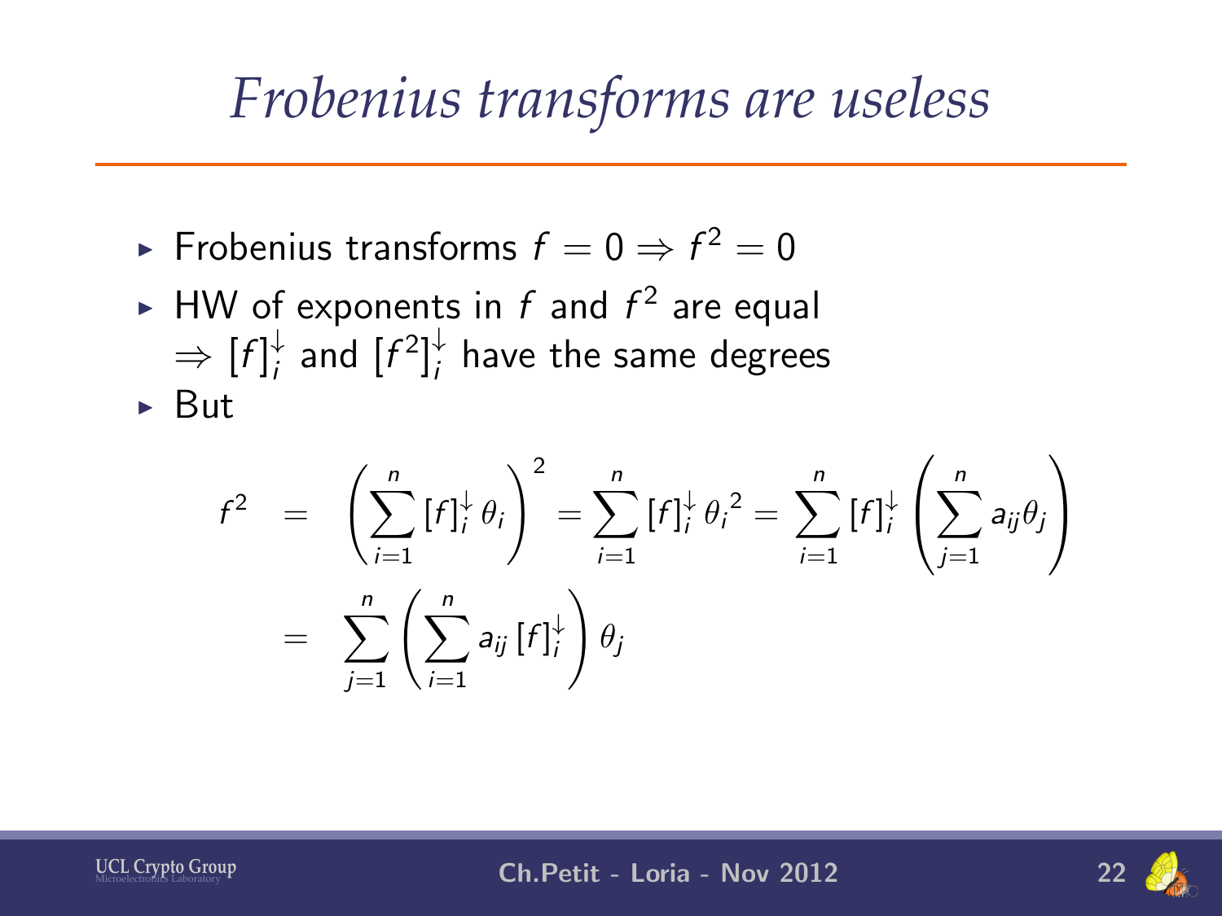# Frobenius transforms are useless

- Frobenius transforms $f = 0 \Rightarrow f^2 = 0$
- HW of exponents in $f$ and $f^2$ are equal
  $\Rightarrow [f]_i^{\downarrow}$ and $[f^2]_i^{\downarrow}$ have the same degrees
- But

$$
\begin{aligned}
f^2 &= \left(\sum_{i=1}^{n} [f]_i^{\downarrow} \theta_i\right)^2 = \sum_{i=1}^{n} [f]_i^{\downarrow} {\theta_i}^2 = \sum_{i=1}^{n} [f]_i^{\downarrow} \left(\sum_{j=1}^{n} a_{ij}\theta_j\right) \\
&= \sum_{j=1}^{n} \left(\sum_{i=1}^{n} a_{ij} [f]_i^{\downarrow}\right) \theta_j
\end{aligned}
$$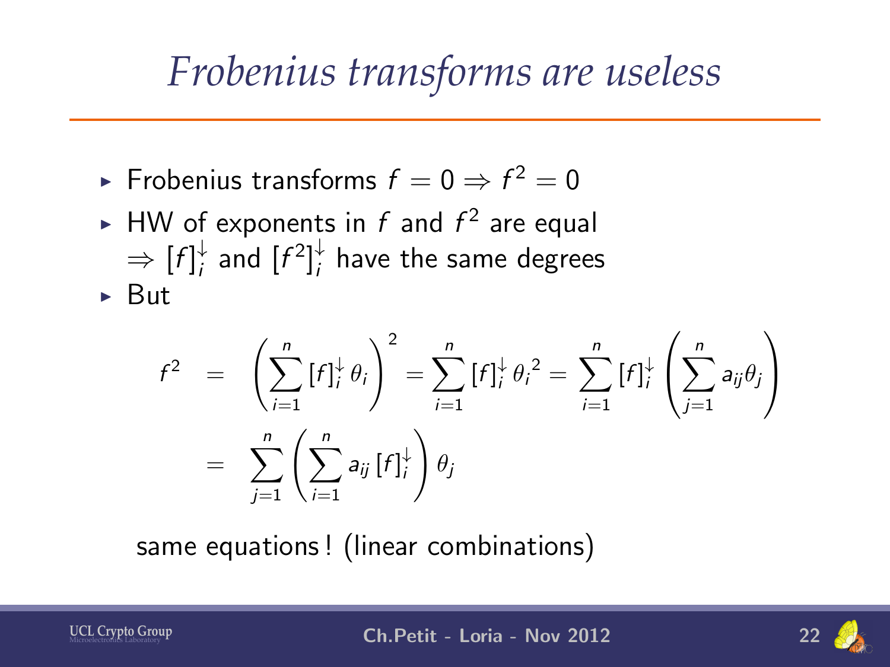# Frobenius transforms are useless

- Frobenius transforms $f = 0 \Rightarrow f^2 = 0$
- HW of exponents in $f$ and $f^2$ are equal
  $\Rightarrow [f]_i^{\downarrow}$ and $[f^2]_i^{\downarrow}$ have the same degrees
- But

$$
\begin{aligned}
f^2 &= \left(\sum_{i=1}^{n} [f]_i^{\downarrow} \theta_i\right)^2 = \sum_{i=1}^{n} [f]_i^{\downarrow} {\theta_i}^2 = \sum_{i=1}^{n} [f]_i^{\downarrow} \left(\sum_{j=1}^{n} a_{ij}\theta_j\right) \\
&= \sum_{j=1}^{n} \left(\sum_{i=1}^{n} a_{ij} [f]_i^{\downarrow}\right) \theta_j
\end{aligned}
$$

same equations ! (linear combinations)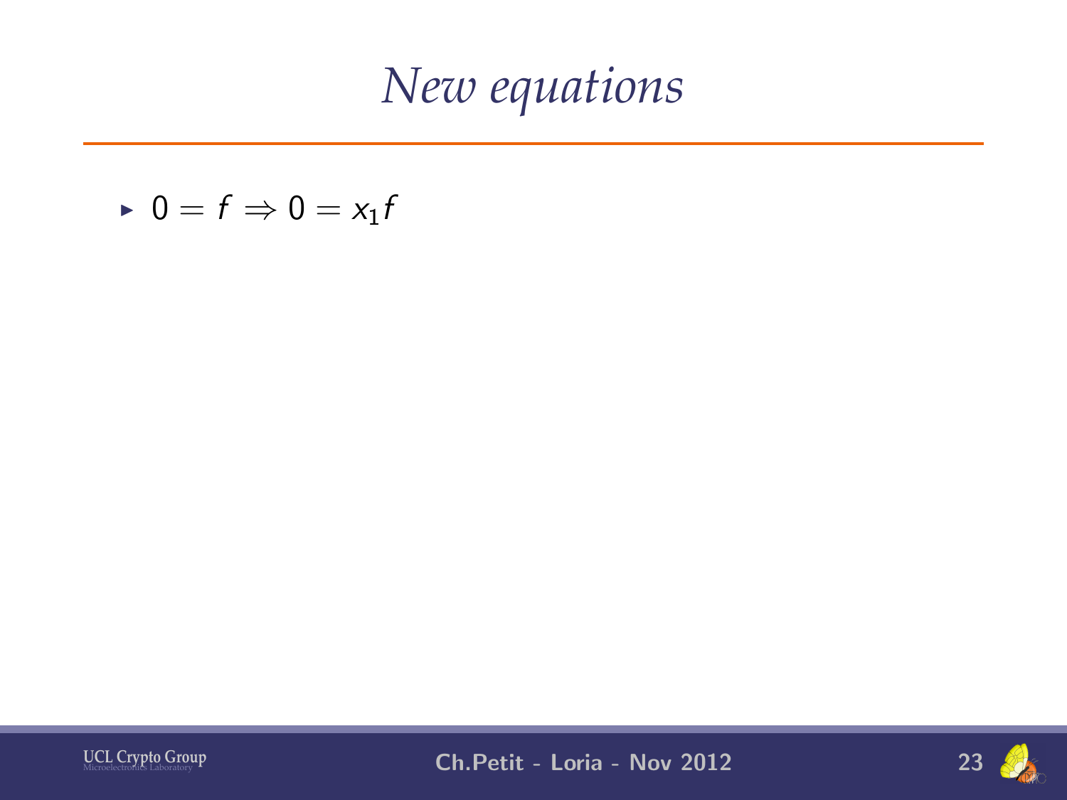# *New equations*

- $0 = f \Rightarrow 0 = x_1 f$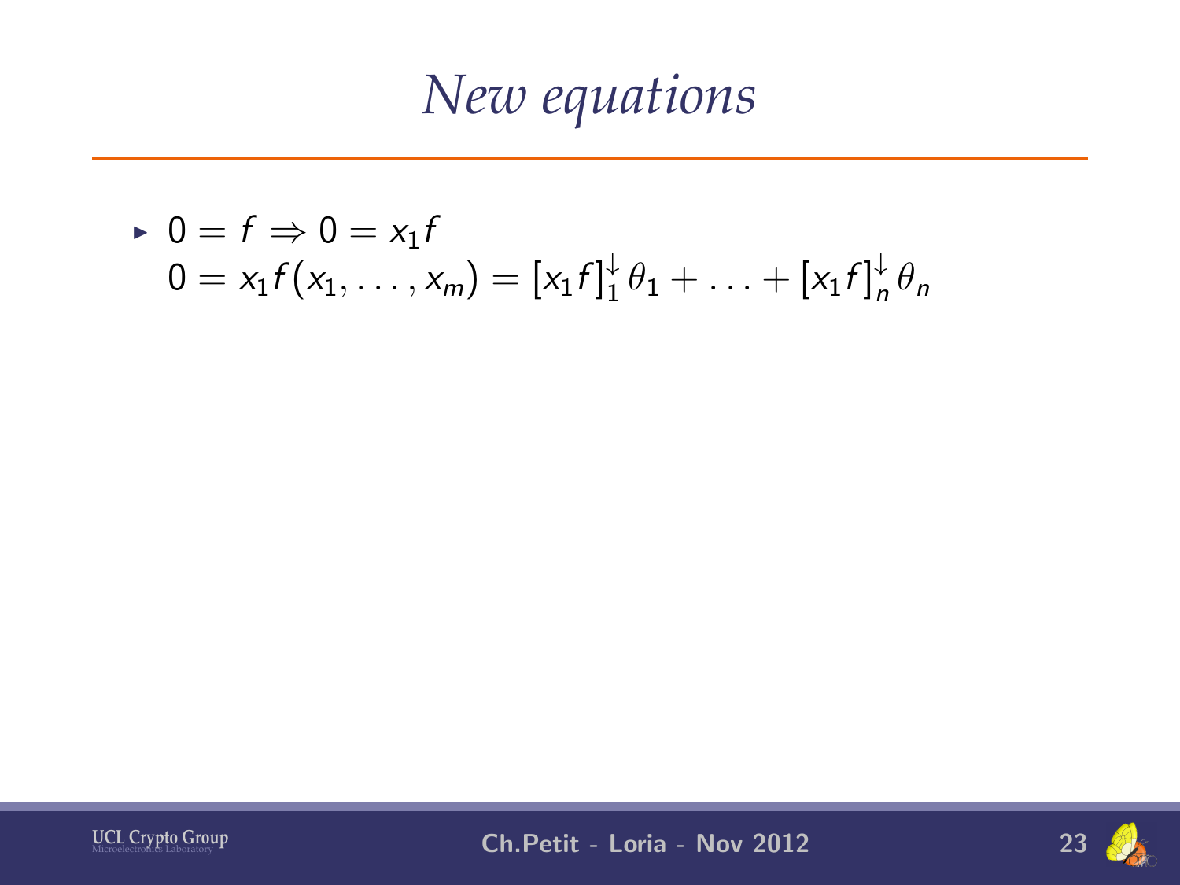# New equations

- $0 = f \Rightarrow 0 = x_1 f$
  $0 = x_1 f(x_1, \ldots, x_m) = [x_1 f]_1^{\downarrow} \theta_1 + \ldots + [x_1 f]_n^{\downarrow} \theta_n$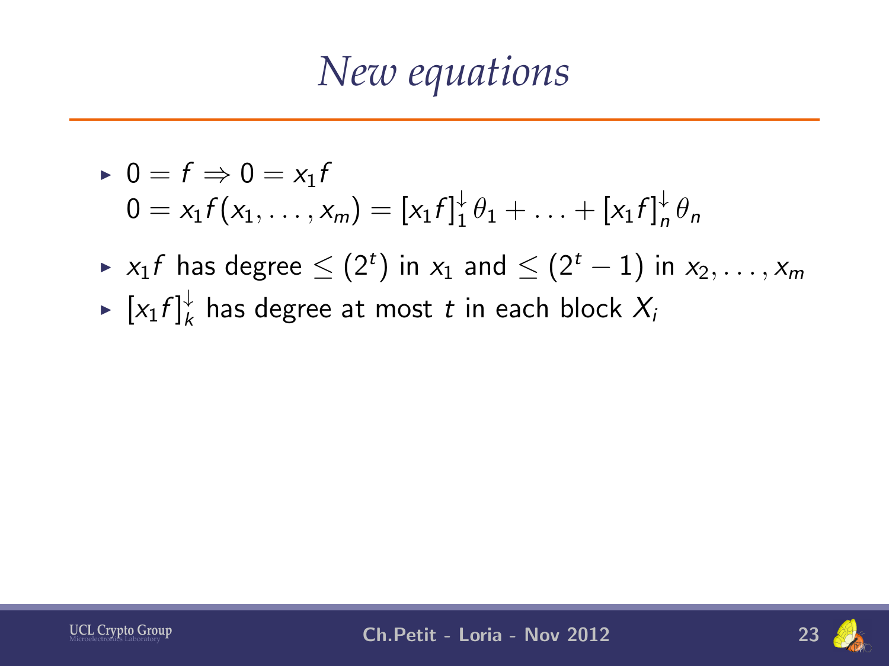# *New equations*

- $0 = f \Rightarrow 0 = x_1 f$
  $0 = x_1 f(x_1, \ldots, x_m) = [x_1 f]_1^{\downarrow} \theta_1 + \ldots + [x_1 f]_n^{\downarrow} \theta_n$
- $x_1 f$ has degree $\leq (2^t)$ in $x_1$ and $\leq (2^t - 1)$ in $x_2, \ldots, x_m$
- $[x_1 f]_k^{\downarrow}$ has degree at most $t$ in each block $X_i$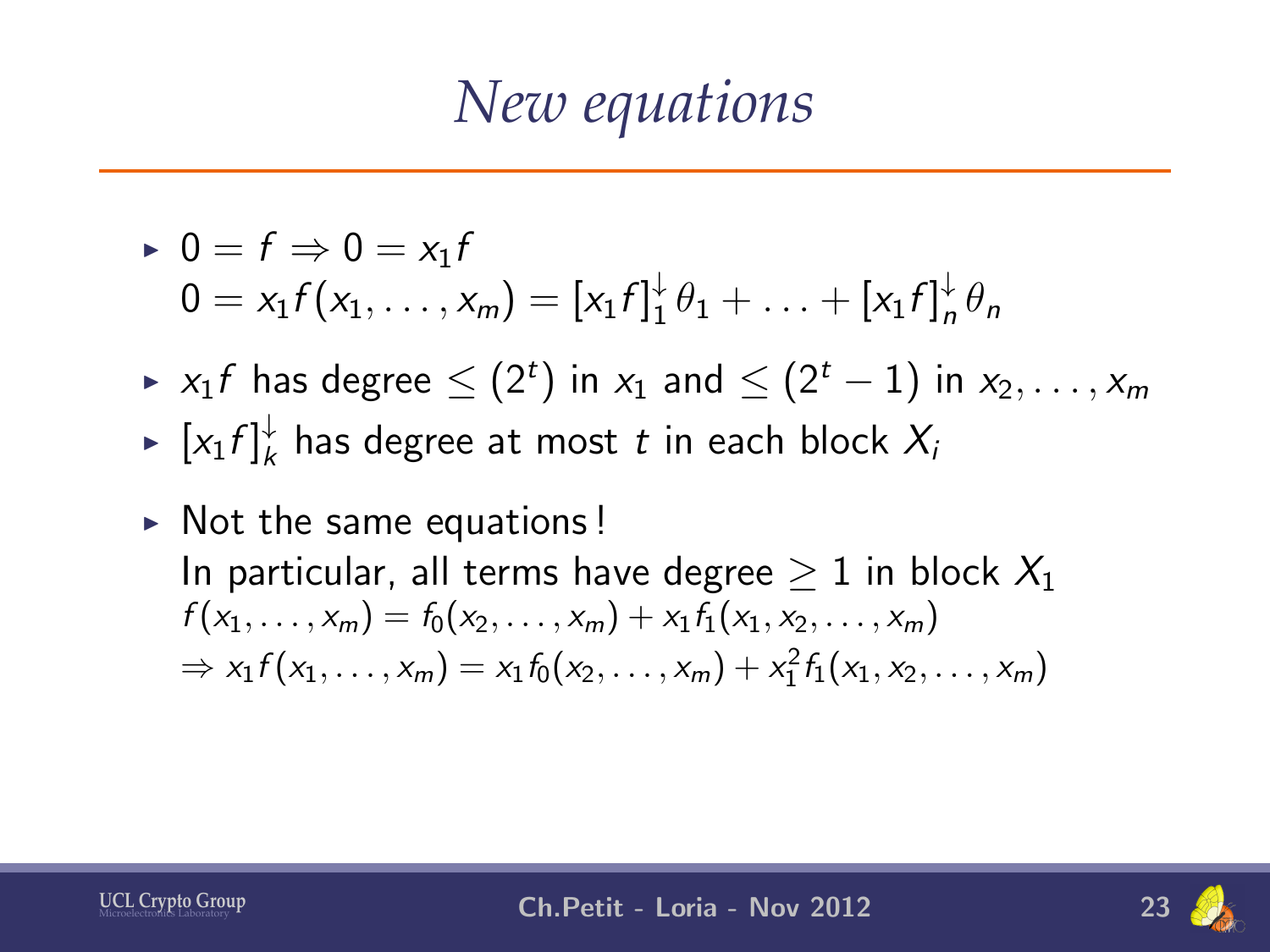# New equations

- $0 = f \Rightarrow 0 = x_1 f$
  $0 = x_1 f(x_1, \ldots, x_m) = [x_1 f]_1^{\downarrow} \theta_1 + \ldots + [x_1 f]_n^{\downarrow} \theta_n$
- $x_1 f$ has degree $\leq (2^t)$ in $x_1$ and $\leq (2^t - 1)$ in $x_2, \ldots, x_m$
- $[x_1 f]_k^{\downarrow}$ has degree at most $t$ in each block $X_i$
- Not the same equations !
  In particular, all terms have degree $\geq 1$ in block $X_1$
  $f(x_1, \ldots, x_m) = f_0(x_2, \ldots, x_m) + x_1 f_1(x_1, x_2, \ldots, x_m)$
  $\Rightarrow x_1 f(x_1, \ldots, x_m) = x_1 f_0(x_2, \ldots, x_m) + x_1^2 f_1(x_1, x_2, \ldots, x_m)$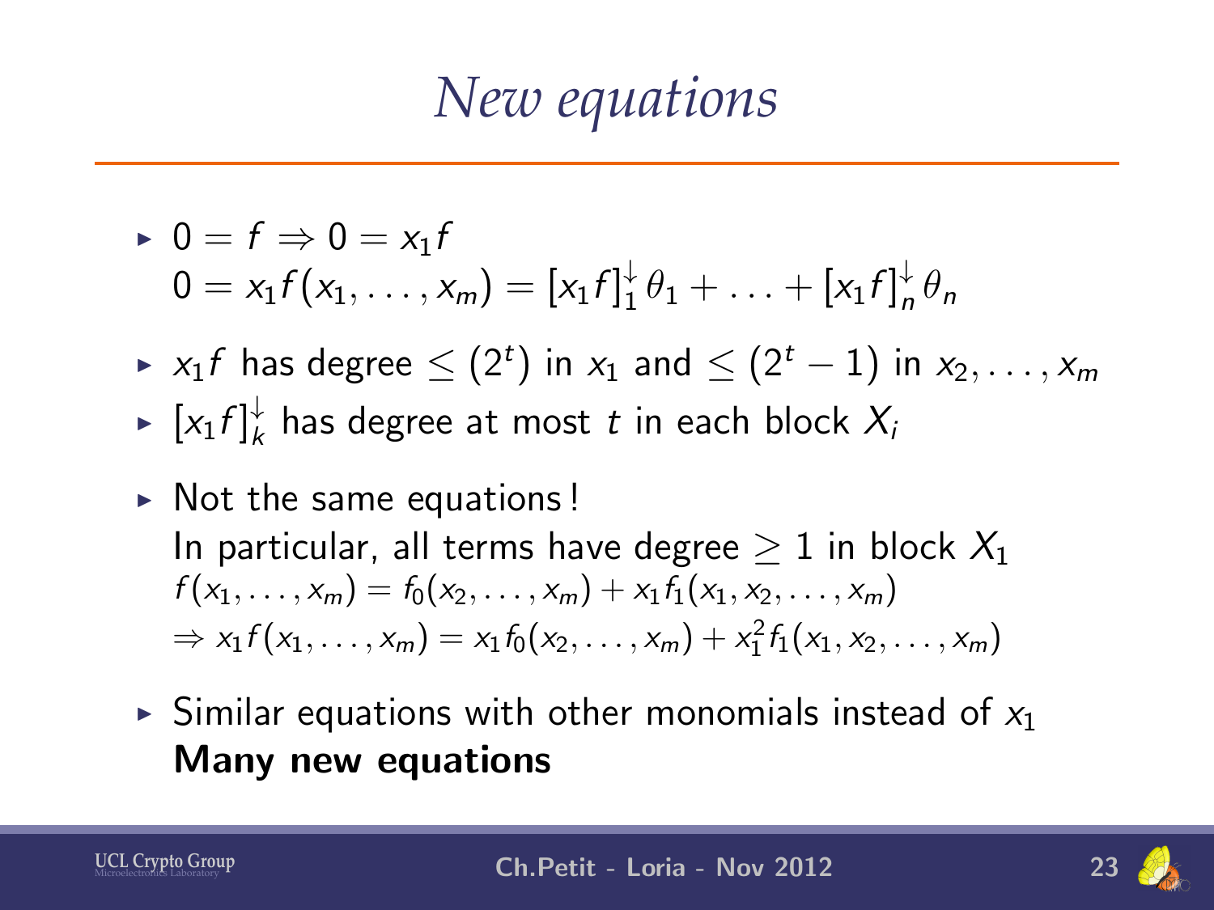# New equations

- $0 = f \Rightarrow 0 = x_1 f$
  $0 = x_1 f(x_1, \ldots, x_m) = [x_1 f]_1^{\downarrow} \theta_1 + \ldots + [x_1 f]_n^{\downarrow} \theta_n$
- $x_1 f$ has degree $\leq (2^t)$ in $x_1$ and $\leq (2^t - 1)$ in $x_2, \ldots, x_m$
- $[x_1 f]_k^{\downarrow}$ has degree at most $t$ in each block $X_i$
- Not the same equations !
  In particular, all terms have degree $\geq 1$ in block $X_1$
  $f(x_1, \ldots, x_m) = f_0(x_2, \ldots, x_m) + x_1 f_1(x_1, x_2, \ldots, x_m)$
  $\Rightarrow x_1 f(x_1, \ldots, x_m) = x_1 f_0(x_2, \ldots, x_m) + x_1^2 f_1(x_1, x_2, \ldots, x_m)$
- Similar equations with other monomials instead of $x_1$
  **Many new equations**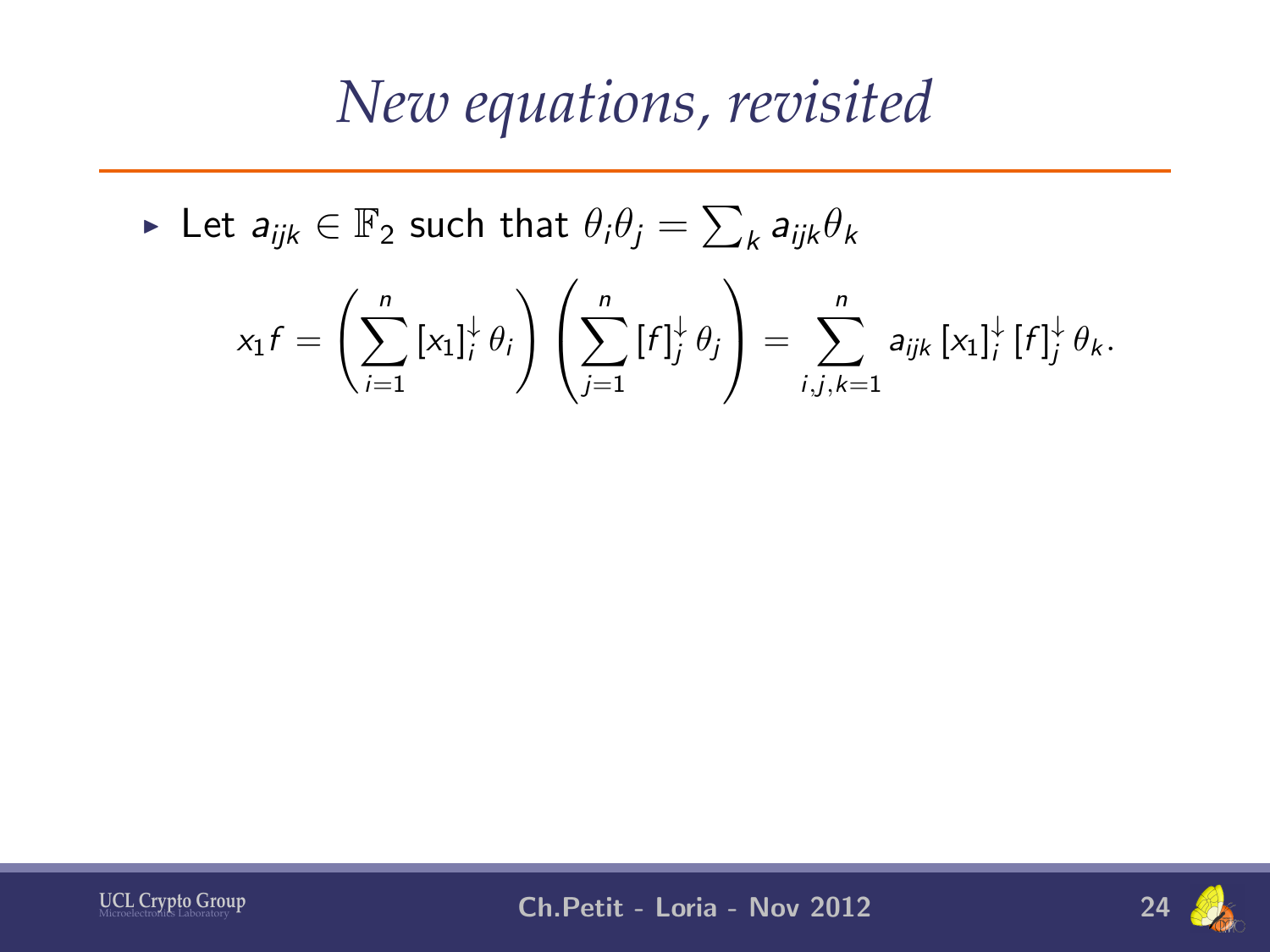# New equations, revisited

- Let $a_{ijk} \in \mathbb{F}_2$ such that $\theta_i\theta_j = \sum_k a_{ijk}\theta_k$

$$x_1 f = \left(\sum_{i=1}^{n} [x_1]_i^{\downarrow} \theta_i\right)\left(\sum_{j=1}^{n} [f]_j^{\downarrow} \theta_j\right) = \sum_{i,j,k=1}^{n} a_{ijk} [x_1]_i^{\downarrow} [f]_j^{\downarrow} \theta_k.$$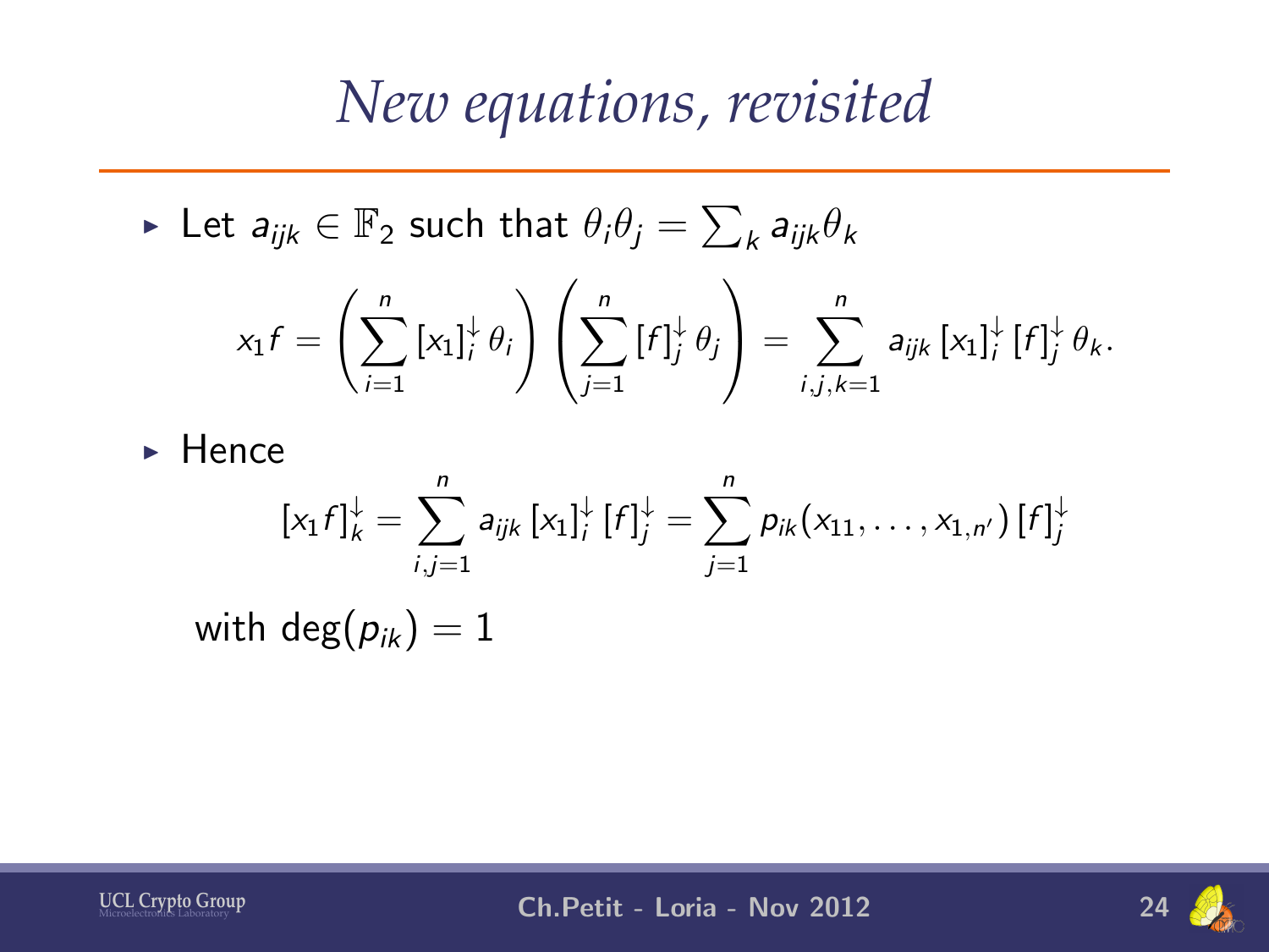# New equations, revisited

- Let $a_{ijk} \in \mathbb{F}_2$ such that $\theta_i \theta_j = \sum_k a_{ijk} \theta_k$

$$x_1 f = \left( \sum_{i=1}^{n} [x_1]_i^{\downarrow} \theta_i \right) \left( \sum_{j=1}^{n} [f]_j^{\downarrow} \theta_j \right) = \sum_{i,j,k=1}^{n} a_{ijk} [x_1]_i^{\downarrow} [f]_j^{\downarrow} \theta_k.$$

- Hence

$$[x_1 f]_k^{\downarrow} = \sum_{i,j=1}^{n} a_{ijk} [x_1]_i^{\downarrow} [f]_j^{\downarrow} = \sum_{j=1}^{n} p_{ik}(x_{11}, \ldots, x_{1,n'}) [f]_j^{\downarrow}$$

with $\deg(p_{ik}) = 1$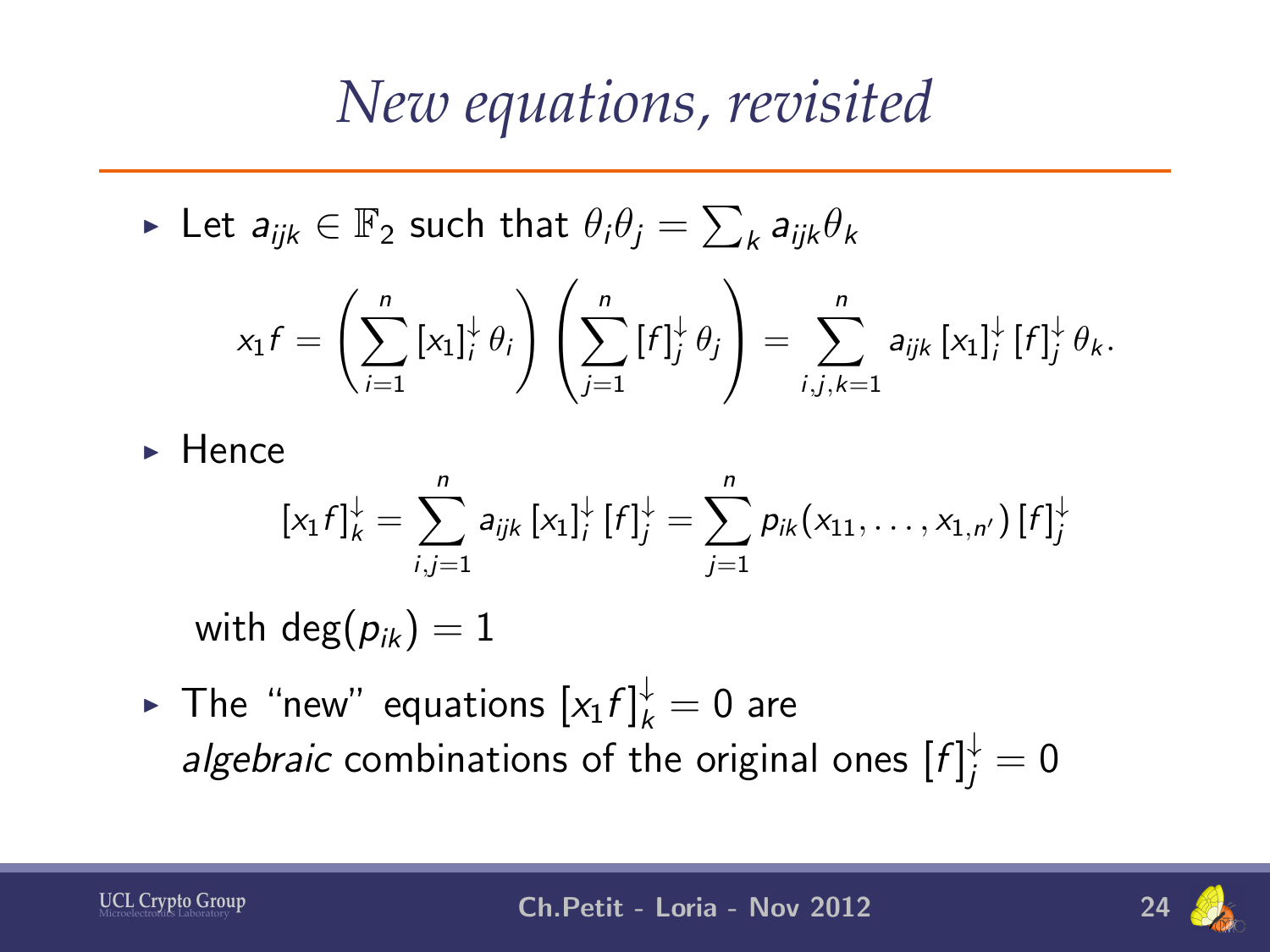# New equations, revisited

- Let $a_{ijk} \in \mathbb{F}_2$ such that $\theta_i \theta_j = \sum_k a_{ijk} \theta_k$

$$x_1 f = \left( \sum_{i=1}^{n} [x_1]_i^{\downarrow} \theta_i \right) \left( \sum_{j=1}^{n} [f]_j^{\downarrow} \theta_j \right) = \sum_{i,j,k=1}^{n} a_{ijk} [x_1]_i^{\downarrow} [f]_j^{\downarrow} \theta_k.$$

- Hence

$$[x_1 f]_k^{\downarrow} = \sum_{i,j=1}^{n} a_{ijk} [x_1]_i^{\downarrow} [f]_j^{\downarrow} = \sum_{j=1}^{n} p_{ik}(x_{11}, \ldots, x_{1,n'}) [f]_j^{\downarrow}$$

  with $\deg(p_{ik}) = 1$

- The "new" equations $[x_1 f]_k^{\downarrow} = 0$ are *algebraic* combinations of the original ones $[f]_j^{\downarrow} = 0$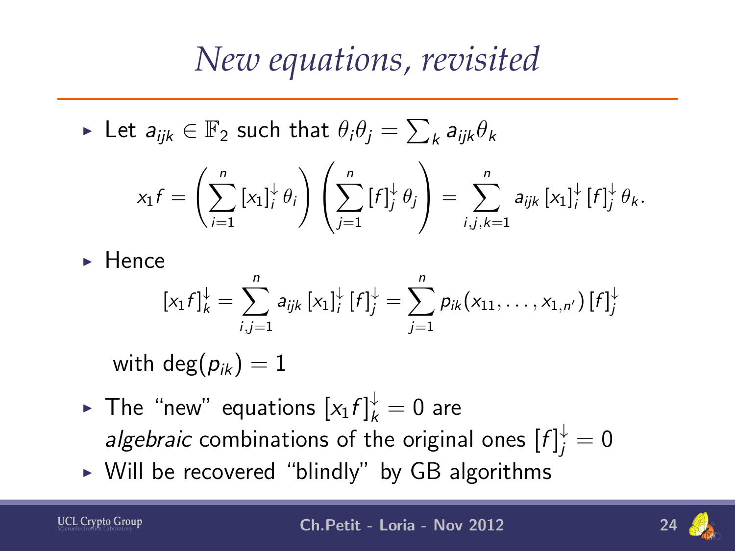# New equations, revisited

- Let $a_{ijk} \in \mathbb{F}_2$ such that $\theta_i\theta_j = \sum_k a_{ijk}\theta_k$

$$x_1 f = \left( \sum_{i=1}^{n} [x_1]_i^{\downarrow} \theta_i \right) \left( \sum_{j=1}^{n} [f]_j^{\downarrow} \theta_j \right) = \sum_{i,j,k=1}^{n} a_{ijk} [x_1]_i^{\downarrow} [f]_j^{\downarrow} \theta_k.$$

- Hence

$$[x_1 f]_k^{\downarrow} = \sum_{i,j=1}^{n} a_{ijk} [x_1]_i^{\downarrow} [f]_j^{\downarrow} = \sum_{j=1}^{n} p_{ik}(x_{11}, \ldots, x_{1,n'}) [f]_j^{\downarrow}$$

with $\deg(p_{ik}) = 1$

- The "new" equations $[x_1 f]_k^{\downarrow} = 0$ are *algebraic* combinations of the original ones $[f]_j^{\downarrow} = 0$
- Will be recovered "blindly" by GB algorithms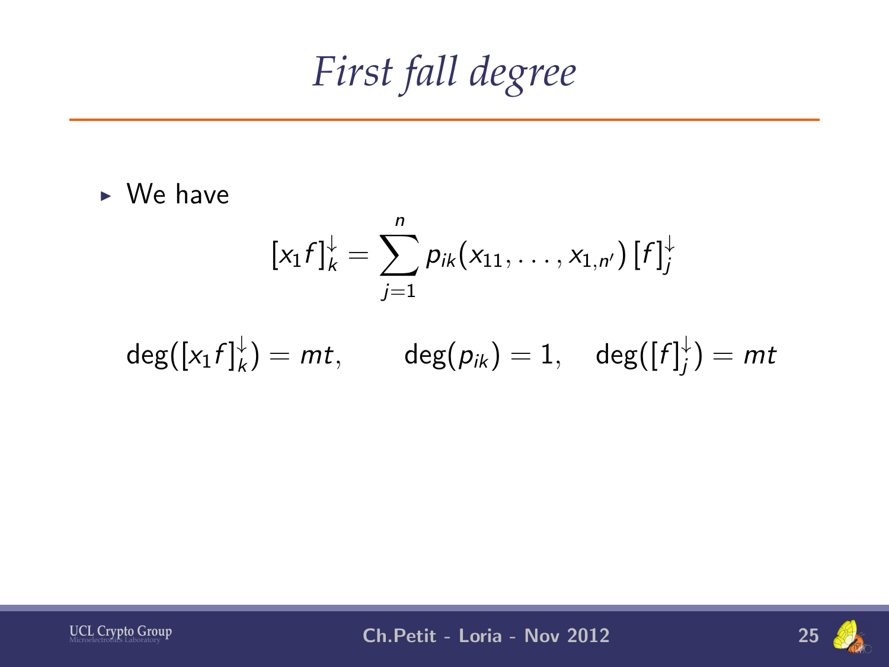# *First fall degree*

- We have

$$[x_1 f]_k^{\downarrow} = \sum_{j=1}^{n} p_{ik}(x_{11}, \ldots, x_{1,n'})\,[f]_j^{\downarrow}$$

$$\deg([x_1 f]_k^{\downarrow}) = mt, \qquad \deg(p_{ik}) = 1, \quad \deg([f]_j^{\downarrow}) = mt$$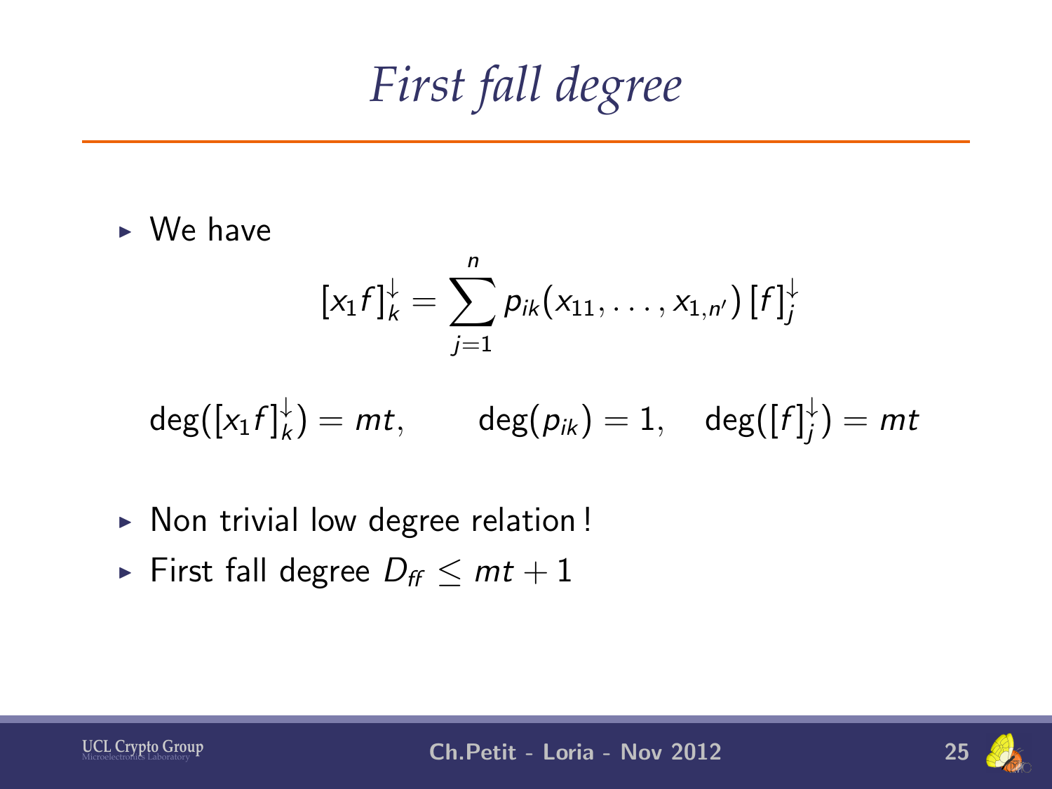# *First fall degree*

- We have

$$[x_1 f]_k^{\downarrow} = \sum_{j=1}^{n} p_{ik}(x_{11}, \ldots, x_{1,n'}) \, [f]_j^{\downarrow}$$

$$\deg([x_1 f]_k^{\downarrow}) = mt, \qquad \deg(p_{ik}) = 1, \quad \deg([f]_j^{\downarrow}) = mt$$

- Non trivial low degree relation !
- First fall degree $D_{ff} \leq mt + 1$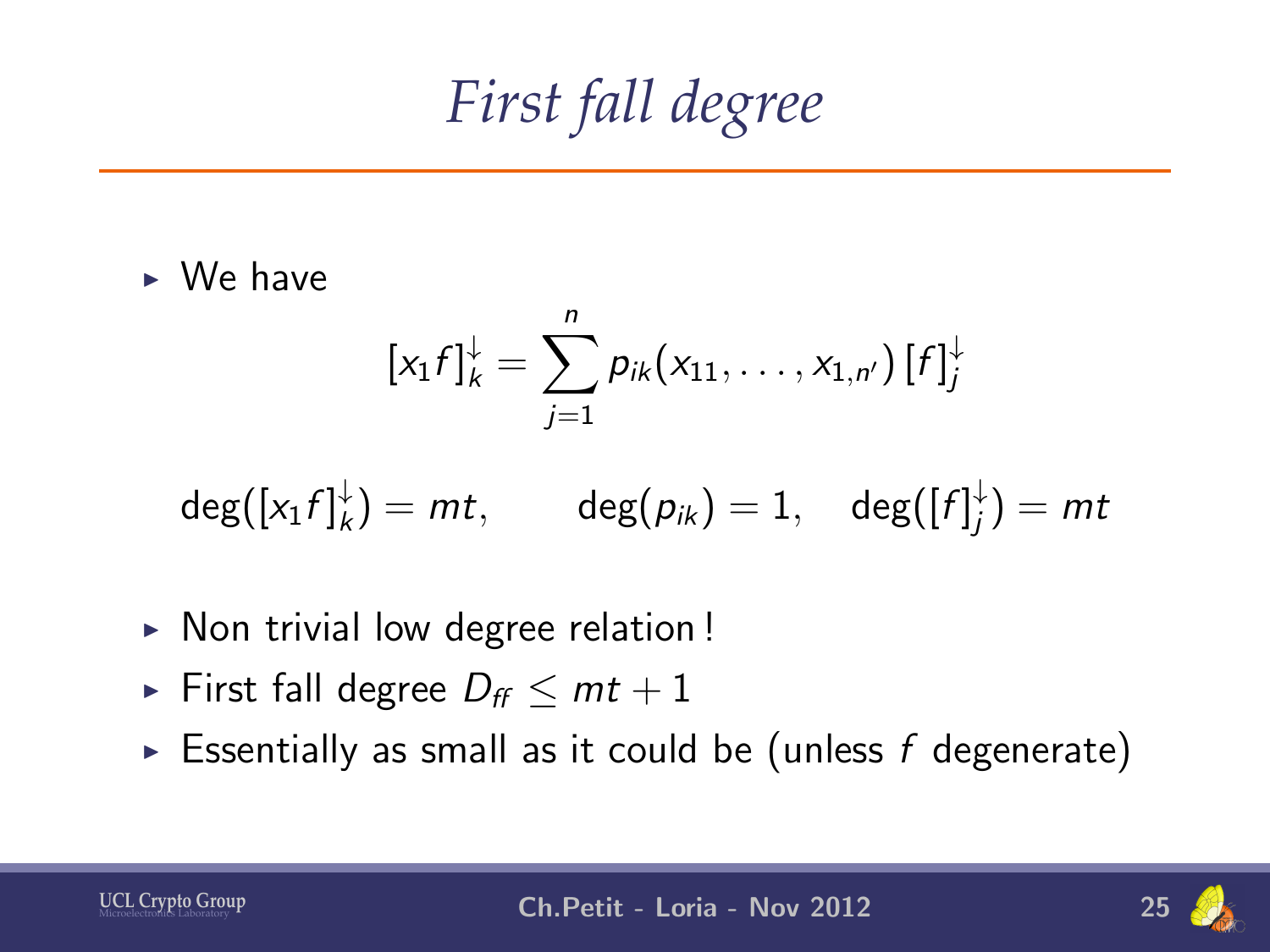# First fall degree

- We have

$$[x_1 f]_k^{\downarrow} = \sum_{j=1}^{n} p_{ik}(x_{11}, \ldots, x_{1,n'})\, [f]_j^{\downarrow}$$

$$\deg([x_1 f]_k^{\downarrow}) = mt, \qquad \deg(p_{ik}) = 1, \quad \deg([f]_j^{\downarrow}) = mt$$

- Non trivial low degree relation !
- First fall degree $D_{ff} \leq mt + 1$
- Essentially as small as it could be (unless $f$ degenerate)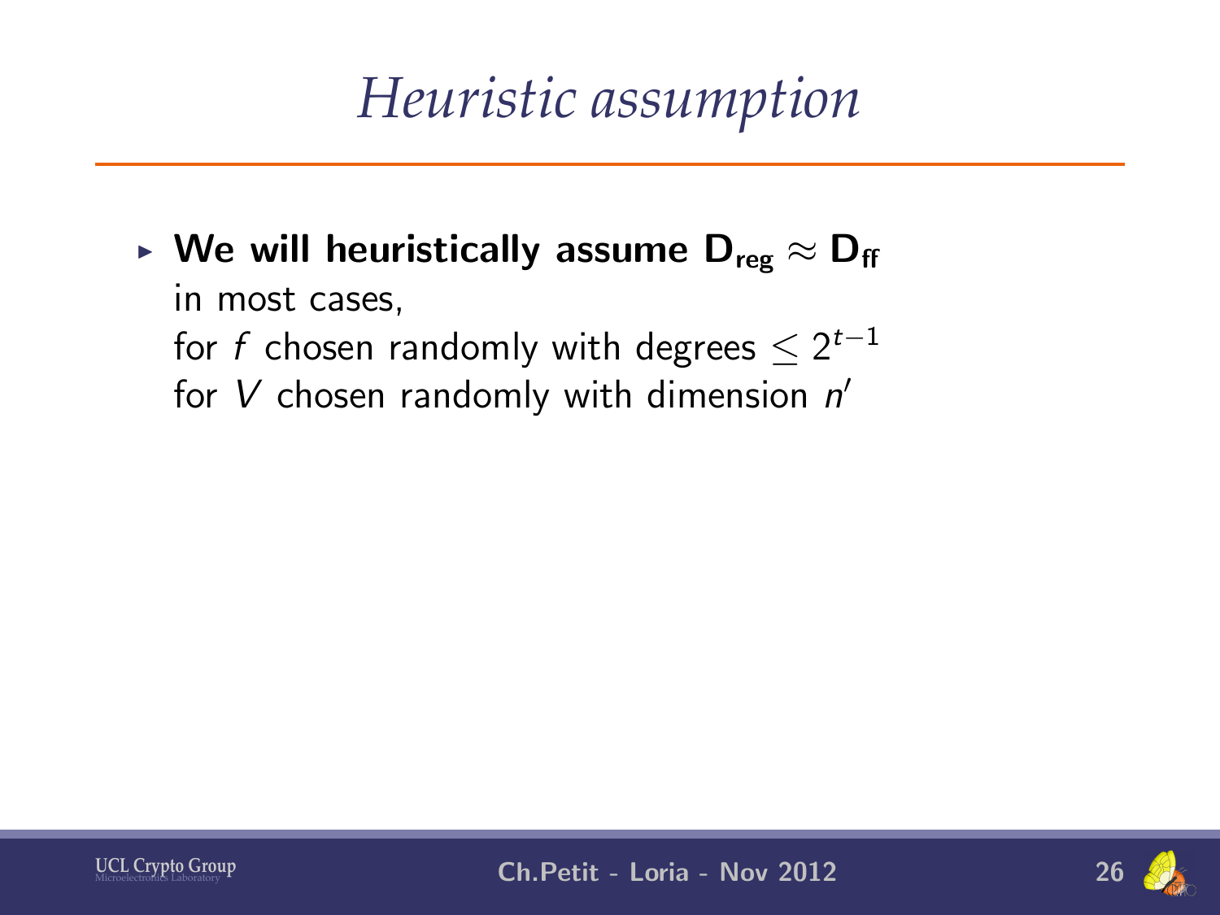# Heuristic assumption

- **We will heuristically assume $\mathbf{D_{reg}} \approx \mathbf{D_{ff}}$**
  in most cases,
  for $f$ chosen randomly with degrees $\leq 2^{t-1}$
  for $V$ chosen randomly with dimension $n'$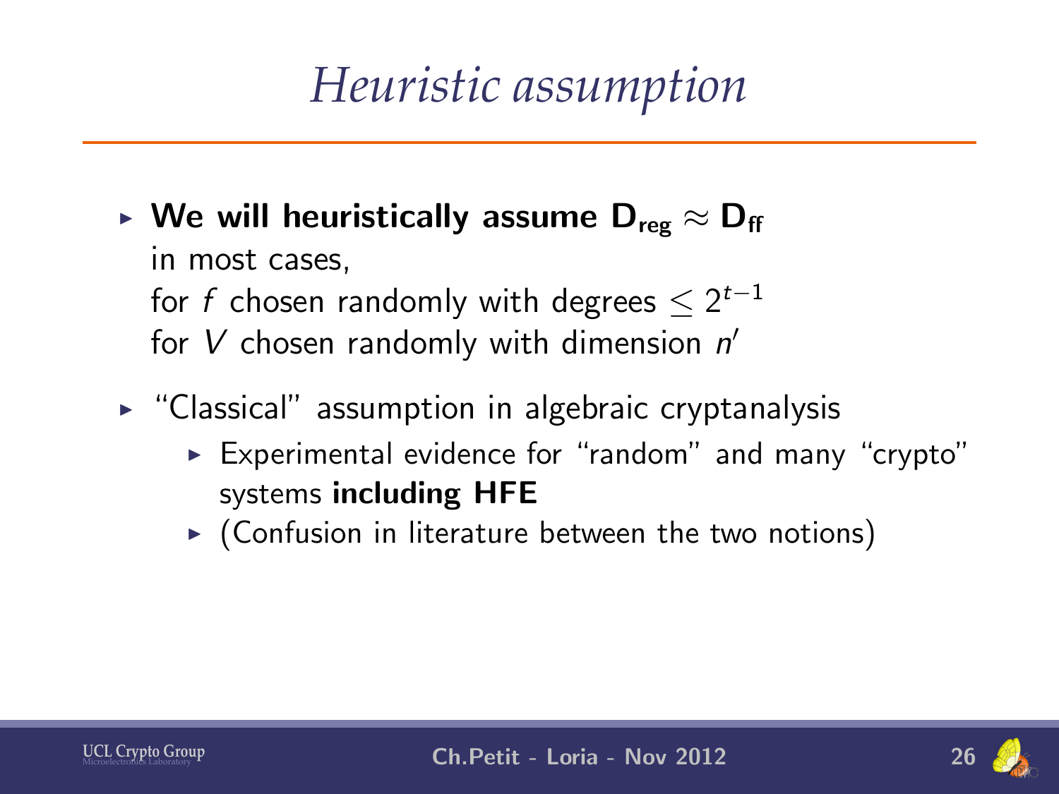# Heuristic assumption

- **We will heuristically assume $\mathbf{D_{reg} \approx D_{ff}}$**
  in most cases,
  for $f$ chosen randomly with degrees $\leq 2^{t-1}$
  for $V$ chosen randomly with dimension $n'$
- "Classical" assumption in algebraic cryptanalysis
  - Experimental evidence for "random" and many "crypto" systems **including HFE**
  - (Confusion in literature between the two notions)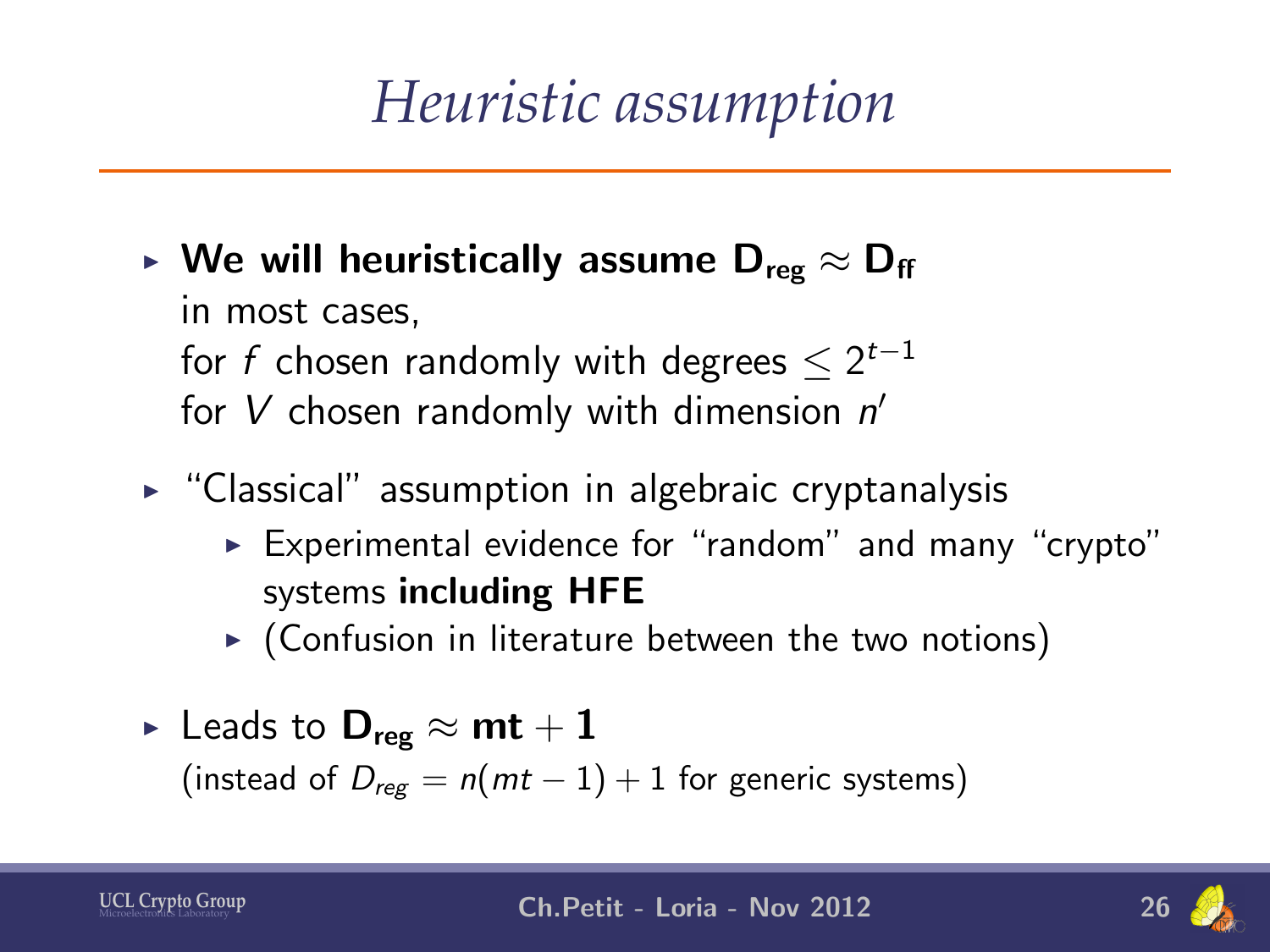# *Heuristic assumption*

- **We will heuristically assume $\mathbf{D_{reg}} \approx \mathbf{D_{ff}}$**
  in most cases,
  for $f$ chosen randomly with degrees $\leq 2^{t-1}$
  for $V$ chosen randomly with dimension $n'$
- "Classical" assumption in algebraic cryptanalysis
  - Experimental evidence for "random" and many "crypto" systems **including HFE**
  - (Confusion in literature between the two notions)
- Leads to $\mathbf{D_{reg}} \approx \mathbf{mt} + \mathbf{1}$
  (instead of $D_{reg} = n(mt-1)+1$ for generic systems)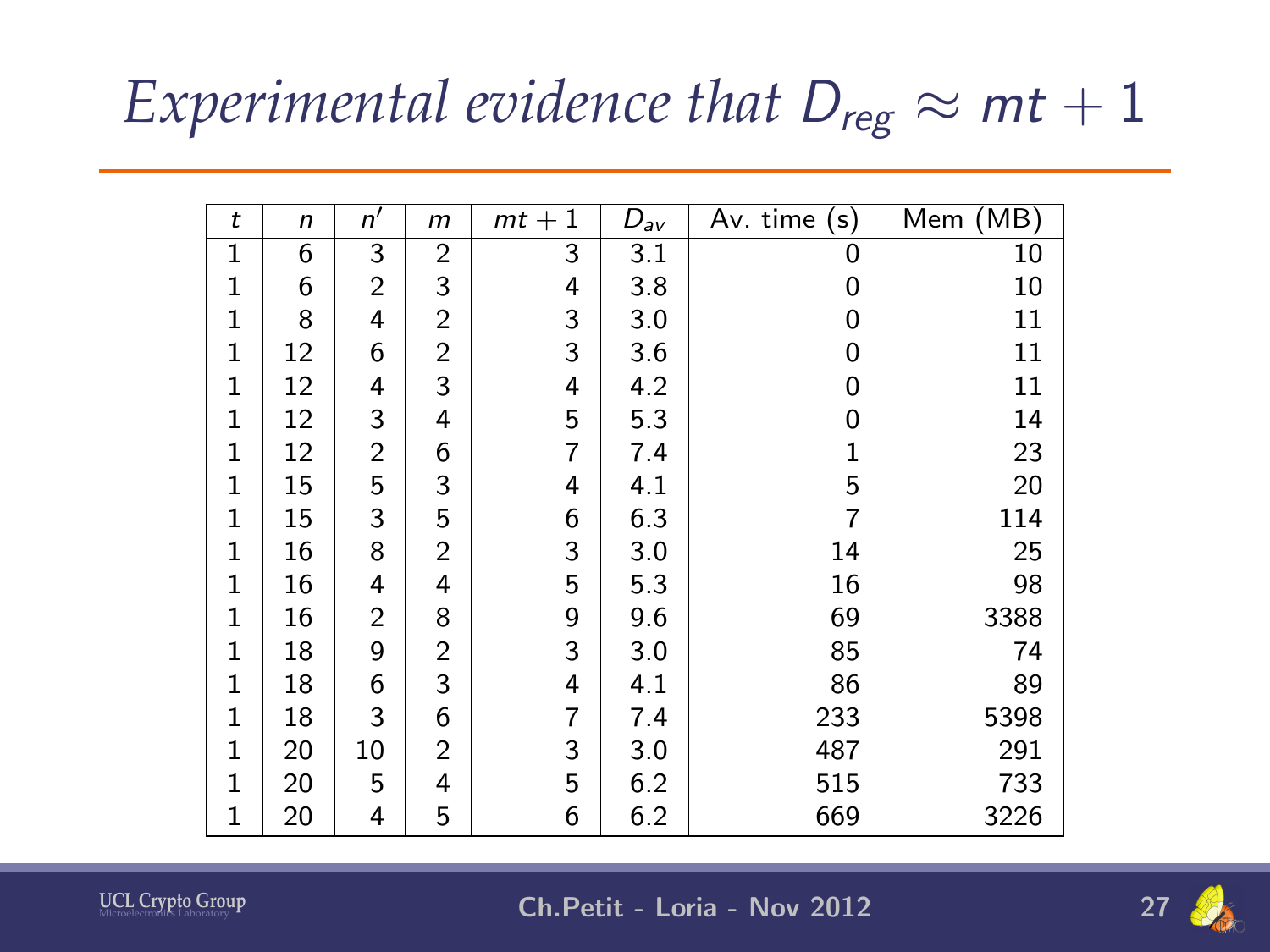# *Experimental evidence that* $D_{reg} \approx mt + 1$

| $t$ | $n$ | $n'$ | $m$ | $mt + 1$ | $D_{av}$ | Av. time (s) | Mem (MB) |
|---|---|---|---|---|---|---|---|
| 1 | 6 | 3 | 2 | 3 | 3.1 | 0 | 10 |
| 1 | 6 | 2 | 3 | 4 | 3.8 | 0 | 10 |
| 1 | 8 | 4 | 2 | 3 | 3.0 | 0 | 11 |
| 1 | 12 | 6 | 2 | 3 | 3.6 | 0 | 11 |
| 1 | 12 | 4 | 3 | 4 | 4.2 | 0 | 11 |
| 1 | 12 | 3 | 4 | 5 | 5.3 | 0 | 14 |
| 1 | 12 | 2 | 6 | 7 | 7.4 | 1 | 23 |
| 1 | 15 | 5 | 3 | 4 | 4.1 | 5 | 20 |
| 1 | 15 | 3 | 5 | 6 | 6.3 | 7 | 114 |
| 1 | 16 | 8 | 2 | 3 | 3.0 | 14 | 25 |
| 1 | 16 | 4 | 4 | 5 | 5.3 | 16 | 98 |
| 1 | 16 | 2 | 8 | 9 | 9.6 | 69 | 3388 |
| 1 | 18 | 9 | 2 | 3 | 3.0 | 85 | 74 |
| 1 | 18 | 6 | 3 | 4 | 4.1 | 86 | 89 |
| 1 | 18 | 3 | 6 | 7 | 7.4 | 233 | 5398 |
| 1 | 20 | 10 | 2 | 3 | 3.0 | 487 | 291 |
| 1 | 20 | 5 | 4 | 5 | 6.2 | 515 | 733 |
| 1 | 20 | 4 | 5 | 6 | 6.2 | 669 | 3226 |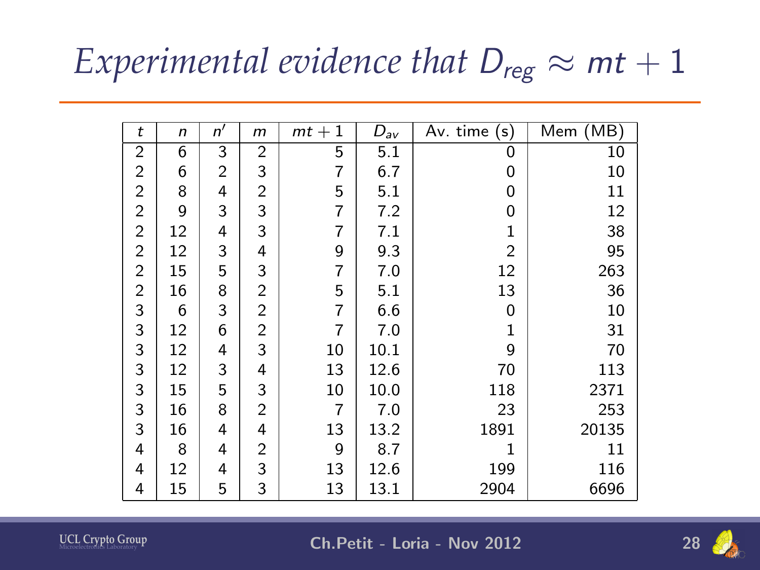# *Experimental evidence that* $D_{reg} \approx mt + 1$

| $t$ | $n$ | $n'$ | $m$ | $mt+1$ | $D_{av}$ | Av. time (s) | Mem (MB) |
|---|---|---|---|---|---|---|---|
| 2 | 6 | 3 | 2 | 5 | 5.1 | 0 | 10 |
| 2 | 6 | 2 | 3 | 7 | 6.7 | 0 | 10 |
| 2 | 8 | 4 | 2 | 5 | 5.1 | 0 | 11 |
| 2 | 9 | 3 | 3 | 7 | 7.2 | 0 | 12 |
| 2 | 12 | 4 | 3 | 7 | 7.1 | 1 | 38 |
| 2 | 12 | 3 | 4 | 9 | 9.3 | 2 | 95 |
| 2 | 15 | 5 | 3 | 7 | 7.0 | 12 | 263 |
| 2 | 16 | 8 | 2 | 5 | 5.1 | 13 | 36 |
| 3 | 6 | 3 | 2 | 7 | 6.6 | 0 | 10 |
| 3 | 12 | 6 | 2 | 7 | 7.0 | 1 | 31 |
| 3 | 12 | 4 | 3 | 10 | 10.1 | 9 | 70 |
| 3 | 12 | 3 | 4 | 13 | 12.6 | 70 | 113 |
| 3 | 15 | 5 | 3 | 10 | 10.0 | 118 | 2371 |
| 3 | 16 | 8 | 2 | 7 | 7.0 | 23 | 253 |
| 3 | 16 | 4 | 4 | 13 | 13.2 | 1891 | 20135 |
| 4 | 8 | 4 | 2 | 9 | 8.7 | 1 | 11 |
| 4 | 12 | 4 | 3 | 13 | 12.6 | 199 | 116 |
| 4 | 15 | 5 | 3 | 13 | 13.1 | 2904 | 6696 |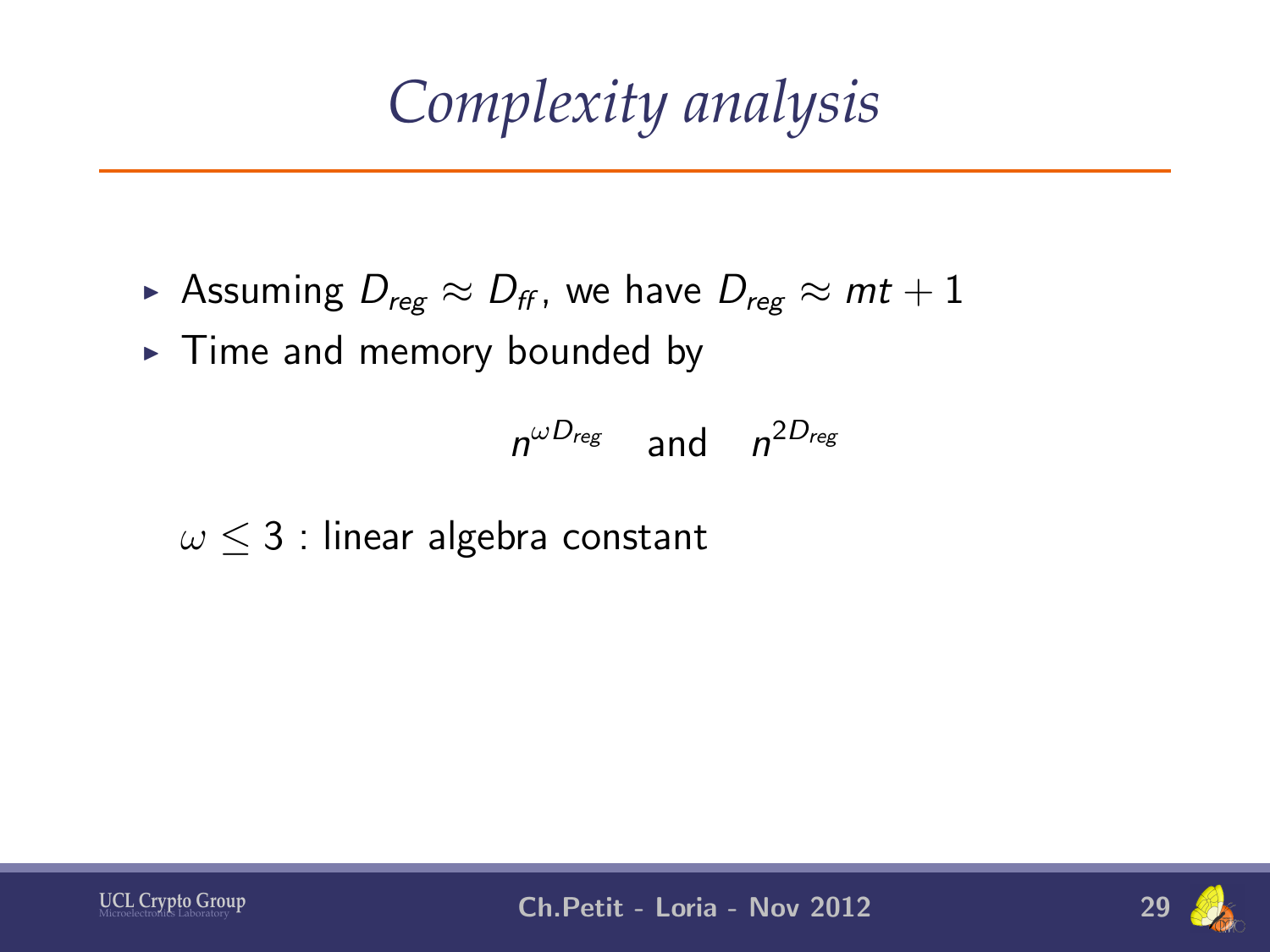# *Complexity analysis*

- Assuming $D_{reg} \approx D_{ff}$, we have $D_{reg} \approx mt + 1$
- Time and memory bounded by

$$n^{\omega D_{reg}} \quad \text{and} \quad n^{2D_{reg}}$$

$\omega \leq 3$ : linear algebra constant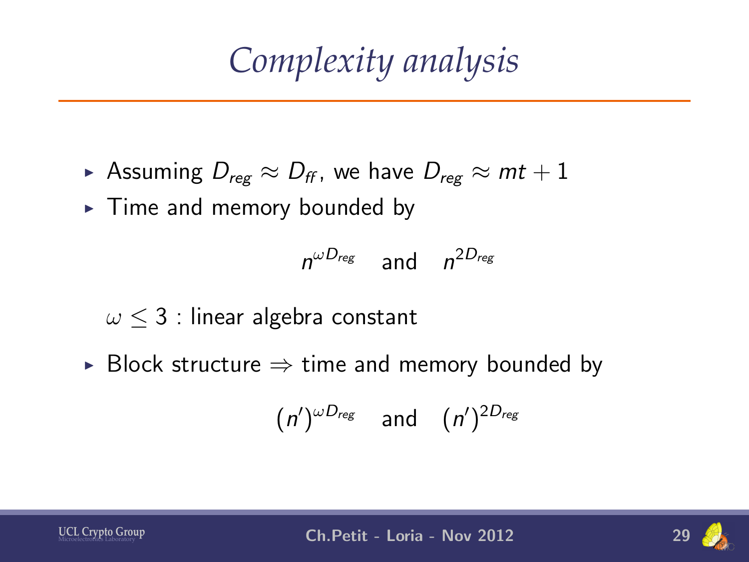# Complexity analysis

- Assuming $D_{reg} \approx D_{ff}$, we have $D_{reg} \approx mt + 1$
- Time and memory bounded by

$$n^{\omega D_{reg}} \quad \text{and} \quad n^{2D_{reg}}$$

$\omega \leq 3$ : linear algebra constant

- Block structure $\Rightarrow$ time and memory bounded by

$$(n')^{\omega D_{reg}} \quad \text{and} \quad (n')^{2D_{reg}}$$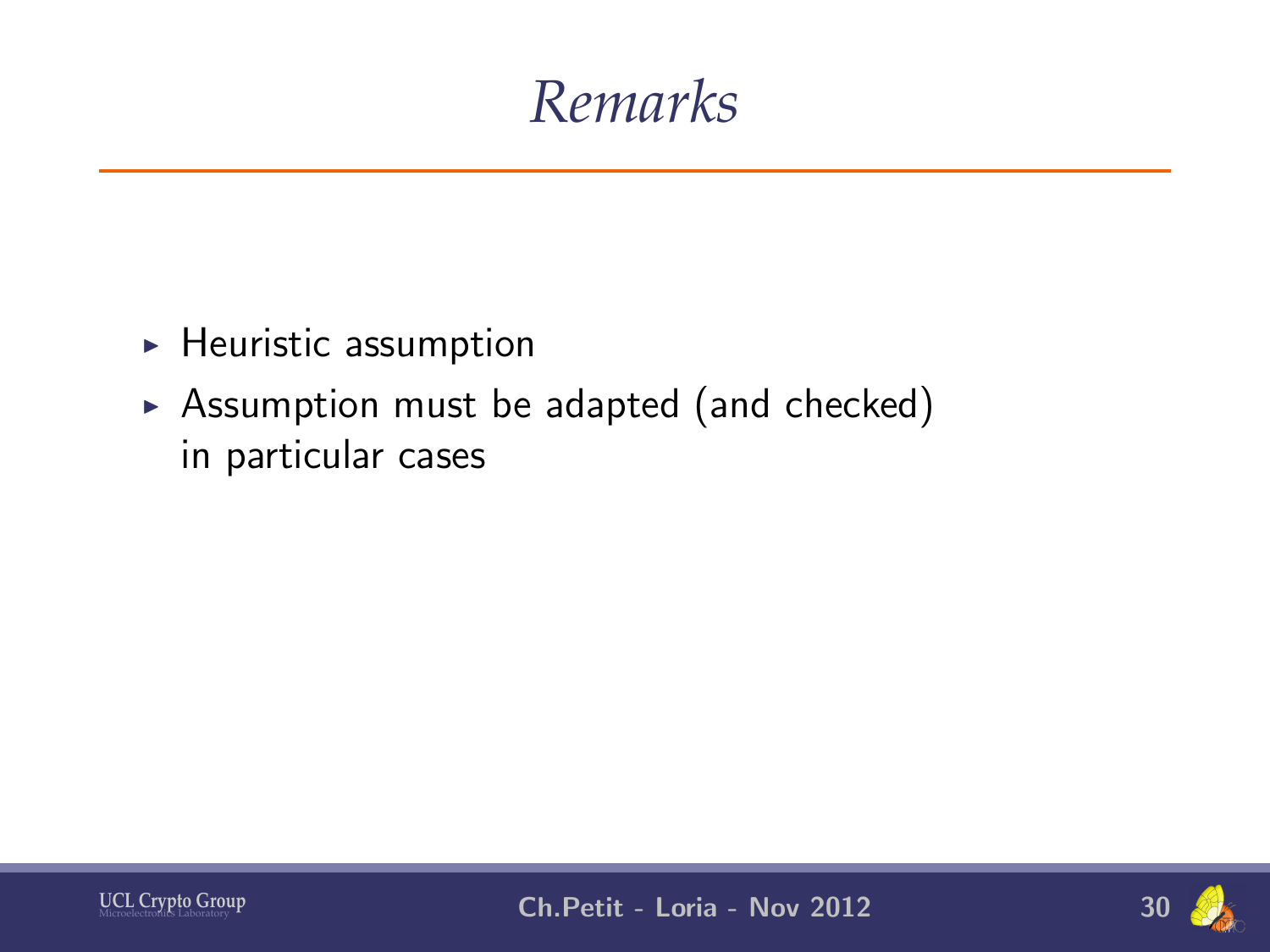# Remarks

- Heuristic assumption
- Assumption must be adapted (and checked) in particular cases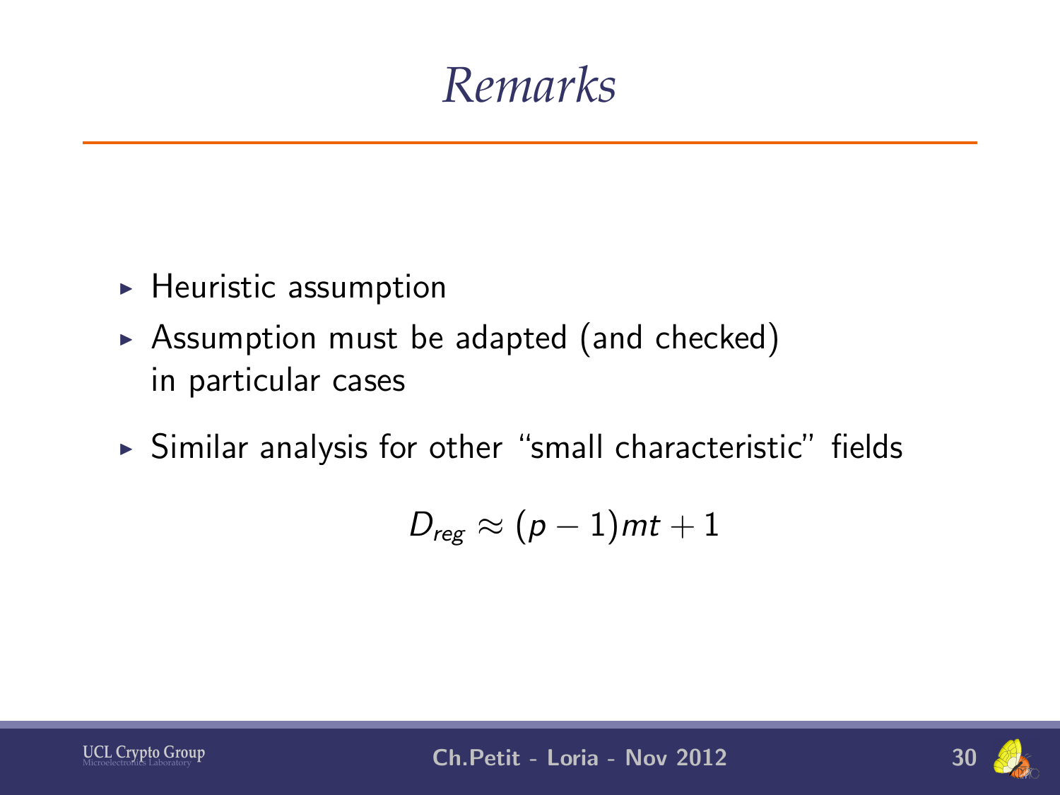# Remarks

- Heuristic assumption
- Assumption must be adapted (and checked) in particular cases
- Similar analysis for other "small characteristic" fields

$$D_{reg} \approx (p-1)mt + 1$$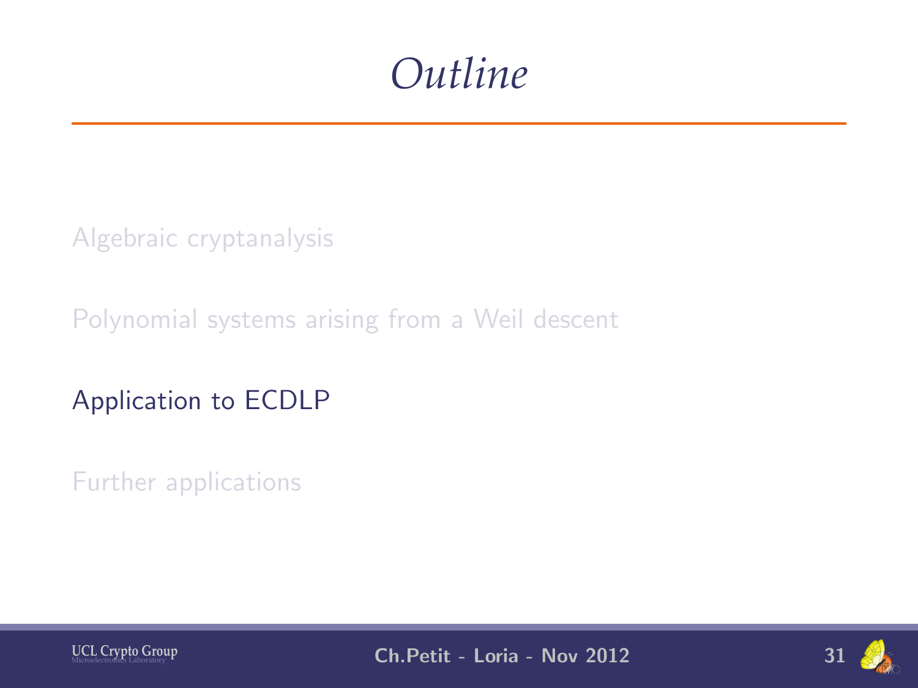# Outline

Algebraic cryptanalysis

Polynomial systems arising from a Weil descent

Application to ECDLP

Further applications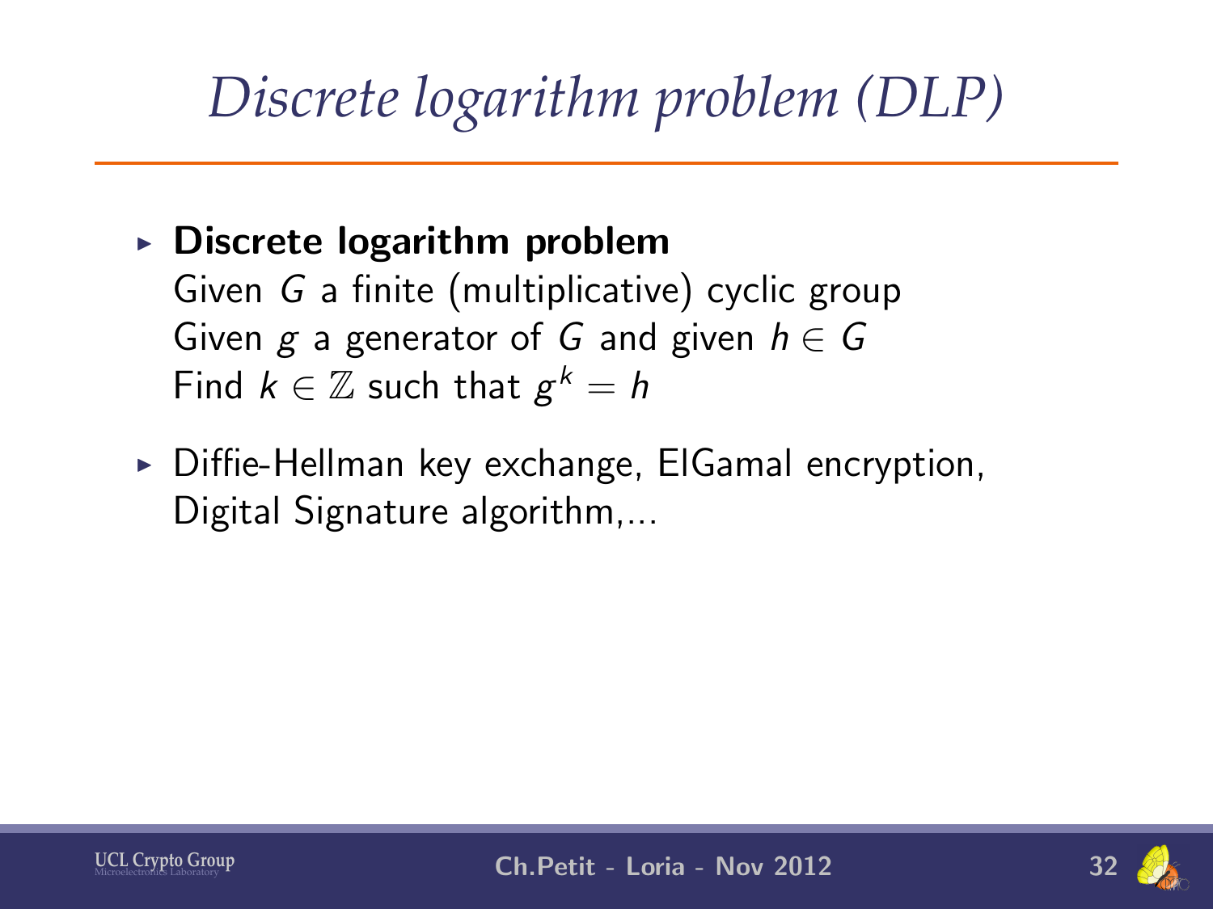# Discrete logarithm problem (DLP)

- **Discrete logarithm problem**
  Given $G$ a finite (multiplicative) cyclic group
  Given $g$ a generator of $G$ and given $h \in G$
  Find $k \in \mathbb{Z}$ such that $g^k = h$
- Diffie-Hellman key exchange, ElGamal encryption, Digital Signature algorithm,...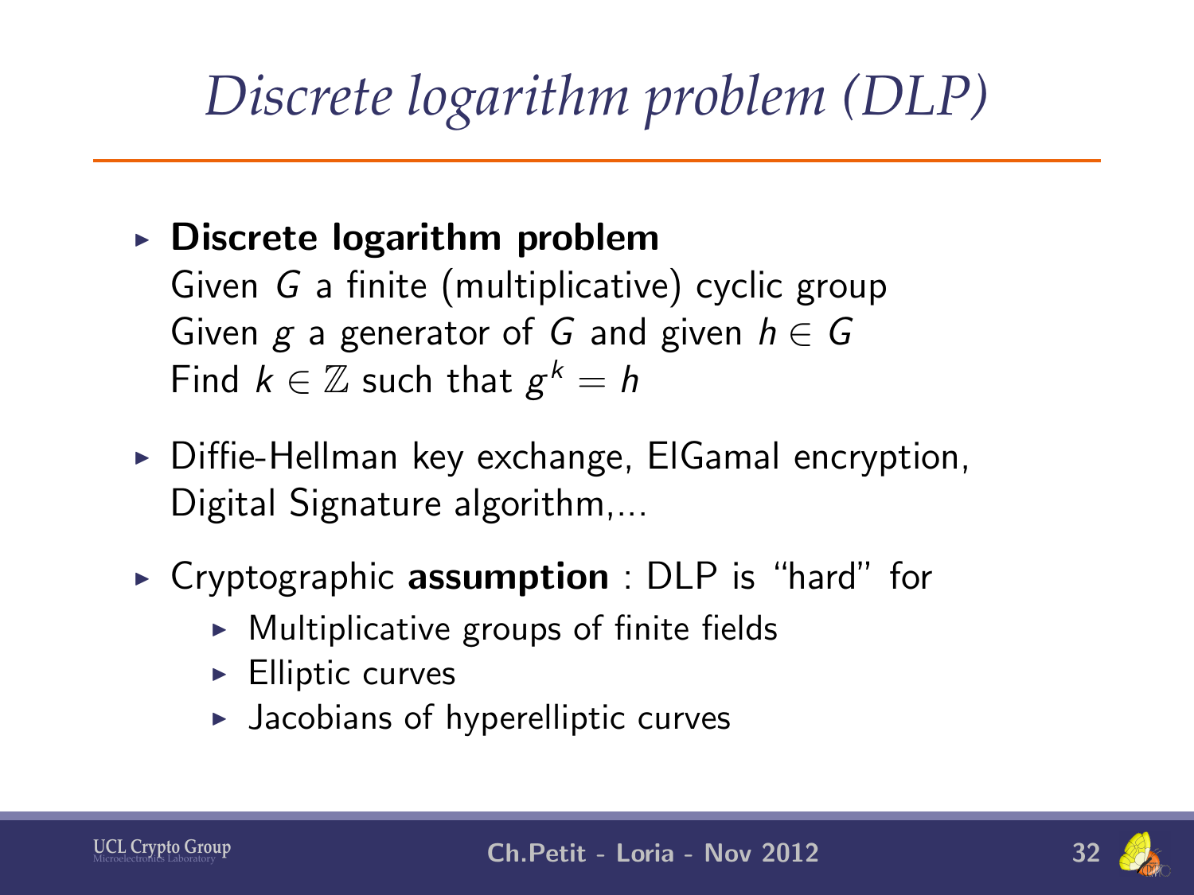# *Discrete logarithm problem (DLP)*

- **Discrete logarithm problem**
  Given $G$ a finite (multiplicative) cyclic group
  Given $g$ a generator of $G$ and given $h \in G$
  Find $k \in \mathbb{Z}$ such that $g^k = h$
- Diffie-Hellman key exchange, ElGamal encryption, Digital Signature algorithm,...
- Cryptographic **assumption** : DLP is "hard" for
  - Multiplicative groups of finite fields
  - Elliptic curves
  - Jacobians of hyperelliptic curves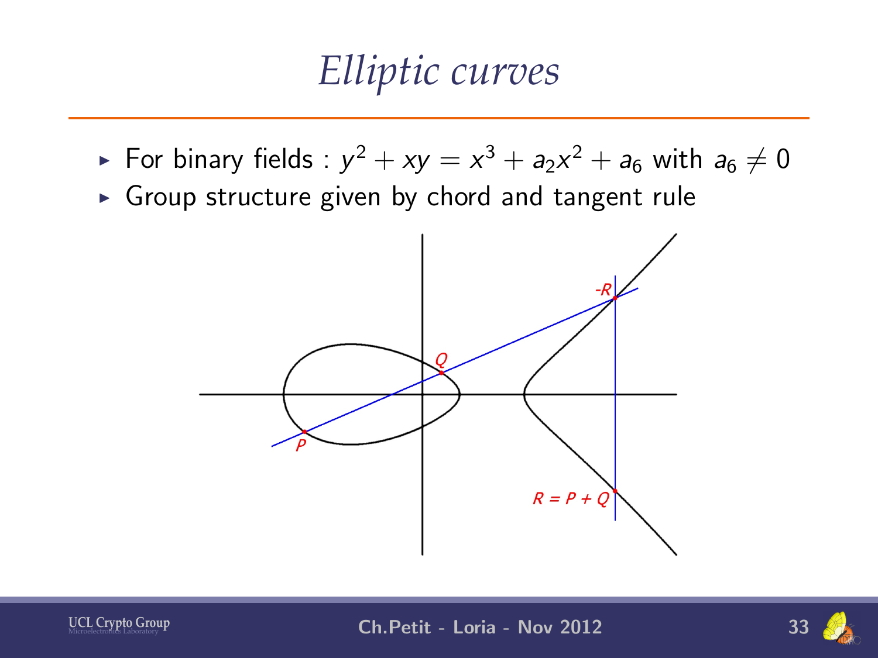# *Elliptic curves*

- For binary fields : $y^2 + xy = x^3 + a_2x^2 + a_6$ with $a_6 \neq 0$
- Group structure given by chord and tangent rule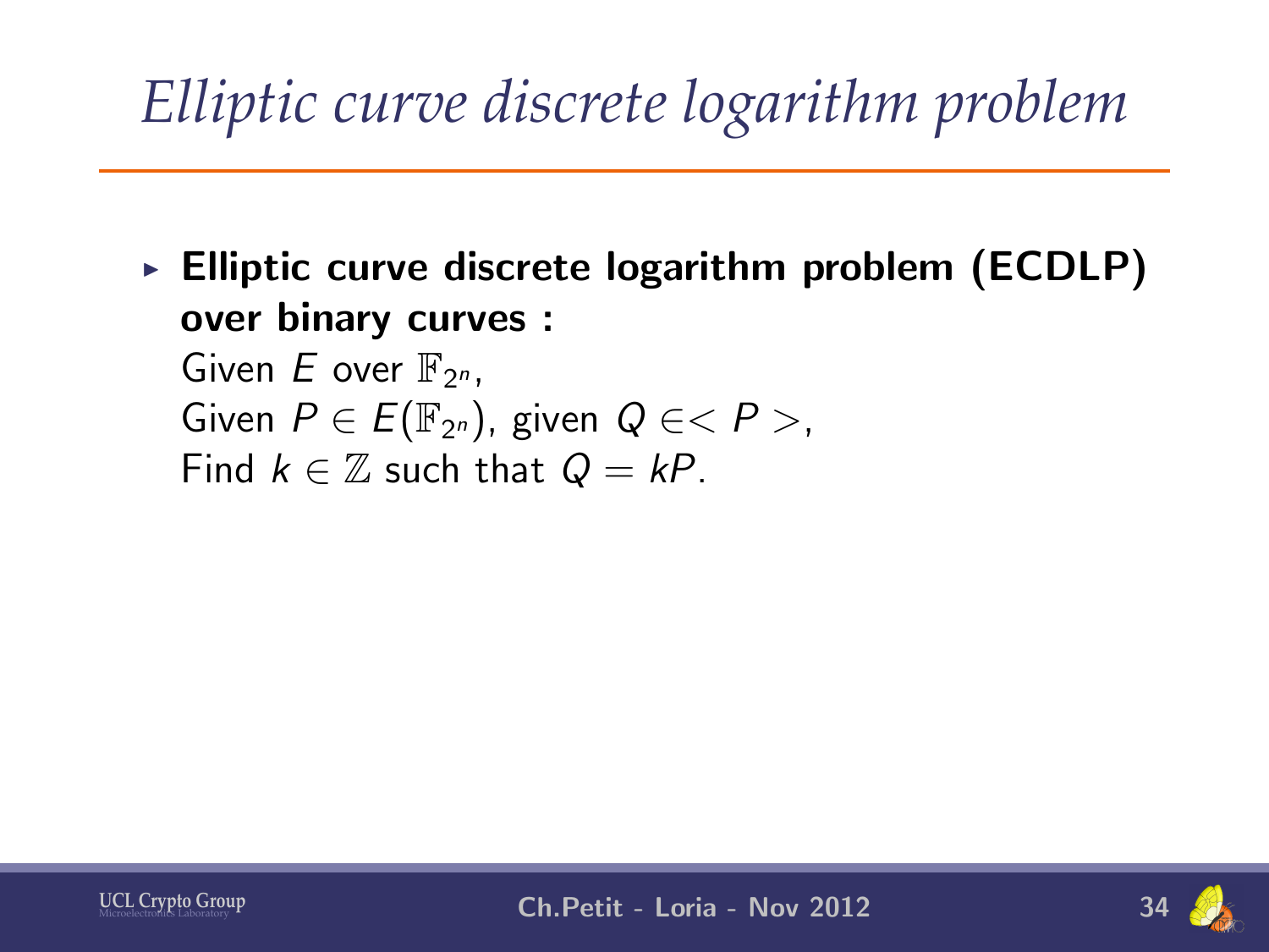# Elliptic curve discrete logarithm problem

- **Elliptic curve discrete logarithm problem (ECDLP) over binary curves :**
  Given $E$ over $\mathbb{F}_{2^n}$,
  Given $P \in E(\mathbb{F}_{2^n})$, given $Q \in <P>$,
  Find $k \in \mathbb{Z}$ such that $Q = kP$.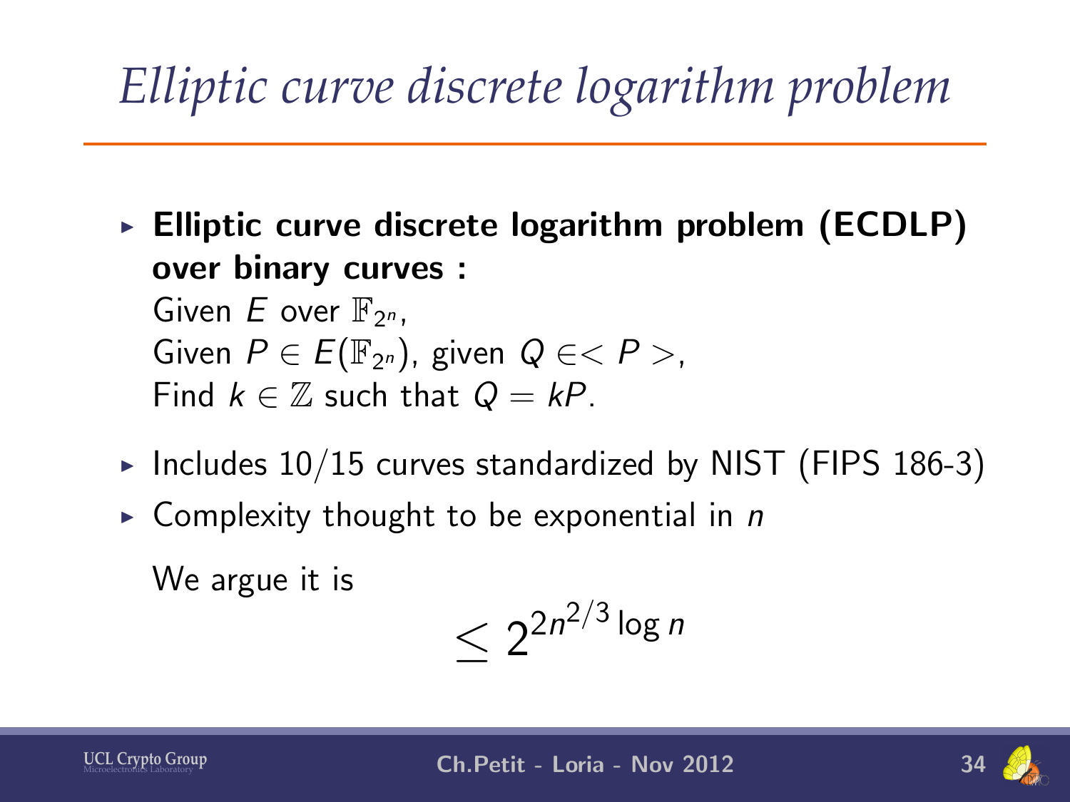# *Elliptic curve discrete logarithm problem*

- **Elliptic curve discrete logarithm problem (ECDLP) over binary curves :**
  Given $E$ over $\mathbb{F}_{2^n}$,
  Given $P \in E(\mathbb{F}_{2^n})$, given $Q \in <P>$,
  Find $k \in \mathbb{Z}$ such that $Q = kP$.
- Includes 10/15 curves standardized by NIST (FIPS 186-3)
- Complexity thought to be exponential in $n$

  We argue it is

$$\leq 2^{2n^{2/3}\log n}$$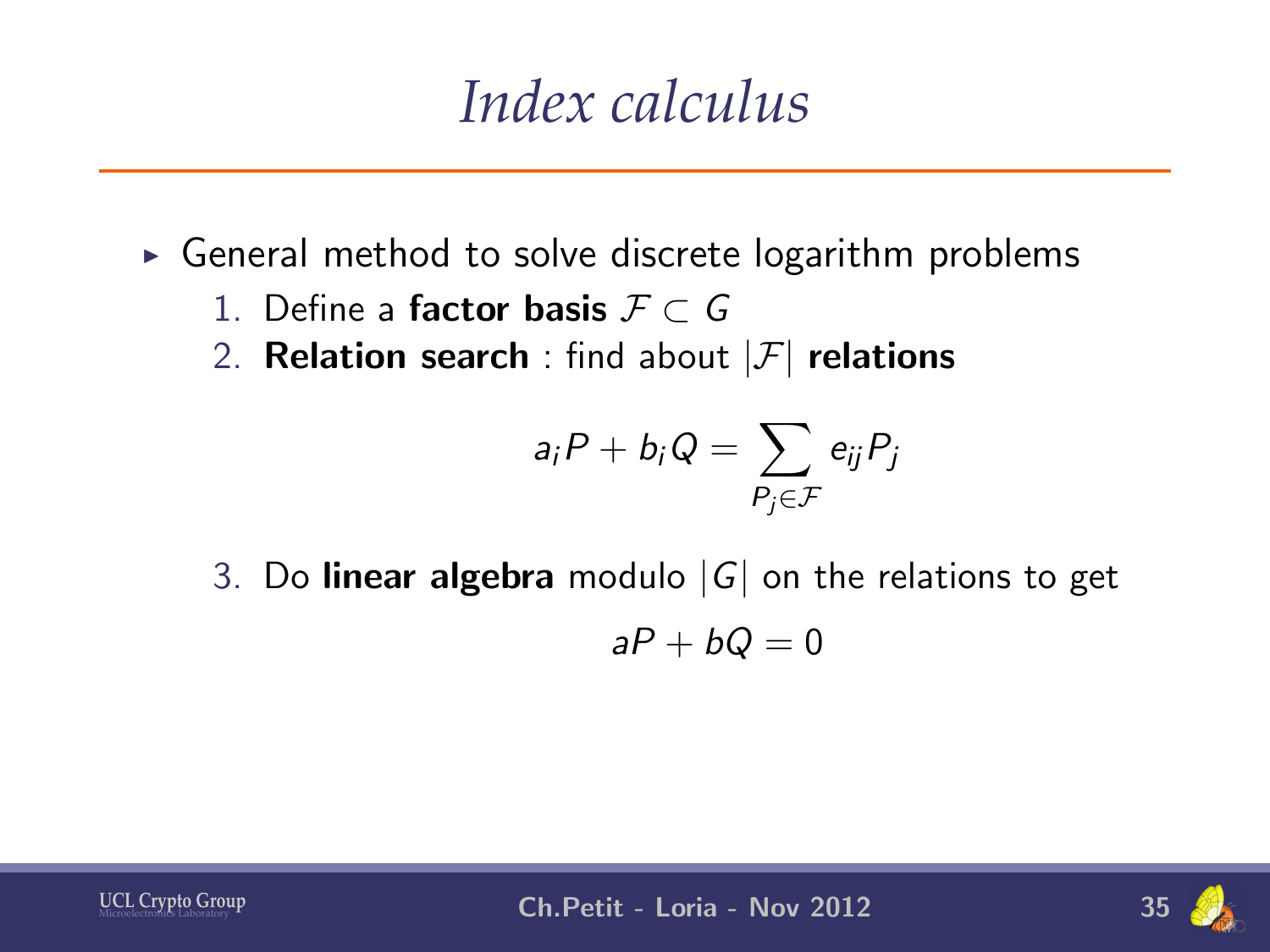# Index calculus

- General method to solve discrete logarithm problems
  1. Define a **factor basis** $\mathcal{F} \subset G$
  2. **Relation search** : find about $|\mathcal{F}|$ **relations**

     $$a_i P + b_i Q = \sum_{P_j \in \mathcal{F}} e_{ij} P_j$$

  3. Do **linear algebra** modulo $|G|$ on the relations to get

     $$aP + bQ = 0$$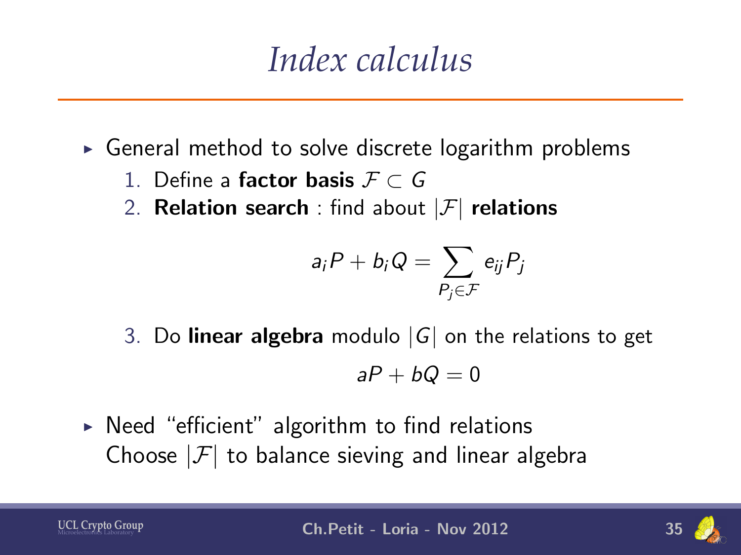# *Index calculus*

- General method to solve discrete logarithm problems
  1. Define a **factor basis** $\mathcal{F} \subset G$
  2. **Relation search** : find about $|\mathcal{F}|$ **relations**

     $$a_i P + b_i Q = \sum_{P_j \in \mathcal{F}} e_{ij} P_j$$

  3. Do **linear algebra** modulo $|G|$ on the relations to get

     $$aP + bQ = 0$$

- Need "efficient" algorithm to find relations
  Choose $|\mathcal{F}|$ to balance sieving and linear algebra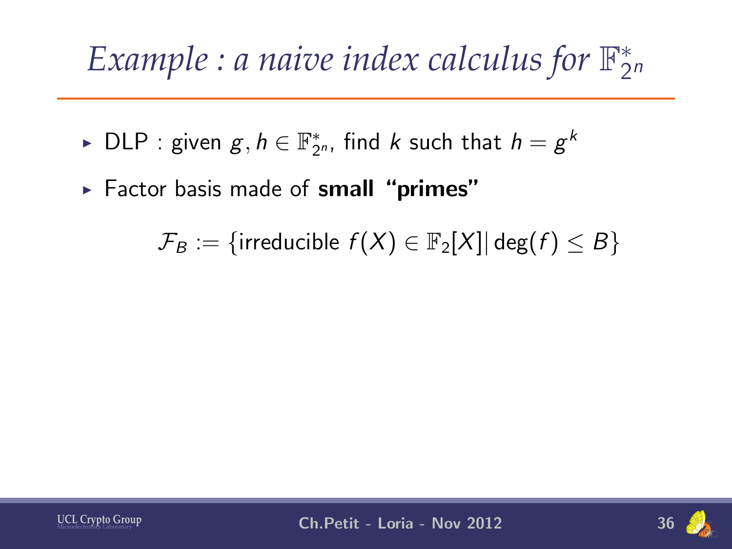# *Example : a naive index calculus for $\mathbb{F}_{2^n}^*$*

- DLP : given $g, h \in \mathbb{F}_{2^n}^*$, find $k$ such that $h = g^k$
- Factor basis made of **small "primes"**

$$\mathcal{F}_B := \{\text{irreducible } f(X) \in \mathbb{F}_2[X] | \deg(f) \leq B\}$$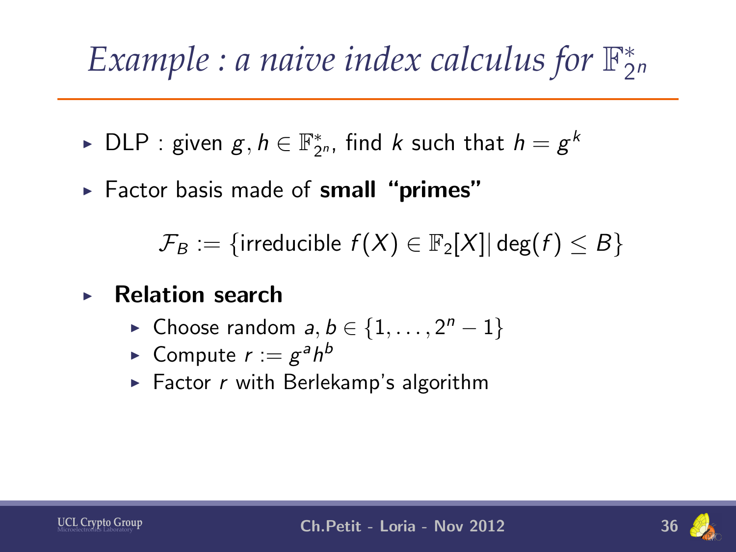# *Example : a naive index calculus for $\mathbb{F}_{2^n}^*$*

- DLP : given $g, h \in \mathbb{F}_{2^n}^*$, find $k$ such that $h = g^k$
- Factor basis made of **small "primes"**

$$\mathcal{F}_B := \{\text{irreducible } f(X) \in \mathbb{F}_2[X] | \deg(f) \leq B\}$$

- **Relation search**
  - Choose random $a, b \in \{1, \ldots, 2^n - 1\}$
  - Compute $r := g^a h^b$
  - Factor $r$ with Berlekamp's algorithm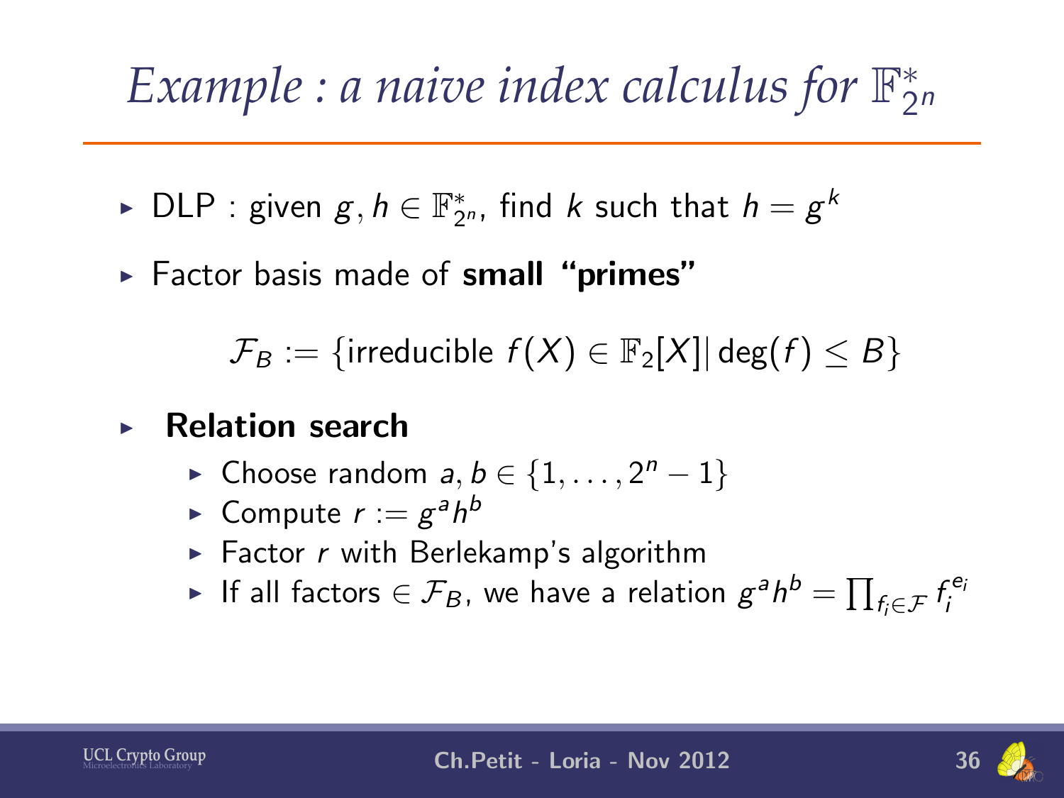# *Example : a naive index calculus for* $\mathbb{F}_{2^n}^*$

- DLP : given $g, h \in \mathbb{F}_{2^n}^*$, find $k$ such that $h = g^k$
- Factor basis made of **small "primes"**

$$\mathcal{F}_B := \{\text{irreducible } f(X) \in \mathbb{F}_2[X] | \deg(f) \leq B\}$$

- **Relation search**
  - Choose random $a, b \in \{1, \ldots, 2^n - 1\}$
  - Compute $r := g^a h^b$
  - Factor $r$ with Berlekamp's algorithm
  - If all factors $\in \mathcal{F}_B$, we have a relation $g^a h^b = \prod_{f_i \in \mathcal{F}} f_i^{e_i}$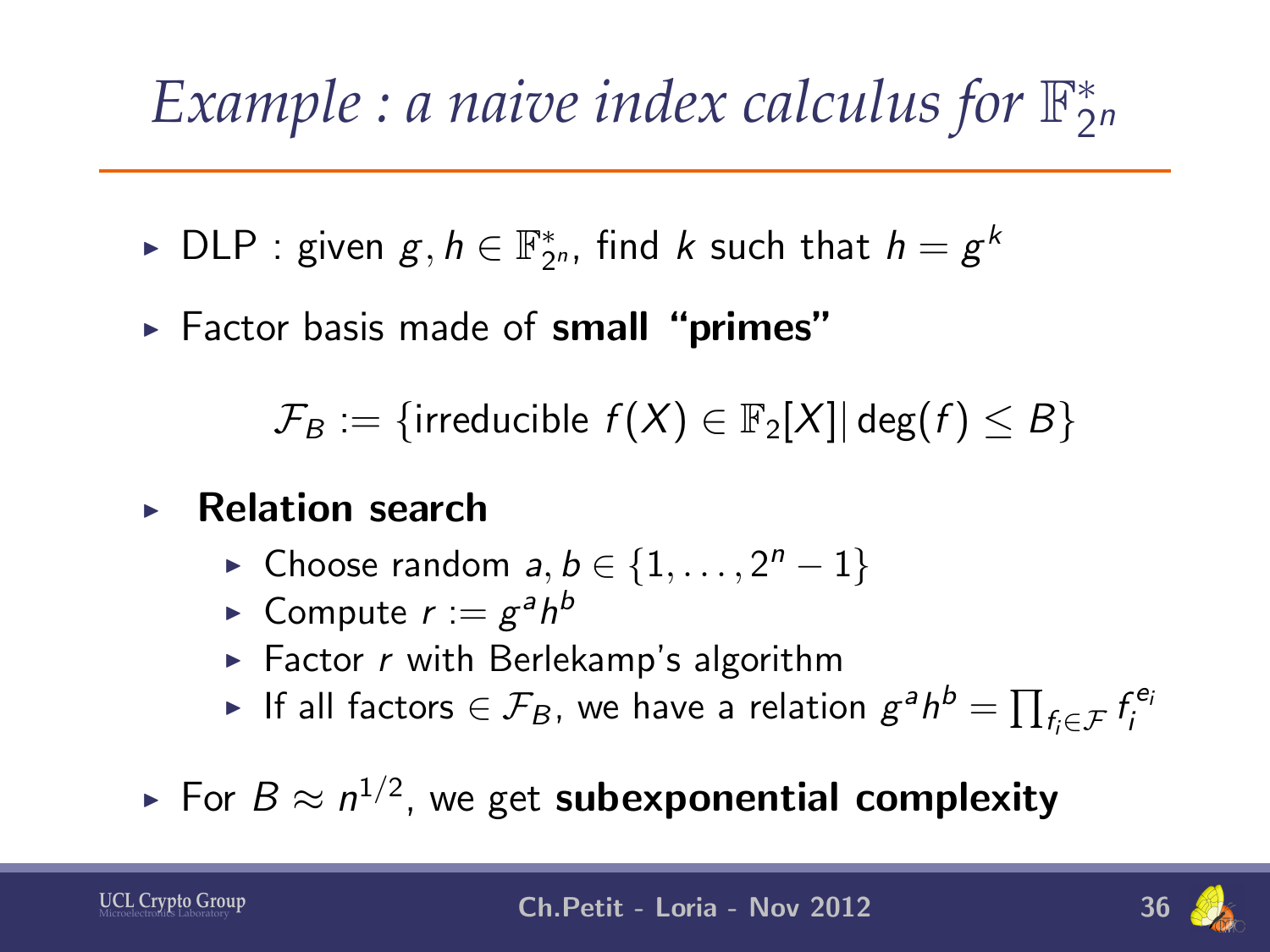# *Example : a naive index calculus for $\mathbb{F}_{2^n}^*$*

- DLP : given $g, h \in \mathbb{F}_{2^n}^*$, find $k$ such that $h = g^k$
- Factor basis made of **small "primes"**

$$\mathcal{F}_B := \{\text{irreducible } f(X) \in \mathbb{F}_2[X] | \deg(f) \leq B\}$$

- **Relation search**
  - Choose random $a, b \in \{1, \ldots, 2^n - 1\}$
  - Compute $r := g^a h^b$
  - Factor $r$ with Berlekamp's algorithm
  - If all factors $\in \mathcal{F}_B$, we have a relation $g^a h^b = \prod_{f_i \in \mathcal{F}} f_i^{e_i}$
- For $B \approx n^{1/2}$, we get **subexponential complexity**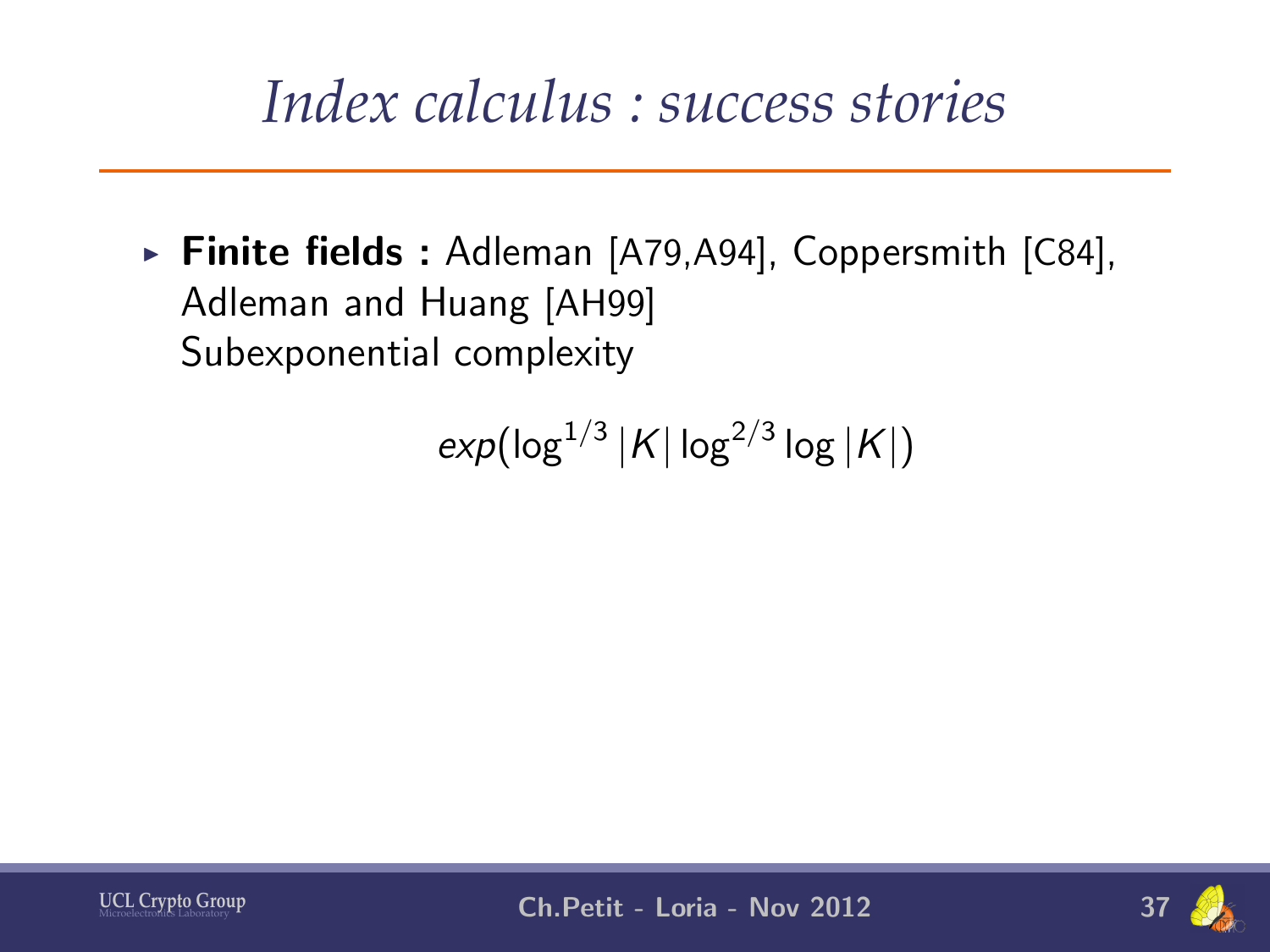# Index calculus : success stories

- **Finite fields :** Adleman [A79,A94], Coppersmith [C84], Adleman and Huang [AH99]
  Subexponential complexity

$$exp(\log^{1/3}|K|\log^{2/3}\log|K|)$$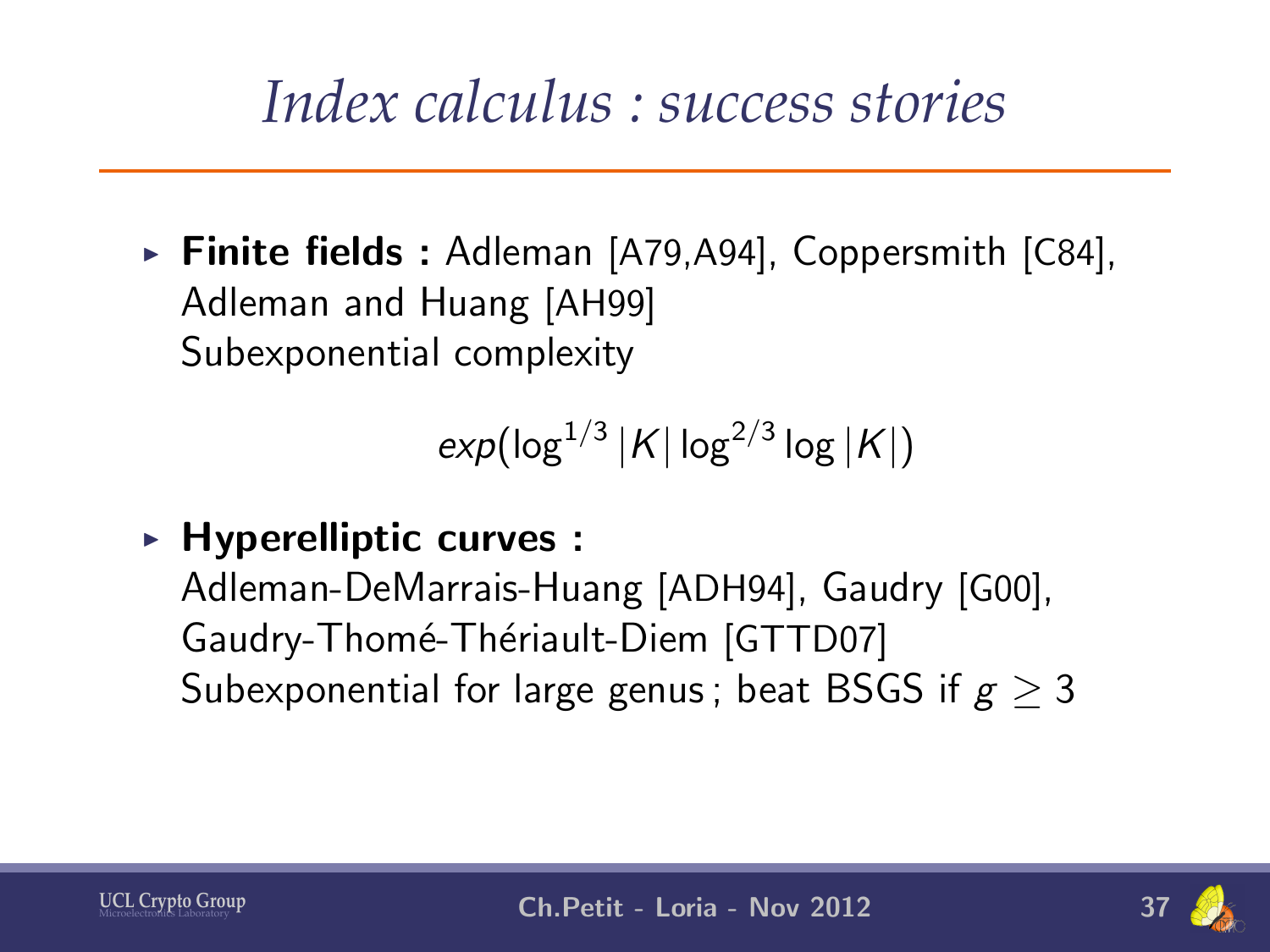# Index calculus : success stories

- **Finite fields :** Adleman [A79,A94], Coppersmith [C84], Adleman and Huang [AH99]
  Subexponential complexity

$$exp(\log^{1/3}|K| \log^{2/3} \log |K|)$$

- **Hyperelliptic curves :**
  Adleman-DeMarrais-Huang [ADH94], Gaudry [G00], Gaudry-Thomé-Thériault-Diem [GTTD07]
  Subexponential for large genus ; beat BSGS if $g \geq 3$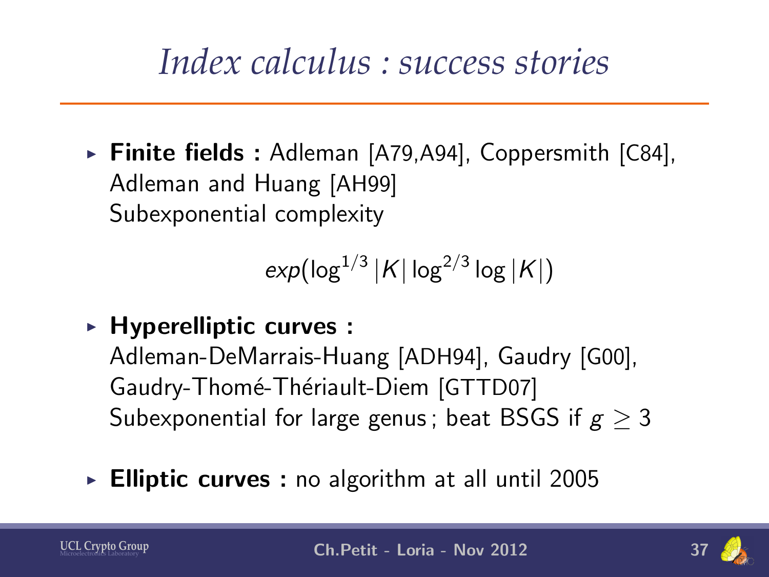# *Index calculus : success stories*

- **Finite fields :** Adleman [A79,A94], Coppersmith [C84], Adleman and Huang [AH99]
  Subexponential complexity

$$exp(\log^{1/3}|K| \log^{2/3} \log |K|)$$

- **Hyperelliptic curves :**
  Adleman-DeMarrais-Huang [ADH94], Gaudry [G00], Gaudry-Thomé-Thériault-Diem [GTTD07]
  Subexponential for large genus ; beat BSGS if $g \geq 3$

- **Elliptic curves :** no algorithm at all until 2005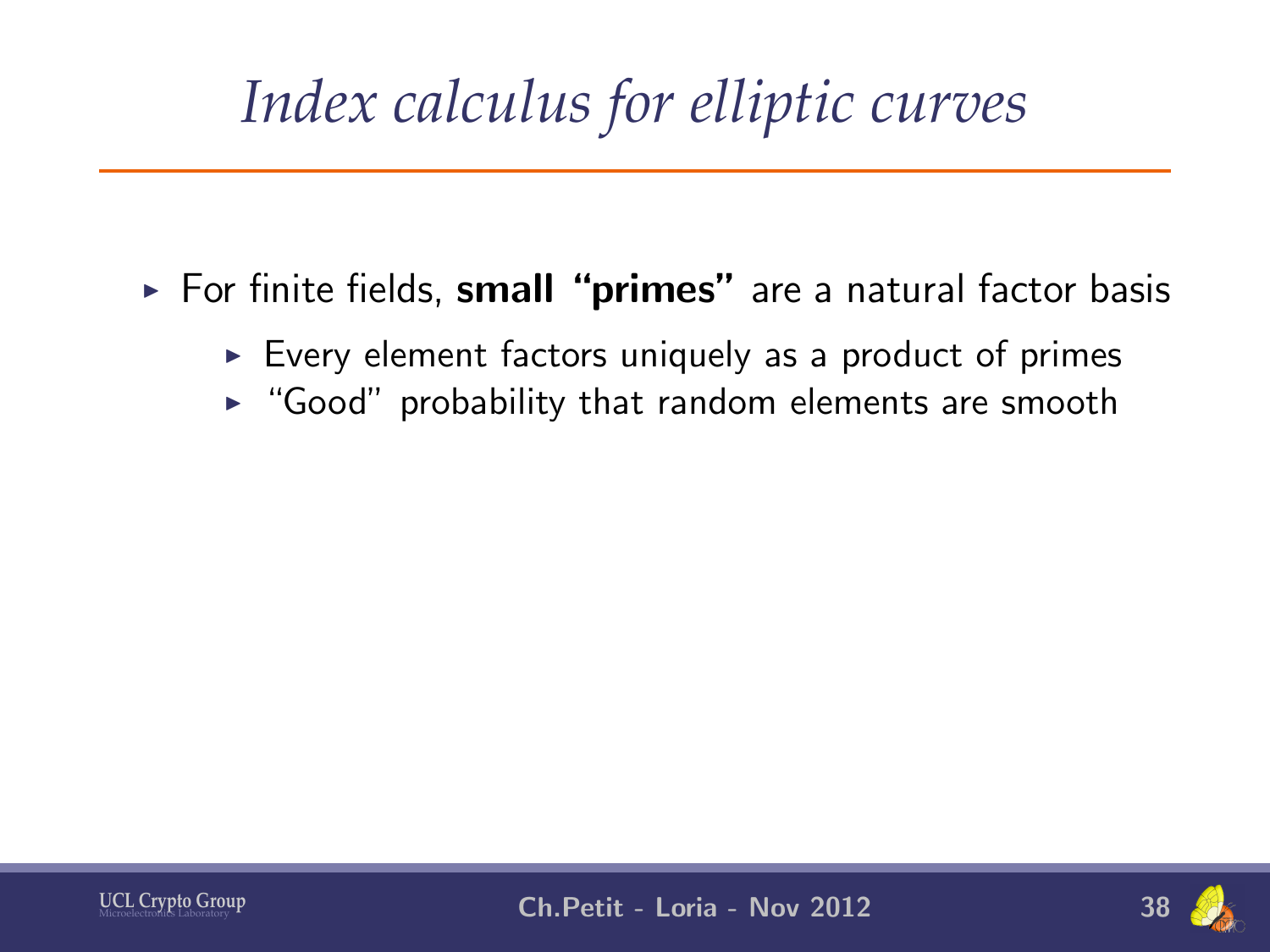# *Index calculus for elliptic curves*

- For finite fields, **small "primes"** are a natural factor basis
  - Every element factors uniquely as a product of primes
  - "Good" probability that random elements are smooth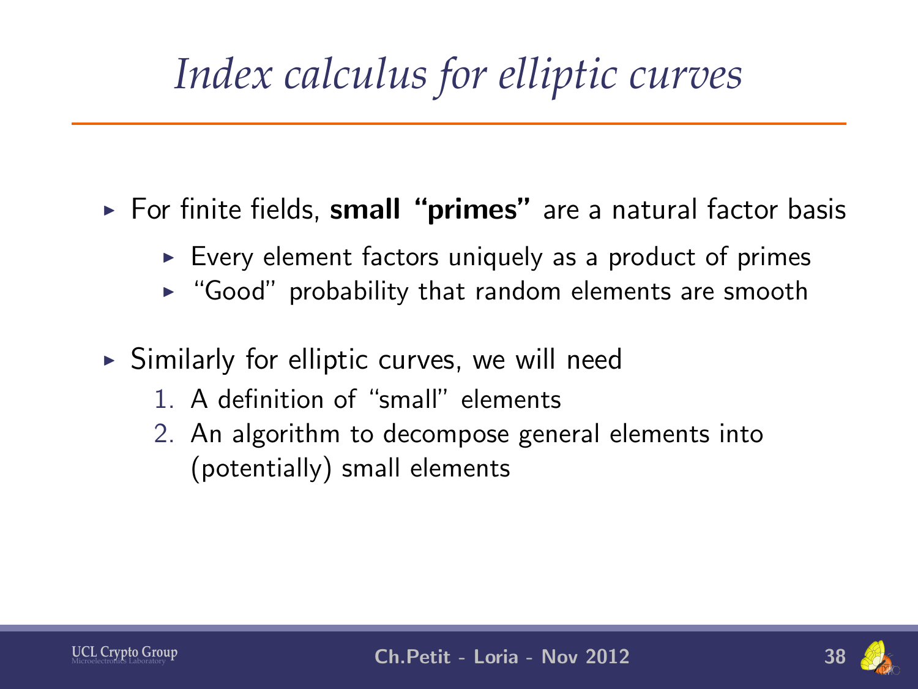# *Index calculus for elliptic curves*

- For finite fields, **small "primes"** are a natural factor basis
  - Every element factors uniquely as a product of primes
  - "Good" probability that random elements are smooth
- Similarly for elliptic curves, we will need
  1. A definition of "small" elements
  2. An algorithm to decompose general elements into (potentially) small elements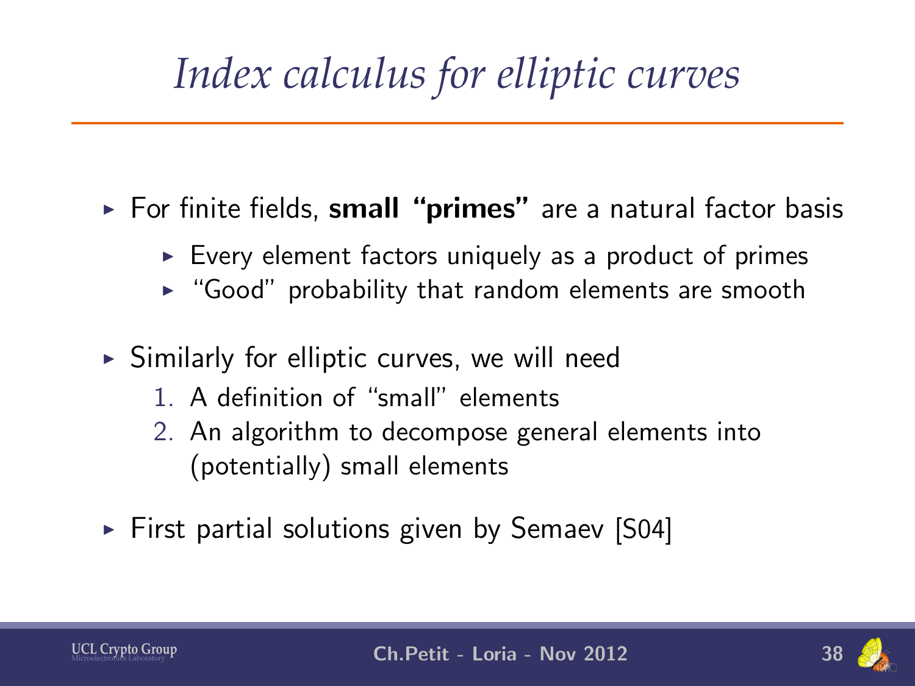# *Index calculus for elliptic curves*

- For finite fields, **small "primes"** are a natural factor basis
  - Every element factors uniquely as a product of primes
  - "Good" probability that random elements are smooth
- Similarly for elliptic curves, we will need
  1. A definition of "small" elements
  2. An algorithm to decompose general elements into (potentially) small elements
- First partial solutions given by Semaev [S04]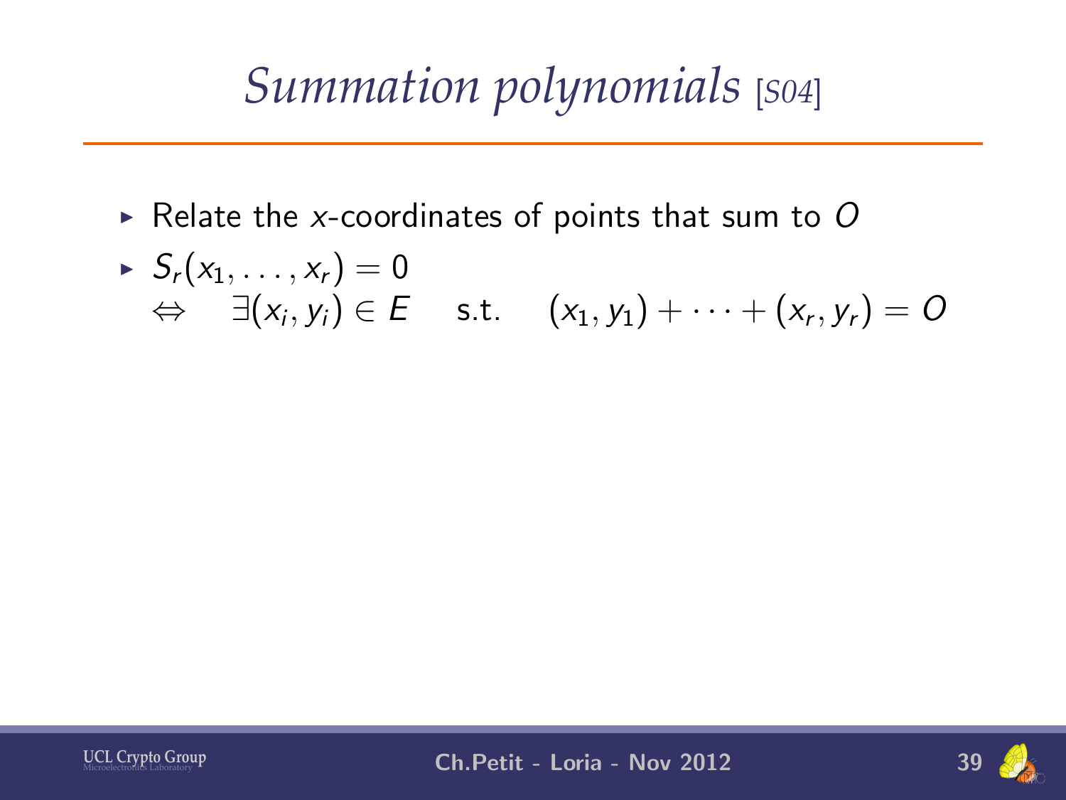# *Summation polynomials* [S04]

- Relate the $x$-coordinates of points that sum to $O$
- $S_r(x_1, \ldots, x_r) = 0$
  $\Leftrightarrow \quad \exists (x_i, y_i) \in E \quad \text{s.t.} \quad (x_1, y_1) + \cdots + (x_r, y_r) = O$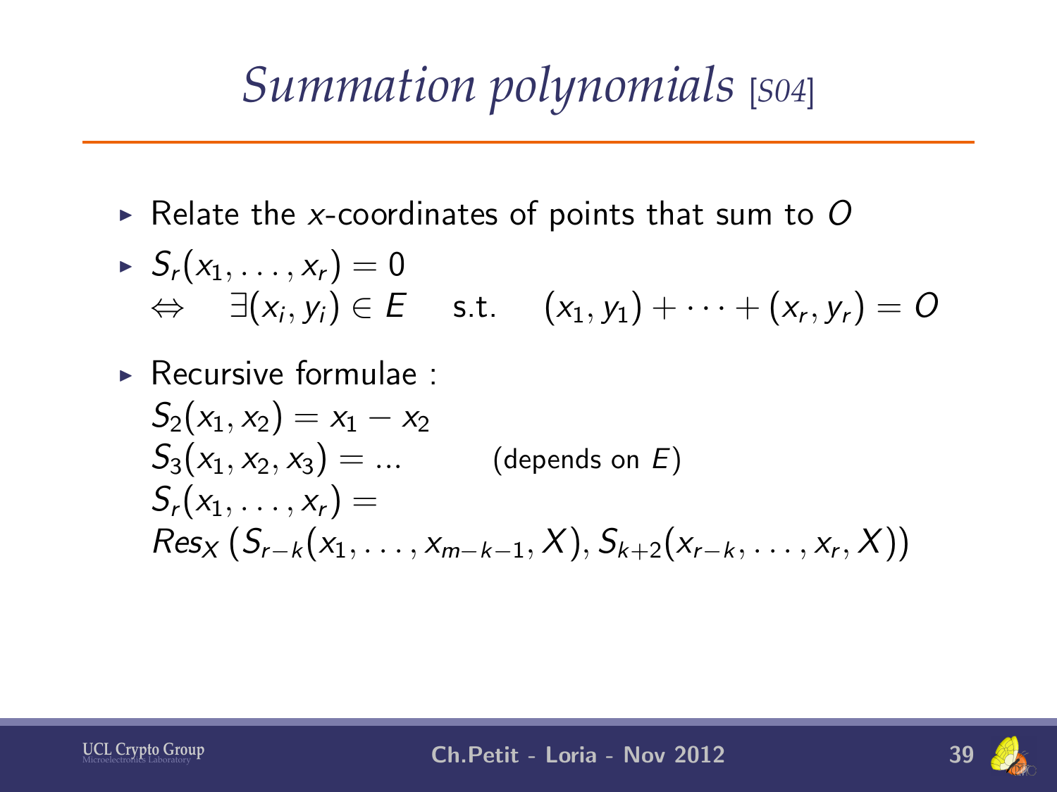# *Summation polynomials* [S04]

- Relate the $x$-coordinates of points that sum to $O$
- $S_r(x_1, \ldots, x_r) = 0$
  $\Leftrightarrow \quad \exists (x_i, y_i) \in E \quad$ s.t. $\quad (x_1, y_1) + \cdots + (x_r, y_r) = O$
- Recursive formulae :
  $S_2(x_1, x_2) = x_1 - x_2$
  $S_3(x_1, x_2, x_3) = \ldots \qquad$ (depends on $E$)
  $S_r(x_1, \ldots, x_r) =$
  $Res_X\left(S_{r-k}(x_1, \ldots, x_{m-k-1}, X), S_{k+2}(x_{r-k}, \ldots, x_r, X)\right)$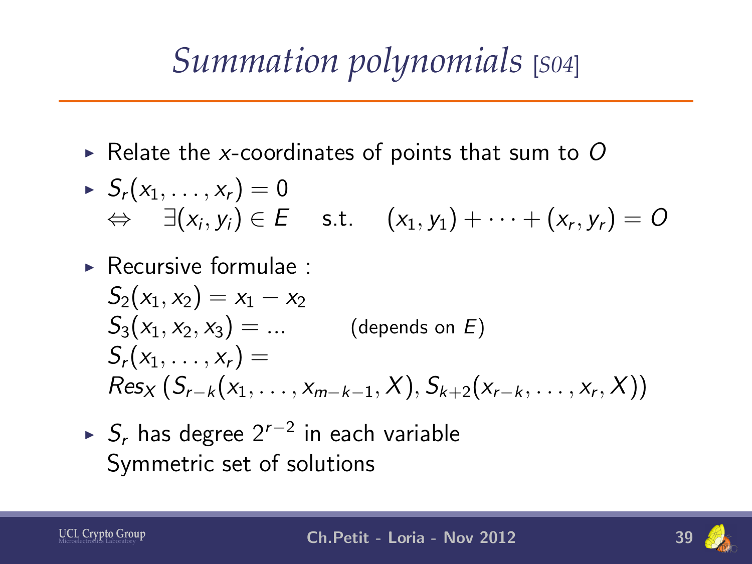# *Summation polynomials* [S04]

- Relate the $x$-coordinates of points that sum to $O$
- $S_r(x_1, \ldots, x_r) = 0$
  $\Leftrightarrow \quad \exists (x_i, y_i) \in E \quad \text{s.t.} \quad (x_1, y_1) + \cdots + (x_r, y_r) = O$
- Recursive formulae :
  $S_2(x_1, x_2) = x_1 - x_2$
  $S_3(x_1, x_2, x_3) = \ldots$ (depends on $E$)
  $S_r(x_1, \ldots, x_r) =$
  $Res_X\left(S_{r-k}(x_1, \ldots, x_{m-k-1}, X), S_{k+2}(x_{r-k}, \ldots, x_r, X)\right)$
- $S_r$ has degree $2^{r-2}$ in each variable
  Symmetric set of solutions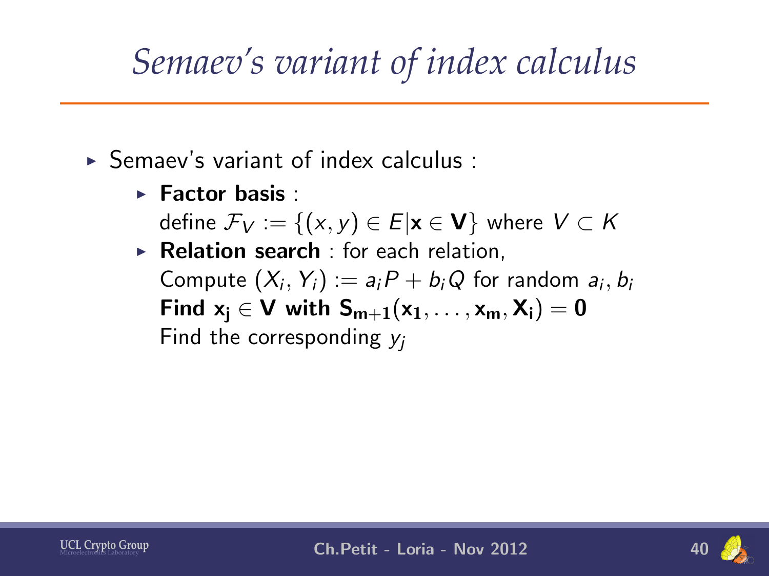# Semaev's variant of index calculus

- Semaev's variant of index calculus :
  - **Factor basis** :
    define $\mathcal{F}_V := \{(x, y) \in E | \mathbf{x} \in \mathbf{V}\}$ where $V \subset K$
  - **Relation search** : for each relation,
    Compute $(X_i, Y_i) := a_i P + b_i Q$ for random $a_i, b_i$
    **Find** $\mathbf{x_j} \in \mathbf{V}$ **with** $\mathbf{S_{m+1}(x_1, \ldots, x_m, X_i) = 0}$
    Find the corresponding $y_j$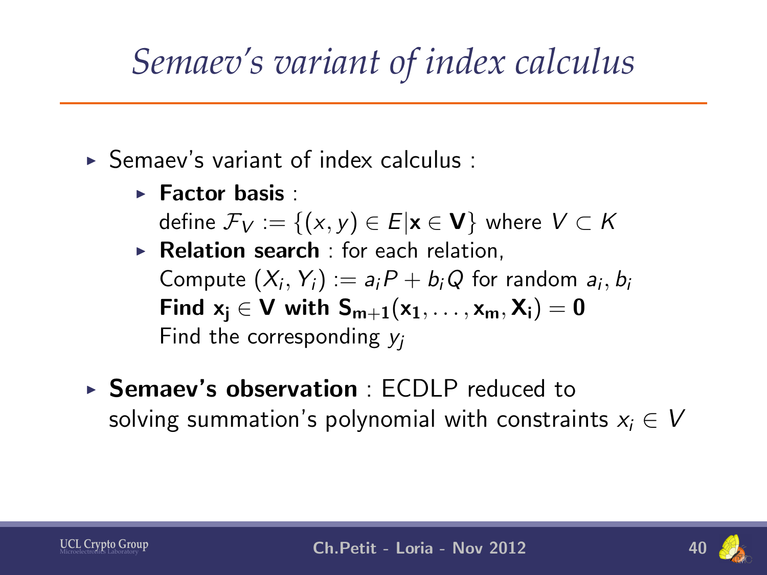# *Semaev's variant of index calculus*

- Semaev's variant of index calculus :
  - **Factor basis** :
    define $\mathcal{F}_V := \{(x, y) \in E | \mathbf{x} \in \mathbf{V}\}$ where $V \subset K$
  - **Relation search** : for each relation,
    Compute $(X_i, Y_i) := a_i P + b_i Q$ for random $a_i, b_i$
    **Find** $\mathbf{x_j} \in \mathbf{V}$ **with** $\mathbf{S_{m+1}(x_1, \ldots, x_m, X_i) = 0}$
    Find the corresponding $y_j$
- **Semaev's observation** : ECDLP reduced to solving summation's polynomial with constraints $x_i \in V$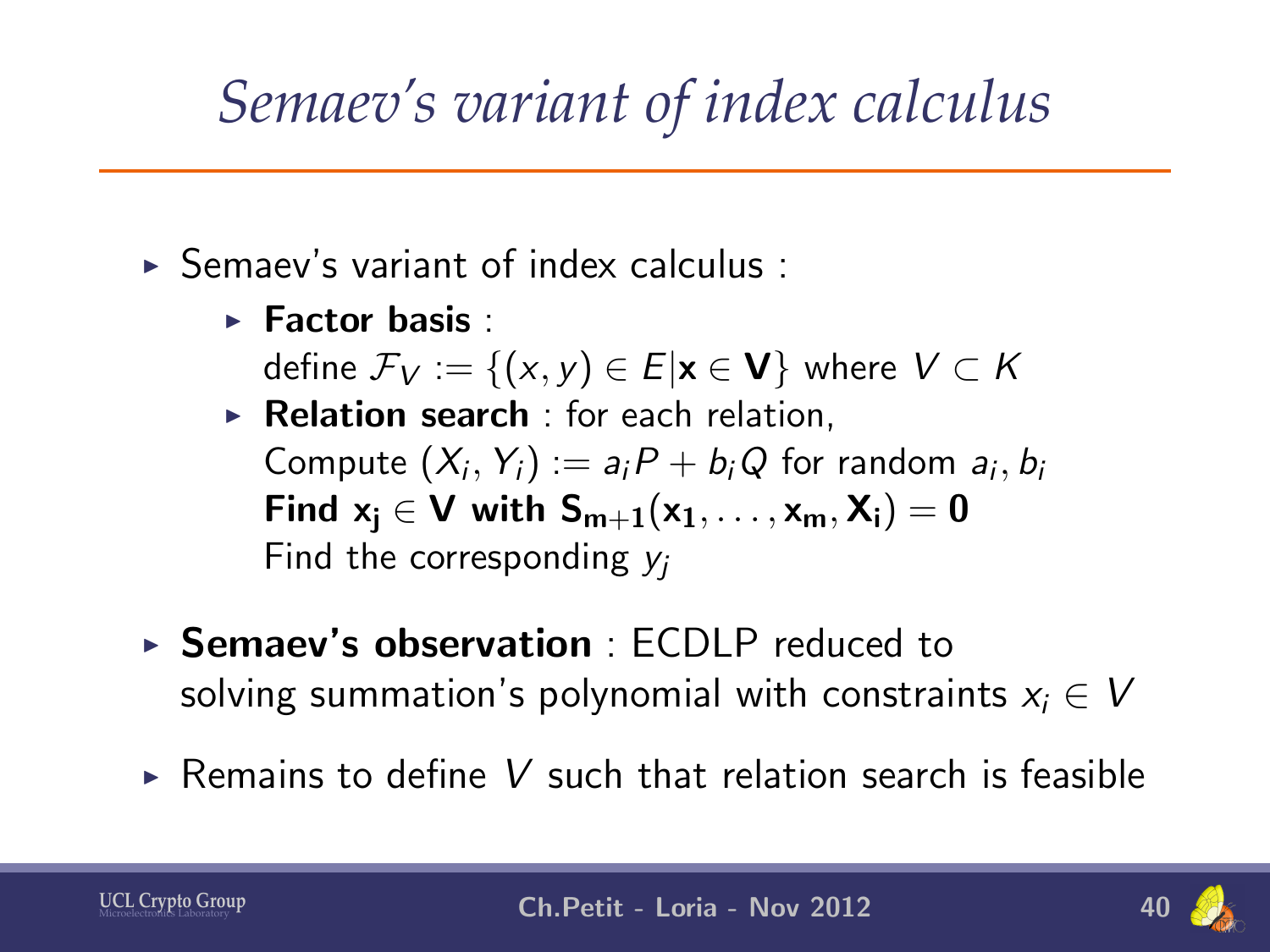# Semaev's variant of index calculus

- Semaev's variant of index calculus :
  - **Factor basis** :
    define $\mathcal{F}_V := \{(x,y) \in E | \mathbf{x} \in \mathbf{V}\}$ where $V \subset K$
  - **Relation search** : for each relation,
    Compute $(X_i, Y_i) := a_i P + b_i Q$ for random $a_i, b_i$
    **Find $\mathbf{x_j} \in \mathbf{V}$ with $\mathbf{S_{m+1}(x_1, \ldots, x_m, X_i) = 0}$**
    Find the corresponding $y_j$
- **Semaev's observation** : ECDLP reduced to solving summation's polynomial with constraints $x_i \in V$
- Remains to define $V$ such that relation search is feasible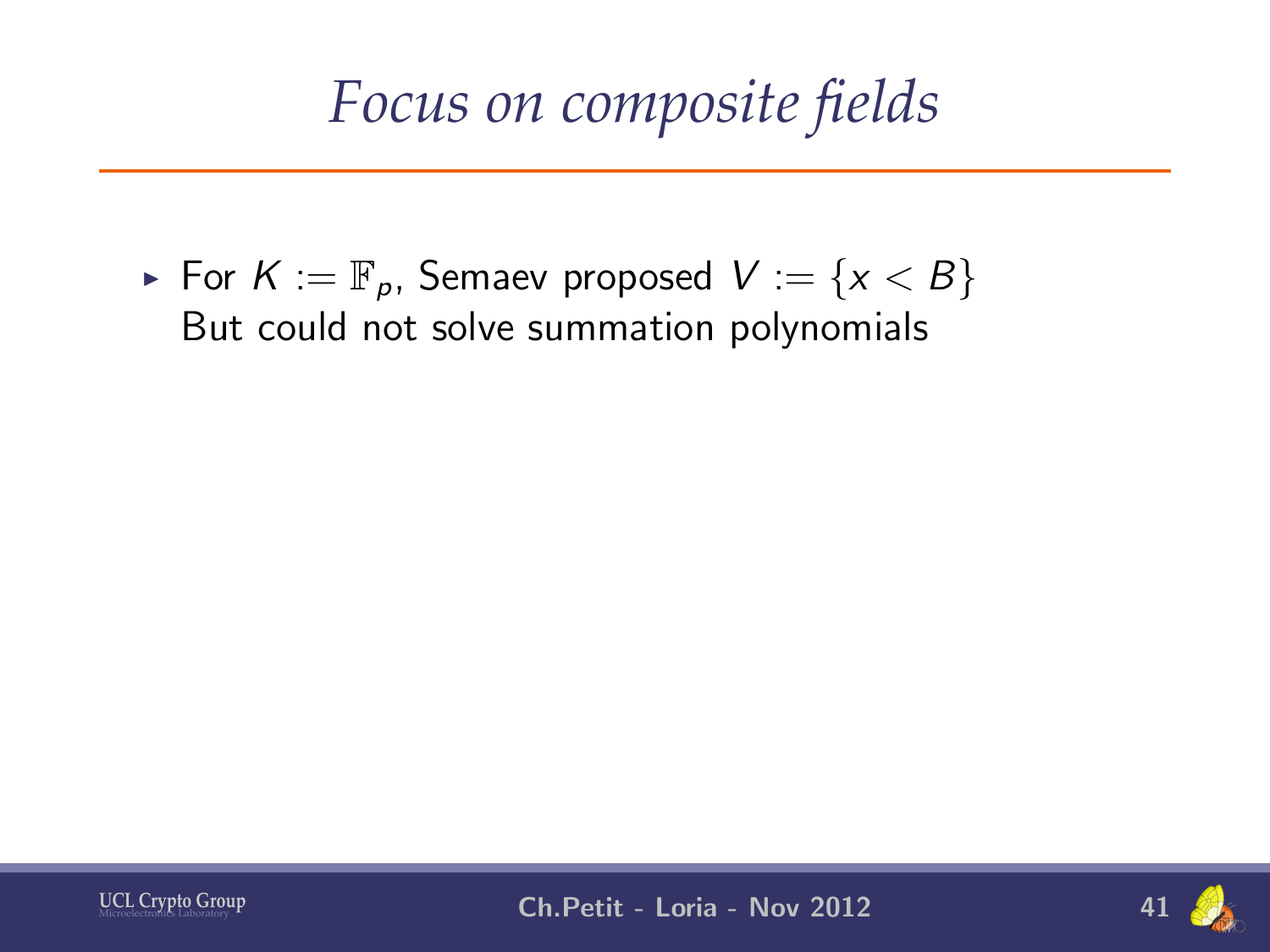# *Focus on composite fields*

- For $K := \mathbb{F}_p$, Semaev proposed $V := \{x < B\}$
  But could not solve summation polynomials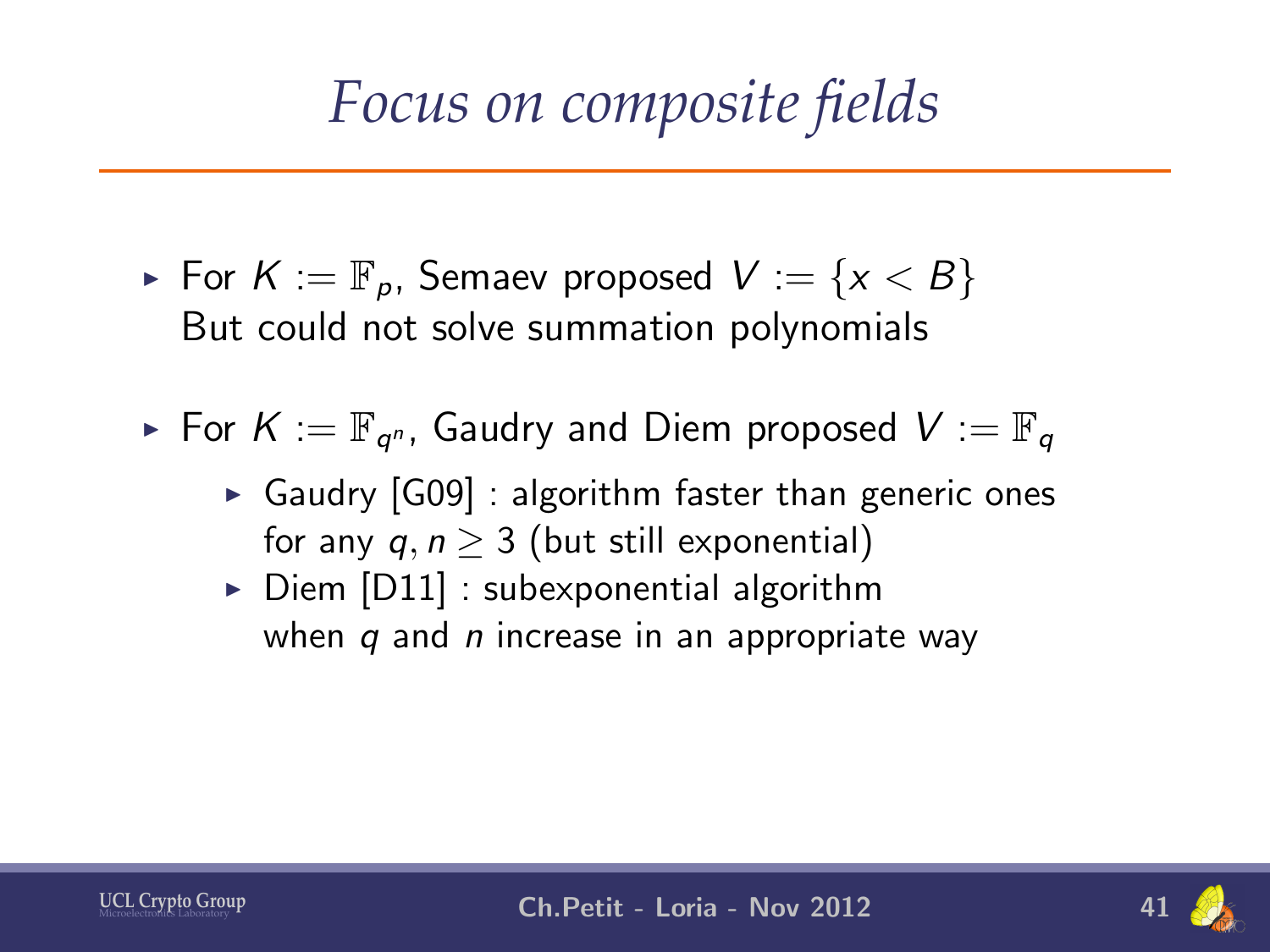# *Focus on composite fields*

- For $K := \mathbb{F}_p$, Semaev proposed $V := \{x < B\}$
  But could not solve summation polynomials
- For $K := \mathbb{F}_{q^n}$, Gaudry and Diem proposed $V := \mathbb{F}_q$
  - Gaudry [G09] : algorithm faster than generic ones for any $q, n \geq 3$ (but still exponential)
  - Diem [D11] : subexponential algorithm when $q$ and $n$ increase in an appropriate way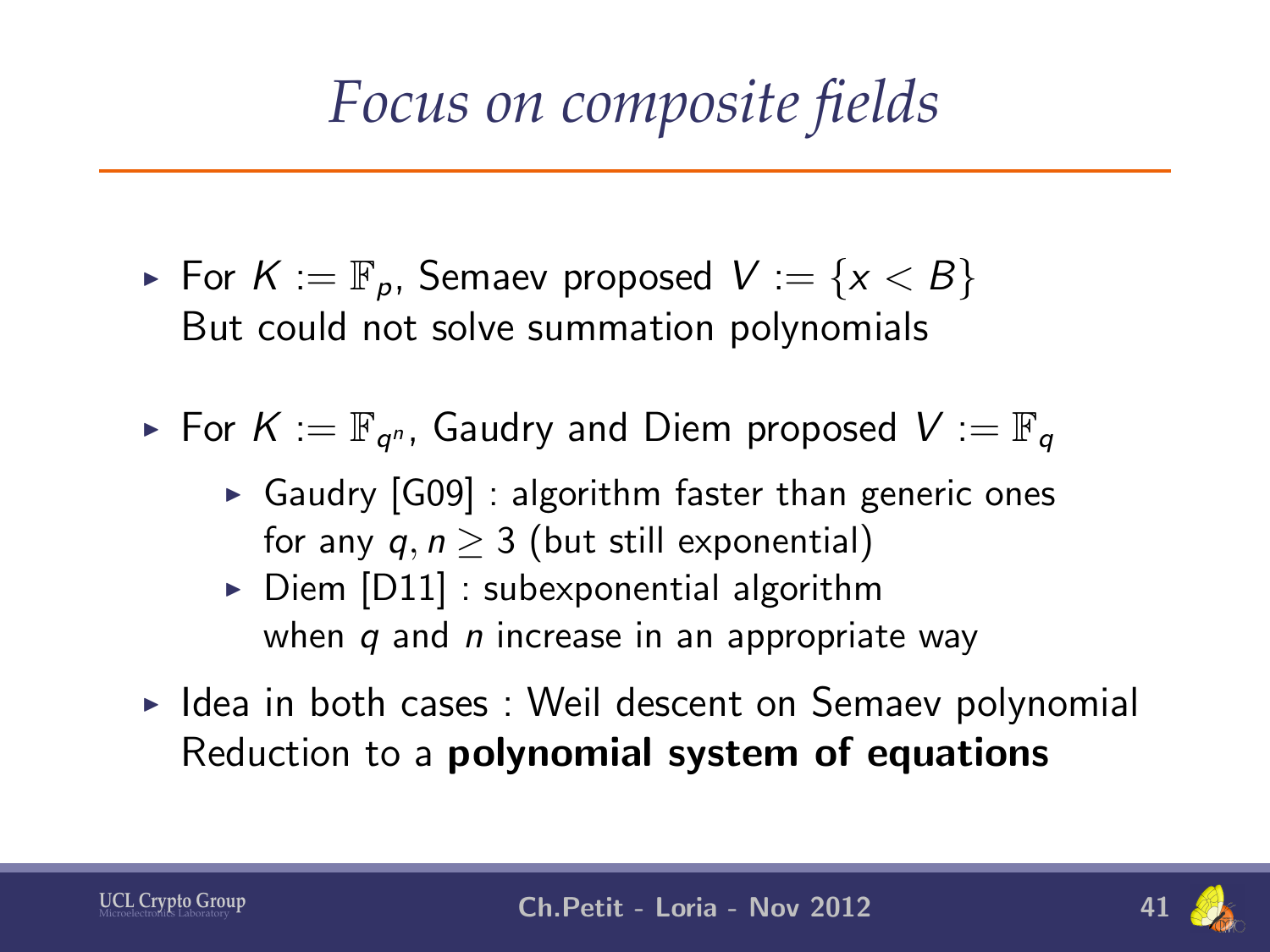# *Focus on composite fields*

- For $K := \mathbb{F}_p$, Semaev proposed $V := \{x < B\}$
  But could not solve summation polynomials
- For $K := \mathbb{F}_{q^n}$, Gaudry and Diem proposed $V := \mathbb{F}_q$
  - Gaudry [G09] : algorithm faster than generic ones for any $q, n \geq 3$ (but still exponential)
  - Diem [D11] : subexponential algorithm when $q$ and $n$ increase in an appropriate way
- Idea in both cases : Weil descent on Semaev polynomial
  Reduction to a **polynomial system of equations**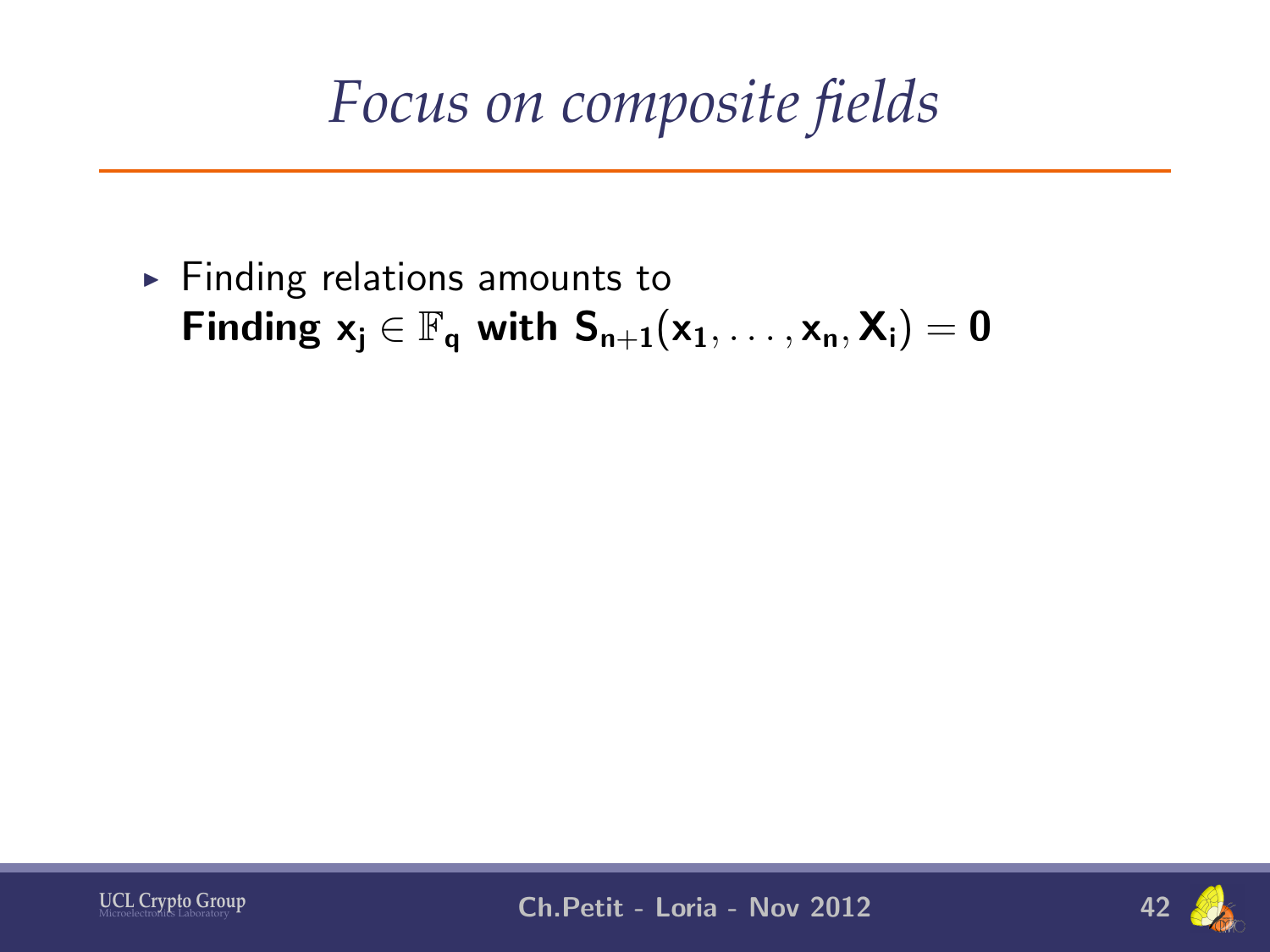# *Focus on composite fields*

- Finding relations amounts to
  **Finding $x_j \in \mathbb{F}_q$ with $S_{n+1}(x_1, \ldots, x_n, X_i) = 0$**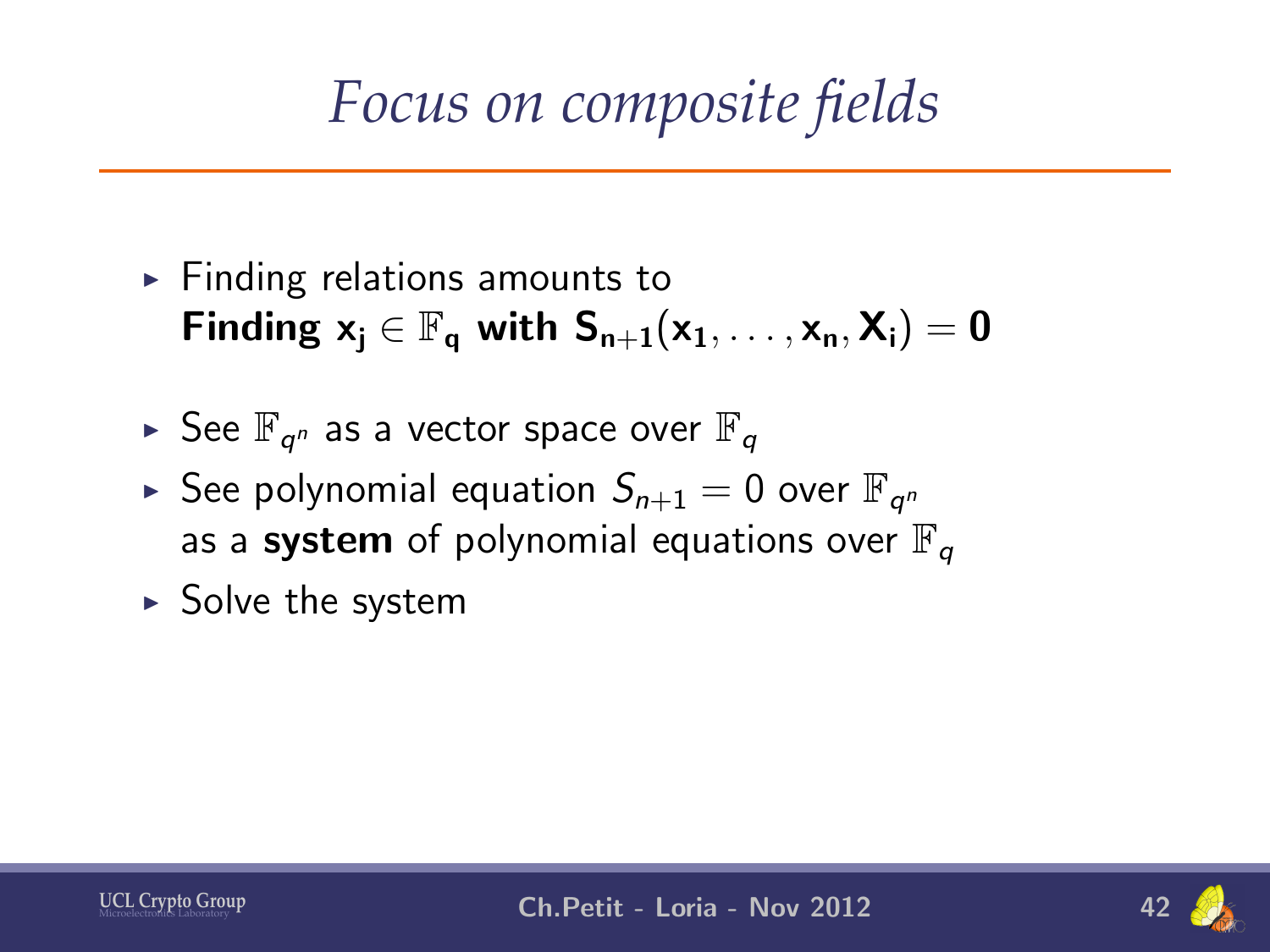# Focus on composite fields

- Finding relations amounts to
  **Finding $\mathbf{x_j} \in \mathbb{F}_\mathbf{q}$ with $\mathbf{S_{n+1}(x_1, \ldots, x_n, X_i) = 0}$**
- See $\mathbb{F}_{q^n}$ as a vector space over $\mathbb{F}_q$
- See polynomial equation $S_{n+1} = 0$ over $\mathbb{F}_{q^n}$ as a **system** of polynomial equations over $\mathbb{F}_q$
- Solve the system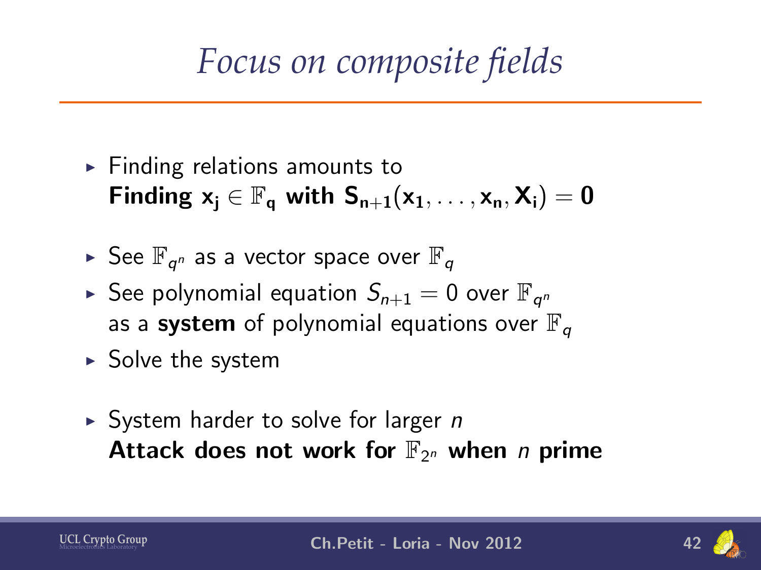# *Focus on composite fields*

- Finding relations amounts to
  **Finding $\mathbf{x_j \in \mathbb{F}_q}$ with $\mathbf{S_{n+1}(x_1, \ldots, x_n, X_i) = 0}$**

- See $\mathbb{F}_{q^n}$ as a vector space over $\mathbb{F}_q$
- See polynomial equation $S_{n+1} = 0$ over $\mathbb{F}_{q^n}$ as a **system** of polynomial equations over $\mathbb{F}_q$
- Solve the system

- System harder to solve for larger $n$
  **Attack does not work for $\mathbb{F}_{2^n}$ when $n$ prime**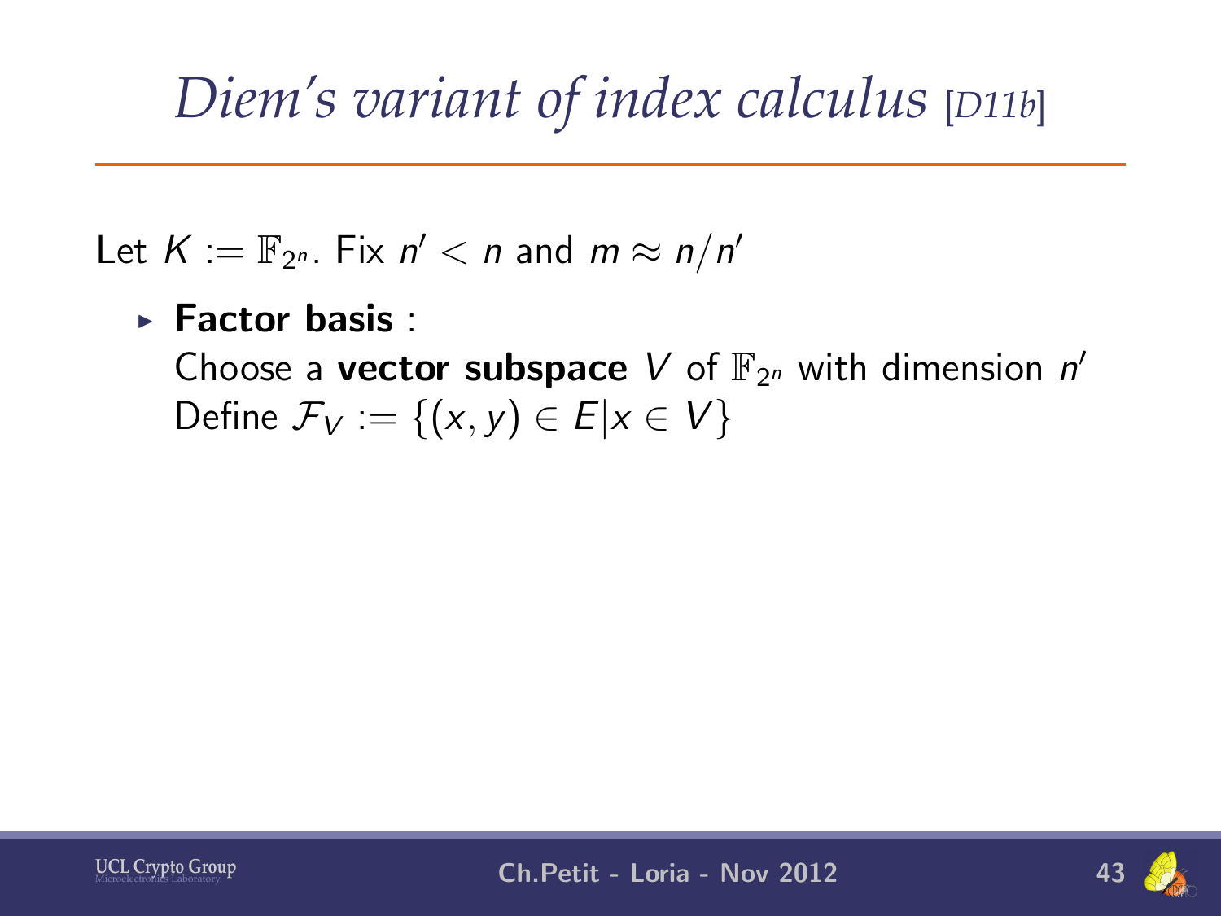# *Diem's variant of index calculus* [D11b]

Let $K := \mathbb{F}_{2^n}$. Fix $n' < n$ and $m \approx n/n'$

- **Factor basis** :
  Choose a **vector subspace** $V$ of $\mathbb{F}_{2^n}$ with dimension $n'$
  Define $\mathcal{F}_V := \{(x, y) \in E | x \in V\}$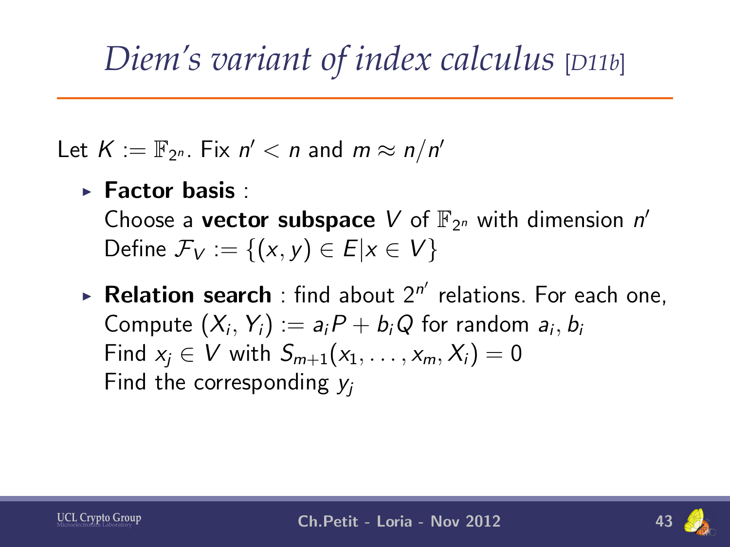# *Diem's variant of index calculus* [D11b]

Let $K := \mathbb{F}_{2^n}$. Fix $n' < n$ and $m \approx n/n'$

- **Factor basis** :
  Choose a **vector subspace** $V$ of $\mathbb{F}_{2^n}$ with dimension $n'$
  Define $\mathcal{F}_V := \{(x, y) \in E | x \in V\}$
- **Relation search** : find about $2^{n'}$ relations. For each one,
  Compute $(X_i, Y_i) := a_i P + b_i Q$ for random $a_i, b_i$
  Find $x_j \in V$ with $S_{m+1}(x_1, \ldots, x_m, X_i) = 0$
  Find the corresponding $y_j$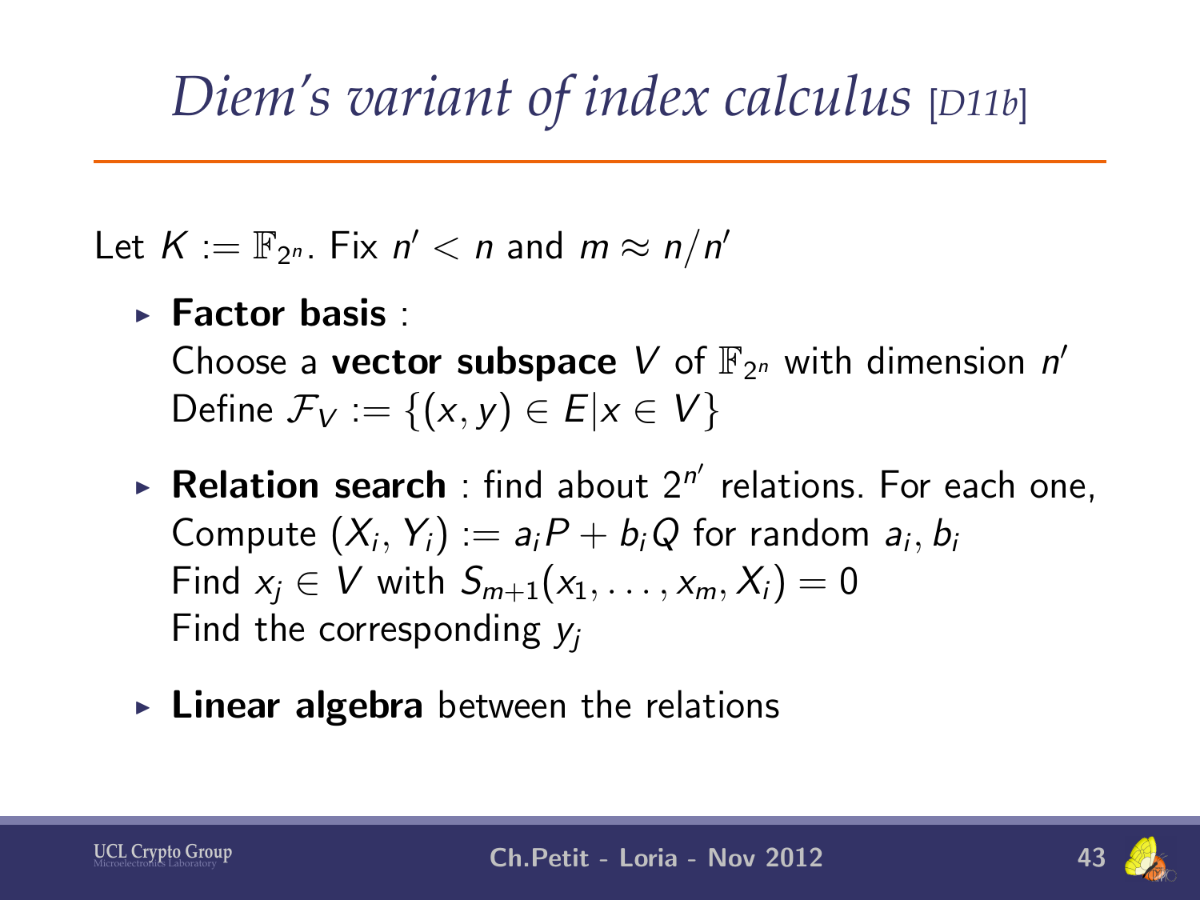# *Diem's variant of index calculus* [D11b]

Let $K := \mathbb{F}_{2^n}$. Fix $n' < n$ and $m \approx n/n'$

- **Factor basis** :
  Choose a **vector subspace** $V$ of $\mathbb{F}_{2^n}$ with dimension $n'$
  Define $\mathcal{F}_V := \{(x, y) \in E | x \in V\}$
- **Relation search** : find about $2^{n'}$ relations. For each one,
  Compute $(X_i, Y_i) := a_i P + b_i Q$ for random $a_i, b_i$
  Find $x_j \in V$ with $S_{m+1}(x_1, \ldots, x_m, X_i) = 0$
  Find the corresponding $y_j$
- **Linear algebra** between the relations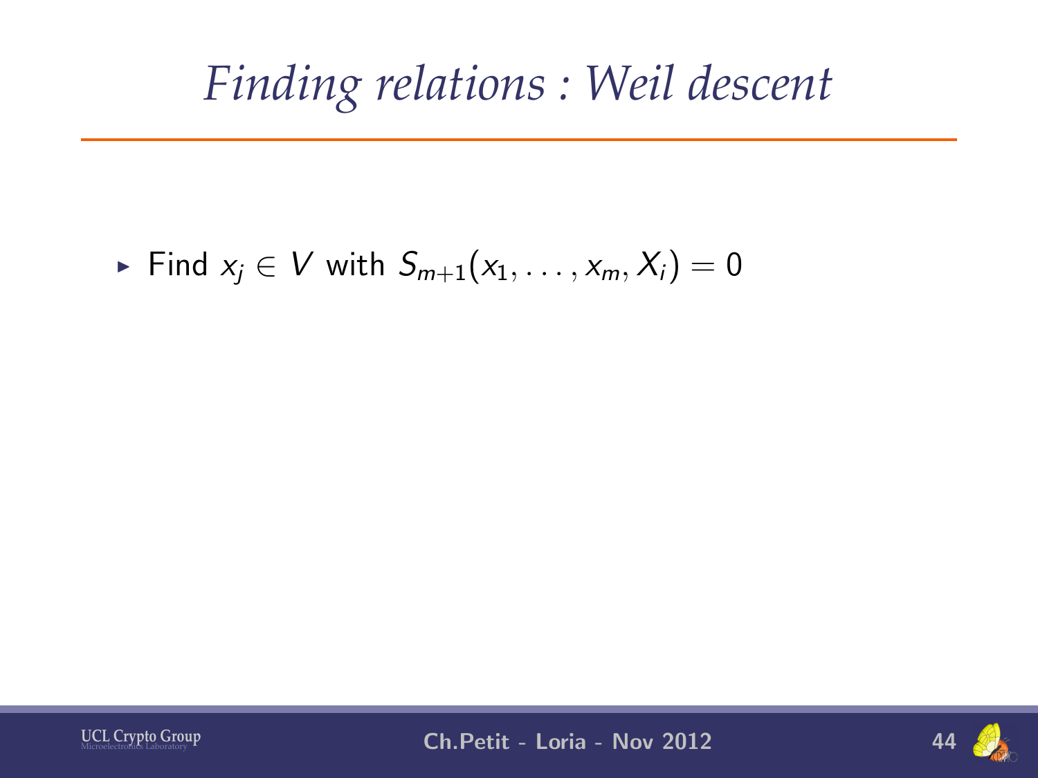# Finding relations : Weil descent

- Find $x_j \in V$ with $S_{m+1}(x_1, \ldots, x_m, X_i) = 0$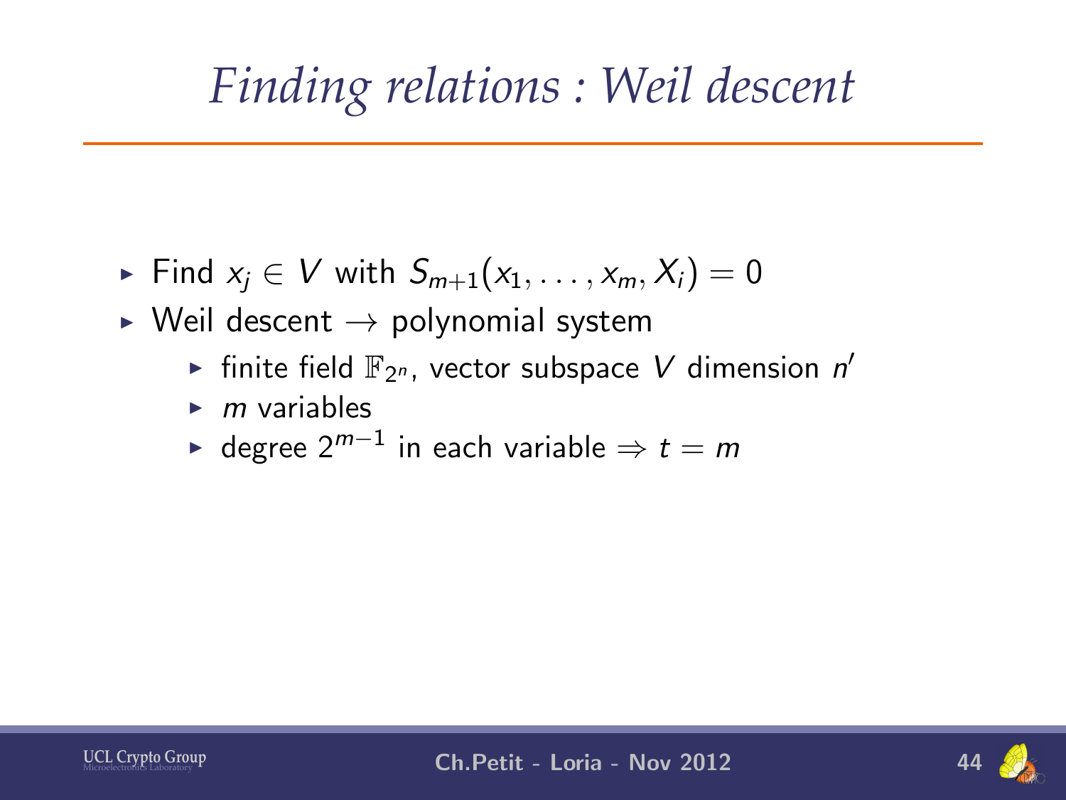# *Finding relations : Weil descent*

- Find $x_j \in V$ with $S_{m+1}(x_1, \ldots, x_m, X_i) = 0$
- Weil descent $\rightarrow$ polynomial system
  - finite field $\mathbb{F}_{2^n}$, vector subspace $V$ dimension $n'$
  - $m$ variables
  - degree $2^{m-1}$ in each variable $\Rightarrow t = m$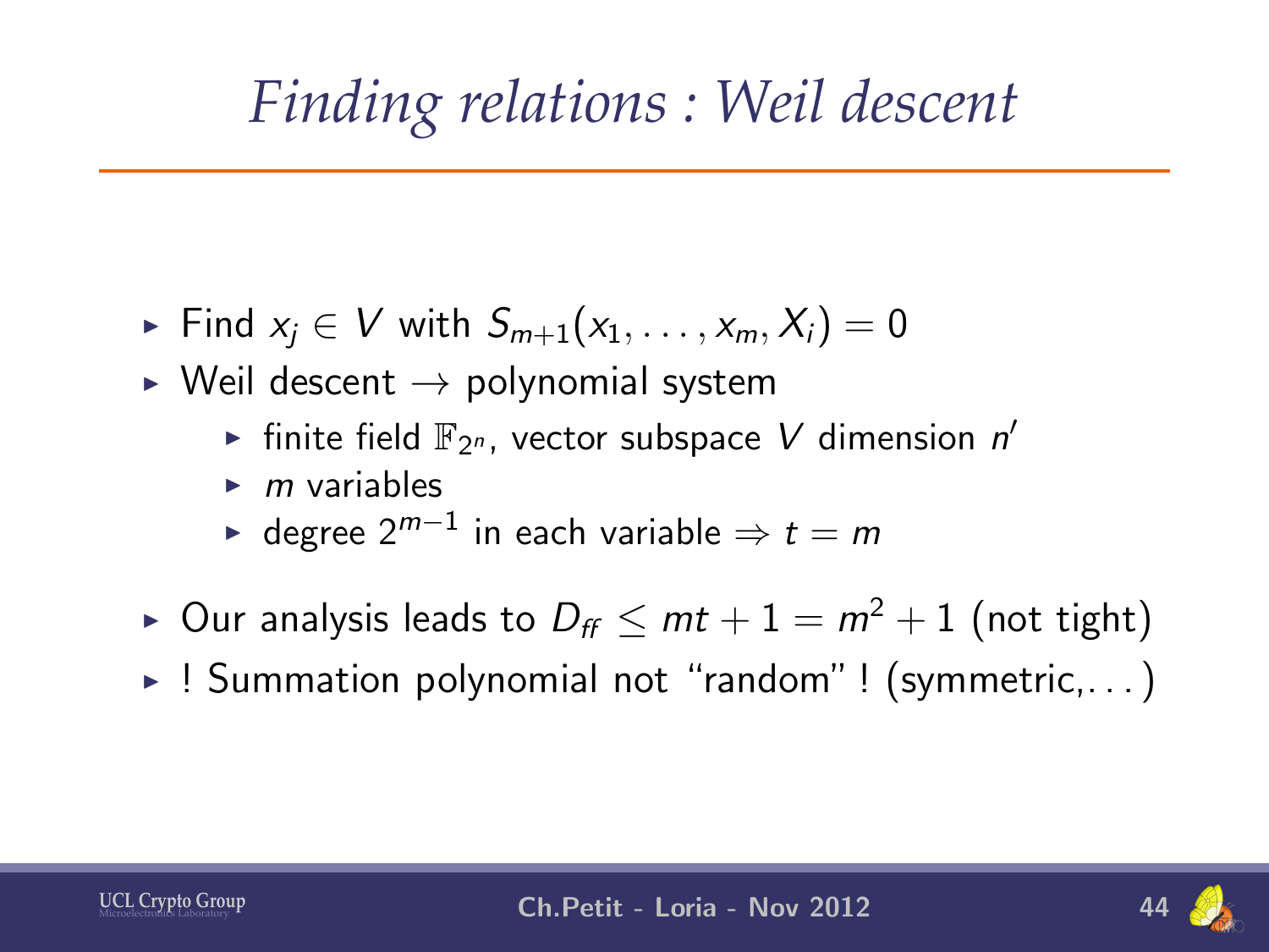# *Finding relations : Weil descent*

- Find $x_j \in V$ with $S_{m+1}(x_1, \ldots, x_m, X_i) = 0$
- Weil descent $\rightarrow$ polynomial system
  - finite field $\mathbb{F}_{2^n}$, vector subspace $V$ dimension $n'$
  - $m$ variables
  - degree $2^{m-1}$ in each variable $\Rightarrow t = m$
- Our analysis leads to $D_{ff} \leq mt + 1 = m^2 + 1$ (not tight)
- ! Summation polynomial not "random" ! (symmetric,...)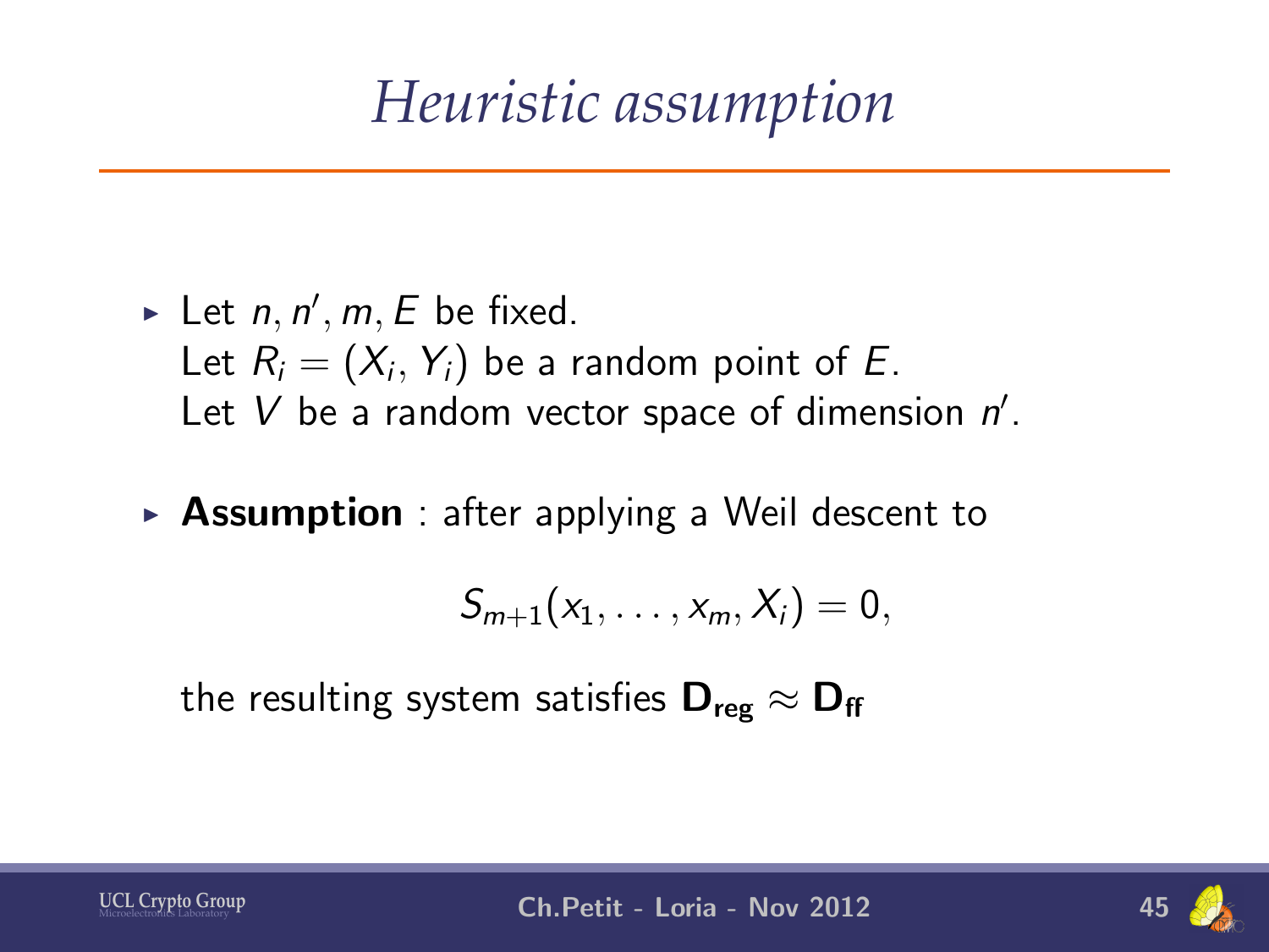# *Heuristic assumption*

- Let $n, n', m, E$ be fixed.
  Let $R_i = (X_i, Y_i)$ be a random point of $E$.
  Let $V$ be a random vector space of dimension $n'$.

- **Assumption** : after applying a Weil descent to

$$S_{m+1}(x_1, \ldots, x_m, X_i) = 0,$$

  the resulting system satisfies $\mathbf{D_{reg}} \approx \mathbf{D_{ff}}$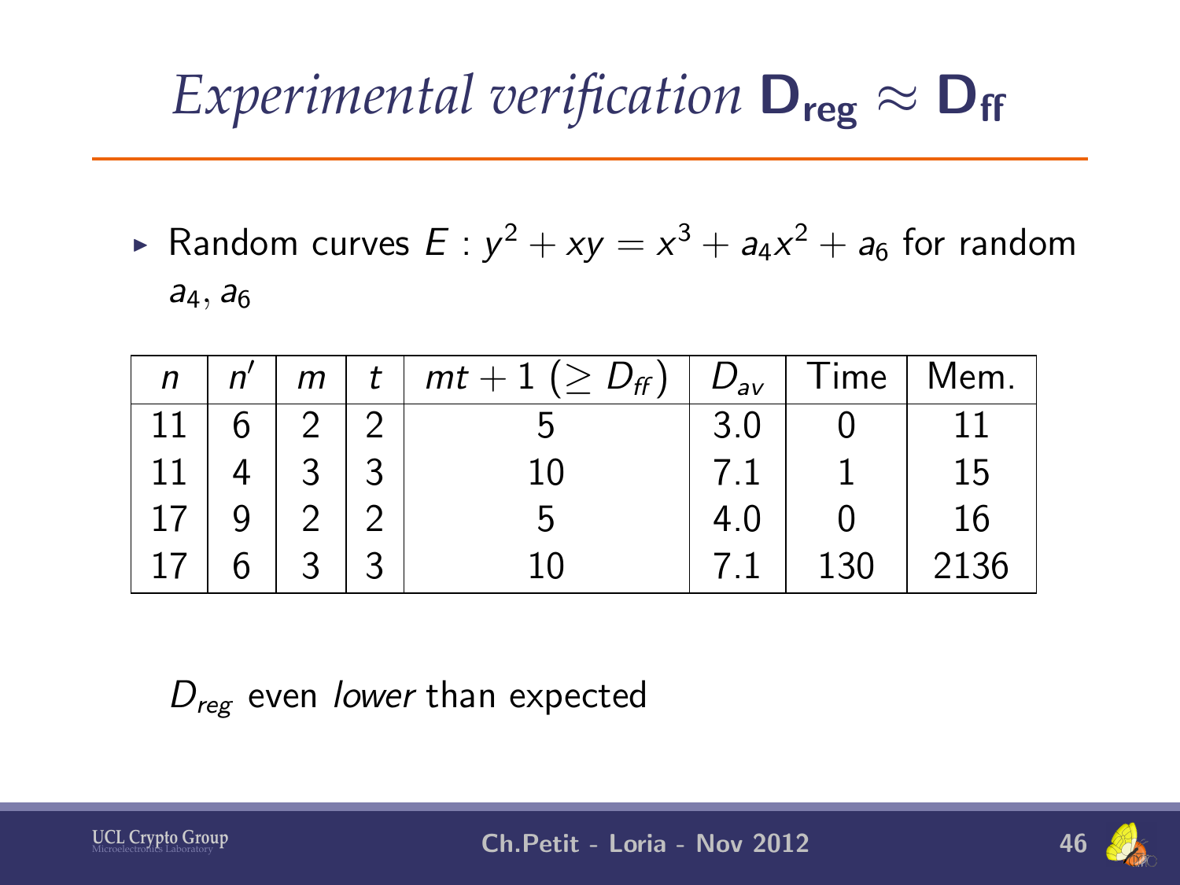# *Experimental verification* $\mathbf{D_{reg}} \approx \mathbf{D_{ff}}$

- Random curves $E : y^2 + xy = x^3 + a_4x^2 + a_6$ for random $a_4, a_6$

| $n$ | $n'$ | $m$ | $t$ | $mt + 1$ ($\geq D_{ff}$) | $D_{av}$ | Time | Mem. |
|---|---|---|---|---|---|---|---|
| 11 | 6 | 2 | 2 | 5 | 3.0 | 0 | 11 |
| 11 | 4 | 3 | 3 | 10 | 7.1 | 1 | 15 |
| 17 | 9 | 2 | 2 | 5 | 4.0 | 0 | 16 |
| 17 | 6 | 3 | 3 | 10 | 7.1 | 130 | 2136 |

$D_{reg}$ even *lower* than expected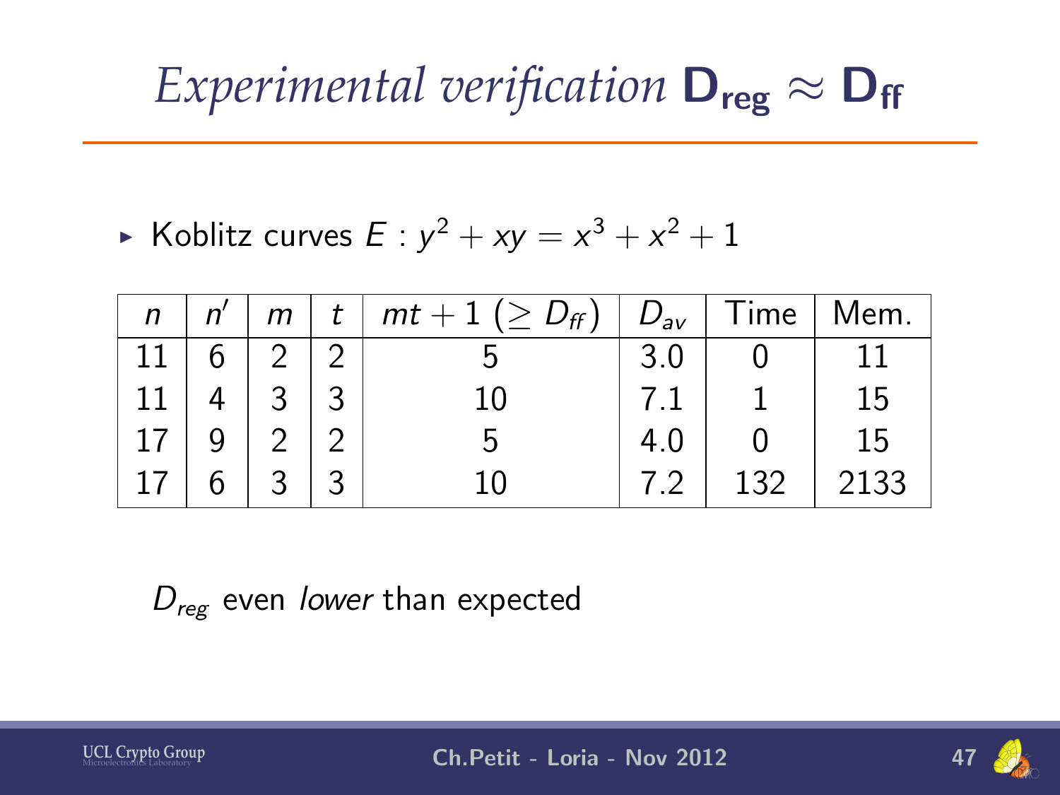# *Experimental verification* $\mathbf{D_{reg}} \approx \mathbf{D_{ff}}$

- Koblitz curves $E : y^2 + xy = x^3 + x^2 + 1$

| $n$ | $n'$ | $m$ | $t$ | $mt + 1$ ($\geq D_{ff}$) | $D_{av}$ | Time | Mem. |
|---|---|---|---|---|---|---|---|
| 11 | 6 | 2 | 2 | 5 | 3.0 | 0 | 11 |
| 11 | 4 | 3 | 3 | 10 | 7.1 | 1 | 15 |
| 17 | 9 | 2 | 2 | 5 | 4.0 | 0 | 15 |
| 17 | 6 | 3 | 3 | 10 | 7.2 | 132 | 2133 |

$D_{reg}$ even *lower* than expected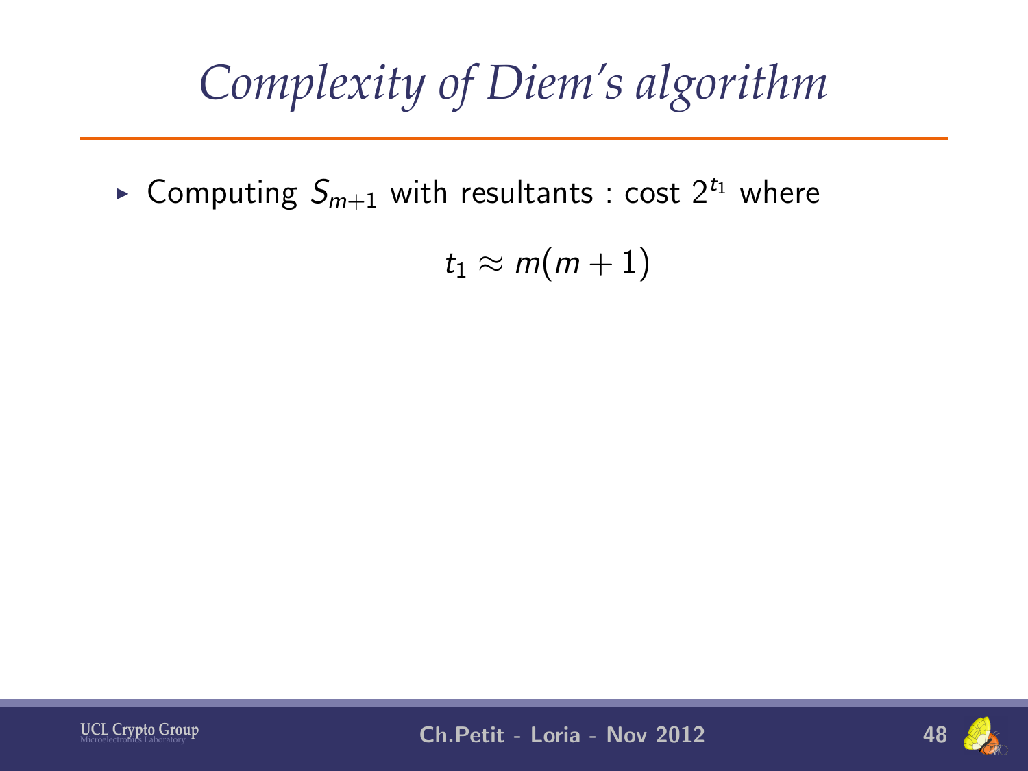# *Complexity of Diem's algorithm*

- Computing $S_{m+1}$ with resultants : cost $2^{t_1}$ where

$$t_1 \approx m(m+1)$$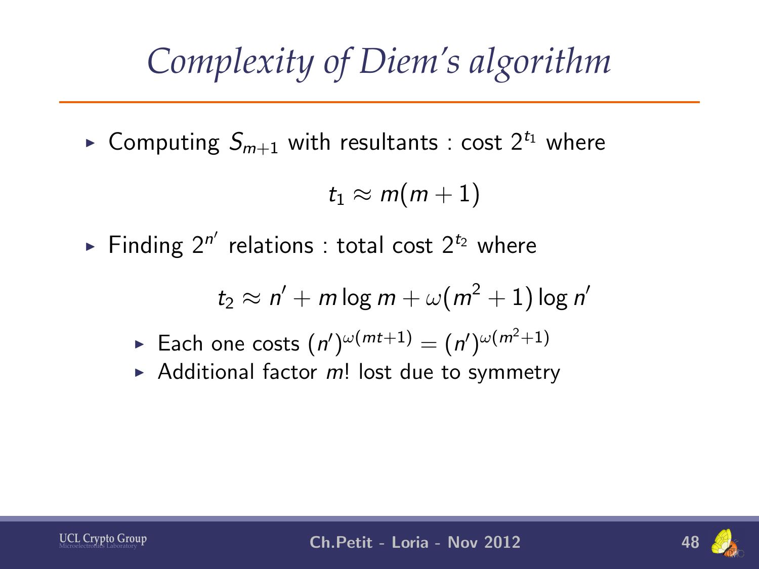# Complexity of Diem's algorithm

- Computing $S_{m+1}$ with resultants : cost $2^{t_1}$ where

$$t_1 \approx m(m+1)$$

- Finding $2^{n'}$ relations : total cost $2^{t_2}$ where

$$t_2 \approx n' + m \log m + \omega(m^2+1) \log n'$$

  - Each one costs $(n')^{\omega(mt+1)} = (n')^{\omega(m^2+1)}$
  - Additional factor $m!$ lost due to symmetry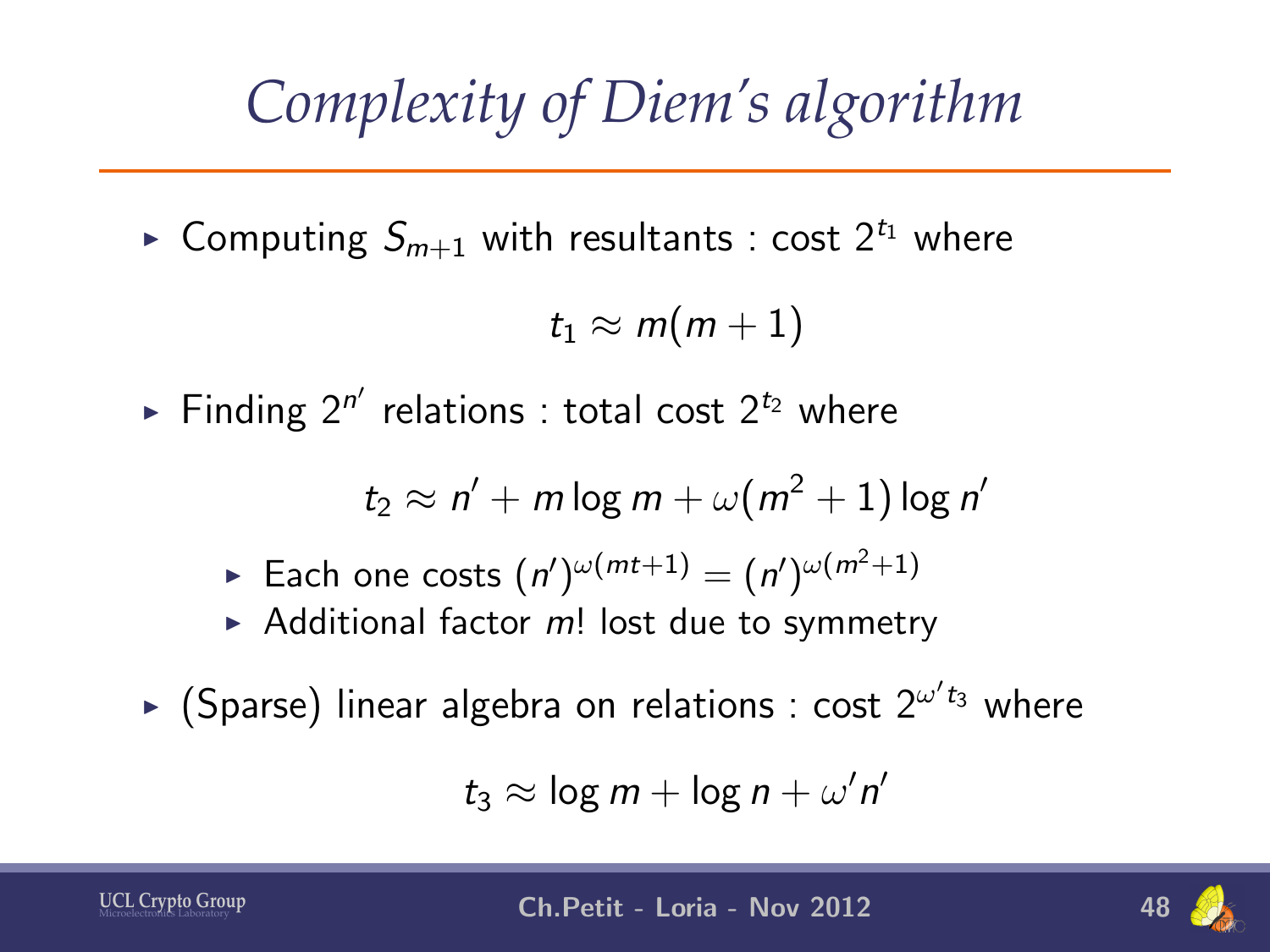# *Complexity of Diem's algorithm*

- Computing $S_{m+1}$ with resultants : cost $2^{t_1}$ where

$$t_1 \approx m(m+1)$$

- Finding $2^{n'}$ relations : total cost $2^{t_2}$ where

$$t_2 \approx n' + m \log m + \omega(m^2+1) \log n'$$

  - Each one costs $(n')^{\omega(mt+1)} = (n')^{\omega(m^2+1)}$
  - Additional factor $m!$ lost due to symmetry

- (Sparse) linear algebra on relations : cost $2^{\omega' t_3}$ where

$$t_3 \approx \log m + \log n + \omega' n'$$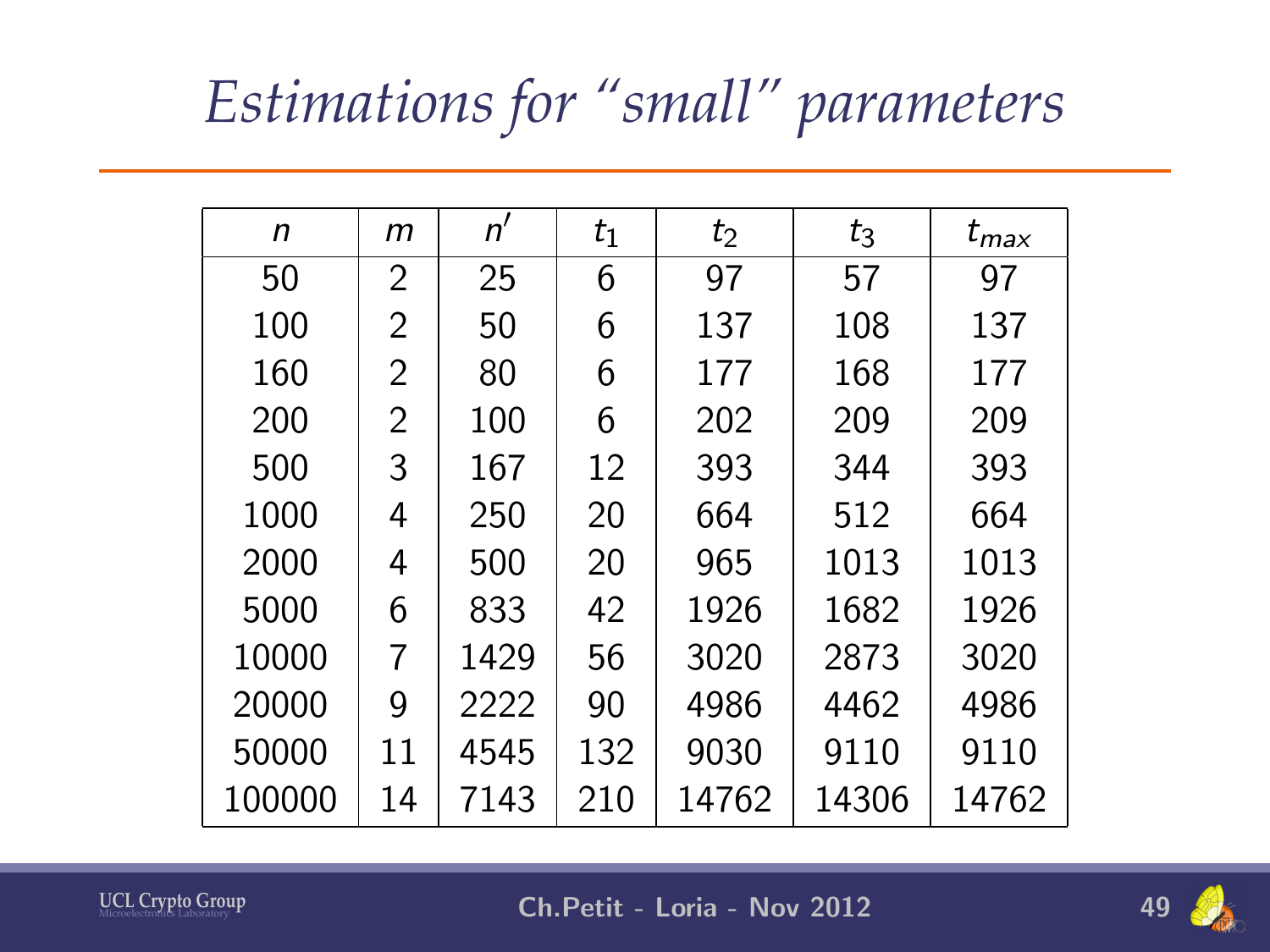# *Estimations for "small" parameters*

| $n$ | $m$ | $n'$ | $t_1$ | $t_2$ | $t_3$ | $t_{max}$ |
|---|---|---|---|---|---|---|
| 50 | 2 | 25 | 6 | 97 | 57 | 97 |
| 100 | 2 | 50 | 6 | 137 | 108 | 137 |
| 160 | 2 | 80 | 6 | 177 | 168 | 177 |
| 200 | 2 | 100 | 6 | 202 | 209 | 209 |
| 500 | 3 | 167 | 12 | 393 | 344 | 393 |
| 1000 | 4 | 250 | 20 | 664 | 512 | 664 |
| 2000 | 4 | 500 | 20 | 965 | 1013 | 1013 |
| 5000 | 6 | 833 | 42 | 1926 | 1682 | 1926 |
| 10000 | 7 | 1429 | 56 | 3020 | 2873 | 3020 |
| 20000 | 9 | 2222 | 90 | 4986 | 4462 | 4986 |
| 50000 | 11 | 4545 | 132 | 9030 | 9110 | 9110 |
| 100000 | 14 | 7143 | 210 | 14762 | 14306 | 14762 |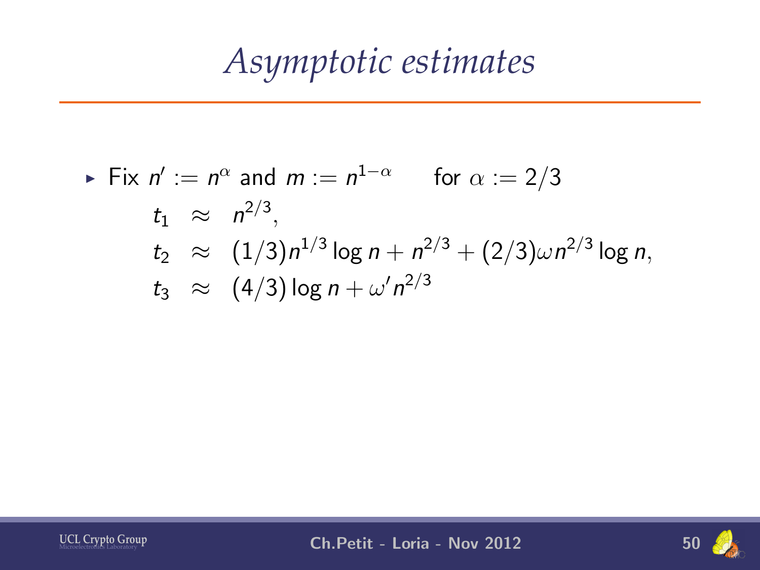# Asymptotic estimates

- Fix $n' := n^\alpha$ and $m := n^{1-\alpha}$ for $\alpha := 2/3$

$$
\begin{aligned}
t_1 &\approx n^{2/3}, \\
t_2 &\approx (1/3)n^{1/3}\log n + n^{2/3} + (2/3)\omega n^{2/3}\log n, \\
t_3 &\approx (4/3)\log n + \omega' n^{2/3}
\end{aligned}
$$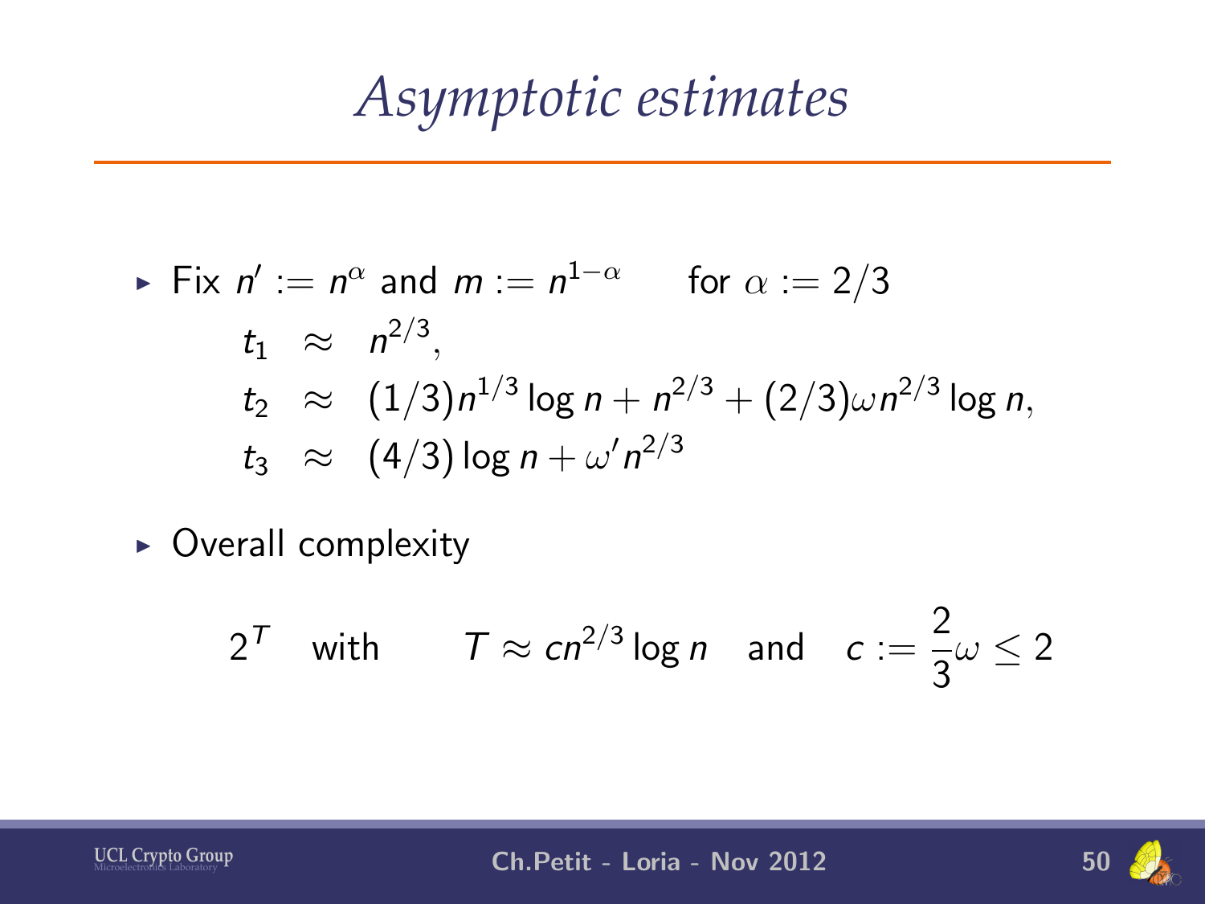# Asymptotic estimates

- Fix $n' := n^{\alpha}$ and $m := n^{1-\alpha}$ for $\alpha := 2/3$

$$
\begin{aligned}
t_1 &\approx n^{2/3}, \\
t_2 &\approx (1/3)n^{1/3}\log n + n^{2/3} + (2/3)\omega n^{2/3}\log n, \\
t_3 &\approx (4/3)\log n + \omega' n^{2/3}
\end{aligned}
$$

- Overall complexity

$$
2^T \quad \text{with} \qquad T \approx c n^{2/3}\log n \quad \text{and} \quad c := \frac{2}{3}\omega \leq 2
$$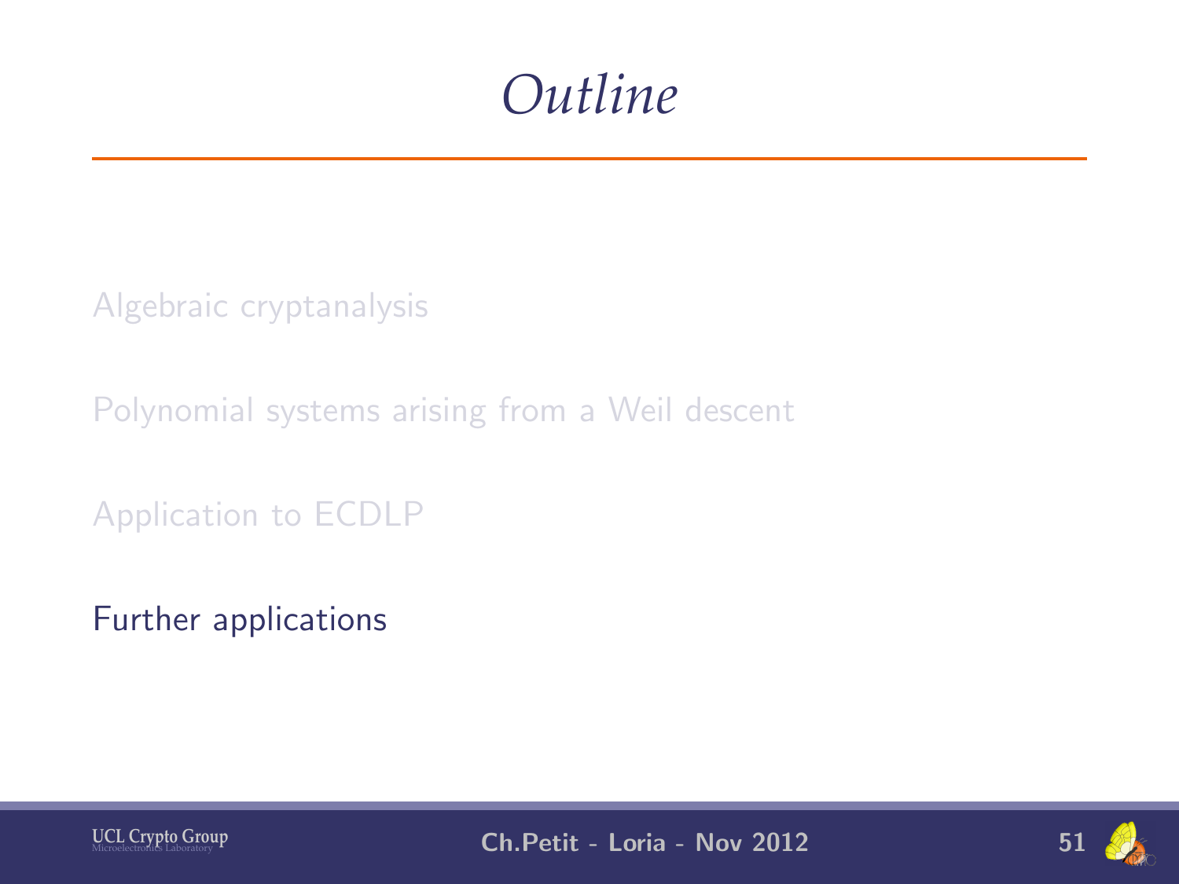# Outline

Algebraic cryptanalysis

Polynomial systems arising from a Weil descent

Application to ECDLP

Further applications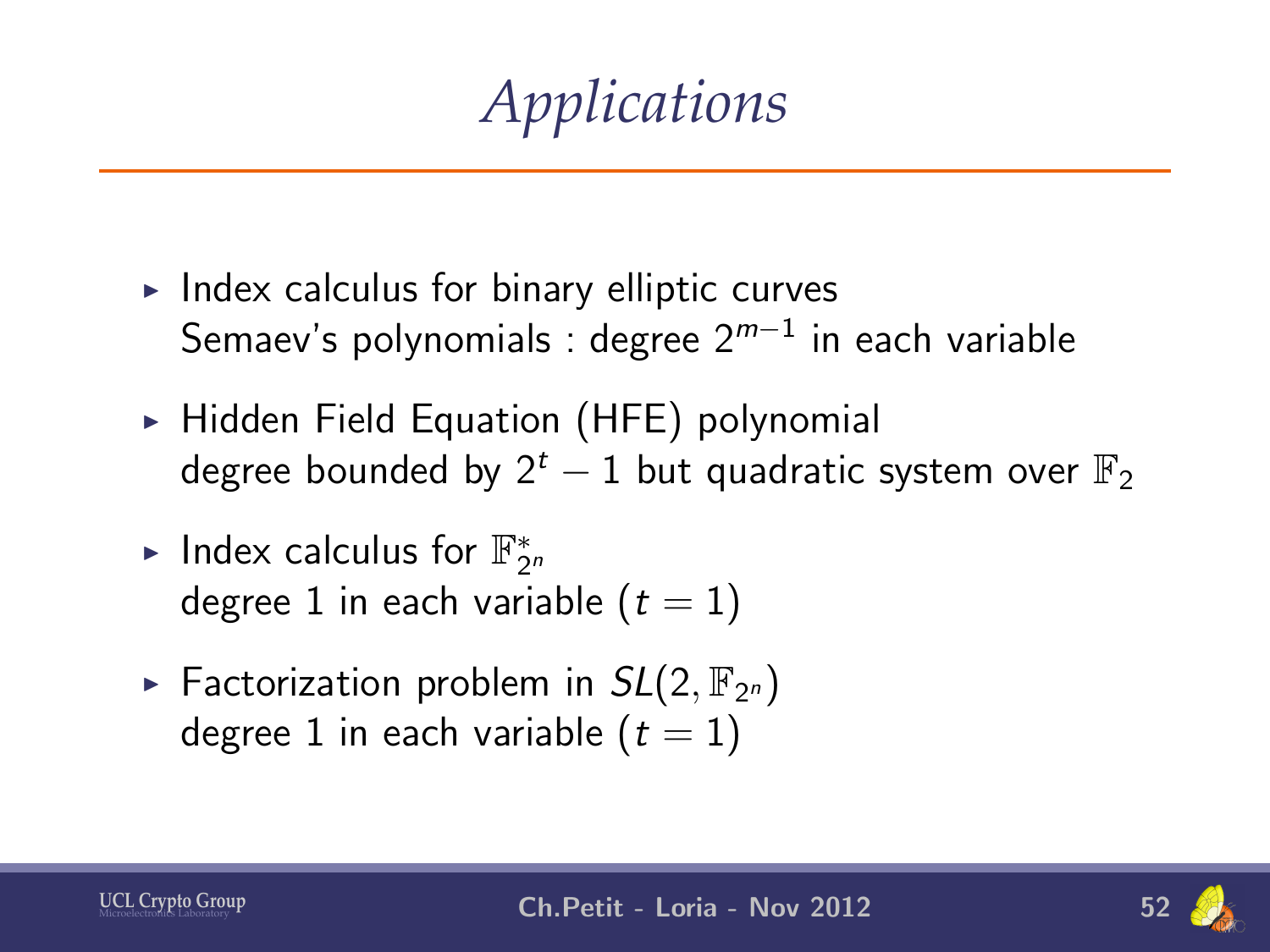# Applications

- Index calculus for binary elliptic curves
  Semaev's polynomials : degree $2^{m-1}$ in each variable
- Hidden Field Equation (HFE) polynomial
  degree bounded by $2^t - 1$ but quadratic system over $\mathbb{F}_2$
- Index calculus for $\mathbb{F}_{2^n}^*$
  degree 1 in each variable ($t = 1$)
- Factorization problem in $SL(2, \mathbb{F}_{2^n})$
  degree 1 in each variable ($t = 1$)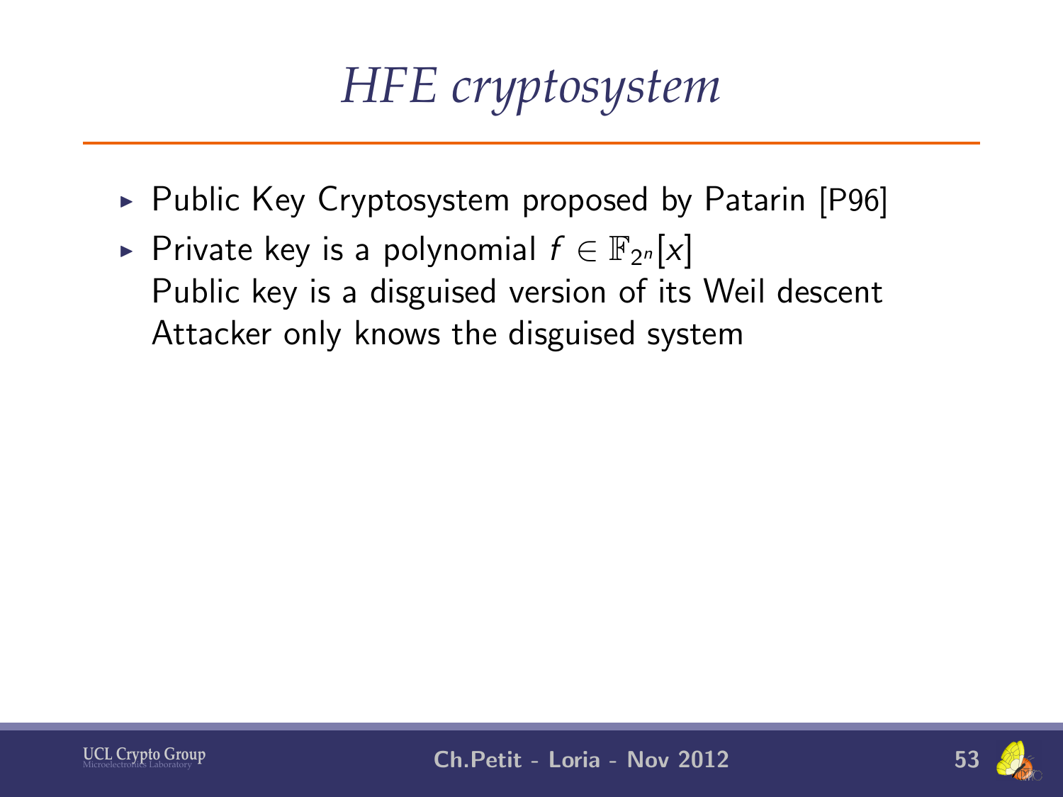# *HFE cryptosystem*

- Public Key Cryptosystem proposed by Patarin [P96]
- Private key is a polynomial $f \in \mathbb{F}_{2^n}[x]$
  Public key is a disguised version of its Weil descent
  Attacker only knows the disguised system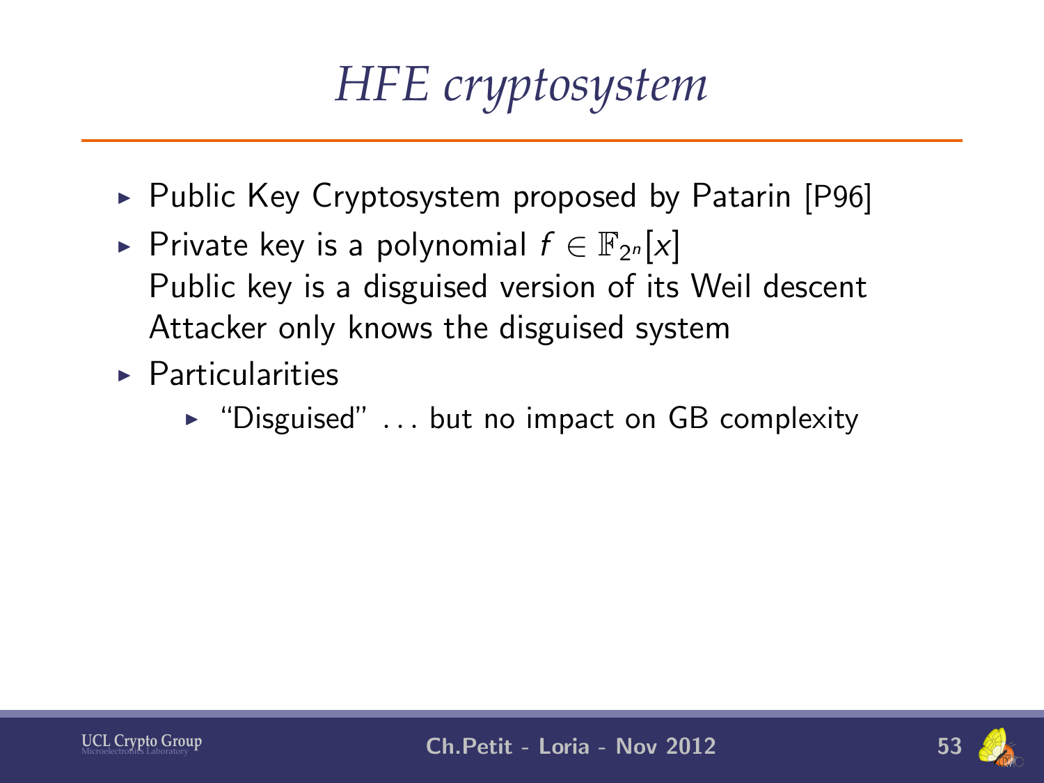# HFE cryptosystem

- Public Key Cryptosystem proposed by Patarin [P96]
- Private key is a polynomial $f \in \mathbb{F}_{2^n}[x]$
  Public key is a disguised version of its Weil descent
  Attacker only knows the disguised system
- Particularities
  - "Disguised" ... but no impact on GB complexity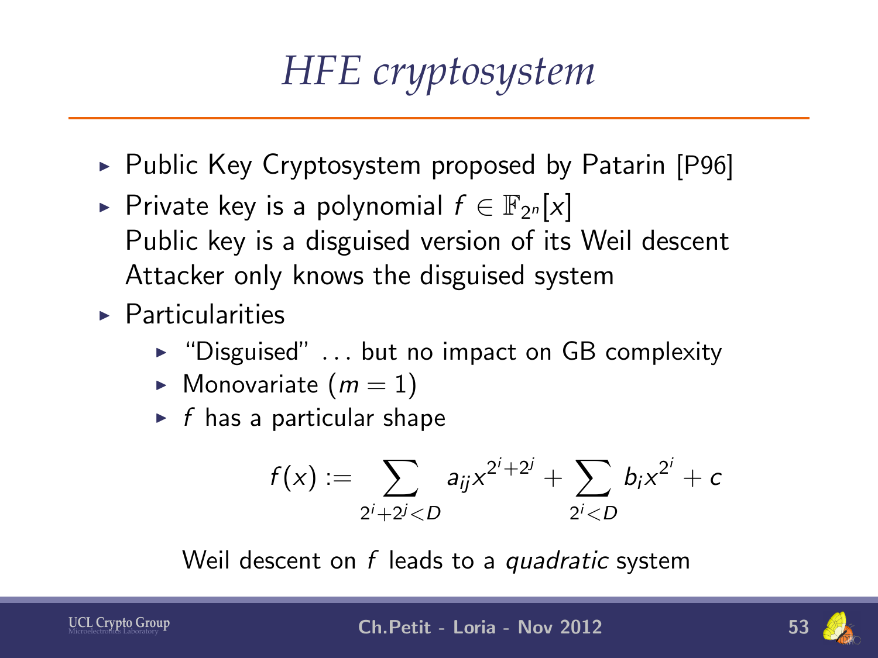# HFE cryptosystem

- Public Key Cryptosystem proposed by Patarin [P96]
- Private key is a polynomial $f \in \mathbb{F}_{2^n}[x]$
  Public key is a disguised version of its Weil descent
  Attacker only knows the disguised system
- Particularities
  - "Disguised" ... but no impact on GB complexity
  - Monovariate ($m = 1$)
  - $f$ has a particular shape

$$f(x) := \sum_{2^i+2^j<D} a_{ij} x^{2^i+2^j} + \sum_{2^i<D} b_i x^{2^i} + c$$

Weil descent on $f$ leads to a *quadratic* system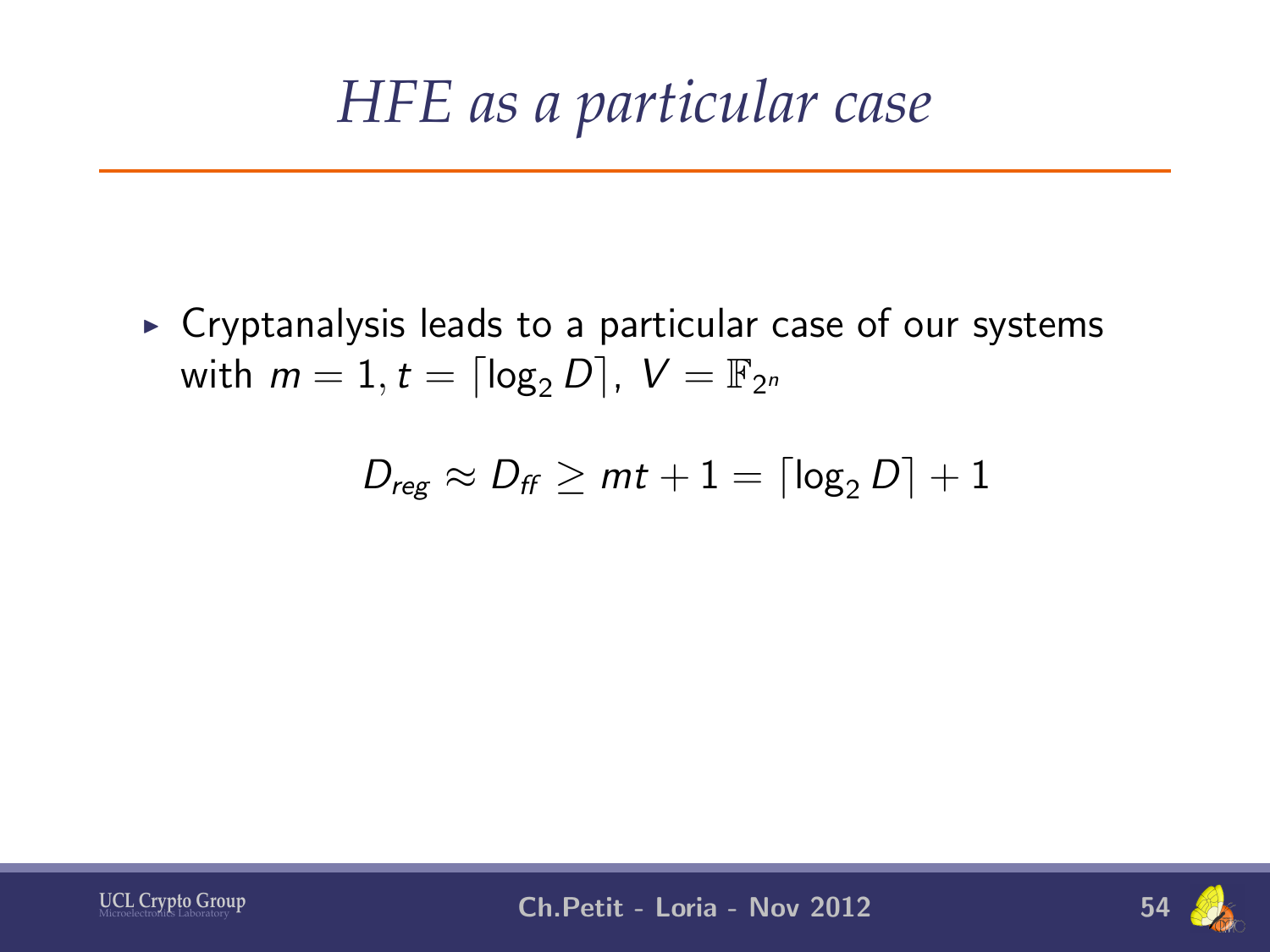# *HFE as a particular case*

- Cryptanalysis leads to a particular case of our systems with $m = 1, t = \lceil \log_2 D \rceil,\ V = \mathbb{F}_{2^n}$

$$D_{reg} \approx D_{ff} \geq mt + 1 = \lceil \log_2 D \rceil + 1$$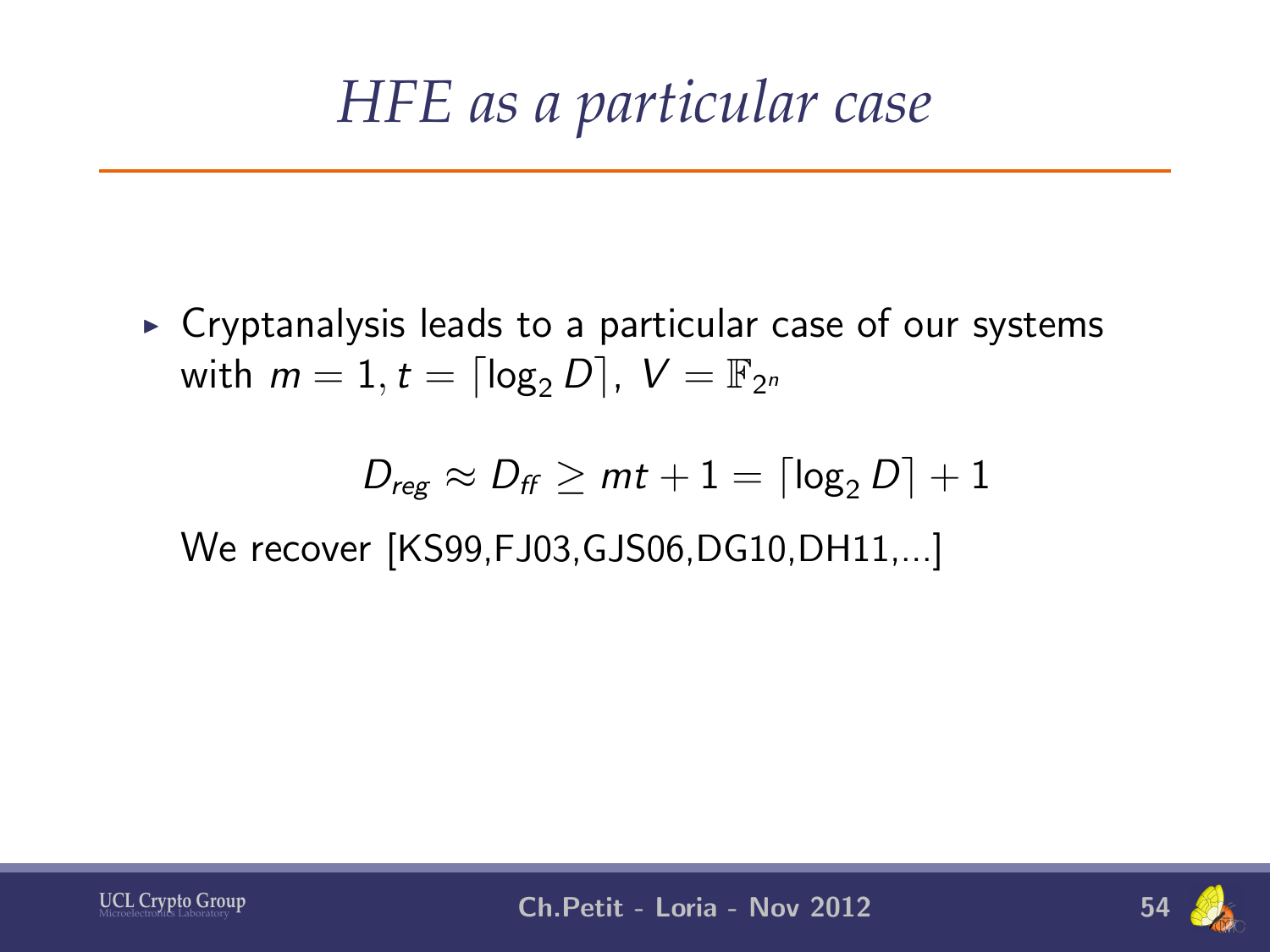# *HFE as a particular case*

- Cryptanalysis leads to a particular case of our systems with $m = 1, t = \lceil \log_2 D \rceil$, $V = \mathbb{F}_{2^n}$

$$D_{reg} \approx D_{ff} \geq mt + 1 = \lceil \log_2 D \rceil + 1$$

We recover [KS99,FJ03,GJS06,DG10,DH11,...]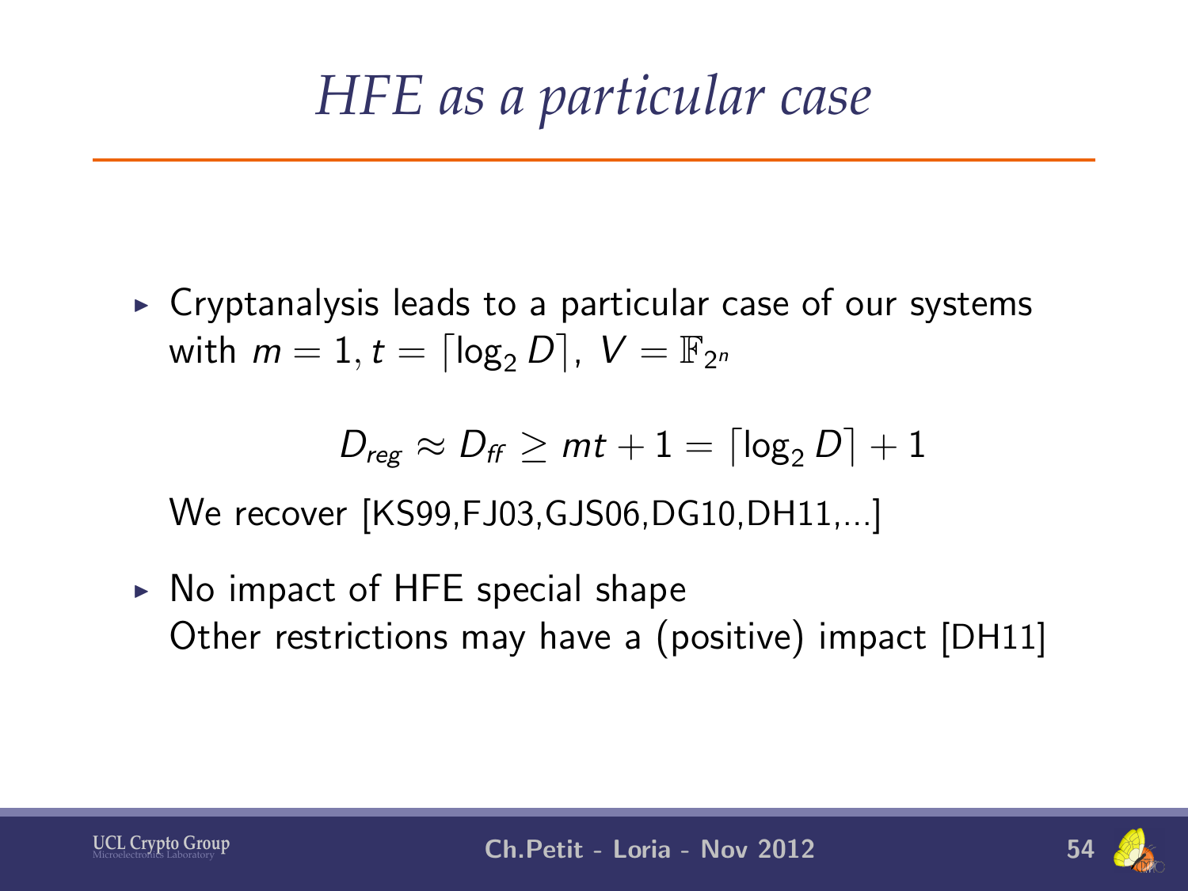# HFE as a particular case

- Cryptanalysis leads to a particular case of our systems with $m = 1, t = \lceil \log_2 D \rceil,\ V = \mathbb{F}_{2^n}$

$$D_{reg} \approx D_{ff} \geq mt + 1 = \lceil \log_2 D \rceil + 1$$

  We recover [KS99,FJ03,GJS06,DG10,DH11,...]

- No impact of HFE special shape
  Other restrictions may have a (positive) impact [DH11]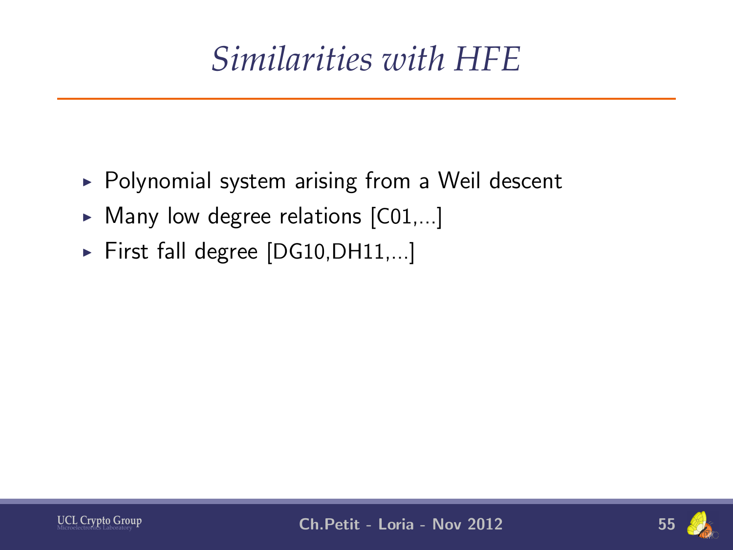# *Similarities with HFE*

- Polynomial system arising from a Weil descent
- Many low degree relations [C01,...]
- First fall degree [DG10,DH11,...]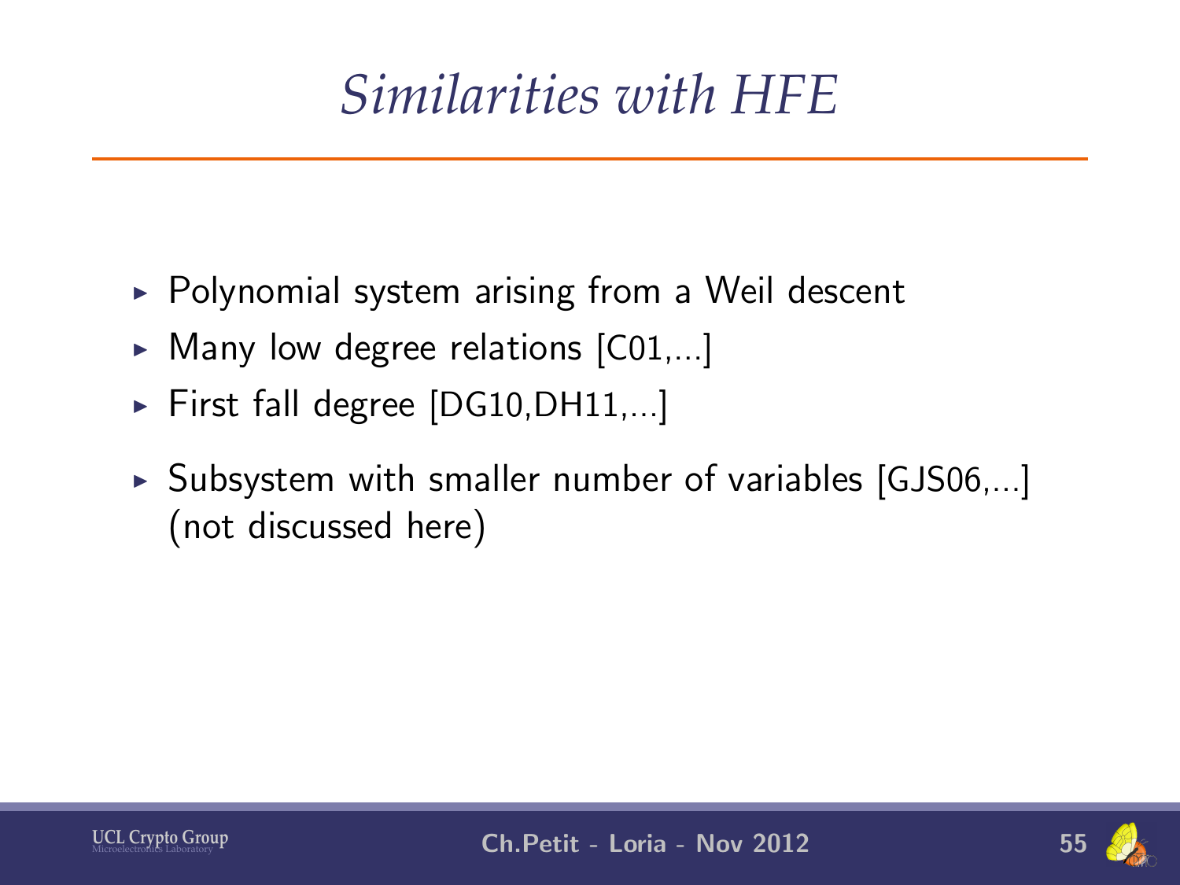# *Similarities with HFE*

- Polynomial system arising from a Weil descent
- Many low degree relations [C01,...]
- First fall degree [DG10,DH11,...]
- Subsystem with smaller number of variables [GJS06,...] (not discussed here)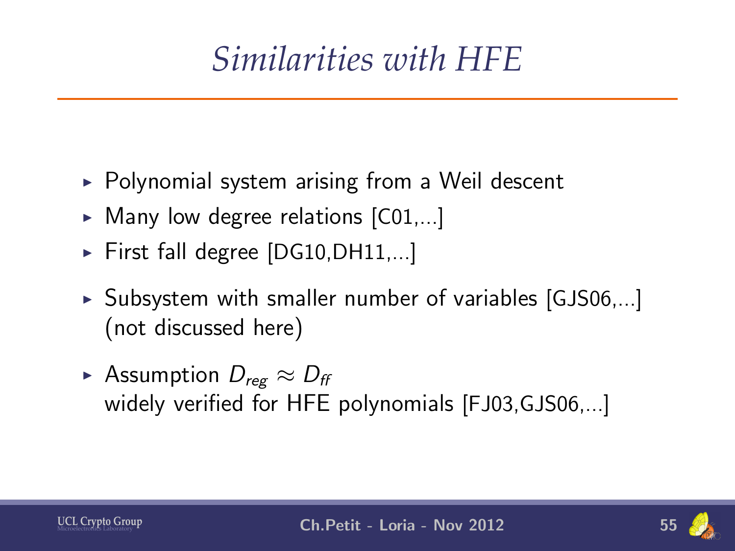# Similarities with HFE

- Polynomial system arising from a Weil descent
- Many low degree relations [C01,...]
- First fall degree [DG10,DH11,...]
- Subsystem with smaller number of variables [GJS06,...] (not discussed here)
- Assumption $D_{reg} \approx D_{ff}$ widely verified for HFE polynomials [FJ03,GJS06,...]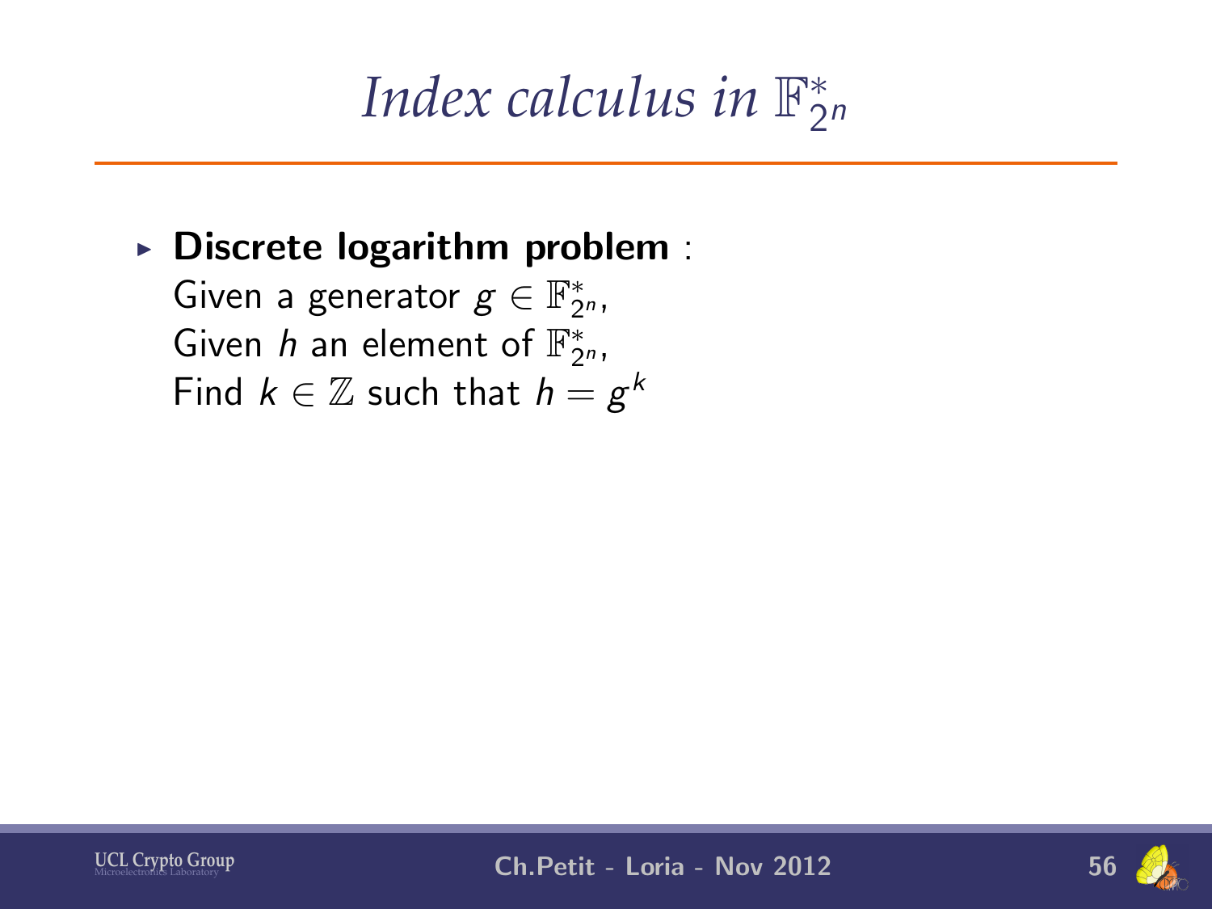# *Index calculus in* $\mathbb{F}_{2^n}^*$

- **Discrete logarithm problem** :
  Given a generator $g \in \mathbb{F}_{2^n}^*$,
  Given $h$ an element of $\mathbb{F}_{2^n}^*$,
  Find $k \in \mathbb{Z}$ such that $h = g^k$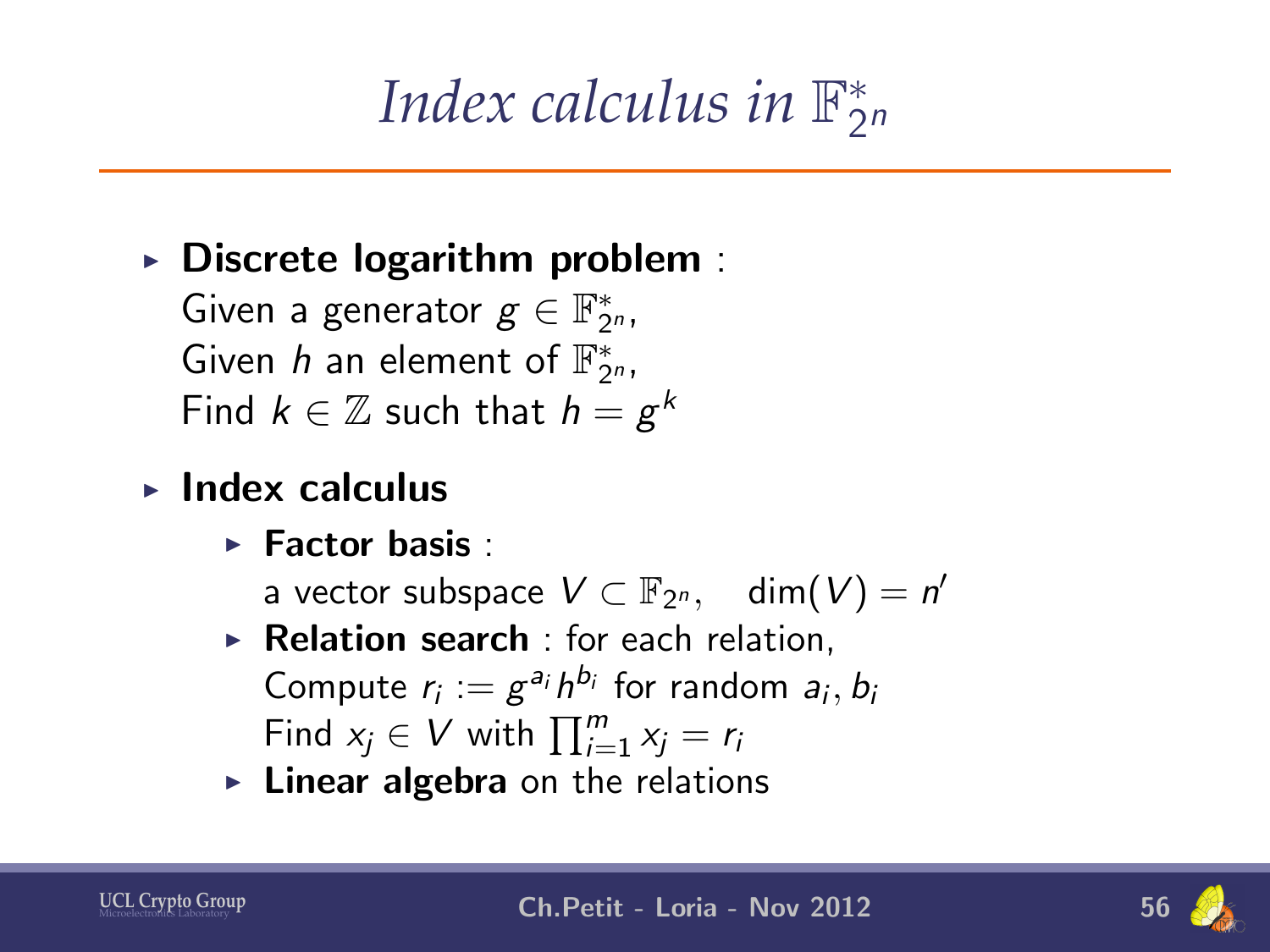# *Index calculus in* $\mathbb{F}_{2^n}^*$

- **Discrete logarithm problem** :
  Given a generator $g \in \mathbb{F}_{2^n}^*$,
  Given $h$ an element of $\mathbb{F}_{2^n}^*$,
  Find $k \in \mathbb{Z}$ such that $h = g^k$
- **Index calculus**
  - **Factor basis** :
    a vector subspace $V \subset \mathbb{F}_{2^n}, \quad \dim(V) = n'$
  - **Relation search** : for each relation,
    Compute $r_i := g^{a_i} h^{b_i}$ for random $a_i, b_i$
    Find $x_j \in V$ with $\prod_{i=1}^{m} x_j = r_i$
  - **Linear algebra** on the relations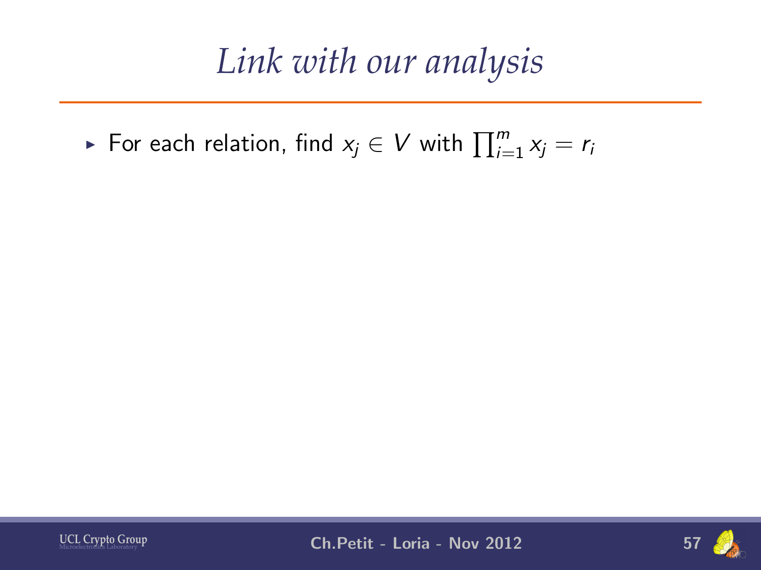# *Link with our analysis*

- For each relation, find $x_j \in V$ with $\prod_{i=1}^{m} x_j = r_i$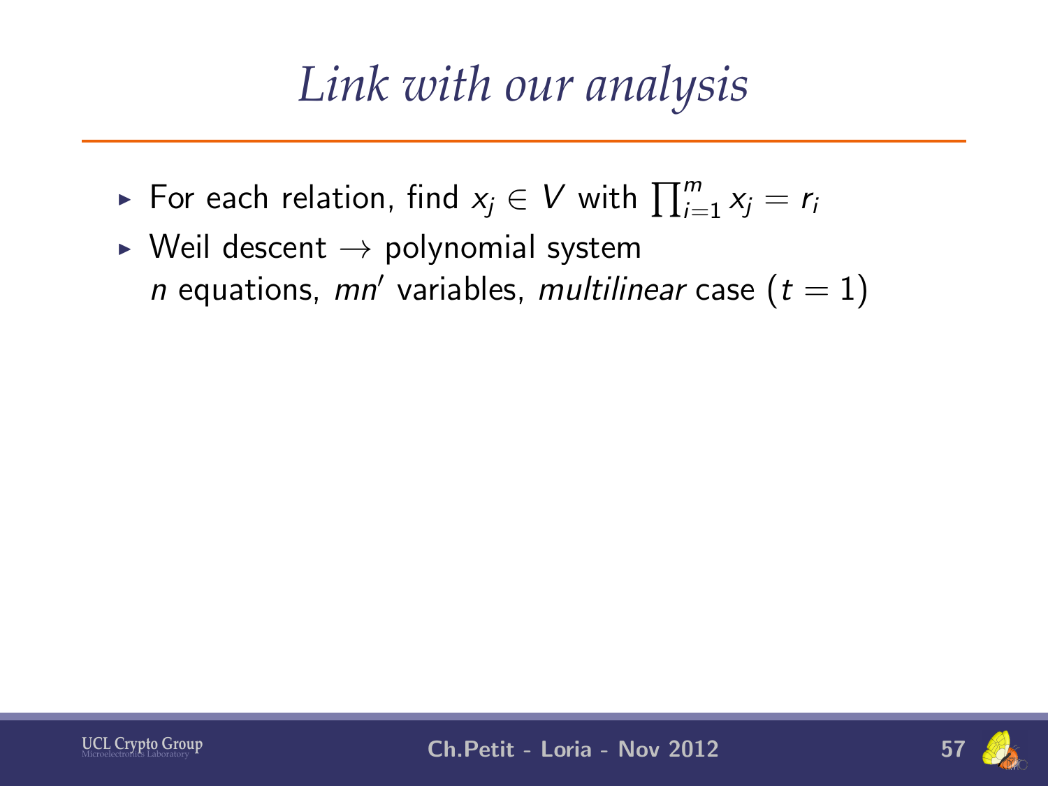# Link with our analysis

- For each relation, find $x_j \in V$ with $\prod_{i=1}^{m} x_j = r_i$
- Weil descent $\rightarrow$ polynomial system
  $n$ equations, $mn'$ variables, *multilinear* case $(t = 1)$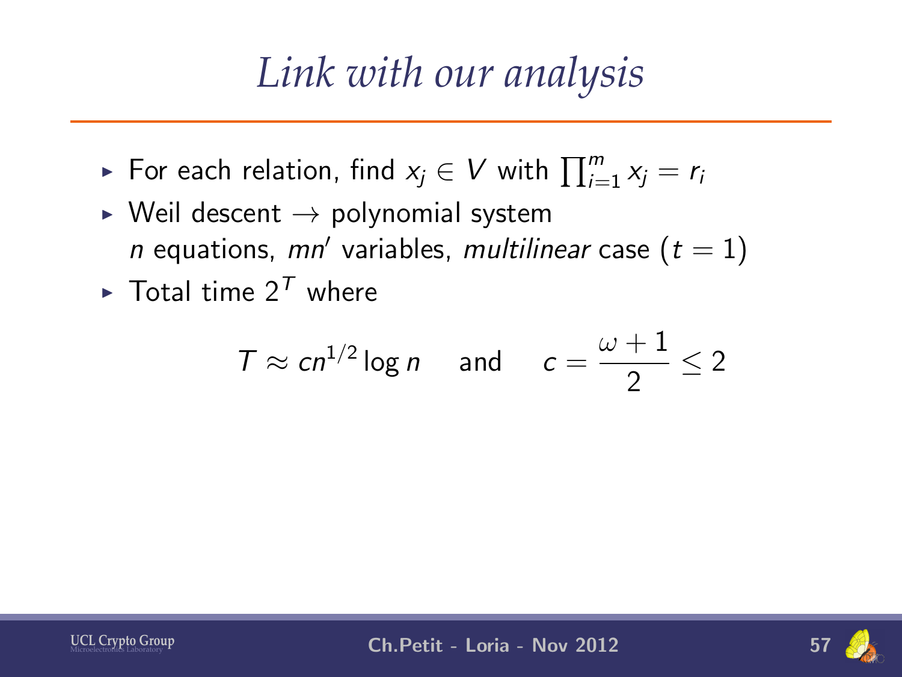# Link with our analysis

- For each relation, find $x_j \in V$ with $\prod_{i=1}^{m} x_j = r_i$
- Weil descent $\rightarrow$ polynomial system
  $n$ equations, $mn'$ variables, *multilinear* case $(t = 1)$
- Total time $2^T$ where

$$T \approx cn^{1/2} \log n \quad \text{and} \quad c = \frac{\omega + 1}{2} \leq 2$$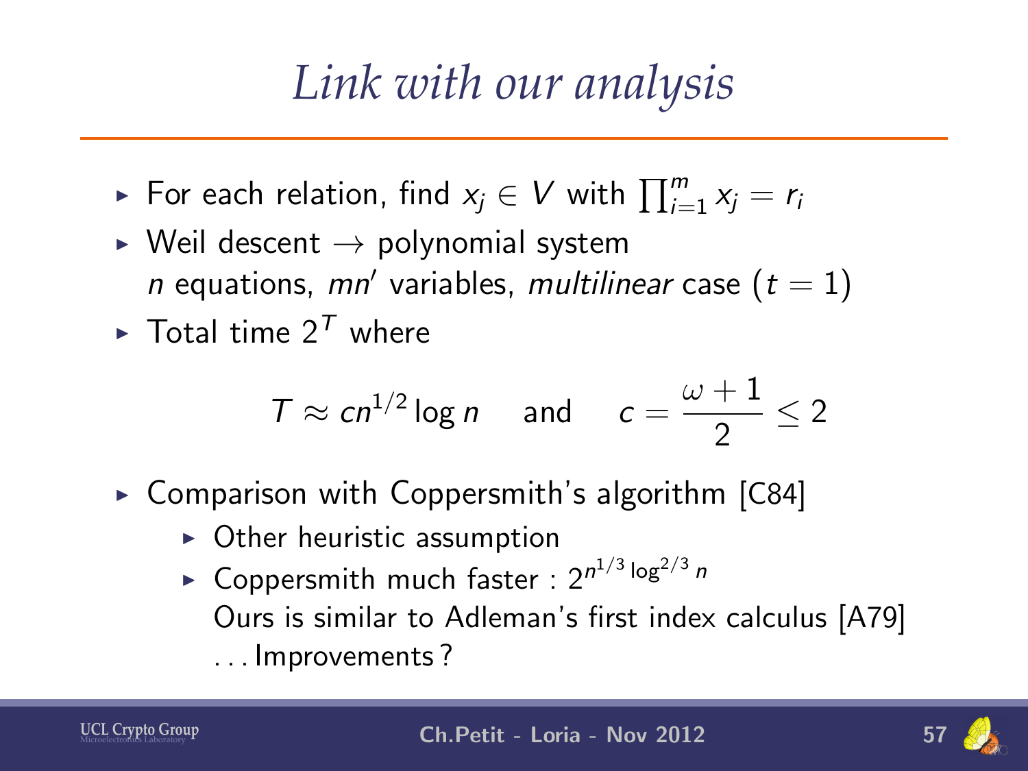# Link with our analysis

- For each relation, find $x_j \in V$ with $\prod_{i=1}^{m} x_j = r_i$
- Weil descent $\rightarrow$ polynomial system
  $n$ equations, $mn'$ variables, *multilinear* case ($t = 1$)
- Total time $2^T$ where

$$T \approx cn^{1/2} \log n \quad \text{and} \quad c = \frac{\omega + 1}{2} \leq 2$$

- Comparison with Coppersmith's algorithm [C84]
  - Other heuristic assumption
  - Coppersmith much faster : $2^{n^{1/3} \log^{2/3} n}$
    Ours is similar to Adleman's first index calculus [A79]
    . . . Improvements ?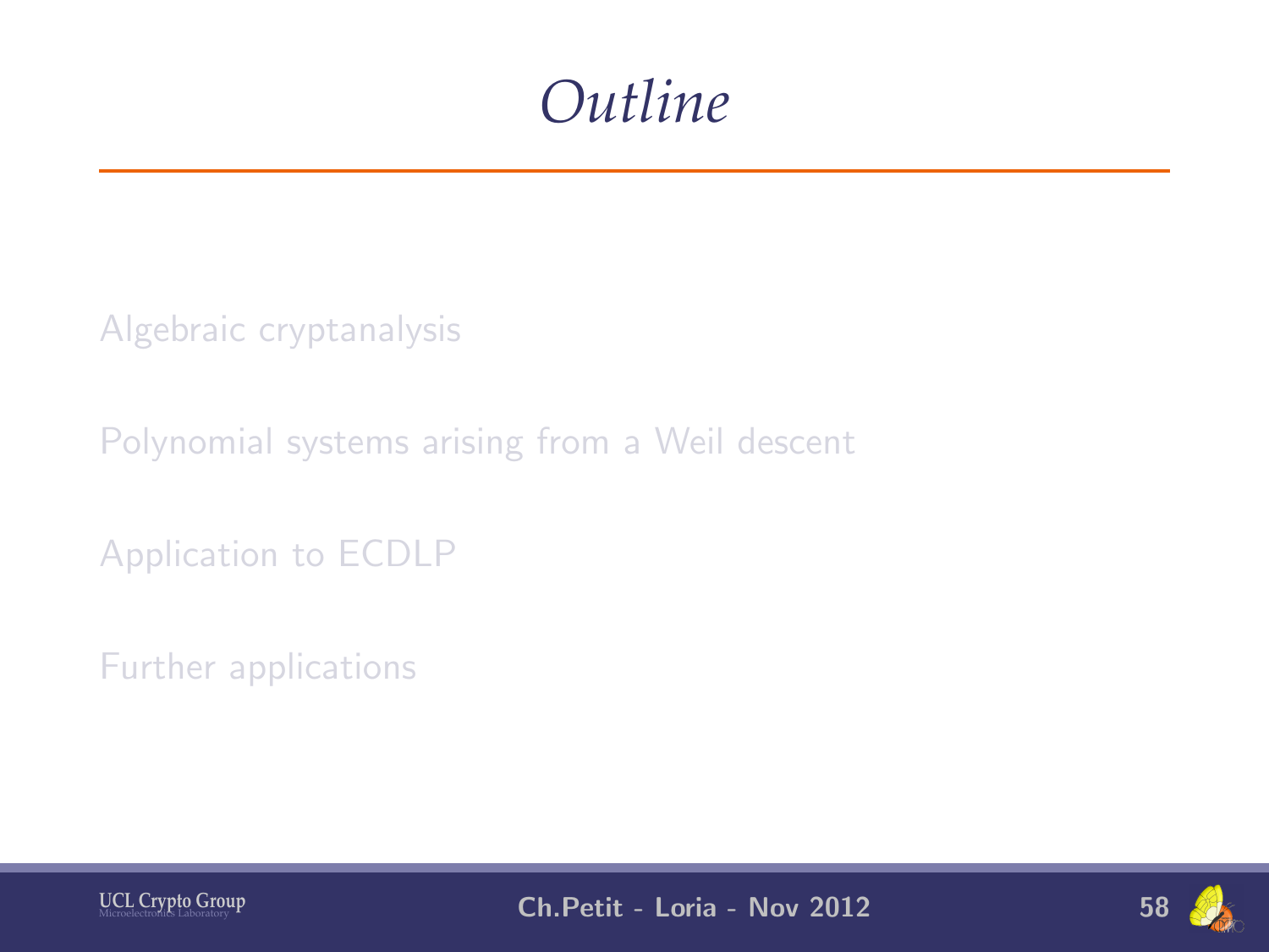# Outline

Algebraic cryptanalysis

Polynomial systems arising from a Weil descent

Application to ECDLP

Further applications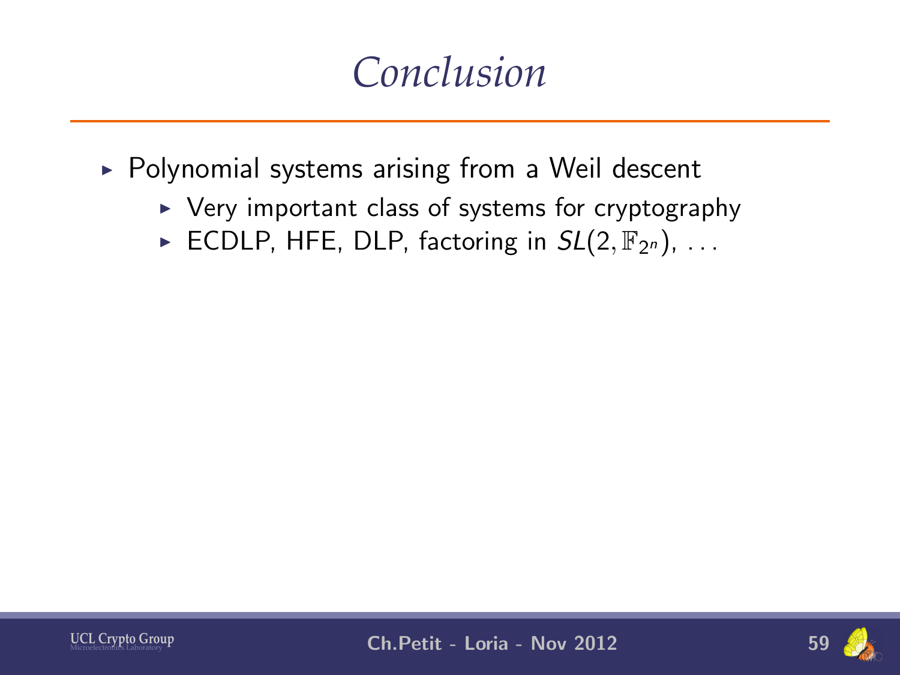# Conclusion

- Polynomial systems arising from a Weil descent
  - Very important class of systems for cryptography
  - ECDLP, HFE, DLP, factoring in $SL(2, \mathbb{F}_{2^n})$, ...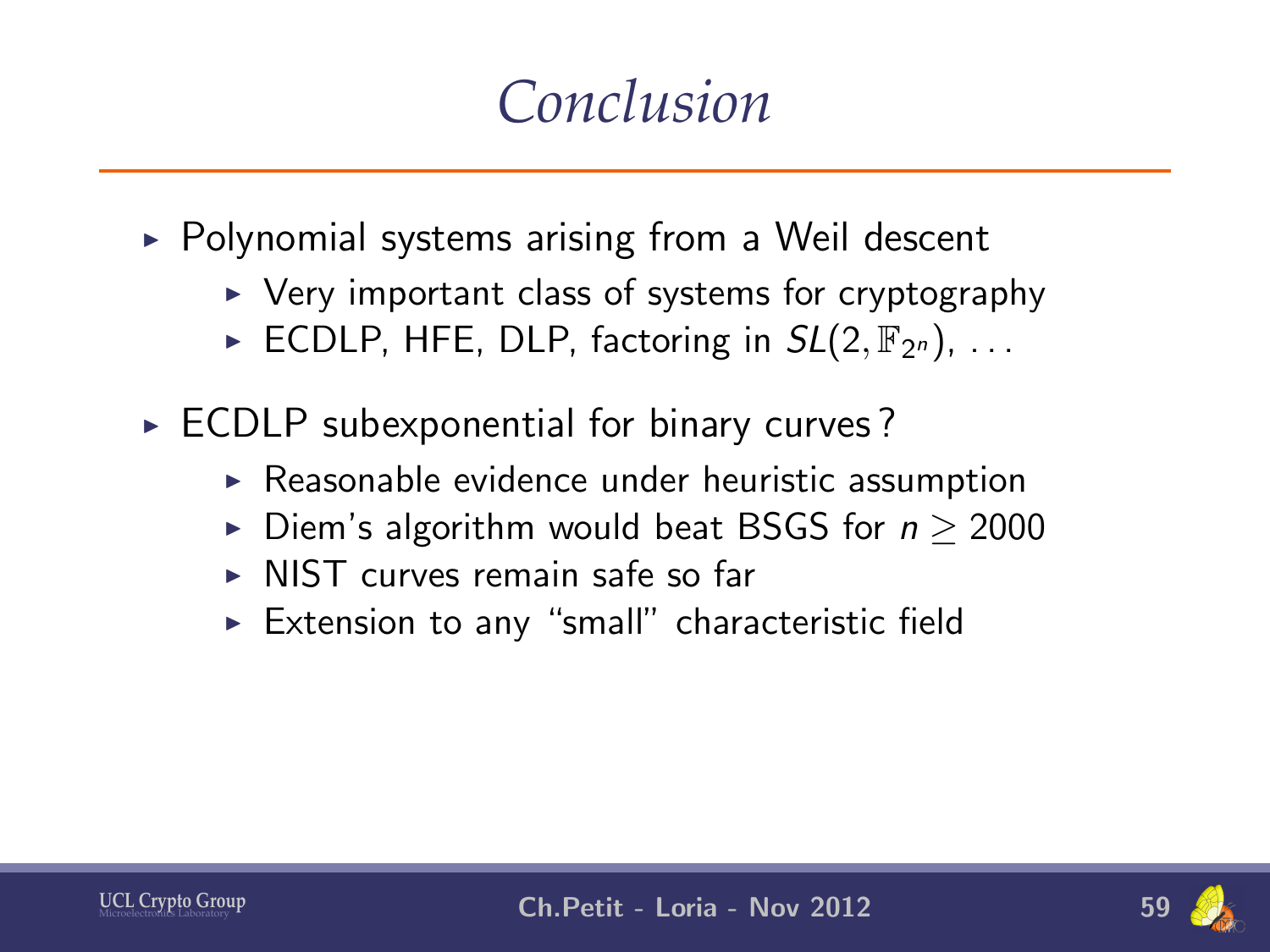# Conclusion

- Polynomial systems arising from a Weil descent
  - Very important class of systems for cryptography
  - ECDLP, HFE, DLP, factoring in $SL(2, \mathbb{F}_{2^n})$, ...
- ECDLP subexponential for binary curves ?
  - Reasonable evidence under heuristic assumption
  - Diem's algorithm would beat BSGS for $n \geq 2000$
  - NIST curves remain safe so far
  - Extension to any "small" characteristic field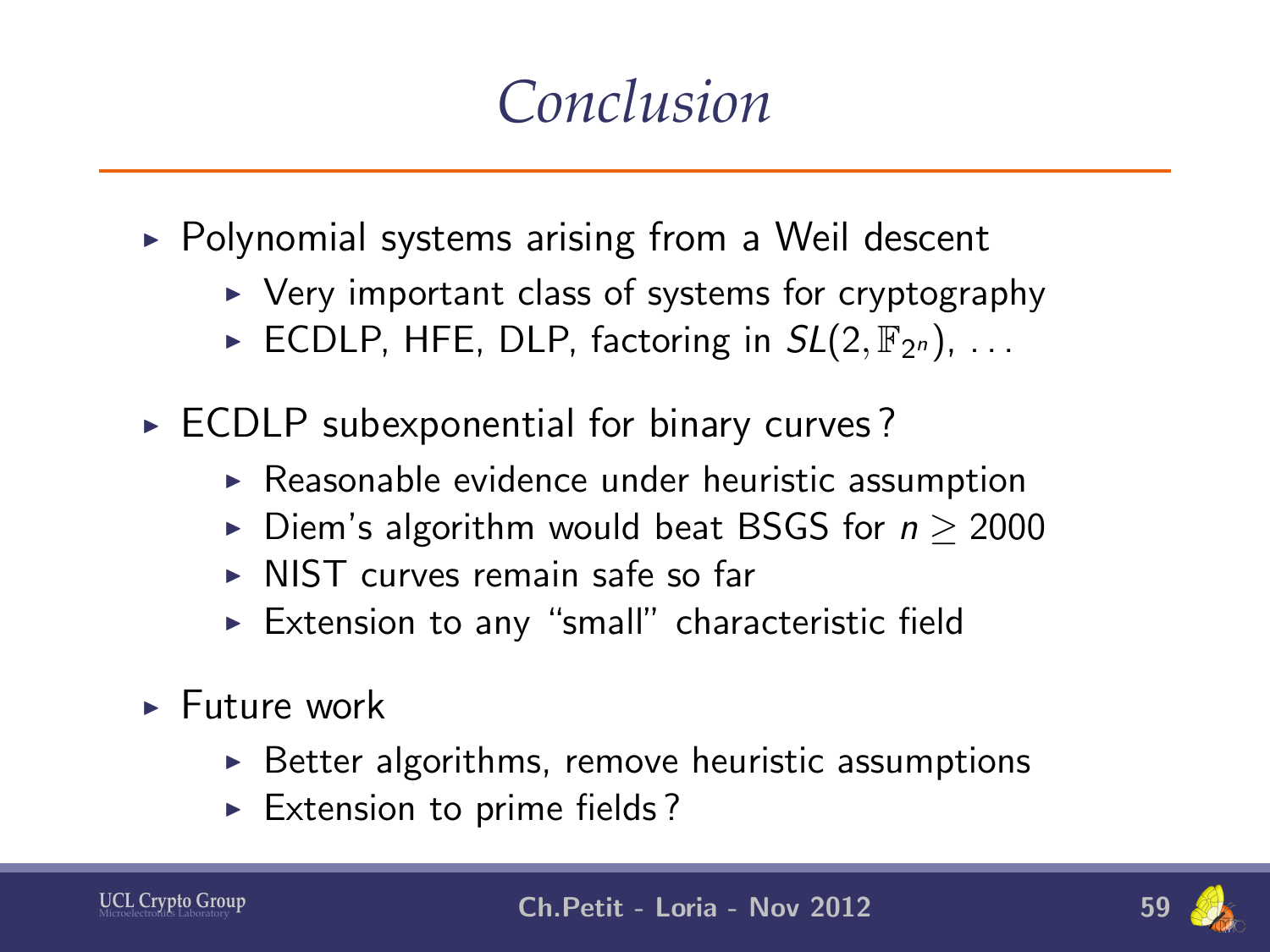# Conclusion

- Polynomial systems arising from a Weil descent
  - Very important class of systems for cryptography
  - ECDLP, HFE, DLP, factoring in $SL(2, \mathbb{F}_{2^n})$, ...
- ECDLP subexponential for binary curves ?
  - Reasonable evidence under heuristic assumption
  - Diem's algorithm would beat BSGS for $n \geq 2000$
  - NIST curves remain safe so far
  - Extension to any "small" characteristic field
- Future work
  - Better algorithms, remove heuristic assumptions
  - Extension to prime fields ?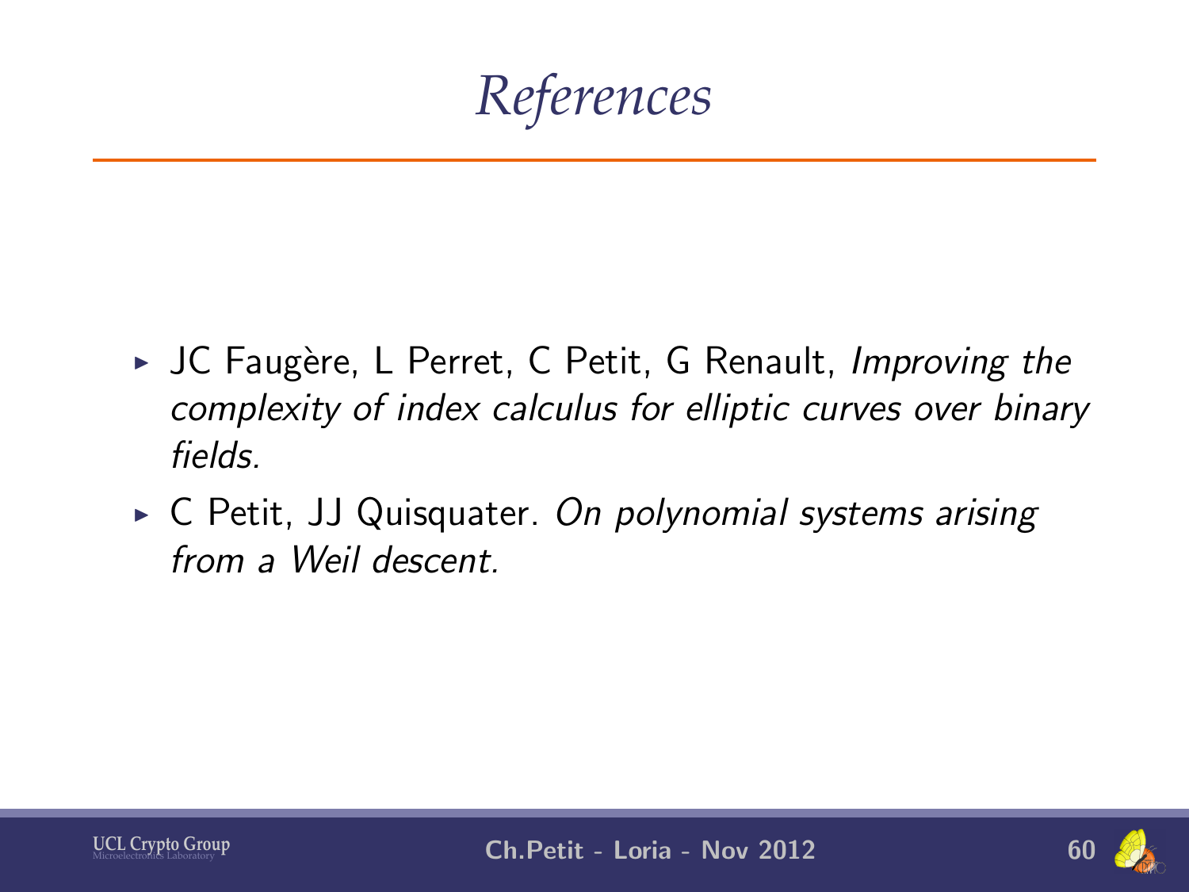# References

- JC Faugère, L Perret, C Petit, G Renault, *Improving the complexity of index calculus for elliptic curves over binary fields.*
- C Petit, JJ Quisquater. *On polynomial systems arising from a Weil descent.*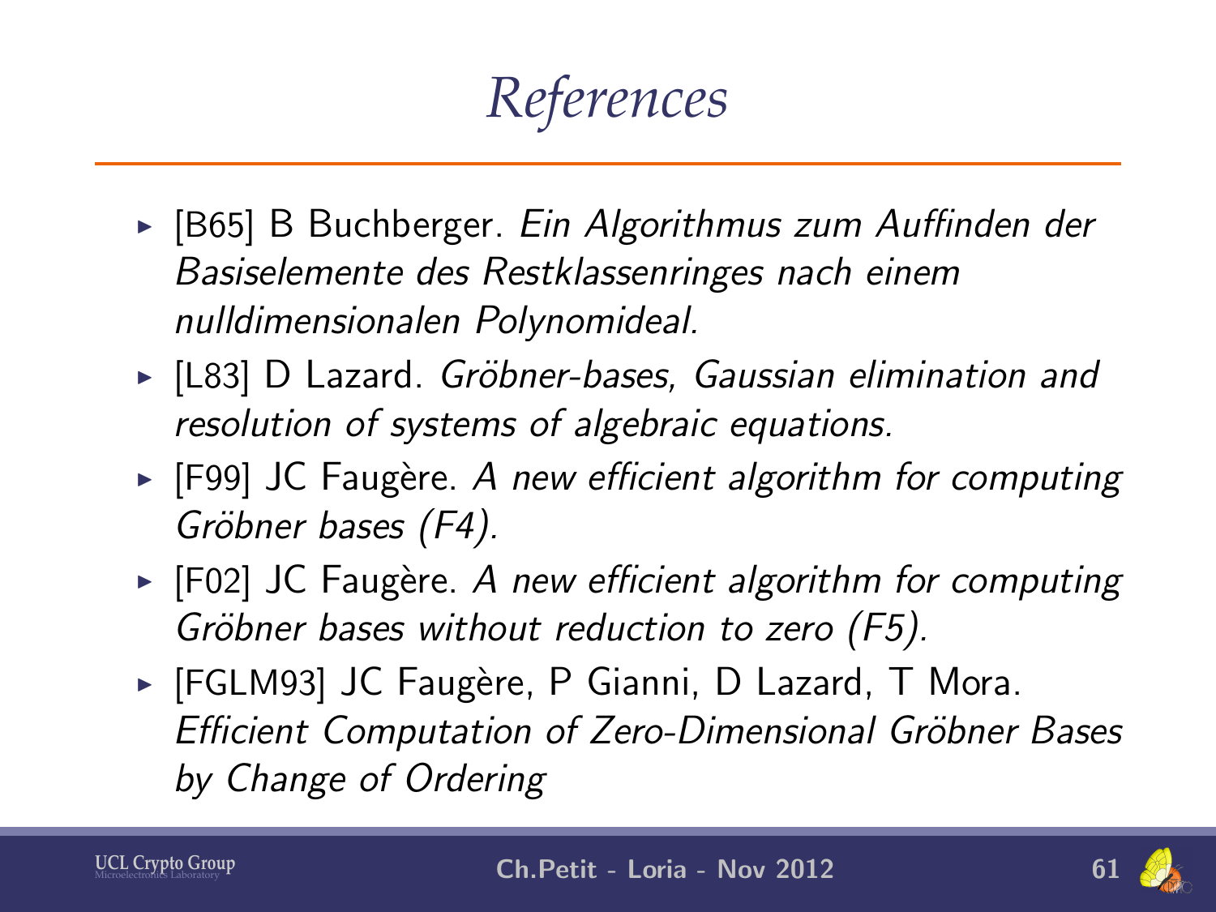# References

- [B65] B Buchberger. *Ein Algorithmus zum Auffinden der Basiselemente des Restklassenringes nach einem nulldimensionalen Polynomideal.*
- [L83] D Lazard. *Gröbner-bases, Gaussian elimination and resolution of systems of algebraic equations.*
- [F99] JC Faugère. *A new efficient algorithm for computing Gröbner bases (F4).*
- [F02] JC Faugère. *A new efficient algorithm for computing Gröbner bases without reduction to zero (F5).*
- [FGLM93] JC Faugère, P Gianni, D Lazard, T Mora. *Efficient Computation of Zero-Dimensional Gröbner Bases by Change of Ordering*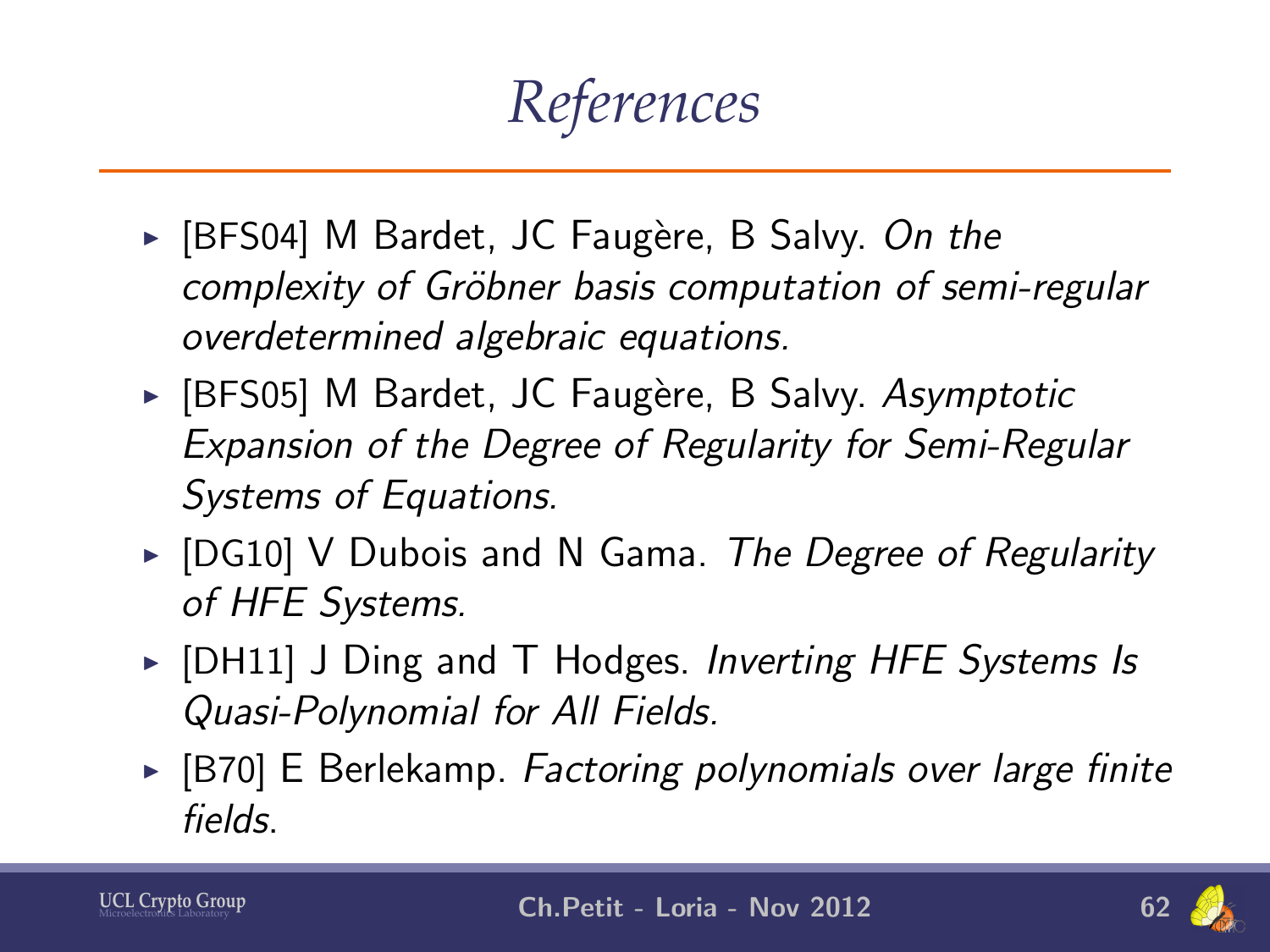# References

- [BFS04] M Bardet, JC Faugère, B Salvy. *On the complexity of Gröbner basis computation of semi-regular overdetermined algebraic equations.*
- [BFS05] M Bardet, JC Faugère, B Salvy. *Asymptotic Expansion of the Degree of Regularity for Semi-Regular Systems of Equations.*
- [DG10] V Dubois and N Gama. *The Degree of Regularity of HFE Systems.*
- [DH11] J Ding and T Hodges. *Inverting HFE Systems Is Quasi-Polynomial for All Fields.*
- [B70] E Berlekamp. *Factoring polynomials over large finite fields.*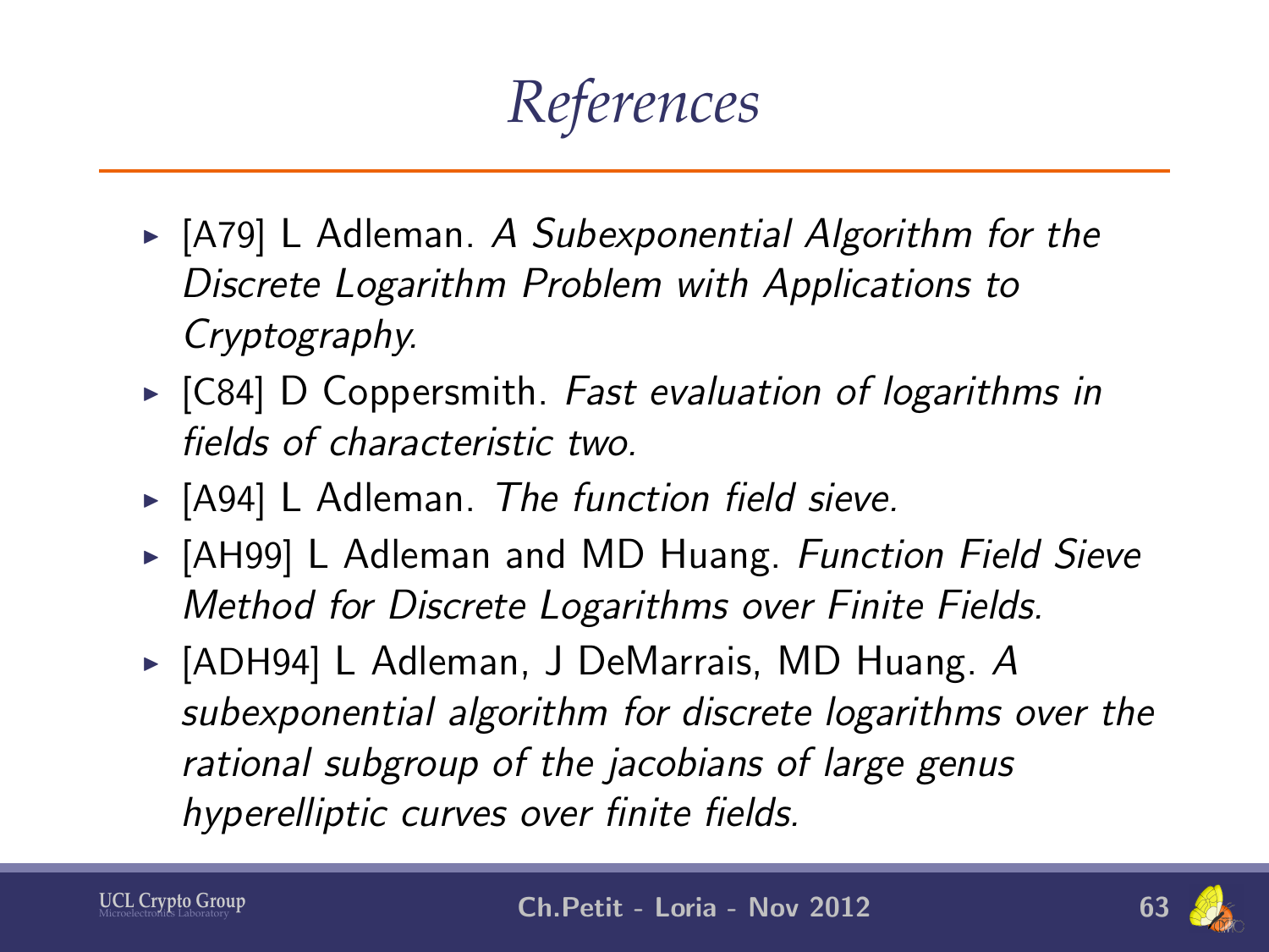# References

- [A79] L Adleman. *A Subexponential Algorithm for the Discrete Logarithm Problem with Applications to Cryptography.*
- [C84] D Coppersmith. *Fast evaluation of logarithms in fields of characteristic two.*
- [A94] L Adleman. *The function field sieve.*
- [AH99] L Adleman and MD Huang. *Function Field Sieve Method for Discrete Logarithms over Finite Fields.*
- [ADH94] L Adleman, J DeMarrais, MD Huang. *A subexponential algorithm for discrete logarithms over the rational subgroup of the jacobians of large genus hyperelliptic curves over finite fields.*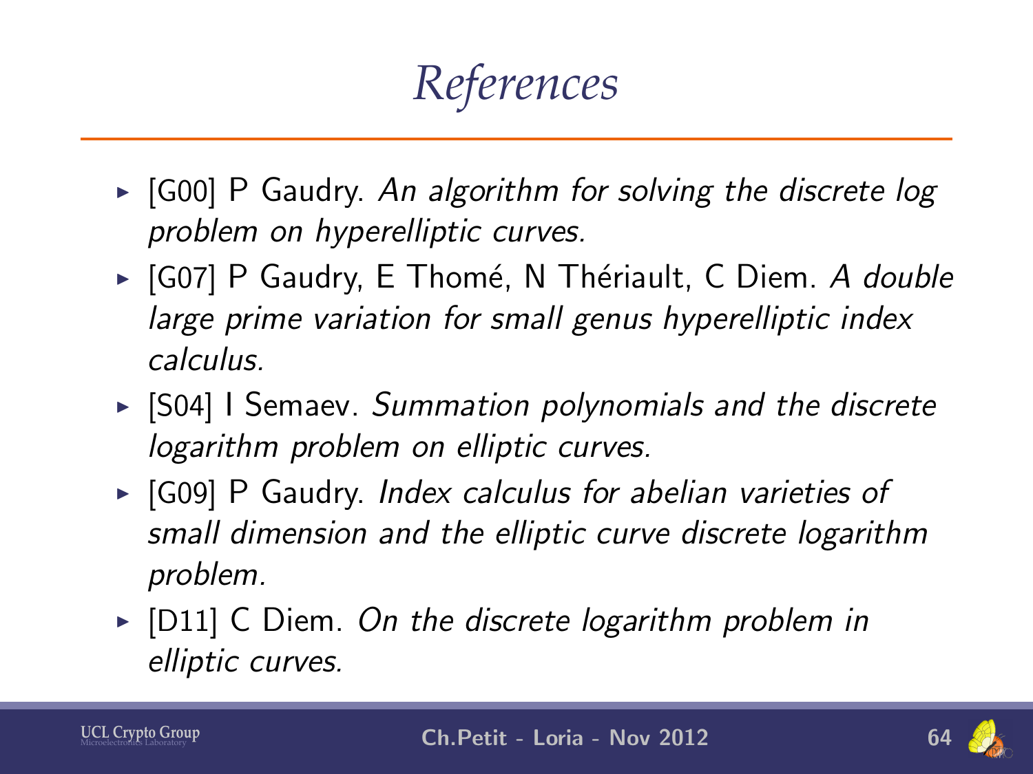# References

- [G00] P Gaudry. *An algorithm for solving the discrete log problem on hyperelliptic curves.*
- [G07] P Gaudry, E Thomé, N Thériault, C Diem. *A double large prime variation for small genus hyperelliptic index calculus.*
- [S04] I Semaev. *Summation polynomials and the discrete logarithm problem on elliptic curves.*
- [G09] P Gaudry. *Index calculus for abelian varieties of small dimension and the elliptic curve discrete logarithm problem.*
- [D11] C Diem. *On the discrete logarithm problem in elliptic curves.*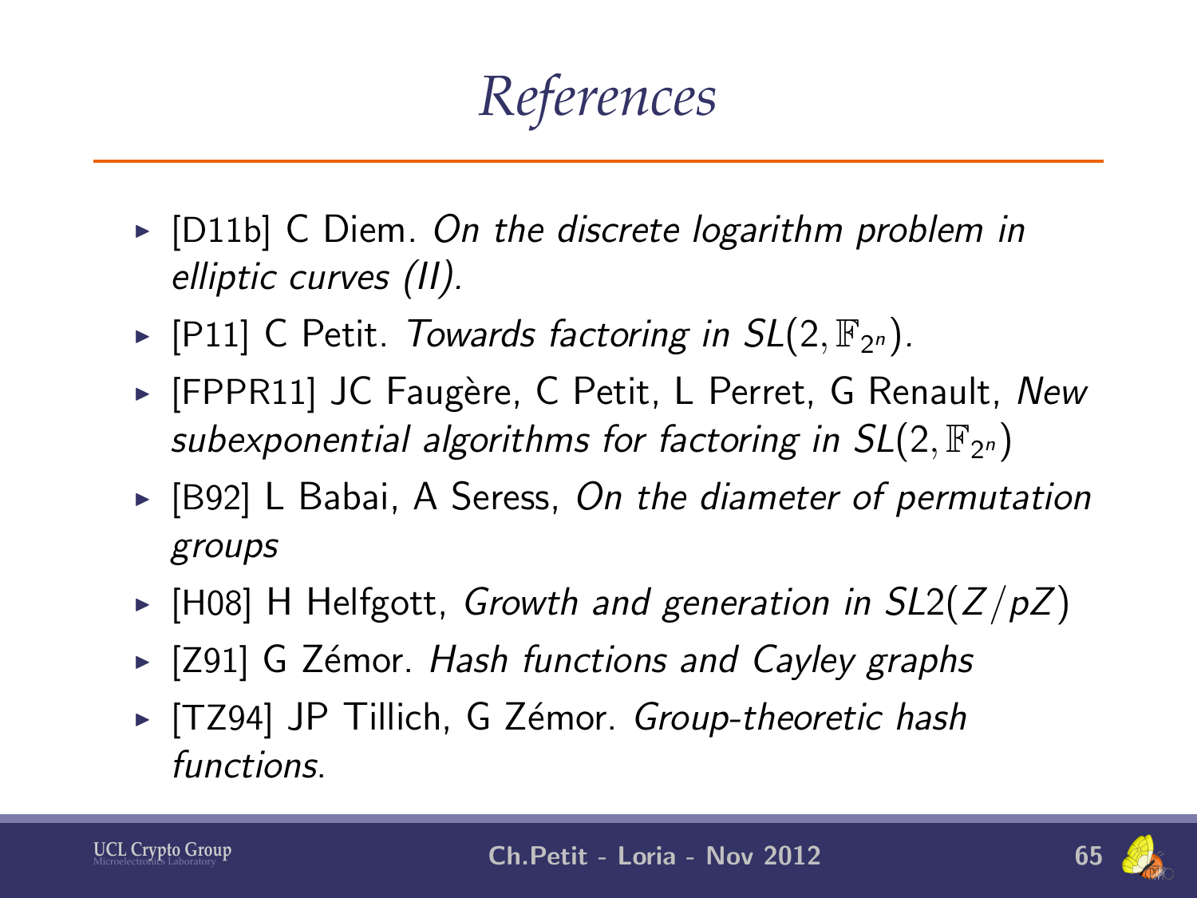# References

- [D11b] C Diem. *On the discrete logarithm problem in elliptic curves (II).*
- [P11] C Petit. *Towards factoring in $SL(2, \mathbb{F}_{2^n})$.*
- [FPPR11] JC Faugère, C Petit, L Perret, G Renault, *New subexponential algorithms for factoring in $SL(2, \mathbb{F}_{2^n})$*
- [B92] L Babai, A Seress, *On the diameter of permutation groups*
- [H08] H Helfgott, *Growth and generation in $SL2(Z/pZ)$*
- [Z91] G Zémor. *Hash functions and Cayley graphs*
- [TZ94] JP Tillich, G Zémor. *Group-theoretic hash functions.*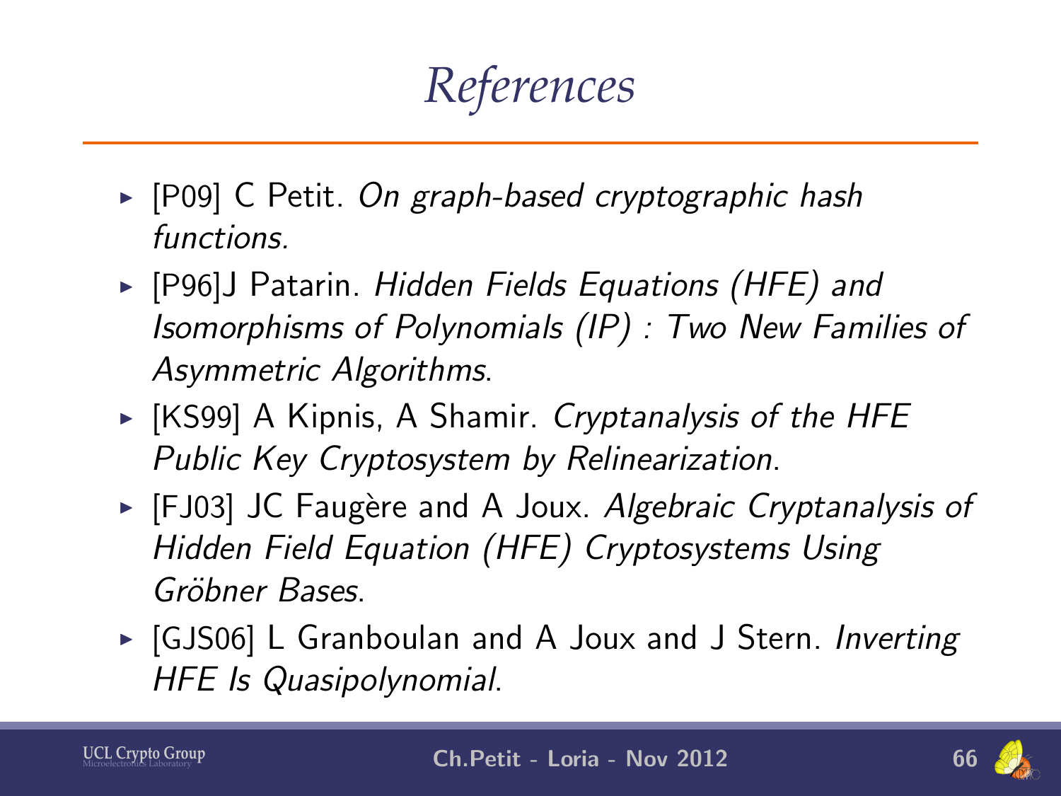# References

- [P09] C Petit. *On graph-based cryptographic hash functions.*
- [P96]J Patarin. *Hidden Fields Equations (HFE) and Isomorphisms of Polynomials (IP) : Two New Families of Asymmetric Algorithms*.
- [KS99] A Kipnis, A Shamir. *Cryptanalysis of the HFE Public Key Cryptosystem by Relinearization*.
- [FJ03] JC Faugère and A Joux. *Algebraic Cryptanalysis of Hidden Field Equation (HFE) Cryptosystems Using Gröbner Bases*.
- [GJS06] L Granboulan and A Joux and J Stern. *Inverting HFE Is Quasipolynomial*.